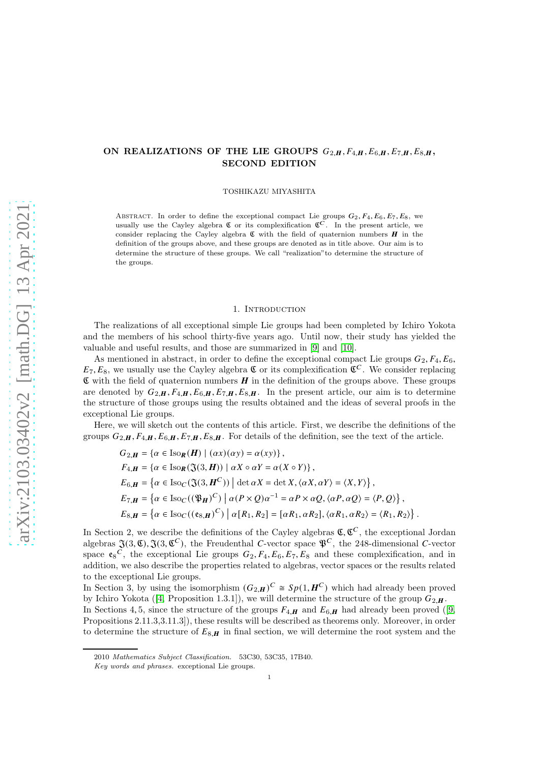# ON REALIZATIONS OF THE LIE GROUPS $G_{2,\boldsymbol{H}}, F_{4,\boldsymbol{H}}, E_{6,\boldsymbol{H}}, E_{7,\boldsymbol{H}}, E_{8,\boldsymbol{H}}$, SECOND EDITION

TOSHIKAZU MIYASHITA

ABSTRACT. In order to define the exceptional compact Lie groups $G_2, F_4, E_6, E_7, E_8$, we usually use the Cayley algebra $\mathfrak{C}$ or its complexification $\mathfrak{C}^C$. In the present article, we consider replacing the Cayley algebra $\mathfrak{C}$ with the field of quaternion numbers $\boldsymbol{H}$ in the definition of the groups above, and these groups are denoted as in title above. Our aim is to determine the structure of these groups. We call "realization"to determine the structure of the groups.

## 1. Introduction

The realizations of all exceptional simple Lie groups had been completed by Ichiro Yokota and the members of his school thirty-five years ago. Until now, their study has yielded the valuable and useful results, and those are summarized in [9] and [10].

As mentioned in abstract, in order to define the exceptional compact Lie groups $G_2, F_4, E_6, E_7, E_8$, we usually use the Cayley algebra $\mathfrak{C}$ or its complexification $\mathfrak{C}^C$. We consider replacing $\mathfrak{C}$ with the field of quaternion numbers $\boldsymbol{H}$ in the definition of the groups above. These groups are denoted by $G_{2,\boldsymbol{H}}, F_{4,\boldsymbol{H}}, E_{6,\boldsymbol{H}}, E_{7,\boldsymbol{H}}, E_{8,\boldsymbol{H}}$. In the present article, our aim is to determine the structure of those groups using the results obtained and the ideas of several proofs in the exceptional Lie groups.

Here, we will sketch out the contents of this article. First, we describe the definitions of the groups $G_{2,\boldsymbol{H}}, F_{4,\boldsymbol{H}}, E_{6,\boldsymbol{H}}, E_{7,\boldsymbol{H}}, E_{8,\boldsymbol{H}}$. For details of the definition, see the text of the article.

$$
\begin{aligned}
G_{2,\boldsymbol{H}} &= \{\alpha \in \mathrm{Iso}_{\boldsymbol{R}}(\boldsymbol{H}) \mid (\alpha x)(\alpha y) = \alpha(xy)\},\\
F_{4,\boldsymbol{H}} &= \{\alpha \in \mathrm{Iso}_{\boldsymbol{R}}(\mathfrak{J}(3,\boldsymbol{H})) \mid \alpha X \circ \alpha Y = \alpha(X \circ Y)\},\\
E_{6,\boldsymbol{H}} &= \left\{\alpha \in \mathrm{Iso}_{C}(\mathfrak{J}(3,\boldsymbol{H}^C)) \,\middle|\, \det \alpha X = \det X, \langle \alpha X, \alpha Y\rangle = \langle X, Y\rangle\right\},\\
E_{7,\boldsymbol{H}} &= \left\{\alpha \in \mathrm{Iso}_{C}((\mathfrak{P}_{\boldsymbol{H}})^C) \,\middle|\, \alpha(P \times Q)\alpha^{-1} = \alpha P \times \alpha Q, \langle \alpha P, \alpha Q\rangle = \langle P, Q\rangle\right\},\\
E_{8,\boldsymbol{H}} &= \left\{\alpha \in \mathrm{Iso}_{C}((\mathfrak{e}_{8,\boldsymbol{H}})^C) \,\middle|\, \alpha[R_1, R_2] = [\alpha R_1, \alpha R_2], \langle \alpha R_1, \alpha R_2\rangle = \langle R_1, R_2\rangle\right\}.
\end{aligned}
$$

In Section 2, we describe the definitions of the Cayley algebras $\mathfrak{C}, \mathfrak{C}^C$, the exceptional Jordan algebras $\mathfrak{J}(3,\mathfrak{C}), \mathfrak{J}(3,\mathfrak{C}^C)$, the Freudenthal $C$-vector space $\mathfrak{P}^C$, the 248-dimensional $C$-vector space ${\mathfrak{e}_8}^C$, the exceptional Lie groups $G_2, F_4, E_6, E_7, E_8$ and these complexification, and in addition, we also describe the properties related to algebras, vector spaces or the results related to the exceptional Lie groups.

In Section 3, by using the isomorphism $(G_{2,\boldsymbol{H}})^C \cong Sp(1,\boldsymbol{H}^C)$ which had already been proved by Ichiro Yokota ([4, Proposition 1.3.1]), we will determine the structure of the group $G_{2,\boldsymbol{H}}$.

In Sections 4, 5, since the structure of the groups $F_{4,\boldsymbol{H}}$ and $E_{6,\boldsymbol{H}}$ had already been proved ([9, Propositions 2.11.3,3.11.3]), these results will be described as theorems only. Moreover, in order to determine the structure of $E_{8,\boldsymbol{H}}$ in final section, we will determine the root system and the

2010 *Mathematics Subject Classification.* 53C30, 53C35, 17B40.

*Key words and phrases.* exceptional Lie groups.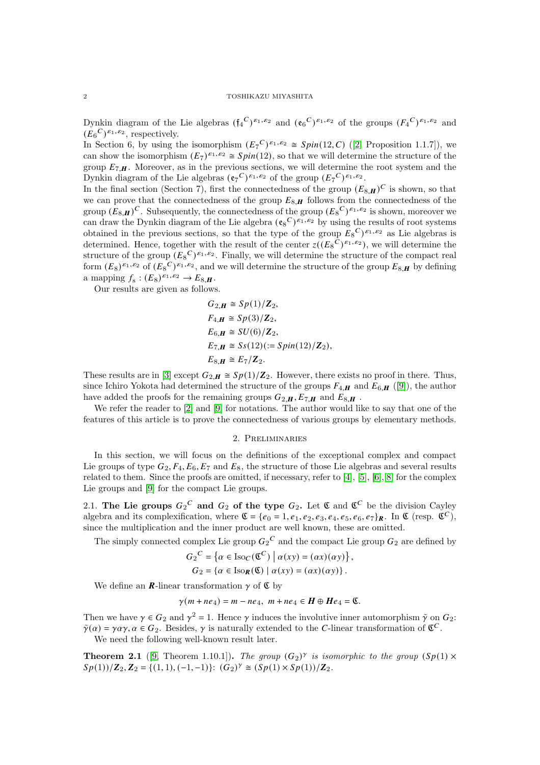Dynkin diagram of the Lie algebras $({\mathfrak{f}_4}^C)^{\varepsilon_1,\varepsilon_2}$ and $({\mathfrak{e}_6}^C)^{\varepsilon_1,\varepsilon_2}$ of the groups $({F_4}^C)^{\varepsilon_1,\varepsilon_2}$ and $({E_6}^C)^{\varepsilon_1,\varepsilon_2}$, respectively.
In Section 6, by using the isomorphism $({E_7}^C)^{\varepsilon_1,\varepsilon_2} \cong Spin(12, C)$ ([2] Proposition 1.1.7]), we can show the isomorphism $(E_7)^{\varepsilon_1,\varepsilon_2} \cong Spin(12)$, so that we will determine the structure of the group $E_{7,\boldsymbol{H}}$. Moreover, as in the previous sections, we will determine the root system and the Dynkin diagram of the Lie algebras $({\mathfrak{e}_7}^C)^{\varepsilon_1,\varepsilon_2}$ of the group $({E_7}^C)^{\varepsilon_1,\varepsilon_2}$.
In the final section (Section 7), first the connectedness of the group $(E_{8,\boldsymbol{H}})^C$ is shown, so that we can prove that the connectedness of the group $E_{8,\boldsymbol{H}}$ follows from the connectedness of the group $(E_{8,\boldsymbol{H}})^C$. Subsequently, the connectedness of the group $({E_8}^C)^{\varepsilon_1,\varepsilon_2}$ is shown, moreover we can draw the Dynkin diagram of the Lie algebra $({\mathfrak{e}_8}^C)^{\varepsilon_1,\varepsilon_2}$ by using the results of root systems obtained in the previous sections, so that the type of the group ${E_8}^C)^{\varepsilon_1,\varepsilon_2}$ as Lie algebras is determined. Hence, together with the result of the center $z(({E_8}^C)^{\varepsilon_1,\varepsilon_2})$, we will determine the structure of the group $({E_8}^C)^{\varepsilon_1,\varepsilon_2}$. Finally, we will determine the structure of the compact real form $(E_8)^{\varepsilon_1,\varepsilon_2}$ of $({E_8}^C)^{\varepsilon_1,\varepsilon_2}$, and we will determine the structure of the group $E_{8,\boldsymbol{H}}$ by defining a mapping $f_8 : (E_8)^{\varepsilon_1,\varepsilon_2} \to E_{8,\boldsymbol{H}}$.

Our results are given as follows.

$$
\begin{aligned}
G_{2,\boldsymbol{H}} &\cong Sp(1)/\boldsymbol{Z}_2,\\
F_{4,\boldsymbol{H}} &\cong Sp(3)/\boldsymbol{Z}_2,\\
E_{6,\boldsymbol{H}} &\cong SU(6)/\boldsymbol{Z}_2,\\
E_{7,\boldsymbol{H}} &\cong Ss(12)(:= Spin(12)/\boldsymbol{Z}_2),\\
E_{8,\boldsymbol{H}} &\cong E_7/\boldsymbol{Z}_2.
\end{aligned}
$$

These results are in [3] except $G_{2,\boldsymbol{H}} \cong Sp(1)/\boldsymbol{Z}_2$. However, there exists no proof in there. Thus, since Ichiro Yokota had determined the structure of the groups $F_{4,\boldsymbol{H}}$ and $E_{6,\boldsymbol{H}}$ ([9]), the author have added the proofs for the remaining groups $G_{2,\boldsymbol{H}}, E_{7,\boldsymbol{H}}$ and $E_{8,\boldsymbol{H}}$ .

We refer the reader to [2] and [9] for notations. The author would like to say that one of the features of this article is to prove the connectedness of various groups by elementary methods.

## 2. Preliminaries

In this section, we will focus on the definitions of the exceptional complex and compact Lie groups of type $G_2, F_4, E_6, E_7$ and $E_8$, the structure of those Lie algebras and several results related to them. Since the proofs are omitted, if necessary, refer to [4], [5], [6],[8] for the complex Lie groups and [9] for the compact Lie groups.

**2.1. The Lie groups ${G_2}^C$ and $G_2$ of the type $G_2$.** Let $\mathfrak{C}$ and $\mathfrak{C}^C$ be the division Cayley algebra and its complexification, where $\mathfrak{C} = \{e_0 = 1, e_1, e_2, e_3, e_4, e_5, e_6, e_7\}_{\boldsymbol{R}}$. In $\mathfrak{C}$ (resp. $\mathfrak{C}^C$), since the multiplication and the inner product are well known, these are omitted.

The simply connected complex Lie group ${G_2}^C$ and the compact Lie group $G_2$ are defined by

$$
\begin{aligned}
{G_2}^C &= \left\{\alpha \in \mathrm{Iso}_C(\mathfrak{C}^C) \mid \alpha(xy) = (\alpha x)(\alpha y)\right\},\\
G_2 &= \left\{\alpha \in \mathrm{Iso}_{\boldsymbol{R}}(\mathfrak{C}) \mid \alpha(xy) = (\alpha x)(\alpha y)\right\}.
\end{aligned}
$$

We define an $\boldsymbol{R}$-linear transformation $\gamma$ of $\mathfrak{C}$ by

$$
\gamma(m + ne_4) = m - ne_4,\ m + ne_4 \in \boldsymbol{H} \oplus \boldsymbol{H}e_4 = \mathfrak{C}.
$$

Then we have $\gamma \in G_2$ and $\gamma^2 = 1$. Hence $\gamma$ induces the involutive inner automorphism $\tilde{\gamma}$ on $G_2$: $\tilde{\gamma}(\alpha) = \gamma\alpha\gamma, \alpha \in G_2$. Besides, $\gamma$ is naturally extended to the $C$-linear transformation of $\mathfrak{C}^C$.

We need the following well-known result later.

**Theorem 2.1** ([9, Theorem 1.10.1]). *The group $(G_2)^\gamma$ is isomorphic to the group $(Sp(1) \times Sp(1))/\boldsymbol{Z}_2, \boldsymbol{Z}_2 = \{(1, 1), (-1, -1)\}$: $(G_2)^\gamma \cong (Sp(1) \times Sp(1))/\boldsymbol{Z}_2$.*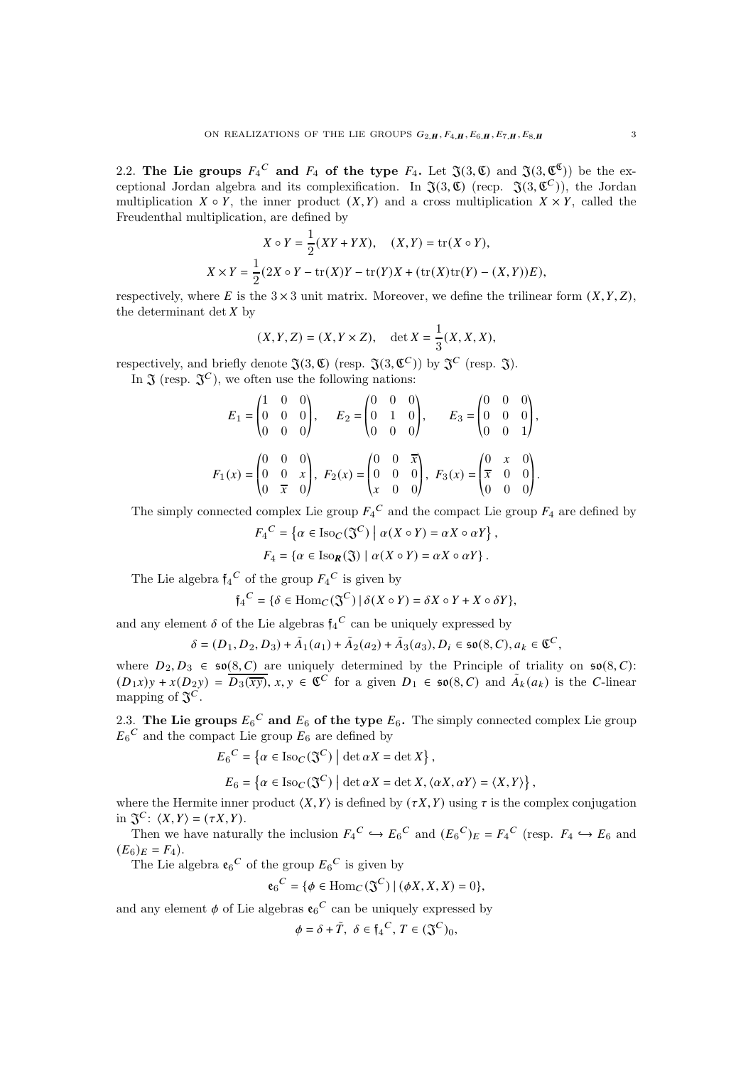**2.2. The Lie groups ${F_4}^C$ and $F_4$ of the type $F_4$.** Let $\mathfrak{J}(3,\mathfrak{C})$ and $\mathfrak{J}(3,\mathfrak{C}^{\mathfrak{C}})$) be the exceptional Jordan algebra and its complexification. In $\mathfrak{J}(3,\mathfrak{C})$ (recp. $\mathfrak{J}(3,\mathfrak{C}^C)$), the Jordan multiplication $X \circ Y$, the inner product $(X, Y)$ and a cross multiplication $X \times Y$, called the Freudenthal multiplication, are defined by

$$X \circ Y = \frac{1}{2}(XY + YX), \quad (X, Y) = \mathrm{tr}(X \circ Y),$$
$$X \times Y = \frac{1}{2}(2X \circ Y - \mathrm{tr}(X)Y - \mathrm{tr}(Y)X + (\mathrm{tr}(X)\mathrm{tr}(Y) - (X, Y))E),$$

respectively, where $E$ is the $3\times 3$ unit matrix. Moreover, we define the trilinear form $(X, Y, Z)$, the determinant $\det X$ by

$$(X, Y, Z) = (X, Y \times Z), \quad \det X = \frac{1}{3}(X, X, X),$$

respectively, and briefly denote $\mathfrak{J}(3,\mathfrak{C})$ (resp. $\mathfrak{J}(3,\mathfrak{C}^C)$) by $\mathfrak{J}^C$ (resp. $\mathfrak{J}$).

In $\mathfrak{J}$ (resp. $\mathfrak{J}^C$), we often use the following nations:

$$E_1 = \begin{pmatrix} 1 & 0 & 0 \\ 0 & 0 & 0 \\ 0 & 0 & 0 \end{pmatrix}, \quad E_2 = \begin{pmatrix} 0 & 0 & 0 \\ 0 & 1 & 0 \\ 0 & 0 & 0 \end{pmatrix}, \quad E_3 = \begin{pmatrix} 0 & 0 & 0 \\ 0 & 0 & 0 \\ 0 & 0 & 1 \end{pmatrix},$$

$$F_1(x) = \begin{pmatrix} 0 & 0 & 0 \\ 0 & 0 & x \\ 0 & \overline{x} & 0 \end{pmatrix}, \ F_2(x) = \begin{pmatrix} 0 & 0 & \overline{x} \\ 0 & 0 & 0 \\ x & 0 & 0 \end{pmatrix}, \ F_3(x) = \begin{pmatrix} 0 & x & 0 \\ \overline{x} & 0 & 0 \\ 0 & 0 & 0 \end{pmatrix}.$$

The simply connected complex Lie group ${F_4}^C$ and the compact Lie group $F_4$ are defined by

$${F_4}^C = \left\{ \alpha \in \mathrm{Iso}_C(\mathfrak{J}^C) \mid \alpha(X \circ Y) = \alpha X \circ \alpha Y \right\},$$
$$F_4 = \left\{ \alpha \in \mathrm{Iso}_{\boldsymbol{R}}(\mathfrak{J}) \mid \alpha(X \circ Y) = \alpha X \circ \alpha Y \right\}.$$

The Lie algebra ${\mathfrak{f}_4}^C$ of the group ${F_4}^C$ is given by

$${\mathfrak{f}_4}^C = \{\delta \in \mathrm{Hom}_C(\mathfrak{J}^C) \mid \delta(X \circ Y) = \delta X \circ Y + X \circ \delta Y\},$$

and any element $\delta$ of the Lie algebras ${\mathfrak{f}_4}^C$ can be uniquely expressed by

$$\delta = (D_1, D_2, D_3) + \tilde{A}_1(a_1) + \tilde{A}_2(a_2) + \tilde{A}_3(a_3), D_i \in \mathfrak{so}(8, C), a_k \in \mathfrak{C}^C,$$

where $D_2, D_3 \in \mathfrak{so}(8, C)$ are uniquely determined by the Principle of triality on $\mathfrak{so}(8, C)$: $(D_1x)y + x(D_2y) = \overline{D_3(\overline{xy})}$, $x, y \in \mathfrak{C}^C$ for a given $D_1 \in \mathfrak{so}(8, C)$ and $\tilde{A}_k(a_k)$ is the $C$-linear mapping of $\mathfrak{J}^C$.

**2.3. The Lie groups ${E_6}^C$ and $E_6$ of the type $E_6$.** The simply connected complex Lie group ${E_6}^C$ and the compact Lie group $E_6$ are defined by

$${E_6}^C = \left\{ \alpha \in \mathrm{Iso}_C(\mathfrak{J}^C) \mid \det \alpha X = \det X \right\},$$
$$E_6 = \left\{ \alpha \in \mathrm{Iso}_C(\mathfrak{J}^C) \mid \det \alpha X = \det X, \langle \alpha X, \alpha Y \rangle = \langle X, Y \rangle \right\},$$

where the Hermite inner product $\langle X, Y \rangle$ is defined by $(\tau X, Y)$ using $\tau$ is the complex conjugation in $\mathfrak{J}^C$: $\langle X, Y \rangle = (\tau X, Y)$.

Then we have naturally the inclusion ${F_4}^C \hookrightarrow {E_6}^C$ and $({E_6}^C)_E = {F_4}^C$ (resp. $F_4 \hookrightarrow E_6$ and $(E_6)_E = F_4$).

The Lie algebra ${\mathfrak{e}_6}^C$ of the group ${E_6}^C$ is given by

$${\mathfrak{e}_6}^C = \{\phi \in \mathrm{Hom}_C(\mathfrak{J}^C) \mid (\phi X, X, X) = 0\},$$

and any element $\phi$ of Lie algebras ${\mathfrak{e}_6}^C$ can be uniquely expressed by

$$\phi = \delta + \tilde{T}, \ \delta \in {\mathfrak{f}_4}^C, T \in (\mathfrak{J}^C)_0,$$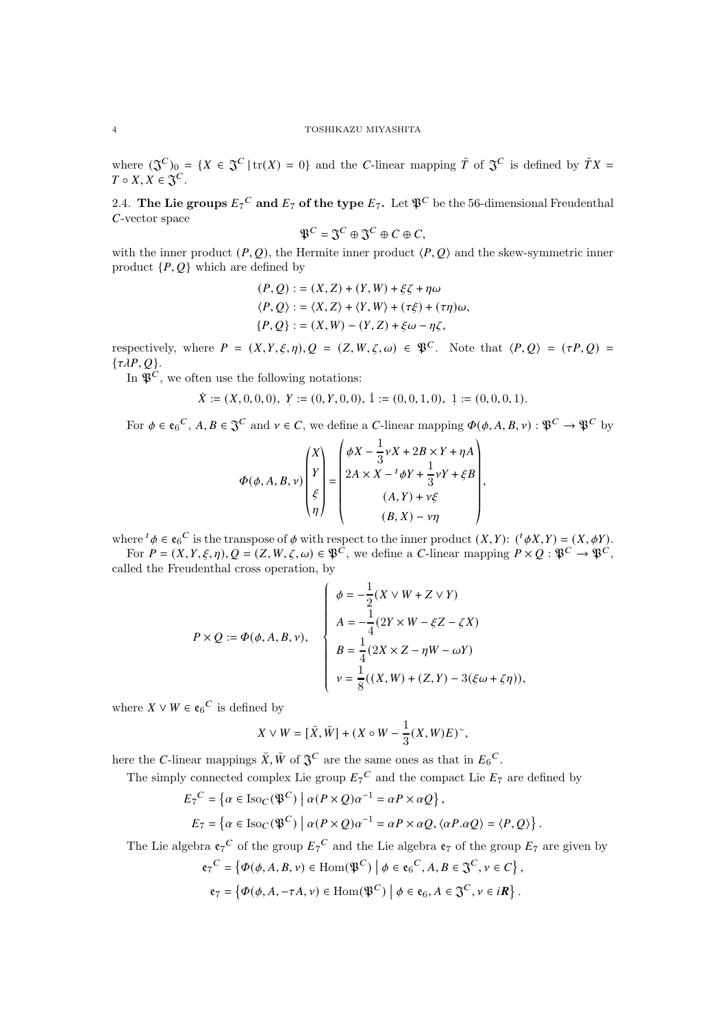where $(\mathfrak{J}^C)_0 = \{X \in \mathfrak{J}^C \,|\, \mathrm{tr}(X) = 0\}$ and the $C$-linear mapping $\tilde{T}$ of $\mathfrak{J}^C$ is defined by $\tilde{T}X = T \circ X, X \in \mathfrak{J}^C$.

### 2.4. The Lie groups ${E_7}^C$ and $E_7$ of the type $E_7$.

Let $\mathfrak{P}^C$ be the 56-dimensional Freudenthal $C$-vector space

$$\mathfrak{P}^C = \mathfrak{J}^C \oplus \mathfrak{J}^C \oplus C \oplus C,$$

with the inner product $(P, Q)$, the Hermite inner product $\langle P, Q\rangle$ and the skew-symmetric inner product $\{P, Q\}$ which are defined by

$$\begin{aligned}
(P, Q) &:= (X, Z) + (Y, W) + \xi\zeta + \eta\omega \\
\langle P, Q\rangle &:= \langle X, Z\rangle + \langle Y, W\rangle + (\tau\xi) + (\tau\eta)\omega, \\
\{P, Q\} &:= (X, W) - (Y, Z) + \xi\omega - \eta\zeta,
\end{aligned}$$

respectively, where $P = (X, Y, \xi, \eta), Q = (Z, W, \zeta, \omega) \in \mathfrak{P}^C$. Note that $\langle P, Q\rangle = (\tau P, Q) = \{\tau\lambda P, Q\}$.

In $\mathfrak{P}^C$, we often use the following notations:

$$\dot{X} := (X, 0, 0, 0),\ \underset{\cdot}{Y} := (0, Y, 0, 0),\ \dot{1} := (0, 0, 1, 0),\ \underset{\cdot}{1} := (0, 0, 0, 1).$$

For $\phi \in {\mathfrak{e}_6}^C$, $A, B \in \mathfrak{J}^C$ and $\nu \in C$, we define a $C$-linear mapping $\Phi(\phi, A, B, \nu) : \mathfrak{P}^C \to \mathfrak{P}^C$ by

$$\Phi(\phi, A, B, \nu)\begin{pmatrix} X \\ Y \\ \xi \\ \eta \end{pmatrix} = \begin{pmatrix} \phi X - \dfrac{1}{3}\nu X + 2B \times Y + \eta A \\ 2A \times X - {}^t\phi Y + \dfrac{1}{3}\nu Y + \xi B \\ (A, Y) + \nu\xi \\ (B, X) - \nu\eta \end{pmatrix},$$

where ${}^t\phi \in {\mathfrak{e}_6}^C$ is the transpose of $\phi$ with respect to the inner product $(X, Y)$: $({}^t\phi X, Y) = (X, \phi Y)$.

For $P = (X, Y, \xi, \eta), Q = (Z, W, \zeta, \omega) \in \mathfrak{P}^C$, we define a $C$-linear mapping $P \times Q : \mathfrak{P}^C \to \mathfrak{P}^C$, called the Freudenthal cross operation, by

$$P \times Q := \Phi(\phi, A, B, \nu), \quad \begin{cases} \phi = -\dfrac{1}{2}(X \vee W + Z \vee Y) \\ A = -\dfrac{1}{4}(2Y \times W - \xi Z - \zeta X) \\ B = \dfrac{1}{4}(2X \times Z - \eta W - \omega Y) \\ \nu = \dfrac{1}{8}((X, W) + (Z, Y) - 3(\xi\omega + \zeta\eta)), \end{cases}$$

where $X \vee W \in {\mathfrak{e}_6}^C$ is defined by

$$X \vee W = [\tilde{X}, \tilde{W}] + (X \circ W - \frac{1}{3}(X, W)E)^\sim,$$

here the $C$-linear mappings $\tilde{X}, \tilde{W}$ of $\mathfrak{J}^C$ are the same ones as that in ${E_6}^C$.

The simply connected complex Lie group ${E_7}^C$ and the compact Lie $E_7$ are defined by

$$\begin{aligned}
{E_7}^C &= \left\{\alpha \in \mathrm{Iso}_C(\mathfrak{P}^C) \,\middle|\, \alpha(P \times Q)\alpha^{-1} = \alpha P \times \alpha Q\right\}, \\
E_7 &= \left\{\alpha \in \mathrm{Iso}_C(\mathfrak{P}^C) \,\middle|\, \alpha(P \times Q)\alpha^{-1} = \alpha P \times \alpha Q, \langle \alpha P. \alpha Q\rangle = \langle P, Q\rangle\right\}.
\end{aligned}$$

The Lie algebra ${\mathfrak{e}_7}^C$ of the group ${E_7}^C$ and the Lie algebra $\mathfrak{e}_7$ of the group $E_7$ are given by

$$\begin{aligned}
{\mathfrak{e}_7}^C &= \left\{\Phi(\phi, A, B, \nu) \in \mathrm{Hom}(\mathfrak{P}^C) \,\middle|\, \phi \in {\mathfrak{e}_6}^C, A, B \in \mathfrak{J}^C, \nu \in C\right\}, \\
\mathfrak{e}_7 &= \left\{\Phi(\phi, A, -\tau A, \nu) \in \mathrm{Hom}(\mathfrak{P}^C) \,\middle|\, \phi \in \mathfrak{e}_6, A \in \mathfrak{J}^C, \nu \in i\boldsymbol{R}\right\}.
\end{aligned}$$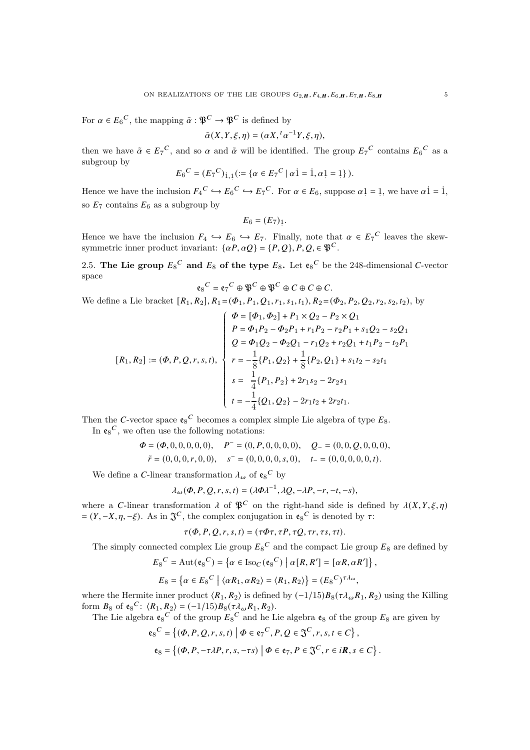For $\alpha \in {E_6}^C$, the mapping $\tilde{\alpha} : \mathfrak{P}^C \to \mathfrak{P}^C$ is defined by

$$\tilde{\alpha}(X, Y, \xi, \eta) = (\alpha X, {}^t\alpha^{-1} Y, \xi, \eta),$$

then we have $\tilde{\alpha} \in {E_7}^C$, and so $\alpha$ and $\tilde{\alpha}$ will be identified. The group ${E_7}^C$ contains ${E_6}^C$ as a subgroup by

$${E_6}^C = ({E_7}^C)_{\dot{1},\underset{.}{1}} (:= \{\alpha \in {E_7}^C \mid \alpha\dot{1} = \dot{1}, \alpha\underset{.}{1} = \underset{.}{1}\}).$$

Hence we have the inclusion ${F_4}^C \hookrightarrow {E_6}^C \hookrightarrow {E_7}^C$. For $\alpha \in E_6$, suppose $\alpha\underset{.}{1} = \underset{.}{1}$, we have $\alpha\dot{1} = \dot{1}$, so $E_7$ contains $E_6$ as a subgroup by

$$E_6 = (E_7)_{\underset{.}{1}}.$$

Hence we have the inclusion $F_4 \hookrightarrow E_6 \hookrightarrow E_7$. Finally, note that $\alpha \in {E_7}^C$ leaves the skew-symmetric inner product invariant: $\{\alpha P, \alpha Q\} = \{P, Q\}, P, Q, \in \mathfrak{P}^C$.

2.5. **The Lie group ${E_8}^C$ and $E_8$ of the type $E_8$.** Let ${\mathfrak{e}_8}^C$ be the 248-dimensional $C$-vector space

$${\mathfrak{e}_8}^C = {\mathfrak{e}_7}^C \oplus \mathfrak{P}^C \oplus \mathfrak{P}^C \oplus C \oplus C \oplus C.$$

We define a Lie bracket $[R_1, R_2], R_1 = (\Phi_1, P_1, Q_1, r_1, s_1, t_1), R_2 = (\Phi_2, P_2, Q_2, r_2, s_2, t_2)$, by

$$[R_1, R_2] := (\Phi, P, Q, r, s, t), \begin{cases} \Phi = [\Phi_1, \Phi_2] + P_1 \times Q_2 - P_2 \times Q_1 \\ P = \Phi_1 P_2 - \Phi_2 P_1 + r_1 P_2 - r_2 P_1 + s_1 Q_2 - s_2 Q_1 \\ Q = \Phi_1 Q_2 - \Phi_2 Q_1 - r_1 Q_2 + r_2 Q_1 + t_1 P_2 - t_2 P_1 \\ r = -\dfrac{1}{8}\{P_1, Q_2\} + \dfrac{1}{8}\{P_2, Q_1\} + s_1 t_2 - s_2 t_1 \\ s = \ \dfrac{1}{4}\{P_1, P_2\} + 2r_1 s_2 - 2r_2 s_1 \\ t = -\dfrac{1}{4}\{Q_1, Q_2\} - 2r_1 t_2 + 2r_2 t_1. \end{cases}$$

Then the $C$-vector space ${\mathfrak{e}_8}^C$ becomes a complex simple Lie algebra of type $E_8$.

In ${\mathfrak{e}_8}^C$, we often use the following notations:

$$\Phi = (\Phi, 0, 0, 0, 0, 0), \quad P^- = (0, P, 0, 0, 0, 0), \quad Q_- = (0, 0, Q, 0, 0, 0),$$
$$\tilde{r} = (0, 0, 0, r, 0, 0), \quad s^- = (0, 0, 0, 0, s, 0), \quad t_- = (0, 0, 0, 0, 0, t).$$

We define a $C$-linear transformation $\lambda_\omega$ of ${\mathfrak{e}_8}^C$ by

$$\lambda_\omega(\Phi, P, Q, r, s, t) = (\lambda\Phi\lambda^{-1}, \lambda Q, -\lambda P, -r, -t, -s),$$

where a $C$-linear transformation $\lambda$ of $\mathfrak{P}^C$ on the right-hand side is defined by $\lambda(X, Y, \xi, \eta)$ $= (Y, -X, \eta, -\xi)$. As in $\mathfrak{J}^C$, the complex conjugation in ${\mathfrak{e}_8}^C$ is denoted by $\tau$:

$$\tau(\Phi, P, Q, r, s, t) = (\tau\Phi\tau, \tau P, \tau Q, \tau r, \tau s, \tau t).$$

The simply connected complex Lie group ${E_8}^C$ and the compact Lie group $E_8$ are defined by

$${E_8}^C = \mathrm{Aut}({\mathfrak{e}_8}^C) = \left\{\alpha \in \mathrm{Iso}_C({\mathfrak{e}_8}^C) \,\middle|\, \alpha[R, R'] = [\alpha R, \alpha R']\right\},$$
$$E_8 = \left\{\alpha \in {E_8}^C \,\middle|\, \langle \alpha R_1, \alpha R_2 \rangle = \langle R_1, R_2 \rangle\right\} = ({E_8}^C)^{\tau\lambda_\omega},$$

where the Hermite inner product $\langle R_1, R_2 \rangle$ is defined by $(-1/15)B_8(\tau\lambda_\omega R_1, R_2)$ using the Killing form $B_8$ of ${\mathfrak{e}_8}^C$: $\langle R_1, R_2 \rangle = (-1/15)B_8(\tau\lambda_\omega R_1, R_2)$.

The Lie algebra ${\mathfrak{e}_8}^C$ of the group ${E_8}^C$ and he Lie algebra $\mathfrak{e}_8$ of the group $E_8$ are given by

$${\mathfrak{e}_8}^C = \left\{(\Phi, P, Q, r, s, t) \,\middle|\, \Phi \in {\mathfrak{e}_7}^C, P, Q \in \mathfrak{J}^C, r, s, t \in C\right\},$$
$$\mathfrak{e}_8 = \left\{(\Phi, P, -\tau\lambda P, r, s, -\tau s) \,\middle|\, \Phi \in \mathfrak{e}_7, P \in \mathfrak{J}^C, r \in i\boldsymbol{R}, s \in C\right\}.$$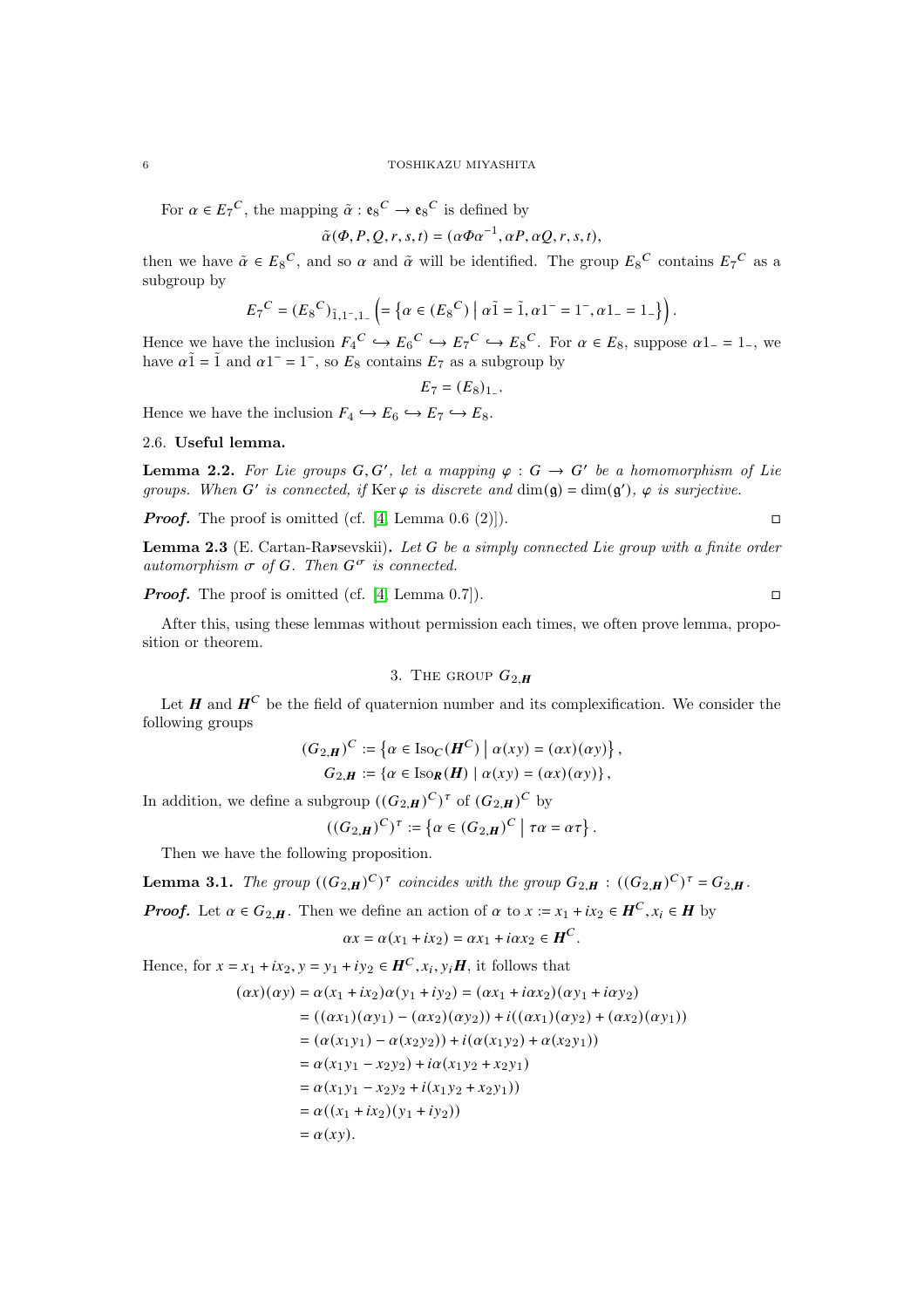For $\alpha \in {E_7}^C$, the mapping $\tilde{\alpha} : {\mathfrak{e}_8}^C \to {\mathfrak{e}_8}^C$ is defined by

$$\tilde{\alpha}(\Phi, P, Q, r, s, t) = (\alpha \Phi \alpha^{-1}, \alpha P, \alpha Q, r, s, t),$$

then we have $\tilde{\alpha} \in {E_8}^C$, and so $\alpha$ and $\tilde{\alpha}$ will be identified. The group ${E_8}^C$ contains ${E_7}^C$ as a subgroup by

$${E_7}^C = ({E_8}^C)_{\tilde{1}, 1^-, 1_-} \left( = \left\{ \alpha \in ({E_8}^C) \,\middle|\, \alpha \tilde{1} = \tilde{1}, \alpha 1^- = 1^-, \alpha 1_- = 1_- \right\} \right).$$

Hence we have the inclusion ${F_4}^C \hookrightarrow {E_6}^C \hookrightarrow {E_7}^C \hookrightarrow {E_8}^C$. For $\alpha \in E_8$, suppose $\alpha 1_- = 1_-$, we have $\alpha \tilde{1} = \tilde{1}$ and $\alpha 1^- = 1^-$, so $E_8$ contains $E_7$ as a subgroup by

$$E_7 = (E_8)_{1_-}.$$

Hence we have the inclusion $F_4 \hookrightarrow E_6 \hookrightarrow E_7 \hookrightarrow E_8$.

### 2.6. Useful lemma.

**Lemma 2.2.** *For Lie groups $G, G'$, let a mapping $\varphi : G \to G'$ be a homomorphism of Lie groups. When $G'$ is connected, if $\operatorname{Ker} \varphi$ is discrete and $\dim(\mathfrak{g}) = \dim(\mathfrak{g}')$, $\varphi$ is surjective.*

***Proof.*** The proof is omitted (cf. [4, Lemma 0.6 (2)]). $\square$

**Lemma 2.3** (E. Cartan-Raševskii). *Let $G$ be a simply connected Lie group with a finite order automorphism $\sigma$ of $G$. Then $G^\sigma$ is connected.*

***Proof.*** The proof is omitted (cf. [4, Lemma 0.7]). $\square$

After this, using these lemmas without permission each times, we often prove lemma, proposition or theorem.

## 3. The group $G_{2,\boldsymbol{H}}$

Let $\boldsymbol{H}$ and $\boldsymbol{H}^C$ be the field of quaternion number and its complexification. We consider the following groups

$$\begin{aligned}
(G_{2,\boldsymbol{H}})^C &:= \left\{ \alpha \in \operatorname{Iso}_C(\boldsymbol{H}^C) \,\middle|\, \alpha(xy) = (\alpha x)(\alpha y) \right\}, \\
G_{2,\boldsymbol{H}} &:= \left\{ \alpha \in \operatorname{Iso}_{\boldsymbol{R}}(\boldsymbol{H}) \mid \alpha(xy) = (\alpha x)(\alpha y) \right\},
\end{aligned}$$

In addition, we define a subgroup $((G_{2,\boldsymbol{H}})^C)^\tau$ of $(G_{2,\boldsymbol{H}})^C$ by

$$((G_{2,\boldsymbol{H}})^C)^\tau := \left\{ \alpha \in (G_{2,\boldsymbol{H}})^C \,\middle|\, \tau\alpha = \alpha\tau \right\}.$$

Then we have the following proposition.

**Lemma 3.1.** *The group $((G_{2,\boldsymbol{H}})^C)^\tau$ coincides with the group $G_{2,\boldsymbol{H}}$ : $((G_{2,\boldsymbol{H}})^C)^\tau = G_{2,\boldsymbol{H}}$.*

***Proof.*** Let $\alpha \in G_{2,\boldsymbol{H}}$. Then we define an action of $\alpha$ to $x := x_1 + ix_2 \in \boldsymbol{H}^C, x_i \in \boldsymbol{H}$ by

$$\alpha x = \alpha(x_1 + ix_2) = \alpha x_1 + i\alpha x_2 \in \boldsymbol{H}^C.$$

Hence, for $x = x_1 + ix_2, y = y_1 + iy_2 \in \boldsymbol{H}^C, x_i, y_i \boldsymbol{H}$, it follows that

$$\begin{aligned}
(\alpha x)(\alpha y) &= \alpha(x_1 + ix_2)\alpha(y_1 + iy_2) = (\alpha x_1 + i\alpha x_2)(\alpha y_1 + i\alpha y_2) \\
&= ((\alpha x_1)(\alpha y_1) - (\alpha x_2)(\alpha y_2)) + i((\alpha x_1)(\alpha y_2) + (\alpha x_2)(\alpha y_1)) \\
&= (\alpha(x_1 y_1) - \alpha(x_2 y_2)) + i(\alpha(x_1 y_2) + \alpha(x_2 y_1)) \\
&= \alpha(x_1 y_1 - x_2 y_2) + i\alpha(x_1 y_2 + x_2 y_1) \\
&= \alpha(x_1 y_1 - x_2 y_2 + i(x_1 y_2 + x_2 y_1)) \\
&= \alpha((x_1 + ix_2)(y_1 + iy_2)) \\
&= \alpha(xy).
\end{aligned}$$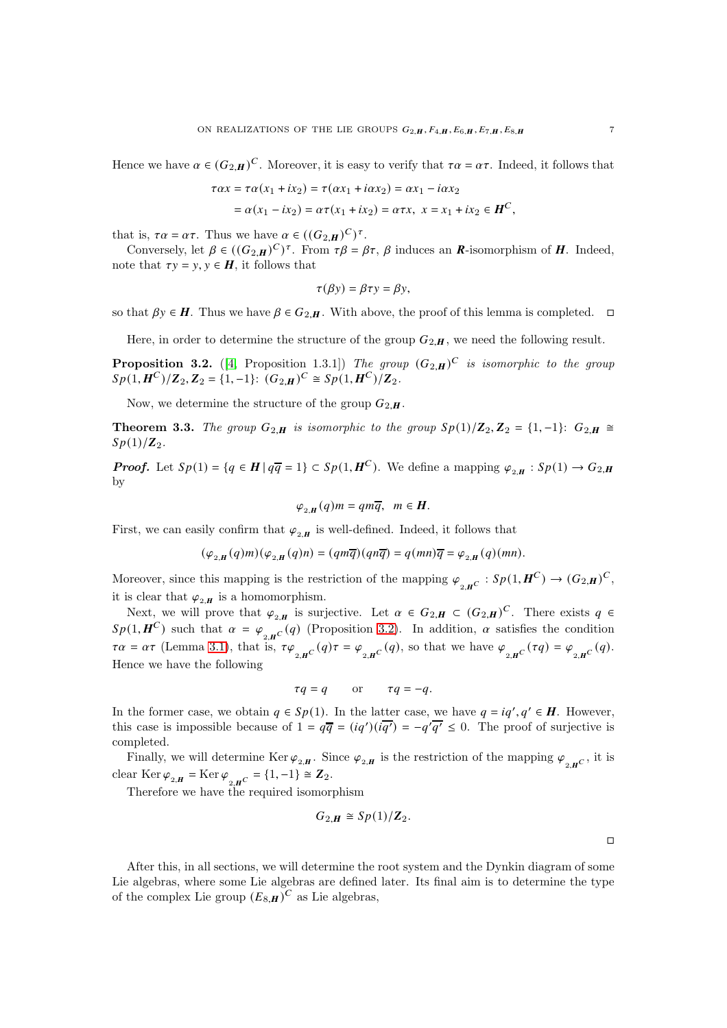Hence we have $\alpha \in (G_{2,\boldsymbol{H}})^C$. Moreover, it is easy to verify that $\tau\alpha = \alpha\tau$. Indeed, it follows that

$$\begin{aligned}\tau\alpha x &= \tau\alpha(x_1 + ix_2) = \tau(\alpha x_1 + i\alpha x_2) = \alpha x_1 - i\alpha x_2 \\ &= \alpha(x_1 - ix_2) = \alpha\tau(x_1 + ix_2) = \alpha\tau x,\ x = x_1 + ix_2 \in \boldsymbol{H}^C,\end{aligned}$$

that is, $\tau\alpha = \alpha\tau$. Thus we have $\alpha \in ((G_{2,\boldsymbol{H}})^C)^\tau$.

Conversely, let $\beta \in ((G_{2,\boldsymbol{H}})^C)^\tau$. From $\tau\beta = \beta\tau$, $\beta$ induces an $\boldsymbol{R}$-isomorphism of $\boldsymbol{H}$. Indeed, note that $\tau y = y, y \in \boldsymbol{H}$, it follows that

$$\tau(\beta y) = \beta\tau y = \beta y,$$

so that $\beta y \in \boldsymbol{H}$. Thus we have $\beta \in G_{2,\boldsymbol{H}}$. With above, the proof of this lemma is completed. $\square$

Here, in order to determine the structure of the group $G_{2,\boldsymbol{H}}$, we need the following result.

**Proposition 3.2.** ([4, Proposition 1.3.1]) *The group $(G_{2,\boldsymbol{H}})^C$ is isomorphic to the group $Sp(1,\boldsymbol{H}^C)/\boldsymbol{Z}_2, \boldsymbol{Z}_2 = \{1,-1\}$: $(G_{2,\boldsymbol{H}})^C \cong Sp(1,\boldsymbol{H}^C)/\boldsymbol{Z}_2$.*

Now, we determine the structure of the group $G_{2,\boldsymbol{H}}$.

**Theorem 3.3.** *The group $G_{2,\boldsymbol{H}}$ is isomorphic to the group $Sp(1)/\boldsymbol{Z}_2, \boldsymbol{Z}_2 = \{1,-1\}$: $G_{2,\boldsymbol{H}} \cong Sp(1)/\boldsymbol{Z}_2$.*

***Proof.*** Let $Sp(1) = \{q \in \boldsymbol{H} \,|\, q\overline{q} = 1\} \subset Sp(1,\boldsymbol{H}^C)$. We define a mapping $\varphi_{{}_{2,\boldsymbol{H}}} : Sp(1) \to G_{2,\boldsymbol{H}}$ by

$$\varphi_{{}_{2,\boldsymbol{H}}}(q)m = qm\overline{q},\ \ m \in \boldsymbol{H}.$$

First, we can easily confirm that $\varphi_{{}_{2,\boldsymbol{H}}}$ is well-defined. Indeed, it follows that

$$(\varphi_{{}_{2,\boldsymbol{H}}}(q)m)(\varphi_{{}_{2,\boldsymbol{H}}}(q)n) = (qm\overline{q})(qn\overline{q}) = q(mn)\overline{q} = \varphi_{{}_{2,\boldsymbol{H}}}(q)(mn).$$

Moreover, since this mapping is the restriction of the mapping $\varphi_{{}_{2,\boldsymbol{H}^C}} : Sp(1,\boldsymbol{H}^C) \to (G_{2,\boldsymbol{H}})^C$, it is clear that $\varphi_{{}_{2,\boldsymbol{H}}}$ is a homomorphism.

Next, we will prove that $\varphi_{{}_{2,\boldsymbol{H}}}$ is surjective. Let $\alpha \in G_{2,\boldsymbol{H}} \subset (G_{2,\boldsymbol{H}})^C$. There exists $q \in Sp(1,\boldsymbol{H}^C)$ such that $\alpha = \varphi_{{}_{2,\boldsymbol{H}^C}}(q)$ (Proposition 3.2). In addition, $\alpha$ satisfies the condition $\tau\alpha = \alpha\tau$ (Lemma 3.1), that is, $\tau\varphi_{{}_{2,\boldsymbol{H}^C}}(q)\tau = \varphi_{{}_{2,\boldsymbol{H}^C}}(q)$, so that we have $\varphi_{{}_{2,\boldsymbol{H}^C}}(\tau q) = \varphi_{{}_{2,\boldsymbol{H}^C}}(q)$. Hence we have the following

$$\tau q = q \qquad \text{or} \qquad \tau q = -q.$$

In the former case, we obtain $q \in Sp(1)$. In the latter case, we have $q = iq', q' \in \boldsymbol{H}$. However, this case is impossible because of $1 = q\overline{q} = (iq')(\overline{iq'}) = -q'\overline{q'} \leq 0$. The proof of surjective is completed.

Finally, we will determine $\operatorname{Ker}\varphi_{{}_{2,\boldsymbol{H}}}$. Since $\varphi_{{}_{2,\boldsymbol{H}}}$ is the restriction of the mapping $\varphi_{{}_{2,\boldsymbol{H}^C}}$, it is clear $\operatorname{Ker}\varphi_{{}_{2,\boldsymbol{H}}} = \operatorname{Ker}\varphi_{{}_{2,\boldsymbol{H}^C}} = \{1,-1\} \cong \boldsymbol{Z}_2$.

Therefore we have the required isomorphism

$$G_{2,\boldsymbol{H}} \cong Sp(1)/\boldsymbol{Z}_2.$$

$\square$

After this, in all sections, we will determine the root system and the Dynkin diagram of some Lie algebras, where some Lie algebras are defined later. Its final aim is to determine the type of the complex Lie group $(E_{8,\boldsymbol{H}})^C$ as Lie algebras,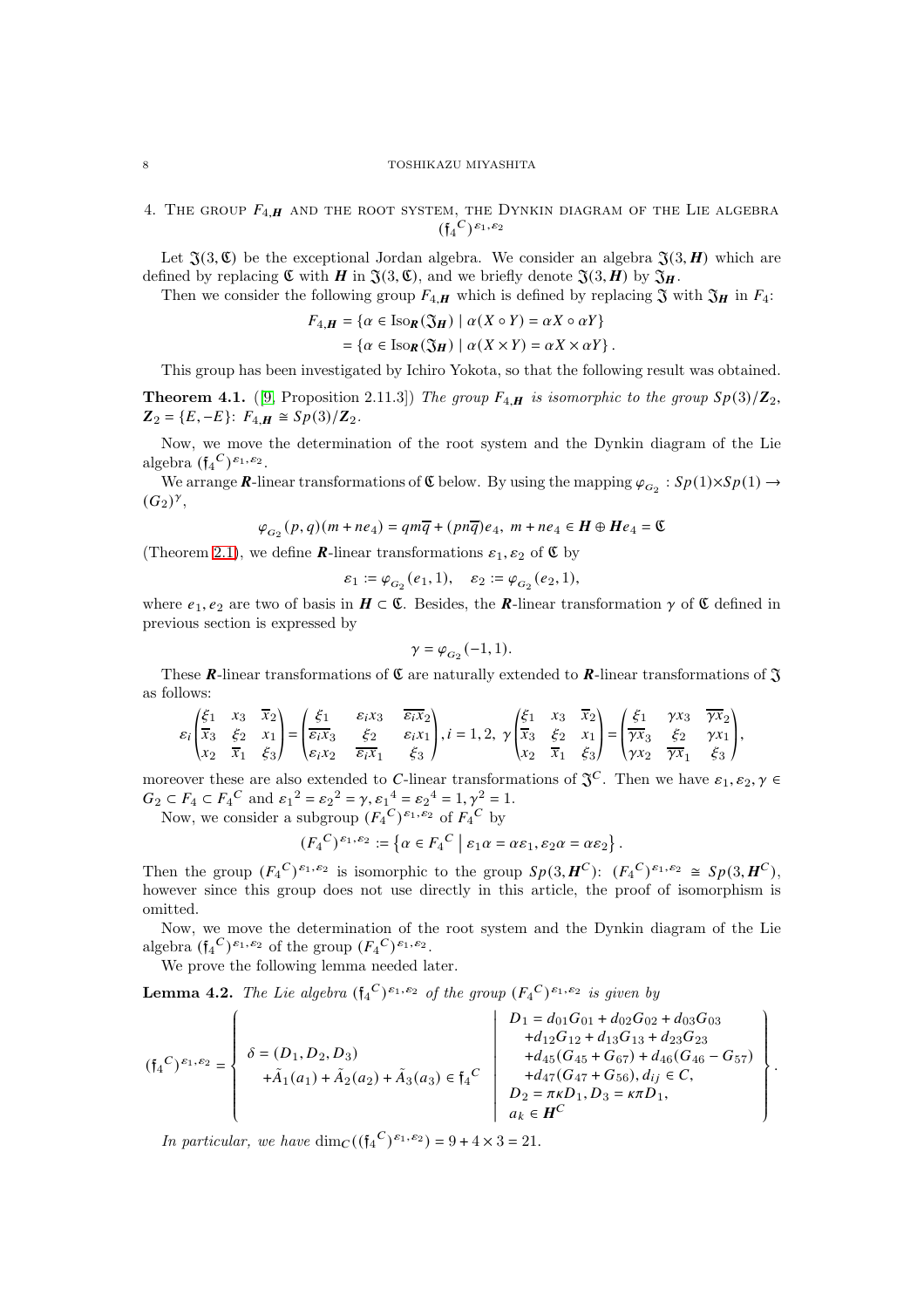## 4. The group $F_{4,\boldsymbol{H}}$ and the root system, the Dynkin diagram of the Lie algebra $({\mathfrak{f}_4}^C)^{\varepsilon_1,\varepsilon_2}$

Let $\mathfrak{J}(3,\mathfrak{C})$ be the exceptional Jordan algebra. We consider an algebra $\mathfrak{J}(3,\boldsymbol{H})$ which are defined by replacing $\mathfrak{C}$ with $\boldsymbol{H}$ in $\mathfrak{J}(3,\mathfrak{C})$, and we briefly denote $\mathfrak{J}(3,\boldsymbol{H})$ by $\mathfrak{J}_{\boldsymbol{H}}$.

Then we consider the following group $F_{4,\boldsymbol{H}}$ which is defined by replacing $\mathfrak{J}$ with $\mathfrak{J}_{\boldsymbol{H}}$ in $F_4$:

$$
\begin{aligned}
F_{4,\boldsymbol{H}} &= \{\alpha \in \mathrm{Iso}_{\boldsymbol{R}}(\mathfrak{J}_{\boldsymbol{H}}) \mid \alpha(X \circ Y) = \alpha X \circ \alpha Y\} \\
&= \{\alpha \in \mathrm{Iso}_{\boldsymbol{R}}(\mathfrak{J}_{\boldsymbol{H}}) \mid \alpha(X \times Y) = \alpha X \times \alpha Y\}.
\end{aligned}
$$

This group has been investigated by Ichiro Yokota, so that the following result was obtained.

**Theorem 4.1.** ([9, Proposition 2.11.3]) *The group $F_{4,\boldsymbol{H}}$ is isomorphic to the group $Sp(3)/\boldsymbol{Z}_2$, $\boldsymbol{Z}_2 = \{E, -E\}$: $F_{4,\boldsymbol{H}} \cong Sp(3)/\boldsymbol{Z}_2$.*

Now, we move the determination of the root system and the Dynkin diagram of the Lie algebra $({\mathfrak{f}_4}^C)^{\varepsilon_1,\varepsilon_2}$.

We arrange $\boldsymbol{R}$-linear transformations of $\mathfrak{C}$ below. By using the mapping $\varphi_{G_2} : Sp(1) \times Sp(1) \to (G_2)^\gamma$,

$$
\varphi_{G_2}(p,q)(m + ne_4) = qm\overline{q} + (pn\overline{q})e_4, \ m + ne_4 \in \boldsymbol{H} \oplus \boldsymbol{H}e_4 = \mathfrak{C}
$$

(Theorem 2.1), we define $\boldsymbol{R}$-linear transformations $\varepsilon_1, \varepsilon_2$ of $\mathfrak{C}$ by

$$
\varepsilon_1 := \varphi_{G_2}(e_1, 1), \quad \varepsilon_2 := \varphi_{G_2}(e_2, 1),
$$

where $e_1, e_2$ are two of basis in $\boldsymbol{H} \subset \mathfrak{C}$. Besides, the $\boldsymbol{R}$-linear transformation $\gamma$ of $\mathfrak{C}$ defined in previous section is expressed by

$$
\gamma = \varphi_{G_2}(-1, 1).
$$

These $\boldsymbol{R}$-linear transformations of $\mathfrak{C}$ are naturally extended to $\boldsymbol{R}$-linear transformations of $\mathfrak{J}$ as follows:

$$
\varepsilon_i \begin{pmatrix} \xi_1 & x_3 & \overline{x}_2 \\ \overline{x}_3 & \xi_2 & x_1 \\ x_2 & \overline{x}_1 & \xi_3 \end{pmatrix} = \begin{pmatrix} \xi_1 & \varepsilon_i x_3 & \overline{\varepsilon_i x_2} \\ \overline{\varepsilon_i x_3} & \xi_2 & \varepsilon_i x_1 \\ \varepsilon_i x_2 & \overline{\varepsilon_i x_1} & \xi_3 \end{pmatrix}, i = 1, 2, \ \gamma \begin{pmatrix} \xi_1 & x_3 & \overline{x}_2 \\ \overline{x}_3 & \xi_2 & x_1 \\ x_2 & \overline{x}_1 & \xi_3 \end{pmatrix} = \begin{pmatrix} \xi_1 & \gamma x_3 & \overline{\gamma x_2} \\ \overline{\gamma x_3} & \xi_2 & \gamma x_1 \\ \gamma x_2 & \overline{\gamma x_1} & \xi_3 \end{pmatrix},
$$

moreover these are also extended to $C$-linear transformations of $\mathfrak{J}^C$. Then we have $\varepsilon_1, \varepsilon_2, \gamma \in G_2 \subset F_4 \subset {F_4}^C$ and ${\varepsilon_1}^2 = {\varepsilon_2}^2 = \gamma, {\varepsilon_1}^4 = {\varepsilon_2}^4 = 1, \gamma^2 = 1$.

Now, we consider a subgroup $({F_4}^C)^{\varepsilon_1,\varepsilon_2}$ of ${F_4}^C$ by

$$
({F_4}^C)^{\varepsilon_1,\varepsilon_2} := \left\{\alpha \in {F_4}^C \mid \varepsilon_1\alpha = \alpha\varepsilon_1, \varepsilon_2\alpha = \alpha\varepsilon_2\right\}.
$$

Then the group $({F_4}^C)^{\varepsilon_1,\varepsilon_2}$ is isomorphic to the group $Sp(3,\boldsymbol{H}^C)$: $({F_4}^C)^{\varepsilon_1,\varepsilon_2} \cong Sp(3,\boldsymbol{H}^C)$, however since this group does not use directly in this article, the proof of isomorphism is omitted.

Now, we move the determination of the root system and the Dynkin diagram of the Lie algebra $({\mathfrak{f}_4}^C)^{\varepsilon_1,\varepsilon_2}$ of the group $({F_4}^C)^{\varepsilon_1,\varepsilon_2}$.

We prove the following lemma needed later.

**Lemma 4.2.** *The Lie algebra $({\mathfrak{f}_4}^C)^{\varepsilon_1,\varepsilon_2}$ of the group $({F_4}^C)^{\varepsilon_1,\varepsilon_2}$ is given by*

$$
({\mathfrak{f}_4}^C)^{\varepsilon_1,\varepsilon_2} = \left\{ \begin{array}{l} \delta = (D_1, D_2, D_3) \\ \quad +\tilde{A}_1(a_1) + \tilde{A}_2(a_2) + \tilde{A}_3(a_3) \in {\mathfrak{f}_4}^C \end{array} \left| \begin{array}{l} D_1 = d_{01}G_{01} + d_{02}G_{02} + d_{03}G_{03} \\ \quad +d_{12}G_{12} + d_{13}G_{13} + d_{23}G_{23} \\ \quad +d_{45}(G_{45} + G_{67}) + d_{46}(G_{46} - G_{57}) \\ \quad +d_{47}(G_{47} + G_{56}), d_{ij} \in C, \\ D_2 = \pi\kappa D_1, D_3 = \kappa\pi D_1, \\ a_k \in \boldsymbol{H}^C \end{array} \right. \right\}.
$$

*In particular, we have $\dim_C(({\mathfrak{f}_4}^C)^{\varepsilon_1,\varepsilon_2}) = 9 + 4 \times 3 = 21$.*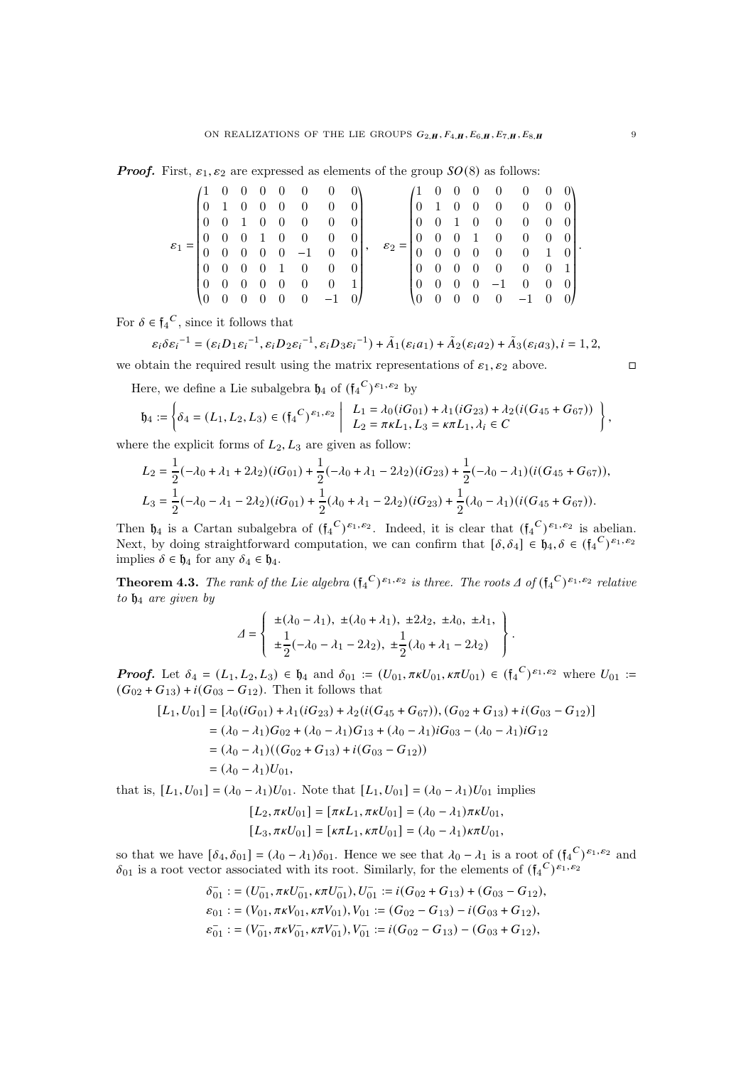***Proof.*** First, $\varepsilon_1, \varepsilon_2$ are expressed as elements of the group $SO(8)$ as follows:

$$
\varepsilon_1 = \begin{pmatrix} 1 & 0 & 0 & 0 & 0 & 0 & 0 & 0 \\ 0 & 1 & 0 & 0 & 0 & 0 & 0 & 0 \\ 0 & 0 & 1 & 0 & 0 & 0 & 0 & 0 \\ 0 & 0 & 0 & 1 & 0 & 0 & 0 & 0 \\ 0 & 0 & 0 & 0 & 0 & -1 & 0 & 0 \\ 0 & 0 & 0 & 0 & 1 & 0 & 0 & 0 \\ 0 & 0 & 0 & 0 & 0 & 0 & 0 & 1 \\ 0 & 0 & 0 & 0 & 0 & 0 & -1 & 0 \end{pmatrix}, \quad \varepsilon_2 = \begin{pmatrix} 1 & 0 & 0 & 0 & 0 & 0 & 0 & 0 \\ 0 & 1 & 0 & 0 & 0 & 0 & 0 & 0 \\ 0 & 0 & 1 & 0 & 0 & 0 & 0 & 0 \\ 0 & 0 & 0 & 1 & 0 & 0 & 0 & 0 \\ 0 & 0 & 0 & 0 & 0 & 0 & 1 & 0 \\ 0 & 0 & 0 & 0 & 0 & 0 & 0 & 1 \\ 0 & 0 & 0 & 0 & -1 & 0 & 0 & 0 \\ 0 & 0 & 0 & 0 & 0 & -1 & 0 & 0 \end{pmatrix}.
$$

For $\delta \in {\mathfrak{f}_4}^C$, since it follows that

$$
\varepsilon_i \delta \varepsilon_i{}^{-1} = (\varepsilon_i D_1 \varepsilon_i{}^{-1}, \varepsilon_i D_2 \varepsilon_i{}^{-1}, \varepsilon_i D_3 \varepsilon_i{}^{-1}) + \tilde{A}_1(\varepsilon_i a_1) + \tilde{A}_2(\varepsilon_i a_2) + \tilde{A}_3(\varepsilon_i a_3), i = 1, 2,
$$

we obtain the required result using the matrix representations of $\varepsilon_1, \varepsilon_2$ above. $\square$

Here, we define a Lie subalgebra $\mathfrak{h}_4$ of $({\mathfrak{f}_4}^C)^{\varepsilon_1, \varepsilon_2}$ by

$$
\mathfrak{h}_4 := \left\{ \delta_4 = (L_1, L_2, L_3) \in ({\mathfrak{f}_4}^C)^{\varepsilon_1, \varepsilon_2} \;\middle|\; \begin{array}{l} L_1 = \lambda_0(iG_{01}) + \lambda_1(iG_{23}) + \lambda_2(i(G_{45} + G_{67})) \\ L_2 = \pi\kappa L_1, L_3 = \kappa\pi L_1, \lambda_i \in C \end{array} \right\},
$$

where the explicit forms of $L_2, L_3$ are given as follow:

$$
L_2 = \frac{1}{2}(-\lambda_0 + \lambda_1 + 2\lambda_2)(iG_{01}) + \frac{1}{2}(-\lambda_0 + \lambda_1 - 2\lambda_2)(iG_{23}) + \frac{1}{2}(-\lambda_0 - \lambda_1)(i(G_{45} + G_{67})),
$$

$$
L_3 = \frac{1}{2}(-\lambda_0 - \lambda_1 - 2\lambda_2)(iG_{01}) + \frac{1}{2}(\lambda_0 + \lambda_1 - 2\lambda_2)(iG_{23}) + \frac{1}{2}(\lambda_0 - \lambda_1)(i(G_{45} + G_{67})).
$$

Then $\mathfrak{h}_4$ is a Cartan subalgebra of $({\mathfrak{f}_4}^C)^{\varepsilon_1, \varepsilon_2}$. Indeed, it is clear that $({\mathfrak{f}_4}^C)^{\varepsilon_1, \varepsilon_2}$ is abelian. Next, by doing straightforward computation, we can confirm that $[\delta, \delta_4] \in \mathfrak{h}_4, \delta \in ({\mathfrak{f}_4}^C)^{\varepsilon_1, \varepsilon_2}$ implies $\delta \in \mathfrak{h}_4$ for any $\delta_4 \in \mathfrak{h}_4$.

**Theorem 4.3.** *The rank of the Lie algebra $({\mathfrak{f}_4}^C)^{\varepsilon_1, \varepsilon_2}$ is three. The roots $\Delta$ of $({\mathfrak{f}_4}^C)^{\varepsilon_1, \varepsilon_2}$ relative to $\mathfrak{h}_4$ are given by*

$$
\Delta = \left\{ \begin{array}{l} \pm(\lambda_0 - \lambda_1),\ \pm(\lambda_0 + \lambda_1),\ \pm 2\lambda_2,\ \pm\lambda_0,\ \pm\lambda_1, \\ \pm\dfrac{1}{2}(-\lambda_0 - \lambda_1 - 2\lambda_2),\ \pm\dfrac{1}{2}(\lambda_0 + \lambda_1 - 2\lambda_2) \end{array} \right\}.
$$

***Proof.*** Let $\delta_4 = (L_1, L_2, L_3) \in \mathfrak{h}_4$ and $\delta_{01} := (U_{01}, \pi\kappa U_{01}, \kappa\pi U_{01}) \in ({\mathfrak{f}_4}^C)^{\varepsilon_1, \varepsilon_2}$ where $U_{01} := (G_{02} + G_{13}) + i(G_{03} - G_{12})$. Then it follows that

$$
\begin{aligned}
[L_1, U_{01}] &= [\lambda_0(iG_{01}) + \lambda_1(iG_{23}) + \lambda_2(i(G_{45} + G_{67})), (G_{02} + G_{13}) + i(G_{03} - G_{12})] \\
&= (\lambda_0 - \lambda_1)G_{02} + (\lambda_0 - \lambda_1)G_{13} + (\lambda_0 - \lambda_1)iG_{03} - (\lambda_0 - \lambda_1)iG_{12} \\
&= (\lambda_0 - \lambda_1)((G_{02} + G_{13}) + i(G_{03} - G_{12})) \\
&= (\lambda_0 - \lambda_1)U_{01},
\end{aligned}
$$

that is, $[L_1, U_{01}] = (\lambda_0 - \lambda_1)U_{01}$. Note that $[L_1, U_{01}] = (\lambda_0 - \lambda_1)U_{01}$ implies

$$
[L_2, \pi\kappa U_{01}] = [\pi\kappa L_1, \pi\kappa U_{01}] = (\lambda_0 - \lambda_1)\pi\kappa U_{01},
$$

$$
[L_3, \pi\kappa U_{01}] = [\kappa\pi L_1, \kappa\pi U_{01}] = (\lambda_0 - \lambda_1)\kappa\pi U_{01},
$$

so that we have $[\delta_4, \delta_{01}] = (\lambda_0 - \lambda_1)\delta_{01}$. Hence we see that $\lambda_0 - \lambda_1$ is a root of $({\mathfrak{f}_4}^C)^{\varepsilon_1, \varepsilon_2}$ and $\delta_{01}$ is a root vector associated with its root. Similarly, for the elements of $({\mathfrak{f}_4}^C)^{\varepsilon_1, \varepsilon_2}$

$$
\delta_{01}^- := (U_{01}^-, \pi\kappa U_{01}^-, \kappa\pi U_{01}^-), U_{01}^- := i(G_{02} + G_{13}) + (G_{03} - G_{12}),
$$

$$
\varepsilon_{01} := (V_{01}, \pi\kappa V_{01}, \kappa\pi V_{01}), V_{01} := (G_{02} - G_{13}) - i(G_{03} + G_{12}),
$$

$$
\varepsilon_{01}^- := (V_{01}^-, \pi\kappa V_{01}^-, \kappa\pi V_{01}^-), V_{01}^- := i(G_{02} - G_{13}) - (G_{03} + G_{12}),
$$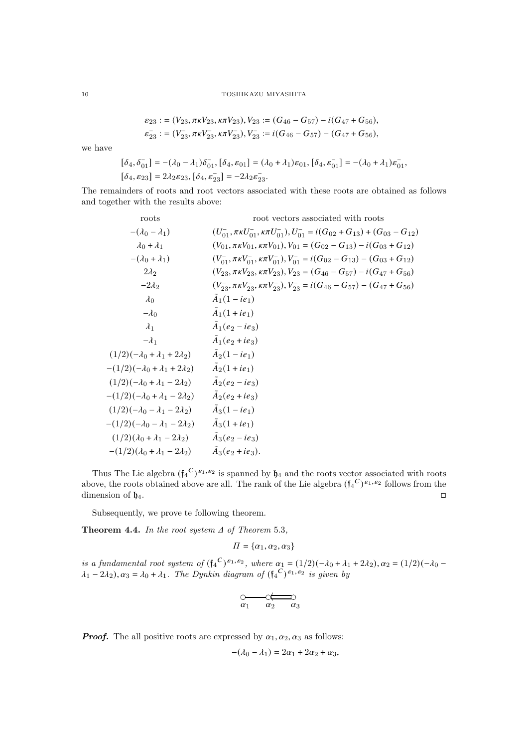$$\varepsilon_{23} := (V_{23}, \pi\kappa V_{23}, \kappa\pi V_{23}), V_{23} := (G_{46} - G_{57}) - i(G_{47} + G_{56}),$$
$$\varepsilon_{23}^{-} := (V_{23}^{-}, \pi\kappa V_{23}^{-}, \kappa\pi V_{23}^{-}), V_{23}^{-} := i(G_{46} - G_{57}) - (G_{47} + G_{56}),$$

we have

$$[\delta_4, \delta_{01}^{-}] = -(\lambda_0 - \lambda_1)\delta_{01}^{-}, [\delta_4, \varepsilon_{01}] = (\lambda_0 + \lambda_1)\varepsilon_{01}, [\delta_4, \varepsilon_{01}^{-}] = -(\lambda_0 + \lambda_1)\varepsilon_{01}^{-},$$
$$[\delta_4, \varepsilon_{23}] = 2\lambda_2\varepsilon_{23}, [\delta_4, \varepsilon_{23}^{-}] = -2\lambda_2\varepsilon_{23}^{-}.$$

The remainders of roots and root vectors associated with these roots are obtained as follows and together with the results above:

| roots | root vectors associated with roots |
|---|---|
| $-(\lambda_0 - \lambda_1)$ | $(U_{01}^{-}, \pi\kappa U_{01}^{-}, \kappa\pi U_{01}^{-}), U_{01}^{-} = i(G_{02} + G_{13}) + (G_{03} - G_{12})$ |
| $\lambda_0 + \lambda_1$ | $(V_{01}, \pi\kappa V_{01}, \kappa\pi V_{01}), V_{01} = (G_{02} - G_{13}) - i(G_{03} + G_{12})$ |
| $-(\lambda_0 + \lambda_1)$ | $(V_{01}^{-}, \pi\kappa V_{01}^{-}, \kappa\pi V_{01}^{-}), V_{01}^{-} = i(G_{02} - G_{13}) - (G_{03} + G_{12})$ |
| $2\lambda_2$ | $(V_{23}, \pi\kappa V_{23}, \kappa\pi V_{23}), V_{23} = (G_{46} - G_{57}) - i(G_{47} + G_{56})$ |
| $-2\lambda_2$ | $(V_{23}^{-}, \pi\kappa V_{23}^{-}, \kappa\pi V_{23}^{-}), V_{23}^{-} = i(G_{46} - G_{57}) - (G_{47} + G_{56})$ |
| $\lambda_0$ | $\tilde{A}_1(1 - ie_1)$ |
| $-\lambda_0$ | $\tilde{A}_1(1 + ie_1)$ |
| $\lambda_1$ | $\tilde{A}_1(e_2 - ie_3)$ |
| $-\lambda_1$ | $\tilde{A}_1(e_2 + ie_3)$ |
| $(1/2)(-\lambda_0 + \lambda_1 + 2\lambda_2)$ | $\tilde{A}_2(1 - ie_1)$ |
| $-(1/2)(-\lambda_0 + \lambda_1 + 2\lambda_2)$ | $\tilde{A}_2(1 + ie_1)$ |
| $(1/2)(-\lambda_0 + \lambda_1 - 2\lambda_2)$ | $\tilde{A}_2(e_2 - ie_3)$ |
| $-(1/2)(-\lambda_0 + \lambda_1 - 2\lambda_2)$ | $\tilde{A}_2(e_2 + ie_3)$ |
| $(1/2)(-\lambda_0 - \lambda_1 - 2\lambda_2)$ | $\tilde{A}_3(1 - ie_1)$ |
| $-(1/2)(-\lambda_0 - \lambda_1 - 2\lambda_2)$ | $\tilde{A}_3(1 + ie_1)$ |
| $(1/2)(\lambda_0 + \lambda_1 - 2\lambda_2)$ | $\tilde{A}_3(e_2 - ie_3)$ |
| $-(1/2)(\lambda_0 + \lambda_1 - 2\lambda_2)$ | $\tilde{A}_3(e_2 + ie_3)$. |

Thus The Lie algebra $({\mathfrak{f}_4}^C)^{\varepsilon_1,\varepsilon_2}$ is spanned by $\mathfrak{h}_4$ and the roots vector associated with roots above, the roots obtained above are all. The rank of the Lie algebra $({\mathfrak{f}_4}^C)^{\varepsilon_1,\varepsilon_2}$ follows from the dimension of $\mathfrak{h}_4$. □

Subsequently, we prove te following theorem.

**Theorem 4.4.** *In the root system $\Delta$ of Theorem* 5.3*,*

$$\Pi = \{\alpha_1, \alpha_2, \alpha_3\}$$

*is a fundamental root system of $({\mathfrak{f}_4}^C)^{\varepsilon_1,\varepsilon_2}$, where $\alpha_1 = (1/2)(-\lambda_0 + \lambda_1 + 2\lambda_2), \alpha_2 = (1/2)(-\lambda_0 - \lambda_1 - 2\lambda_2), \alpha_3 = \lambda_0 + \lambda_1$. The Dynkin diagram of $({\mathfrak{f}_4}^C)^{\varepsilon_1,\varepsilon_2}$ is given by*

$\alpha_1$ — $\alpha_2$ ⇐ $\alpha_3$

***Proof.*** The all positive roots are expressed by $\alpha_1, \alpha_2, \alpha_3$ as follows:

$$-(\lambda_0 - \lambda_1) = 2\alpha_1 + 2\alpha_2 + \alpha_3,$$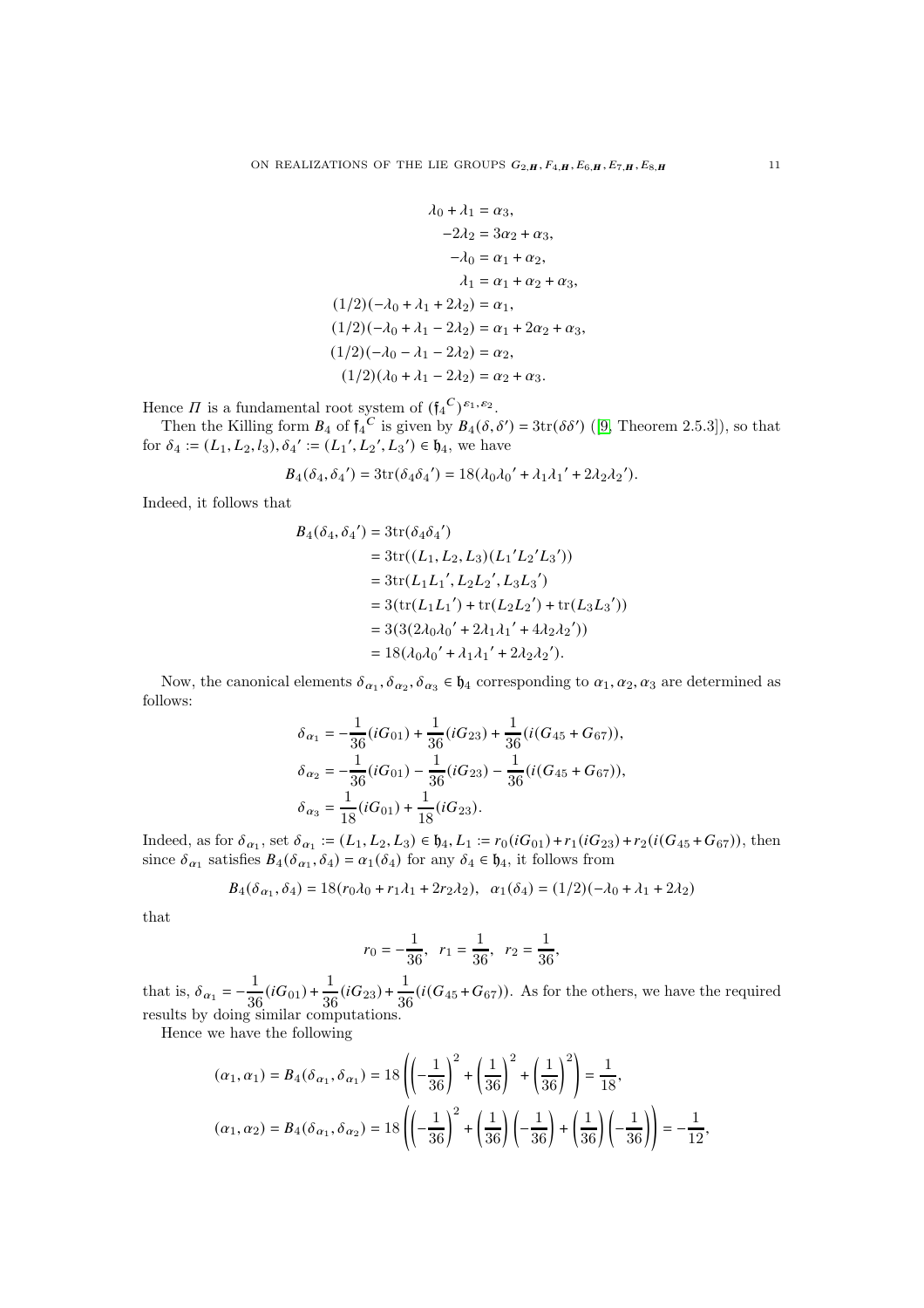$$
\begin{aligned}
\lambda_0 + \lambda_1 &= \alpha_3, \\
-2\lambda_2 &= 3\alpha_2 + \alpha_3, \\
-\lambda_0 &= \alpha_1 + \alpha_2, \\
\lambda_1 &= \alpha_1 + \alpha_2 + \alpha_3, \\
(1/2)(-\lambda_0 + \lambda_1 + 2\lambda_2) &= \alpha_1, \\
(1/2)(-\lambda_0 + \lambda_1 - 2\lambda_2) &= \alpha_1 + 2\alpha_2 + \alpha_3, \\
(1/2)(-\lambda_0 - \lambda_1 - 2\lambda_2) &= \alpha_2, \\
(1/2)(\lambda_0 + \lambda_1 - 2\lambda_2) &= \alpha_2 + \alpha_3.
\end{aligned}
$$

Hence $\varPi$ is a fundamental root system of $({\mathfrak{f}_4}^C)^{\varepsilon_1,\varepsilon_2}$.

Then the Killing form $B_4$ of ${\mathfrak{f}_4}^C$ is given by $B_4(\delta,\delta') = 3\mathrm{tr}(\delta\delta')$ ([9, Theorem 2.5.3]), so that for $\delta_4 := (L_1, L_2, l_3), {\delta_4}' := ({L_1}', {L_2}', {L_3}') \in \mathfrak{h}_4$, we have

$$
B_4(\delta_4, {\delta_4}') = 3\mathrm{tr}(\delta_4{\delta_4}') = 18(\lambda_0{\lambda_0}' + \lambda_1{\lambda_1}' + 2\lambda_2{\lambda_2}').
$$

Indeed, it follows that

$$
\begin{aligned}
B_4(\delta_4, {\delta_4}') &= 3\mathrm{tr}(\delta_4{\delta_4}') \\
&= 3\mathrm{tr}((L_1, L_2, L_3)({L_1}'{L_2}'{L_3}')) \\
&= 3\mathrm{tr}(L_1{L_1}', L_2{L_2}', L_3{L_3}') \\
&= 3(\mathrm{tr}(L_1{L_1}') + \mathrm{tr}(L_2{L_2}') + \mathrm{tr}(L_3{L_3}')) \\
&= 3(3(2\lambda_0{\lambda_0}' + 2\lambda_1{\lambda_1}' + 4\lambda_2{\lambda_2}')) \\
&= 18(\lambda_0{\lambda_0}' + \lambda_1{\lambda_1}' + 2\lambda_2{\lambda_2}').
\end{aligned}
$$

Now, the canonical elements $\delta_{\alpha_1}, \delta_{\alpha_2}, \delta_{\alpha_3} \in \mathfrak{h}_4$ corresponding to $\alpha_1, \alpha_2, \alpha_3$ are determined as follows:

$$
\begin{aligned}
\delta_{\alpha_1} &= -\frac{1}{36}(iG_{01}) + \frac{1}{36}(iG_{23}) + \frac{1}{36}(i(G_{45} + G_{67})), \\
\delta_{\alpha_2} &= -\frac{1}{36}(iG_{01}) - \frac{1}{36}(iG_{23}) - \frac{1}{36}(i(G_{45} + G_{67})), \\
\delta_{\alpha_3} &= \frac{1}{18}(iG_{01}) + \frac{1}{18}(iG_{23}).
\end{aligned}
$$

Indeed, as for $\delta_{\alpha_1}$, set $\delta_{\alpha_1} := (L_1, L_2, L_3) \in \mathfrak{h}_4, L_1 := r_0(iG_{01}) + r_1(iG_{23}) + r_2(i(G_{45} + G_{67}))$, then since $\delta_{\alpha_1}$ satisfies $B_4(\delta_{\alpha_1}, \delta_4) = \alpha_1(\delta_4)$ for any $\delta_4 \in \mathfrak{h}_4$, it follows from

$$
B_4(\delta_{\alpha_1}, \delta_4) = 18(r_0\lambda_0 + r_1\lambda_1 + 2r_2\lambda_2), \quad \alpha_1(\delta_4) = (1/2)(-\lambda_0 + \lambda_1 + 2\lambda_2)
$$

that

$$
r_0 = -\frac{1}{36}, \quad r_1 = \frac{1}{36}, \quad r_2 = \frac{1}{36},
$$

that is, $\delta_{\alpha_1} = -\dfrac{1}{36}(iG_{01}) + \dfrac{1}{36}(iG_{23}) + \dfrac{1}{36}(i(G_{45} + G_{67}))$. As for the others, we have the required results by doing similar computations.

Hence we have the following

$$
\begin{aligned}
(\alpha_1, \alpha_1) &= B_4(\delta_{\alpha_1}, \delta_{\alpha_1}) = 18\left(\left(-\frac{1}{36}\right)^2 + \left(\frac{1}{36}\right)^2 + \left(\frac{1}{36}\right)^2\right) = \frac{1}{18}, \\
(\alpha_1, \alpha_2) &= B_4(\delta_{\alpha_1}, \delta_{\alpha_2}) = 18\left(\left(-\frac{1}{36}\right)^2 + \left(\frac{1}{36}\right)\left(-\frac{1}{36}\right) + \left(\frac{1}{36}\right)\left(-\frac{1}{36}\right)\right) = -\frac{1}{12},
\end{aligned}
$$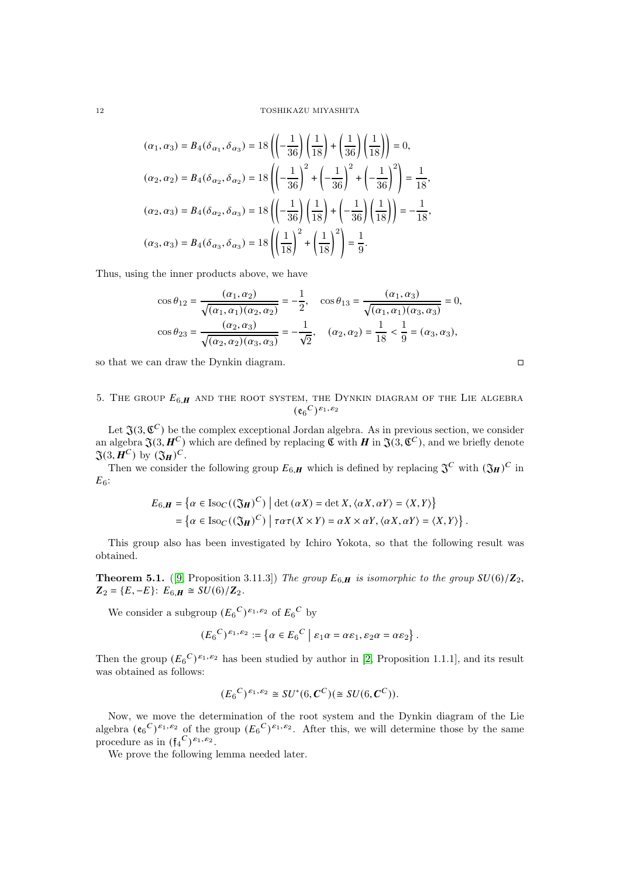$$
\begin{aligned}
(\alpha_1, \alpha_3) &= B_4(\delta_{\alpha_1}, \delta_{\alpha_3}) = 18\left(\left(-\frac{1}{36}\right)\left(\frac{1}{18}\right) + \left(\frac{1}{36}\right)\left(\frac{1}{18}\right)\right) = 0, \\
(\alpha_2, \alpha_2) &= B_4(\delta_{\alpha_2}, \delta_{\alpha_2}) = 18\left(\left(-\frac{1}{36}\right)^2 + \left(-\frac{1}{36}\right)^2 + \left(-\frac{1}{36}\right)^2\right) = \frac{1}{18}, \\
(\alpha_2, \alpha_3) &= B_4(\delta_{\alpha_2}, \delta_{\alpha_3}) = 18\left(\left(-\frac{1}{36}\right)\left(\frac{1}{18}\right) + \left(-\frac{1}{36}\right)\left(\frac{1}{18}\right)\right) = -\frac{1}{18}, \\
(\alpha_3, \alpha_3) &= B_4(\delta_{\alpha_3}, \delta_{\alpha_3}) = 18\left(\left(\frac{1}{18}\right)^2 + \left(\frac{1}{18}\right)^2\right) = \frac{1}{9}.
\end{aligned}
$$

Thus, using the inner products above, we have

$$
\begin{aligned}
\cos\theta_{12} &= \frac{(\alpha_1, \alpha_2)}{\sqrt{(\alpha_1, \alpha_1)(\alpha_2, \alpha_2)}} = -\frac{1}{2}, \quad \cos\theta_{13} = \frac{(\alpha_1, \alpha_3)}{\sqrt{(\alpha_1, \alpha_1)(\alpha_3, \alpha_3)}} = 0, \\
\cos\theta_{23} &= \frac{(\alpha_2, \alpha_3)}{\sqrt{(\alpha_2, \alpha_2)(\alpha_3, \alpha_3)}} = -\frac{1}{\sqrt{2}}, \quad (\alpha_2, \alpha_2) = \frac{1}{18} < \frac{1}{9} = (\alpha_3, \alpha_3),
\end{aligned}
$$

so that we can draw the Dynkin diagram. □

## 5. The group $E_{6,\boldsymbol{H}}$ and the root system, the Dynkin diagram of the Lie algebra $({\mathfrak{e}_6}^C)^{\varepsilon_1,\varepsilon_2}$

Let $\mathfrak{J}(3, \mathfrak{C}^C)$ be the complex exceptional Jordan algebra. As in previous section, we consider an algebra $\mathfrak{J}(3, \boldsymbol{H}^C)$ which are defined by replacing $\mathfrak{C}$ with $\boldsymbol{H}$ in $\mathfrak{J}(3, \mathfrak{C}^C)$, and we briefly denote $\mathfrak{J}(3, \boldsymbol{H}^C)$ by $(\mathfrak{J}_{\boldsymbol{H}})^C$.

Then we consider the following group $E_{6,\boldsymbol{H}}$ which is defined by replacing $\mathfrak{J}^C$ with $(\mathfrak{J}_{\boldsymbol{H}})^C$ in $E_6$:

$$
\begin{aligned}
E_{6,\boldsymbol{H}} &= \left\{\alpha \in \mathrm{Iso}_C((\mathfrak{J}_{\boldsymbol{H}})^C) \,\middle|\, \det(\alpha X) = \det X, \langle \alpha X, \alpha Y\rangle = \langle X, Y\rangle\right\} \\
&= \left\{\alpha \in \mathrm{Iso}_C((\mathfrak{J}_{\boldsymbol{H}})^C) \,\middle|\, \tau\alpha\tau(X \times Y) = \alpha X \times \alpha Y, \langle \alpha X, \alpha Y\rangle = \langle X, Y\rangle\right\}.
\end{aligned}
$$

This group also has been investigated by Ichiro Yokota, so that the following result was obtained.

**Theorem 5.1.** ([9, Proposition 3.11.3]) *The group $E_{6,\boldsymbol{H}}$ is isomorphic to the group $SU(6)/\boldsymbol{Z}_2$, $\boldsymbol{Z}_2 = \{E, -E\}$: $E_{6,\boldsymbol{H}} \cong SU(6)/\boldsymbol{Z}_2$.*

We consider a subgroup $({E_6}^C)^{\varepsilon_1,\varepsilon_2}$ of ${E_6}^C$ by

$$
({E_6}^C)^{\varepsilon_1,\varepsilon_2} := \left\{\alpha \in {E_6}^C \,\middle|\, \varepsilon_1\alpha = \alpha\varepsilon_1, \varepsilon_2\alpha = \alpha\varepsilon_2\right\}.
$$

Then the group $({E_6}^C)^{\varepsilon_1,\varepsilon_2}$ has been studied by author in [2, Proposition 1.1.1], and its result was obtained as follows:

$$
({E_6}^C)^{\varepsilon_1,\varepsilon_2} \cong SU^*(6, \boldsymbol{C}^C)(\cong SU(6, \boldsymbol{C}^C)).
$$

Now, we move the determination of the root system and the Dynkin diagram of the Lie algebra $({\mathfrak{e}_6}^C)^{\varepsilon_1,\varepsilon_2}$ of the group $({E_6}^C)^{\varepsilon_1,\varepsilon_2}$. After this, we will determine those by the same procedure as in $({\mathfrak{f}_4}^C)^{\varepsilon_1,\varepsilon_2}$.

We prove the following lemma needed later.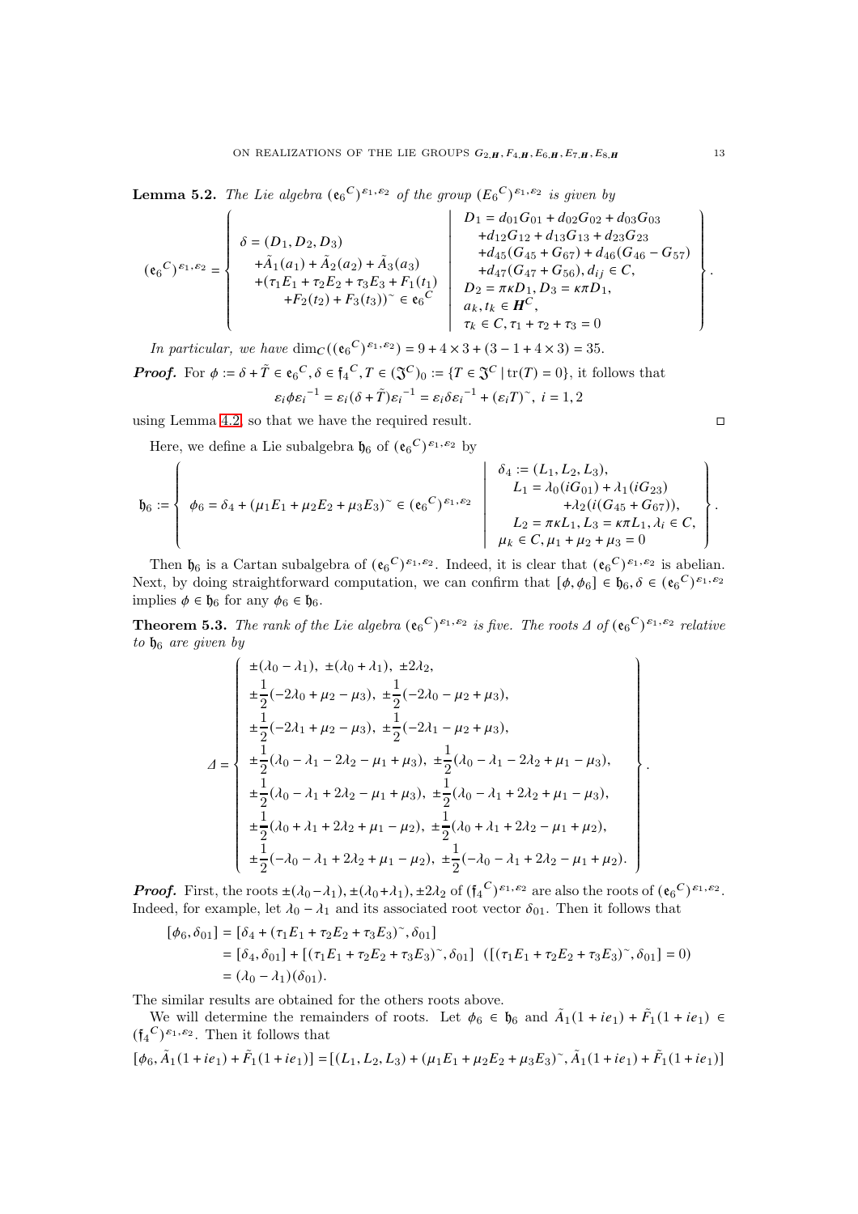**Lemma 5.2.** *The Lie algebra $({\mathfrak{e}_6}^C)^{\varepsilon_1,\varepsilon_2}$ of the group $({E_6}^C)^{\varepsilon_1,\varepsilon_2}$ is given by*

$$({\mathfrak{e}_6}^C)^{\varepsilon_1,\varepsilon_2} = \left\{ \begin{array}{l} \delta = (D_1, D_2, D_3) \\ \quad +\tilde{A}_1(a_1) + \tilde{A}_2(a_2) + \tilde{A}_3(a_3) \\ \quad +(\tau_1 E_1 + \tau_2 E_2 + \tau_3 E_3 + F_1(t_1) \\ \qquad +F_2(t_2) + F_3(t_3))^{\sim} \in {\mathfrak{e}_6}^C \end{array} \;\middle|\; \begin{array}{l} D_1 = d_{01}G_{01} + d_{02}G_{02} + d_{03}G_{03} \\ \quad +d_{12}G_{12} + d_{13}G_{13} + d_{23}G_{23} \\ \quad +d_{45}(G_{45} + G_{67}) + d_{46}(G_{46} - G_{57}) \\ \quad +d_{47}(G_{47} + G_{56}), d_{ij} \in C, \\ D_2 = \pi\kappa D_1, D_3 = \kappa\pi D_1, \\ a_k, t_k \in \boldsymbol{H}^C, \\ \tau_k \in C, \tau_1 + \tau_2 + \tau_3 = 0 \end{array} \right\}.$$

*In particular, we have* $\dim_C(({\mathfrak{e}_6}^C)^{\varepsilon_1,\varepsilon_2}) = 9 + 4 \times 3 + (3 - 1 + 4 \times 3) = 35$.

***Proof.*** For $\phi := \delta + \tilde{T} \in {\mathfrak{e}_6}^C, \delta \in {\mathfrak{f}_4}^C, T \in (\mathfrak{J}^C)_0 := \{T \in \mathfrak{J}^C \,|\, \mathrm{tr}(T) = 0\}$, it follows that

$$\varepsilon_i \phi \varepsilon_i^{-1} = \varepsilon_i(\delta + \tilde{T})\varepsilon_i^{-1} = \varepsilon_i \delta \varepsilon_i^{-1} + (\varepsilon_i T)^{\sim}, \; i = 1, 2$$

using Lemma 4.2, so that we have the required result. □

Here, we define a Lie subalgebra $\mathfrak{h}_6$ of $({\mathfrak{e}_6}^C)^{\varepsilon_1,\varepsilon_2}$ by

$$\mathfrak{h}_6 := \left\{ \phi_6 = \delta_4 + (\mu_1 E_1 + \mu_2 E_2 + \mu_3 E_3)^{\sim} \in ({\mathfrak{e}_6}^C)^{\varepsilon_1,\varepsilon_2} \;\middle|\; \begin{array}{l} \delta_4 := (L_1, L_2, L_3), \\ \quad L_1 = \lambda_0(iG_{01}) + \lambda_1(iG_{23}) \\ \qquad +\lambda_2(i(G_{45} + G_{67})), \\ \quad L_2 = \pi\kappa L_1, L_3 = \kappa\pi L_1, \lambda_i \in C, \\ \mu_k \in C, \mu_1 + \mu_2 + \mu_3 = 0 \end{array} \right\}.$$

Then $\mathfrak{h}_6$ is a Cartan subalgebra of $({\mathfrak{e}_6}^C)^{\varepsilon_1,\varepsilon_2}$. Indeed, it is clear that $({\mathfrak{e}_6}^C)^{\varepsilon_1,\varepsilon_2}$ is abelian. Next, by doing straightforward computation, we can confirm that $[\phi, \phi_6] \in \mathfrak{h}_6, \delta \in ({\mathfrak{e}_6}^C)^{\varepsilon_1,\varepsilon_2}$ implies $\phi \in \mathfrak{h}_6$ for any $\phi_6 \in \mathfrak{h}_6$.

**Theorem 5.3.** *The rank of the Lie algebra $({\mathfrak{e}_6}^C)^{\varepsilon_1,\varepsilon_2}$ is five. The roots $\Delta$ of $({\mathfrak{e}_6}^C)^{\varepsilon_1,\varepsilon_2}$ relative to $\mathfrak{h}_6$ are given by*

$$\Delta = \left\{ \begin{array}{l} \pm(\lambda_0 - \lambda_1), \; \pm(\lambda_0 + \lambda_1), \; \pm 2\lambda_2, \\ \pm\dfrac{1}{2}(-2\lambda_0 + \mu_2 - \mu_3), \; \pm\dfrac{1}{2}(-2\lambda_0 - \mu_2 + \mu_3), \\ \pm\dfrac{1}{2}(-2\lambda_1 + \mu_2 - \mu_3), \; \pm\dfrac{1}{2}(-2\lambda_1 - \mu_2 + \mu_3), \\ \pm\dfrac{1}{2}(\lambda_0 - \lambda_1 - 2\lambda_2 - \mu_1 + \mu_3), \; \pm\dfrac{1}{2}(\lambda_0 - \lambda_1 - 2\lambda_2 + \mu_1 - \mu_3), \\ \pm\dfrac{1}{2}(\lambda_0 - \lambda_1 + 2\lambda_2 - \mu_1 + \mu_3), \; \pm\dfrac{1}{2}(\lambda_0 - \lambda_1 + 2\lambda_2 + \mu_1 - \mu_3), \\ \pm\dfrac{1}{2}(\lambda_0 + \lambda_1 + 2\lambda_2 + \mu_1 - \mu_2), \; \pm\dfrac{1}{2}(\lambda_0 + \lambda_1 + 2\lambda_2 - \mu_1 + \mu_2), \\ \pm\dfrac{1}{2}(-\lambda_0 - \lambda_1 + 2\lambda_2 + \mu_1 - \mu_2), \; \pm\dfrac{1}{2}(-\lambda_0 - \lambda_1 + 2\lambda_2 - \mu_1 + \mu_2). \end{array} \right\}.$$

***Proof.*** First, the roots $\pm(\lambda_0 - \lambda_1), \pm(\lambda_0 + \lambda_1), \pm 2\lambda_2$ of $({\mathfrak{f}_4}^C)^{\varepsilon_1,\varepsilon_2}$ are also the roots of $({\mathfrak{e}_6}^C)^{\varepsilon_1,\varepsilon_2}$. Indeed, for example, let $\lambda_0 - \lambda_1$ and its associated root vector $\delta_{01}$. Then it follows that

$$\begin{aligned} [\phi_6, \delta_{01}] &= [\delta_4 + (\tau_1 E_1 + \tau_2 E_2 + \tau_3 E_3)^{\sim}, \delta_{01}] \\ &= [\delta_4, \delta_{01}] + [(\tau_1 E_1 + \tau_2 E_2 + \tau_3 E_3)^{\sim}, \delta_{01}] \quad ([(\tau_1 E_1 + \tau_2 E_2 + \tau_3 E_3)^{\sim}, \delta_{01}] = 0) \\ &= (\lambda_0 - \lambda_1)(\delta_{01}). \end{aligned}$$

The similar results are obtained for the others roots above.

We will determine the remainders of roots. Let $\phi_6 \in \mathfrak{h}_6$ and $\tilde{A}_1(1 + ie_1) + \tilde{F}_1(1 + ie_1) \in ({\mathfrak{f}_4}^C)^{\varepsilon_1,\varepsilon_2}$. Then it follows that

$$[\phi_6, \tilde{A}_1(1 + ie_1) + \tilde{F}_1(1 + ie_1)] = [(L_1, L_2, L_3) + (\mu_1 E_1 + \mu_2 E_2 + \mu_3 E_3)^{\sim}, \tilde{A}_1(1 + ie_1) + \tilde{F}_1(1 + ie_1)]$$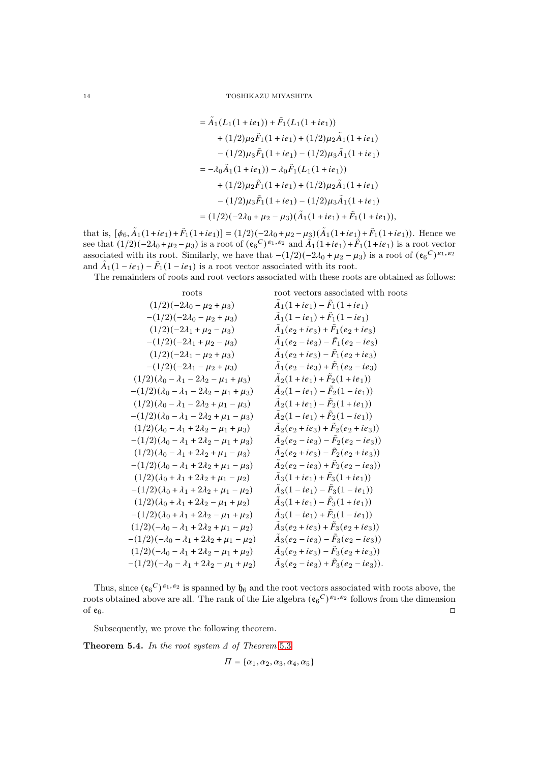$$
\begin{aligned}
&= \tilde{A}_1(L_1(1+ie_1)) + \tilde{F}_1(L_1(1+ie_1)) \\
&\quad + (1/2)\mu_2\tilde{F}_1(1+ie_1) + (1/2)\mu_2\tilde{A}_1(1+ie_1) \\
&\quad - (1/2)\mu_3\tilde{F}_1(1+ie_1) - (1/2)\mu_3\tilde{A}_1(1+ie_1) \\
&= -\lambda_0\tilde{A}_1(1+ie_1)) - \lambda_0\tilde{F}_1(L_1(1+ie_1)) \\
&\quad + (1/2)\mu_2\tilde{F}_1(1+ie_1) + (1/2)\mu_2\tilde{A}_1(1+ie_1) \\
&\quad - (1/2)\mu_3\tilde{F}_1(1+ie_1) - (1/2)\mu_3\tilde{A}_1(1+ie_1) \\
&= (1/2)(-2\lambda_0 + \mu_2 - \mu_3)(\tilde{A}_1(1+ie_1) + \tilde{F}_1(1+ie_1)),
\end{aligned}
$$

that is, $[\phi_6, \tilde{A}_1(1+ie_1)+\tilde{F}_1(1+ie_1)] = (1/2)(-2\lambda_0+\mu_2-\mu_3)(\tilde{A}_1(1+ie_1)+\tilde{F}_1(1+ie_1))$. Hence we see that $(1/2)(-2\lambda_0+\mu_2-\mu_3)$ is a root of $({\mathfrak{e}_6}^C)^{\varepsilon_1,\varepsilon_2}$ and $\tilde{A}_1(1+ie_1)+\tilde{F}_1(1+ie_1)$ is a root vector associated with its root. Similarly, we have that $-(1/2)(-2\lambda_0+\mu_2-\mu_3)$ is a root of $({\mathfrak{e}_6}^C)^{\varepsilon_1,\varepsilon_2}$ and $\tilde{A}_1(1-ie_1) - \tilde{F}_1(1-ie_1)$ is a root vector associated with its root.

The remainders of roots and root vectors associated with these roots are obtained as follows:

| roots | root vectors associated with roots |
|---|---|
| $(1/2)(-2\lambda_0 - \mu_2 + \mu_3)$ | $\tilde{A}_1(1+ie_1) - \tilde{F}_1(1+ie_1)$ |
| $-(1/2)(-2\lambda_0 - \mu_2 + \mu_3)$ | $\tilde{A}_1(1-ie_1) + \tilde{F}_1(1-ie_1)$ |
| $(1/2)(-2\lambda_1 + \mu_2 - \mu_3)$ | $\tilde{A}_1(e_2+ie_3) + \tilde{F}_1(e_2+ie_3)$ |
| $-(1/2)(-2\lambda_1 + \mu_2 - \mu_3)$ | $\tilde{A}_1(e_2-ie_3) - \tilde{F}_1(e_2-ie_3)$ |
| $(1/2)(-2\lambda_1 - \mu_2 + \mu_3)$ | $\tilde{A}_1(e_2+ie_3) - \tilde{F}_1(e_2+ie_3)$ |
| $-(1/2)(-2\lambda_1 - \mu_2 + \mu_3)$ | $\tilde{A}_1(e_2-ie_3) + \tilde{F}_1(e_2-ie_3)$ |
| $(1/2)(\lambda_0 - \lambda_1 - 2\lambda_2 - \mu_1 + \mu_3)$ | $\tilde{A}_2(1+ie_1) + \tilde{F}_2(1+ie_1))$ |
| $-(1/2)(\lambda_0 - \lambda_1 - 2\lambda_2 - \mu_1 + \mu_3)$ | $\tilde{A}_2(1-ie_1) - \tilde{F}_2(1-ie_1))$ |
| $(1/2)(\lambda_0 - \lambda_1 - 2\lambda_2 + \mu_1 - \mu_3)$ | $\tilde{A}_2(1+ie_1) - \tilde{F}_2(1+ie_1))$ |
| $-(1/2)(\lambda_0 - \lambda_1 - 2\lambda_2 + \mu_1 - \mu_3)$ | $\tilde{A}_2(1-ie_1) + \tilde{F}_2(1-ie_1))$ |
| $(1/2)(\lambda_0 - \lambda_1 + 2\lambda_2 - \mu_1 + \mu_3)$ | $\tilde{A}_2(e_2+ie_3) + \tilde{F}_2(e_2+ie_3))$ |
| $-(1/2)(\lambda_0 - \lambda_1 + 2\lambda_2 - \mu_1 + \mu_3)$ | $\tilde{A}_2(e_2-ie_3) - \tilde{F}_2(e_2-ie_3))$ |
| $(1/2)(\lambda_0 - \lambda_1 + 2\lambda_2 + \mu_1 - \mu_3)$ | $\tilde{A}_2(e_2+ie_3) - \tilde{F}_2(e_2+ie_3))$ |
| $-(1/2)(\lambda_0 - \lambda_1 + 2\lambda_2 + \mu_1 - \mu_3)$ | $\tilde{A}_2(e_2-ie_3) + \tilde{F}_2(e_2-ie_3))$ |
| $(1/2)(\lambda_0 + \lambda_1 + 2\lambda_2 + \mu_1 - \mu_2)$ | $\tilde{A}_3(1+ie_1) + \tilde{F}_3(1+ie_1))$ |
| $-(1/2)(\lambda_0 + \lambda_1 + 2\lambda_2 + \mu_1 - \mu_2)$ | $\tilde{A}_3(1-ie_1) - \tilde{F}_3(1-ie_1))$ |
| $(1/2)(\lambda_0 + \lambda_1 + 2\lambda_2 - \mu_1 + \mu_2)$ | $\tilde{A}_3(1+ie_1) - \tilde{F}_3(1+ie_1))$ |
| $-(1/2)(\lambda_0 + \lambda_1 + 2\lambda_2 - \mu_1 + \mu_2)$ | $\tilde{A}_3(1-ie_1) + \tilde{F}_3(1-ie_1))$ |
| $(1/2)(-\lambda_0 - \lambda_1 + 2\lambda_2 + \mu_1 - \mu_2)$ | $\tilde{A}_3(e_2+ie_3) + \tilde{F}_3(e_2+ie_3))$ |
| $-(1/2)(-\lambda_0 - \lambda_1 + 2\lambda_2 + \mu_1 - \mu_2)$ | $\tilde{A}_3(e_2-ie_3) - \tilde{F}_3(e_2-ie_3))$ |
| $(1/2)(-\lambda_0 - \lambda_1 + 2\lambda_2 - \mu_1 + \mu_2)$ | $\tilde{A}_3(e_2+ie_3) - \tilde{F}_3(e_2+ie_3))$ |
| $-(1/2)(-\lambda_0 - \lambda_1 + 2\lambda_2 - \mu_1 + \mu_2)$ | $\tilde{A}_3(e_2-ie_3) + \tilde{F}_3(e_2-ie_3))$. |

Thus, since $({\mathfrak{e}_6}^C)^{\varepsilon_1,\varepsilon_2}$ is spanned by $\mathfrak{h}_6$ and the root vectors associated with roots above, the roots obtained above are all. The rank of the Lie algebra $({\mathfrak{e}_6}^C)^{\varepsilon_1,\varepsilon_2}$ follows from the dimension of $\mathfrak{e}_6$. □

Subsequently, we prove the following theorem.

**Theorem 5.4.** *In the root system $\Delta$ of Theorem 5.3*

$$\Pi = \{\alpha_1, \alpha_2, \alpha_3, \alpha_4, \alpha_5\}$$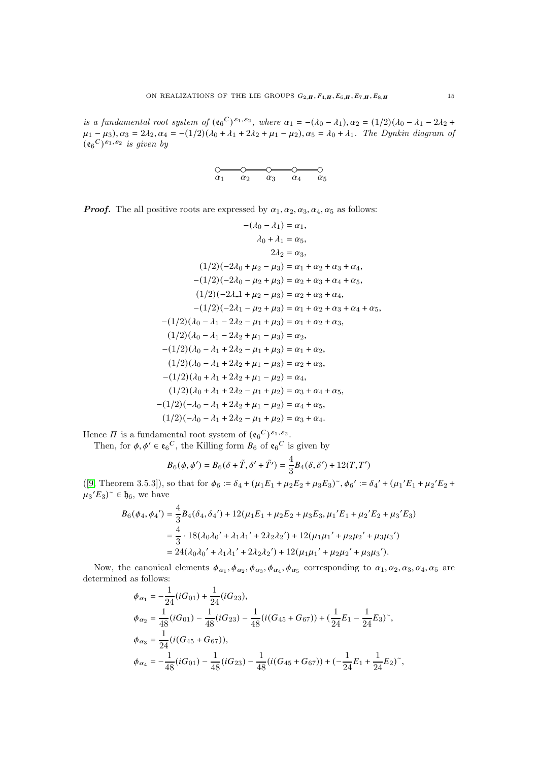*is a fundamental root system of* $(\mathfrak{e}_6{}^C)^{\varepsilon_1,\varepsilon_2}$*, where* $\alpha_1 = -(\lambda_0 - \lambda_1), \alpha_2 = (1/2)(\lambda_0 - \lambda_1 - 2\lambda_2 + \mu_1 - \mu_3), \alpha_3 = 2\lambda_2, \alpha_4 = -(1/2)(\lambda_0 + \lambda_1 + 2\lambda_2 + \mu_1 - \mu_2), \alpha_5 = \lambda_0 + \lambda_1$*. The Dynkin diagram of* $(\mathfrak{e}_6{}^C)^{\varepsilon_1,\varepsilon_2}$ *is given by*

$$\alpha_1 - \alpha_2 - \alpha_3 - \alpha_4 - \alpha_5$$

***Proof.*** The all positive roots are expressed by $\alpha_1, \alpha_2, \alpha_3, \alpha_4, \alpha_5$ as follows:

$$
\begin{aligned}
-(\lambda_0 - \lambda_1) &= \alpha_1, \\
\lambda_0 + \lambda_1 &= \alpha_5, \\
2\lambda_2 &= \alpha_3, \\
(1/2)(-2\lambda_0 + \mu_2 - \mu_3) &= \alpha_1 + \alpha_2 + \alpha_3 + \alpha_4, \\
-(1/2)(-2\lambda_0 - \mu_2 + \mu_3) &= \alpha_2 + \alpha_3 + \alpha_4 + \alpha_5, \\
(1/2)(-2\lambda\_1 + \mu_2 - \mu_3) &= \alpha_2 + \alpha_3 + \alpha_4, \\
-(1/2)(-2\lambda_1 - \mu_2 + \mu_3) &= \alpha_1 + \alpha_2 + \alpha_3 + \alpha_4 + \alpha_5, \\
-(1/2)(\lambda_0 - \lambda_1 - 2\lambda_2 - \mu_1 + \mu_3) &= \alpha_1 + \alpha_2 + \alpha_3, \\
(1/2)(\lambda_0 - \lambda_1 - 2\lambda_2 + \mu_1 - \mu_3) &= \alpha_2, \\
-(1/2)(\lambda_0 - \lambda_1 + 2\lambda_2 - \mu_1 + \mu_3) &= \alpha_1 + \alpha_2, \\
(1/2)(\lambda_0 - \lambda_1 + 2\lambda_2 + \mu_1 - \mu_3) &= \alpha_2 + \alpha_3, \\
-(1/2)(\lambda_0 + \lambda_1 + 2\lambda_2 + \mu_1 - \mu_2) &= \alpha_4, \\
(1/2)(\lambda_0 + \lambda_1 + 2\lambda_2 - \mu_1 + \mu_2) &= \alpha_3 + \alpha_4 + \alpha_5, \\
-(1/2)(-\lambda_0 - \lambda_1 + 2\lambda_2 + \mu_1 - \mu_2) &= \alpha_4 + \alpha_5, \\
(1/2)(-\lambda_0 - \lambda_1 + 2\lambda_2 - \mu_1 + \mu_2) &= \alpha_3 + \alpha_4.
\end{aligned}
$$

Hence $\varPi$ is a fundamental root system of $(\mathfrak{e}_6{}^C)^{\varepsilon_1,\varepsilon_2}$.

Then, for $\phi, \phi' \in \mathfrak{e}_6{}^C$, the Killing form $B_6$ of $\mathfrak{e}_6{}^C$ is given by

$$B_6(\phi, \phi') = B_6(\delta + \tilde{T}, \delta' + \tilde{T'}) = \frac{4}{3}B_4(\delta, \delta') + 12(T, T')$$

([9, Theorem 3.5.3]), so that for $\phi_6 := \delta_4 + (\mu_1 E_1 + \mu_2 E_2 + \mu_3 E_3)^{\sim}, \phi_6{}' := \delta_4{}' + (\mu_1{}' E_1 + \mu_2{}' E_2 + \mu_3{}' E_3)^{\sim} \in \mathfrak{h}_6$, we have

$$
\begin{aligned}
B_6(\phi_4, \phi_4{}') &= \frac{4}{3}B_4(\delta_4, \delta_4{}') + 12(\mu_1 E_1 + \mu_2 E_2 + \mu_3 E_3, \mu_1{}' E_1 + \mu_2{}' E_2 + \mu_3{}' E_3) \\
&= \frac{4}{3} \cdot 18(\lambda_0\lambda_0{}' + \lambda_1\lambda_1{}' + 2\lambda_2\lambda_2{}') + 12(\mu_1\mu_1{}' + \mu_2\mu_2{}' + \mu_3\mu_3{}') \\
&= 24(\lambda_0\lambda_0{}' + \lambda_1\lambda_1{}' + 2\lambda_2\lambda_2{}') + 12(\mu_1\mu_1{}' + \mu_2\mu_2{}' + \mu_3\mu_3{}').
\end{aligned}
$$

Now, the canonical elements $\phi_{\alpha_1}, \phi_{\alpha_2}, \phi_{\alpha_3}, \phi_{\alpha_4}, \phi_{\alpha_5}$ corresponding to $\alpha_1, \alpha_2, \alpha_3, \alpha_4, \alpha_5$ are determined as follows:

$$
\begin{aligned}
\phi_{\alpha_1} &= -\frac{1}{24}(iG_{01}) + \frac{1}{24}(iG_{23}), \\
\phi_{\alpha_2} &= \frac{1}{48}(iG_{01}) - \frac{1}{48}(iG_{23}) - \frac{1}{48}(i(G_{45} + G_{67})) + (\frac{1}{24}E_1 - \frac{1}{24}E_3)^{\sim}, \\
\phi_{\alpha_3} &= \frac{1}{24}(i(G_{45} + G_{67})), \\
\phi_{\alpha_4} &= -\frac{1}{48}(iG_{01}) - \frac{1}{48}(iG_{23}) - \frac{1}{48}(i(G_{45} + G_{67})) + (-\frac{1}{24}E_1 + \frac{1}{24}E_2)^{\sim},
\end{aligned}
$$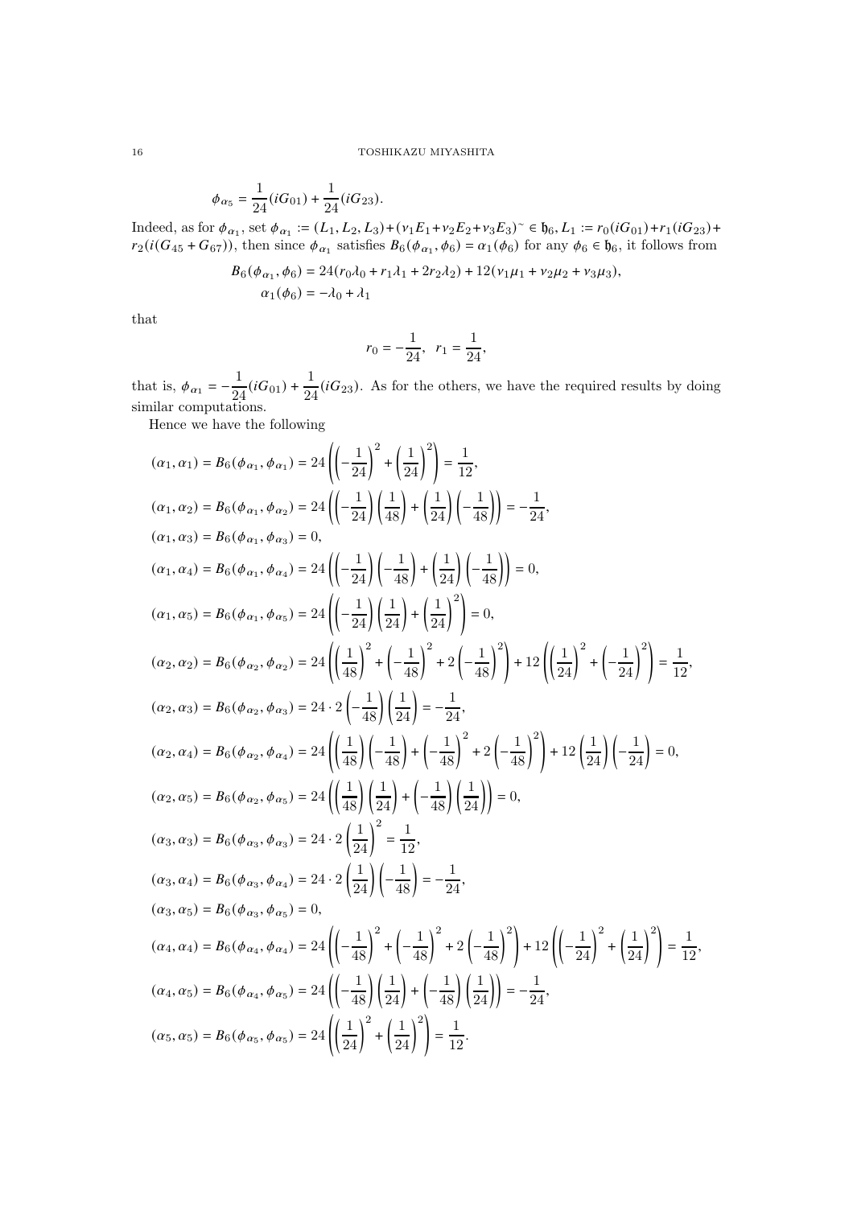$$\phi_{\alpha_5} = \frac{1}{24}(iG_{01}) + \frac{1}{24}(iG_{23}).$$

Indeed, as for $\phi_{\alpha_1}$, set $\phi_{\alpha_1} := (L_1, L_2, L_3) + (\nu_1 E_1 + \nu_2 E_2 + \nu_3 E_3)^{\sim} \in \mathfrak{h}_6, L_1 := r_0(iG_{01}) + r_1(iG_{23}) + r_2(i(G_{45} + G_{67}))$, then since $\phi_{\alpha_1}$ satisfies $B_6(\phi_{\alpha_1}, \phi_6) = \alpha_1(\phi_6)$ for any $\phi_6 \in \mathfrak{h}_6$, it follows from

$$B_6(\phi_{\alpha_1}, \phi_6) = 24(r_0\lambda_0 + r_1\lambda_1 + 2r_2\lambda_2) + 12(\nu_1\mu_1 + \nu_2\mu_2 + \nu_3\mu_3),$$
$$\alpha_1(\phi_6) = -\lambda_0 + \lambda_1$$

that

$$r_0 = -\frac{1}{24}, \quad r_1 = \frac{1}{24},$$

that is, $\phi_{\alpha_1} = -\dfrac{1}{24}(iG_{01}) + \dfrac{1}{24}(iG_{23})$. As for the others, we have the required results by doing similar computations.

Hence we have the following

$$(\alpha_1, \alpha_1) = B_6(\phi_{\alpha_1}, \phi_{\alpha_1}) = 24\left(\left(-\frac{1}{24}\right)^2 + \left(\frac{1}{24}\right)^2\right) = \frac{1}{12},$$

$$(\alpha_1, \alpha_2) = B_6(\phi_{\alpha_1}, \phi_{\alpha_2}) = 24\left(\left(-\frac{1}{24}\right)\left(\frac{1}{48}\right) + \left(\frac{1}{24}\right)\left(-\frac{1}{48}\right)\right) = -\frac{1}{24},$$

$$(\alpha_1, \alpha_3) = B_6(\phi_{\alpha_1}, \phi_{\alpha_3}) = 0,$$

$$(\alpha_1, \alpha_4) = B_6(\phi_{\alpha_1}, \phi_{\alpha_4}) = 24\left(\left(-\frac{1}{24}\right)\left(-\frac{1}{48}\right) + \left(\frac{1}{24}\right)\left(-\frac{1}{48}\right)\right) = 0,$$

$$(\alpha_1, \alpha_5) = B_6(\phi_{\alpha_1}, \phi_{\alpha_5}) = 24\left(\left(-\frac{1}{24}\right)\left(\frac{1}{24}\right) + \left(\frac{1}{24}\right)^2\right) = 0,$$

$$(\alpha_2, \alpha_2) = B_6(\phi_{\alpha_2}, \phi_{\alpha_2}) = 24\left(\left(\frac{1}{48}\right)^2 + \left(-\frac{1}{48}\right)^2 + 2\left(-\frac{1}{48}\right)^2\right) + 12\left(\left(\frac{1}{24}\right)^2 + \left(-\frac{1}{24}\right)^2\right) = \frac{1}{12},$$

$$(\alpha_2, \alpha_3) = B_6(\phi_{\alpha_2}, \phi_{\alpha_3}) = 24 \cdot 2\left(-\frac{1}{48}\right)\left(\frac{1}{24}\right) = -\frac{1}{24},$$

$$(\alpha_2, \alpha_4) = B_6(\phi_{\alpha_2}, \phi_{\alpha_4}) = 24\left(\left(\frac{1}{48}\right)\left(-\frac{1}{48}\right) + \left(-\frac{1}{48}\right)^2 + 2\left(-\frac{1}{48}\right)^2\right) + 12\left(\frac{1}{24}\right)\left(-\frac{1}{24}\right) = 0,$$

$$(\alpha_2, \alpha_5) = B_6(\phi_{\alpha_2}, \phi_{\alpha_5}) = 24\left(\left(\frac{1}{48}\right)\left(\frac{1}{24}\right) + \left(-\frac{1}{48}\right)\left(\frac{1}{24}\right)\right) = 0,$$

$$(\alpha_3, \alpha_3) = B_6(\phi_{\alpha_3}, \phi_{\alpha_3}) = 24 \cdot 2\left(\frac{1}{24}\right)^2 = \frac{1}{12},$$

$$(\alpha_3, \alpha_4) = B_6(\phi_{\alpha_3}, \phi_{\alpha_4}) = 24 \cdot 2\left(\frac{1}{24}\right)\left(-\frac{1}{48}\right) = -\frac{1}{24},$$

$$(\alpha_3, \alpha_5) = B_6(\phi_{\alpha_3}, \phi_{\alpha_5}) = 0,$$

$$(\alpha_4, \alpha_4) = B_6(\phi_{\alpha_4}, \phi_{\alpha_4}) = 24\left(\left(-\frac{1}{48}\right)^2 + \left(-\frac{1}{48}\right)^2 + 2\left(-\frac{1}{48}\right)^2\right) + 12\left(\left(-\frac{1}{24}\right)^2 + \left(\frac{1}{24}\right)^2\right) = \frac{1}{12},$$

$$(\alpha_4, \alpha_5) = B_6(\phi_{\alpha_4}, \phi_{\alpha_5}) = 24\left(\left(-\frac{1}{48}\right)\left(\frac{1}{24}\right) + \left(-\frac{1}{48}\right)\left(\frac{1}{24}\right)\right) = -\frac{1}{24},$$

$$(\alpha_5, \alpha_5) = B_6(\phi_{\alpha_5}, \phi_{\alpha_5}) = 24\left(\left(\frac{1}{24}\right)^2 + \left(\frac{1}{24}\right)^2\right) = \frac{1}{12}.$$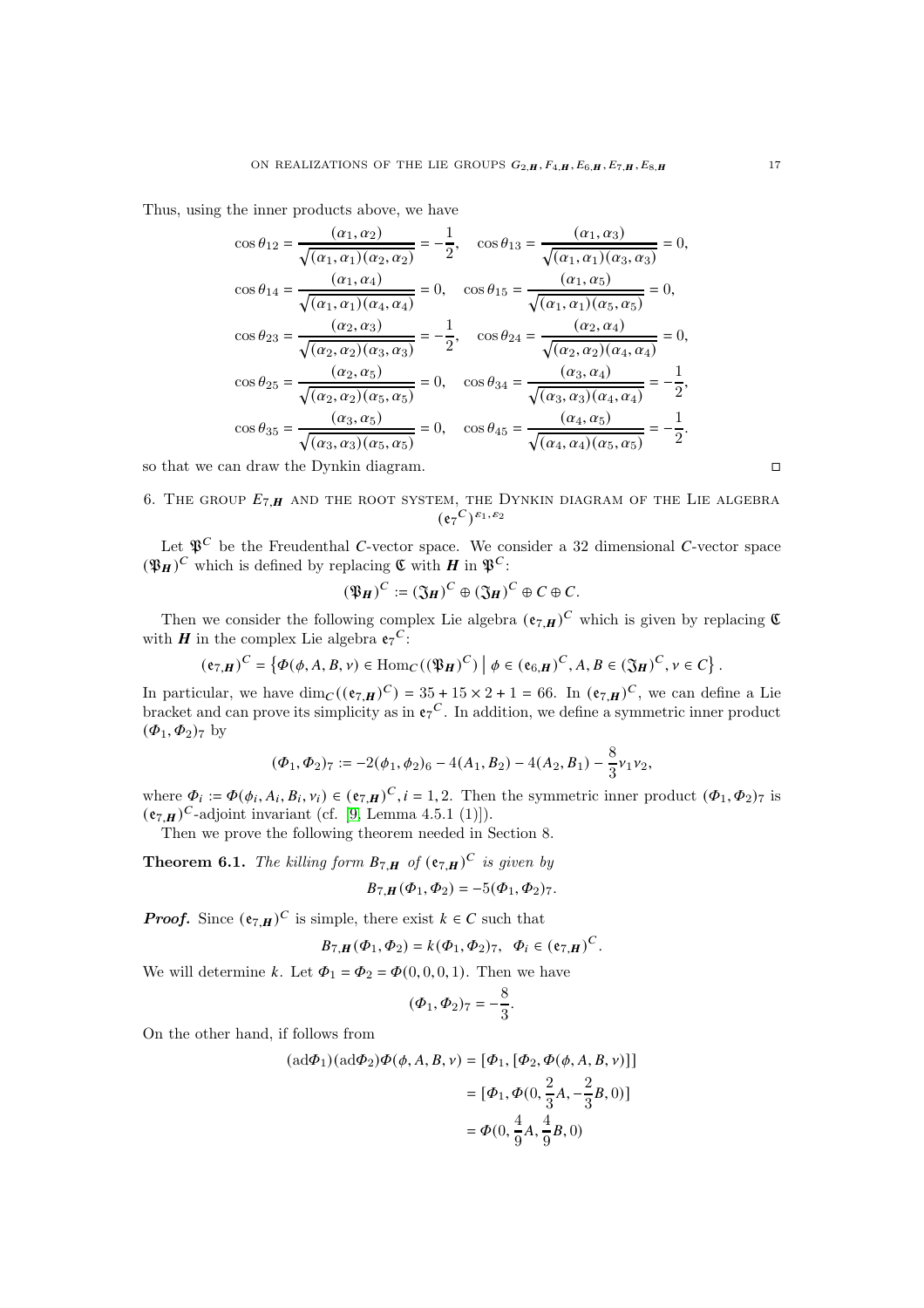Thus, using the inner products above, we have

$$
\begin{aligned}
\cos\theta_{12} &= \frac{(\alpha_1,\alpha_2)}{\sqrt{(\alpha_1,\alpha_1)(\alpha_2,\alpha_2)}} = -\frac{1}{2}, \quad \cos\theta_{13} = \frac{(\alpha_1,\alpha_3)}{\sqrt{(\alpha_1,\alpha_1)(\alpha_3,\alpha_3)}} = 0,\\
\cos\theta_{14} &= \frac{(\alpha_1,\alpha_4)}{\sqrt{(\alpha_1,\alpha_1)(\alpha_4,\alpha_4)}} = 0, \quad \cos\theta_{15} = \frac{(\alpha_1,\alpha_5)}{\sqrt{(\alpha_1,\alpha_1)(\alpha_5,\alpha_5)}} = 0,\\
\cos\theta_{23} &= \frac{(\alpha_2,\alpha_3)}{\sqrt{(\alpha_2,\alpha_2)(\alpha_3,\alpha_3)}} = -\frac{1}{2}, \quad \cos\theta_{24} = \frac{(\alpha_2,\alpha_4)}{\sqrt{(\alpha_2,\alpha_2)(\alpha_4,\alpha_4)}} = 0,\\
\cos\theta_{25} &= \frac{(\alpha_2,\alpha_5)}{\sqrt{(\alpha_2,\alpha_2)(\alpha_5,\alpha_5)}} = 0, \quad \cos\theta_{34} = \frac{(\alpha_3,\alpha_4)}{\sqrt{(\alpha_3,\alpha_3)(\alpha_4,\alpha_4)}} = -\frac{1}{2},\\
\cos\theta_{35} &= \frac{(\alpha_3,\alpha_5)}{\sqrt{(\alpha_3,\alpha_3)(\alpha_5,\alpha_5)}} = 0, \quad \cos\theta_{45} = \frac{(\alpha_4,\alpha_5)}{\sqrt{(\alpha_4,\alpha_4)(\alpha_5,\alpha_5)}} = -\frac{1}{2}.
\end{aligned}
$$

so that we can draw the Dynkin diagram. □

## 6. The group $E_{7,\boldsymbol{H}}$ and the root system, the Dynkin diagram of the Lie algebra $({\mathfrak{e}_7}^C)^{\varepsilon_1,\varepsilon_2}$

Let $\mathfrak{P}^C$ be the Freudenthal $C$-vector space. We consider a 32 dimensional $C$-vector space $(\mathfrak{P}_{\boldsymbol{H}})^C$ which is defined by replacing $\mathfrak{C}$ with $\boldsymbol{H}$ in $\mathfrak{P}^C$:

$$
(\mathfrak{P}_{\boldsymbol{H}})^C := (\mathfrak{J}_{\boldsymbol{H}})^C \oplus (\mathfrak{J}_{\boldsymbol{H}})^C \oplus C \oplus C.
$$

Then we consider the following complex Lie algebra $(\mathfrak{e}_{7,\boldsymbol{H}})^C$ which is given by replacing $\mathfrak{C}$ with $\boldsymbol{H}$ in the complex Lie algebra ${\mathfrak{e}_7}^C$:

$$
(\mathfrak{e}_{7,\boldsymbol{H}})^C = \left\{ \Phi(\phi, A, B, \nu) \in \mathrm{Hom}_C((\mathfrak{P}_{\boldsymbol{H}})^C) \;\middle|\; \phi \in (\mathfrak{e}_{6,\boldsymbol{H}})^C, A, B \in (\mathfrak{J}_{\boldsymbol{H}})^C, \nu \in C \right\}.
$$

In particular, we have $\dim_C((\mathfrak{e}_{7,\boldsymbol{H}})^C) = 35 + 15 \times 2 + 1 = 66$. In $(\mathfrak{e}_{7,\boldsymbol{H}})^C$, we can define a Lie bracket and can prove its simplicity as in ${\mathfrak{e}_7}^C$. In addition, we define a symmetric inner product $(\Phi_1, \Phi_2)_7$ by

$$
(\Phi_1, \Phi_2)_7 := -2(\phi_1, \phi_2)_6 - 4(A_1, B_2) - 4(A_2, B_1) - \frac{8}{3}\nu_1\nu_2,
$$

where $\Phi_i := \Phi(\phi_i, A_i, B_i, \nu_i) \in (\mathfrak{e}_{7,\boldsymbol{H}})^C, i = 1, 2$. Then the symmetric inner product $(\Phi_1, \Phi_2)_7$ is $(\mathfrak{e}_{7,\boldsymbol{H}})^C$-adjoint invariant (cf. [9, Lemma 4.5.1 (1)]).

Then we prove the following theorem needed in Section 8.

**Theorem 6.1.** *The killing form $B_{7,\boldsymbol{H}}$ of $(\mathfrak{e}_{7,\boldsymbol{H}})^C$ is given by*

$$
B_{7,\boldsymbol{H}}(\Phi_1, \Phi_2) = -5(\Phi_1, \Phi_2)_7.
$$

***Proof.*** Since $(\mathfrak{e}_{7,\boldsymbol{H}})^C$ is simple, there exist $k \in C$ such that

$$
B_{7,\boldsymbol{H}}(\Phi_1, \Phi_2) = k(\Phi_1, \Phi_2)_7, \quad \Phi_i \in (\mathfrak{e}_{7,\boldsymbol{H}})^C.
$$

We will determine $k$. Let $\Phi_1 = \Phi_2 = \Phi(0, 0, 0, 1)$. Then we have

$$
(\Phi_1, \Phi_2)_7 = -\frac{8}{3}.
$$

On the other hand, if follows from

$$
\begin{aligned}
(\mathrm{ad}\Phi_1)(\mathrm{ad}\Phi_2)\Phi(\phi, A, B, \nu) &= [\Phi_1, [\Phi_2, \Phi(\phi, A, B, \nu)]]\\
&= [\Phi_1, \Phi(0, \frac{2}{3}A, -\frac{2}{3}B, 0)]\\
&= \Phi(0, \frac{4}{9}A, \frac{4}{9}B, 0)
\end{aligned}
$$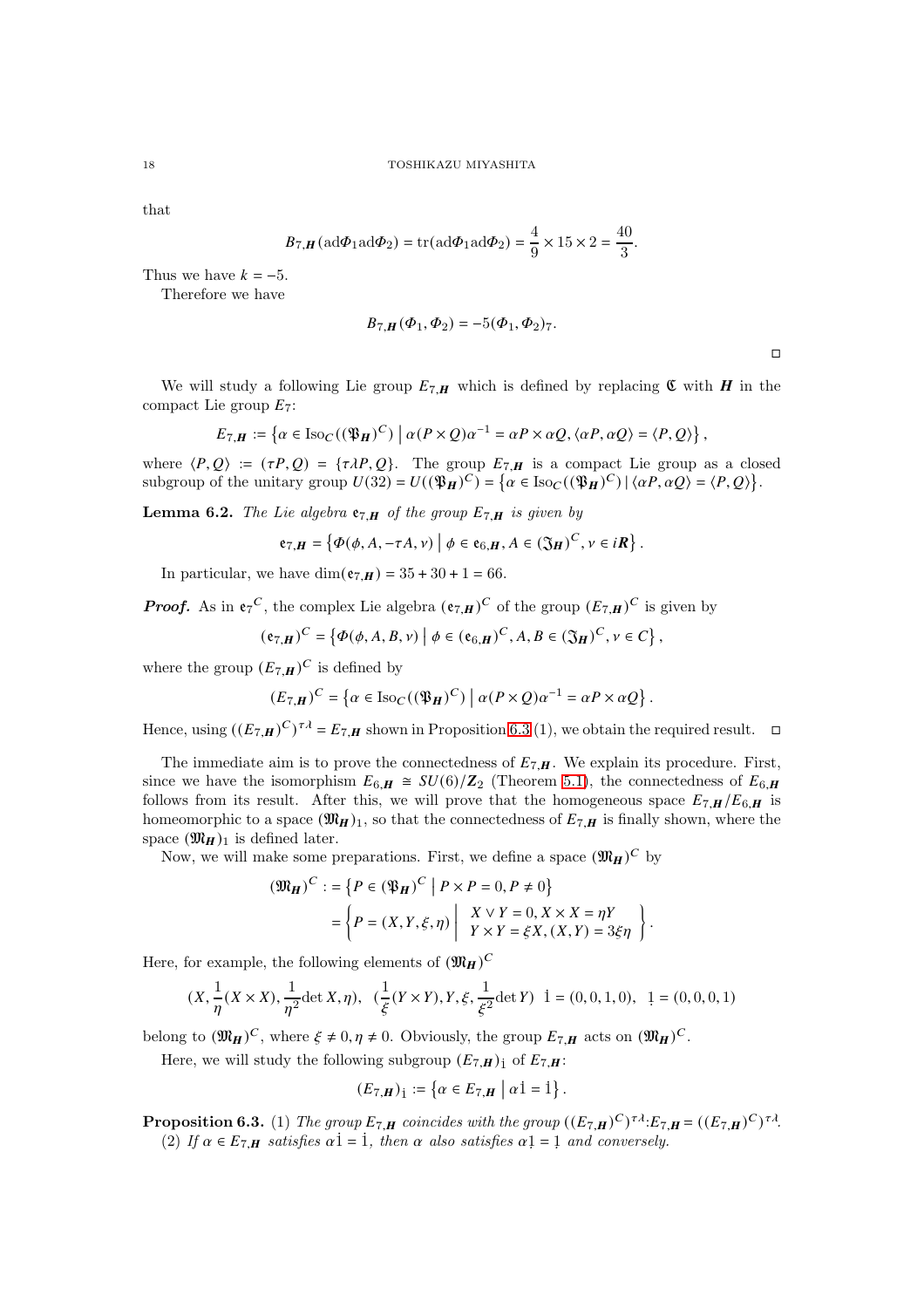that

$$B_{7,\boldsymbol{H}}(\mathrm{ad}\Phi_1\mathrm{ad}\Phi_2) = \mathrm{tr}(\mathrm{ad}\Phi_1\mathrm{ad}\Phi_2) = \frac{4}{9} \times 15 \times 2 = \frac{40}{3}.$$

Thus we have $k = -5$.

Therefore we have

$$B_{7,\boldsymbol{H}}(\Phi_1, \Phi_2) = -5(\Phi_1, \Phi_2)_7.$$

□

We will study a following Lie group $E_{7,\boldsymbol{H}}$ which is defined by replacing $\mathfrak{C}$ with $\boldsymbol{H}$ in the compact Lie group $E_7$:

$$E_{7,\boldsymbol{H}} := \left\{ \alpha \in \mathrm{Iso}_C((\mathfrak{P}_{\boldsymbol{H}})^C) \,\middle|\, \alpha(P \times Q)\alpha^{-1} = \alpha P \times \alpha Q, \langle \alpha P, \alpha Q \rangle = \langle P, Q \rangle \right\},$$

where $\langle P, Q \rangle := (\tau P, Q) = \{\tau\lambda P, Q\}$. The group $E_{7,\boldsymbol{H}}$ is a compact Lie group as a closed subgroup of the unitary group $U(32) = U((\mathfrak{P}_{\boldsymbol{H}})^C) = \left\{ \alpha \in \mathrm{Iso}_C((\mathfrak{P}_{\boldsymbol{H}})^C) \,|\, \langle \alpha P, \alpha Q \rangle = \langle P, Q \rangle \right\}$.

**Lemma 6.2.** *The Lie algebra $\mathfrak{e}_{7,\boldsymbol{H}}$ of the group $E_{7,\boldsymbol{H}}$ is given by*

$$\mathfrak{e}_{7,\boldsymbol{H}} = \left\{ \Phi(\phi, A, -\tau A, \nu) \,\middle|\, \phi \in \mathfrak{e}_{6,\boldsymbol{H}}, A \in (\mathfrak{J}_{\boldsymbol{H}})^C, \nu \in i\boldsymbol{R} \right\}.$$

In particular, we have $\dim(\mathfrak{e}_{7,\boldsymbol{H}}) = 35 + 30 + 1 = 66$.

***Proof.*** As in ${\mathfrak{e}_7}^C$, the complex Lie algebra $(\mathfrak{e}_{7,\boldsymbol{H}})^C$ of the group $(E_{7,\boldsymbol{H}})^C$ is given by

$$(\mathfrak{e}_{7,\boldsymbol{H}})^C = \left\{ \Phi(\phi, A, B, \nu) \,\middle|\, \phi \in (\mathfrak{e}_{6,\boldsymbol{H}})^C, A, B \in (\mathfrak{J}_{\boldsymbol{H}})^C, \nu \in C \right\},$$

where the group $(E_{7,\boldsymbol{H}})^C$ is defined by

$$(E_{7,\boldsymbol{H}})^C = \left\{ \alpha \in \mathrm{Iso}_C((\mathfrak{P}_{\boldsymbol{H}})^C) \,\middle|\, \alpha(P \times Q)\alpha^{-1} = \alpha P \times \alpha Q \right\}.$$

Hence, using $((E_{7,\boldsymbol{H}})^C)^{\tau\lambda} = E_{7,\boldsymbol{H}}$ shown in Proposition 6.3 (1), we obtain the required result. □

The immediate aim is to prove the connectedness of $E_{7,\boldsymbol{H}}$. We explain its procedure. First, since we have the isomorphism $E_{6,\boldsymbol{H}} \cong SU(6)/\boldsymbol{Z}_2$ (Theorem 5.1), the connectedness of $E_{6,\boldsymbol{H}}$ follows from its result. After this, we will prove that the homogeneous space $E_{7,\boldsymbol{H}}/E_{6,\boldsymbol{H}}$ is homeomorphic to a space $(\mathfrak{M}_{\boldsymbol{H}})_1$, so that the connectedness of $E_{7,\boldsymbol{H}}$ is finally shown, where the space $(\mathfrak{M}_{\boldsymbol{H}})_1$ is defined later.

Now, we will make some preparations. First, we define a space $(\mathfrak{M}_{\boldsymbol{H}})^C$ by

$$\begin{aligned}
(\mathfrak{M}_{\boldsymbol{H}})^C :&= \left\{ P \in (\mathfrak{P}_{\boldsymbol{H}})^C \,\middle|\, P \times P = 0, P \neq 0 \right\} \\
&= \left\{ P = (X, Y, \xi, \eta) \,\middle|\, \begin{array}{l} X \vee Y = 0, X \times X = \eta Y \\ Y \times Y = \xi X, (X, Y) = 3\xi\eta \end{array} \right\}.
\end{aligned}$$

Here, for example, the following elements of $(\mathfrak{M}_{\boldsymbol{H}})^C$

$$(X, \frac{1}{\eta}(X \times X), \frac{1}{\eta^2}\det X, \eta), \;\; (\frac{1}{\xi}(Y \times Y), Y, \xi, \frac{1}{\xi^2}\det Y) \;\; \dot{1} = (0, 0, 1, 0), \;\; \underset{\cdot}{1} = (0, 0, 0, 1)$$

belong to $(\mathfrak{M}_{\boldsymbol{H}})^C$, where $\xi \neq 0, \eta \neq 0$. Obviously, the group $E_{7,\boldsymbol{H}}$ acts on $(\mathfrak{M}_{\boldsymbol{H}})^C$.

Here, we will study the following subgroup $(E_{7,\boldsymbol{H}})_{\dot{1}}$ of $E_{7,\boldsymbol{H}}$:

$$(E_{7,\boldsymbol{H}})_{\dot{1}} := \left\{ \alpha \in E_{7,\boldsymbol{H}} \,\middle|\, \alpha\dot{1} = \dot{1} \right\}.$$

**Proposition 6.3.** (1) *The group $E_{7,\boldsymbol{H}}$ coincides with the group $((E_{7,\boldsymbol{H}})^C)^{\tau\lambda}$:$E_{7,\boldsymbol{H}} = ((E_{7,\boldsymbol{H}})^C)^{\tau\lambda}$.*
(2) *If $\alpha \in E_{7,\boldsymbol{H}}$ satisfies $\alpha\dot{1} = \dot{1}$, then $\alpha$ also satisfies $\alpha\underset{\cdot}{1} = \underset{\cdot}{1}$ and conversely.*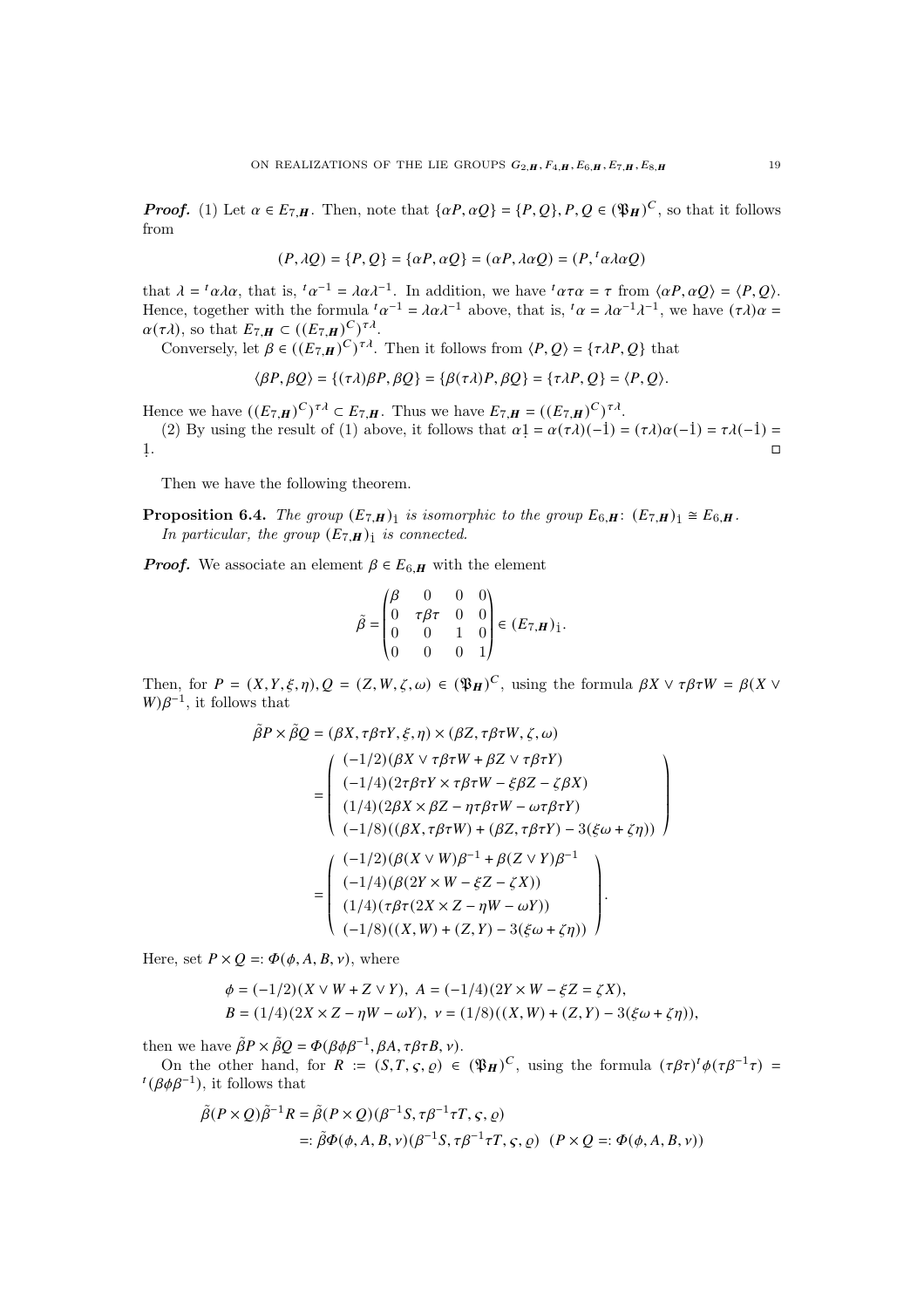***Proof.*** (1) Let $\alpha \in E_{7,\boldsymbol{H}}$. Then, note that $\{\alpha P, \alpha Q\} = \{P, Q\}, P, Q \in (\mathfrak{P}_{\boldsymbol{H}})^C$, so that it follows from

$$(P, \lambda Q) = \{P, Q\} = \{\alpha P, \alpha Q\} = (\alpha P, \lambda \alpha Q) = (P, {}^t\alpha\lambda\alpha Q)$$

that $\lambda = {}^t\alpha\lambda\alpha$, that is, ${}^t\alpha^{-1} = \lambda\alpha\lambda^{-1}$. In addition, we have ${}^t\alpha\tau\alpha = \tau$ from $\langle \alpha P, \alpha Q\rangle = \langle P, Q\rangle$. Hence, together with the formula ${}^t\alpha^{-1} = \lambda\alpha\lambda^{-1}$ above, that is, ${}^t\alpha = \lambda\alpha^{-1}\lambda^{-1}$, we have $(\tau\lambda)\alpha = \alpha(\tau\lambda)$, so that $E_{7,\boldsymbol{H}} \subset ((E_{7,\boldsymbol{H}})^C)^{\tau\lambda}$.

Conversely, let $\beta \in ((E_{7,\boldsymbol{H}})^C)^{\tau\lambda}$. Then it follows from $\langle P, Q\rangle = \{\tau\lambda P, Q\}$ that

$$\langle \beta P, \beta Q\rangle = \{(\tau\lambda)\beta P, \beta Q\} = \{\beta(\tau\lambda)P, \beta Q\} = \{\tau\lambda P, Q\} = \langle P, Q\rangle.$$

Hence we have $((E_{7,\boldsymbol{H}})^C)^{\tau\lambda} \subset E_{7,\boldsymbol{H}}$. Thus we have $E_{7,\boldsymbol{H}} = ((E_{7,\boldsymbol{H}})^C)^{\tau\lambda}$.

(2) By using the result of (1) above, it follows that $\alpha\underset{\cdot}{1} = \alpha(\tau\lambda)(-\dot{1}) = (\tau\lambda)\alpha(-\dot{1}) = \tau\lambda(-\dot{1}) = \underset{\cdot}{1}$. $\square$

Then we have the following theorem.

**Proposition 6.4.** *The group $(E_{7,\boldsymbol{H}})_{\dot{1}}$ is isomorphic to the group $E_{6,\boldsymbol{H}}$: $(E_{7,\boldsymbol{H}})_{\dot{1}} \cong E_{6,\boldsymbol{H}}$. In particular, the group $(E_{7,\boldsymbol{H}})_{\dot{1}}$ is connected.*

***Proof.*** We associate an element $\beta \in E_{6,\boldsymbol{H}}$ with the element

$$\tilde{\beta} = \begin{pmatrix} \beta & 0 & 0 & 0 \\ 0 & \tau\beta\tau & 0 & 0 \\ 0 & 0 & 1 & 0 \\ 0 & 0 & 0 & 1 \end{pmatrix} \in (E_{7,\boldsymbol{H}})_{\dot{1}}.$$

Then, for $P = (X, Y, \xi, \eta), Q = (Z, W, \zeta, \omega) \in (\mathfrak{P}_{\boldsymbol{H}})^C$, using the formula $\beta X \vee \tau\beta\tau W = \beta(X \vee W)\beta^{-1}$, it follows that

$$\begin{aligned}
\tilde{\beta}P \times \tilde{\beta}Q &= (\beta X, \tau\beta\tau Y, \xi, \eta) \times (\beta Z, \tau\beta\tau W, \zeta, \omega) \\
&= \begin{pmatrix} (-1/2)(\beta X \vee \tau\beta\tau W + \beta Z \vee \tau\beta\tau Y) \\ (-1/4)(2\tau\beta\tau Y \times \tau\beta\tau W - \xi\beta Z - \zeta\beta X) \\ (1/4)(2\beta X \times \beta Z - \eta\tau\beta\tau W - \omega\tau\beta\tau Y) \\ (-1/8)((\beta X, \tau\beta\tau W) + (\beta Z, \tau\beta\tau Y) - 3(\xi\omega + \zeta\eta)) \end{pmatrix} \\
&= \begin{pmatrix} (-1/2)(\beta(X \vee W)\beta^{-1} + \beta(Z \vee Y)\beta^{-1} \\ (-1/4)(\beta(2Y \times W - \xi Z - \zeta X)) \\ (1/4)(\tau\beta\tau(2X \times Z - \eta W - \omega Y)) \\ (-1/8)((X, W) + (Z, Y) - 3(\xi\omega + \zeta\eta)) \end{pmatrix}.
\end{aligned}$$

Here, set $P \times Q =: \varPhi(\phi, A, B, \nu)$, where

$$\begin{aligned}
&\phi = (-1/2)(X \vee W + Z \vee Y),\ A = (-1/4)(2Y \times W - \xi Z = \zeta X), \\
&B = (1/4)(2X \times Z - \eta W - \omega Y),\ \nu = (1/8)((X, W) + (Z, Y) - 3(\xi\omega + \zeta\eta)),
\end{aligned}$$

then we have $\tilde{\beta}P \times \tilde{\beta}Q = \varPhi(\beta\phi\beta^{-1}, \beta A, \tau\beta\tau B, \nu)$.

On the other hand, for $R := (S, T, \varsigma, \varrho) \in (\mathfrak{P}_{\boldsymbol{H}})^C$, using the formula $(\tau\beta\tau){}^t\phi(\tau\beta^{-1}\tau) = {}^t(\beta\phi\beta^{-1})$, it follows that

$$\begin{aligned}
\tilde{\beta}(P \times Q)\tilde{\beta}^{-1}R &= \tilde{\beta}(P \times Q)(\beta^{-1}S, \tau\beta^{-1}\tau T, \varsigma, \varrho) \\
&=: \tilde{\beta}\varPhi(\phi, A, B, \nu)(\beta^{-1}S, \tau\beta^{-1}\tau T, \varsigma, \varrho) \ \ (P \times Q =: \varPhi(\phi, A, B, \nu))
\end{aligned}$$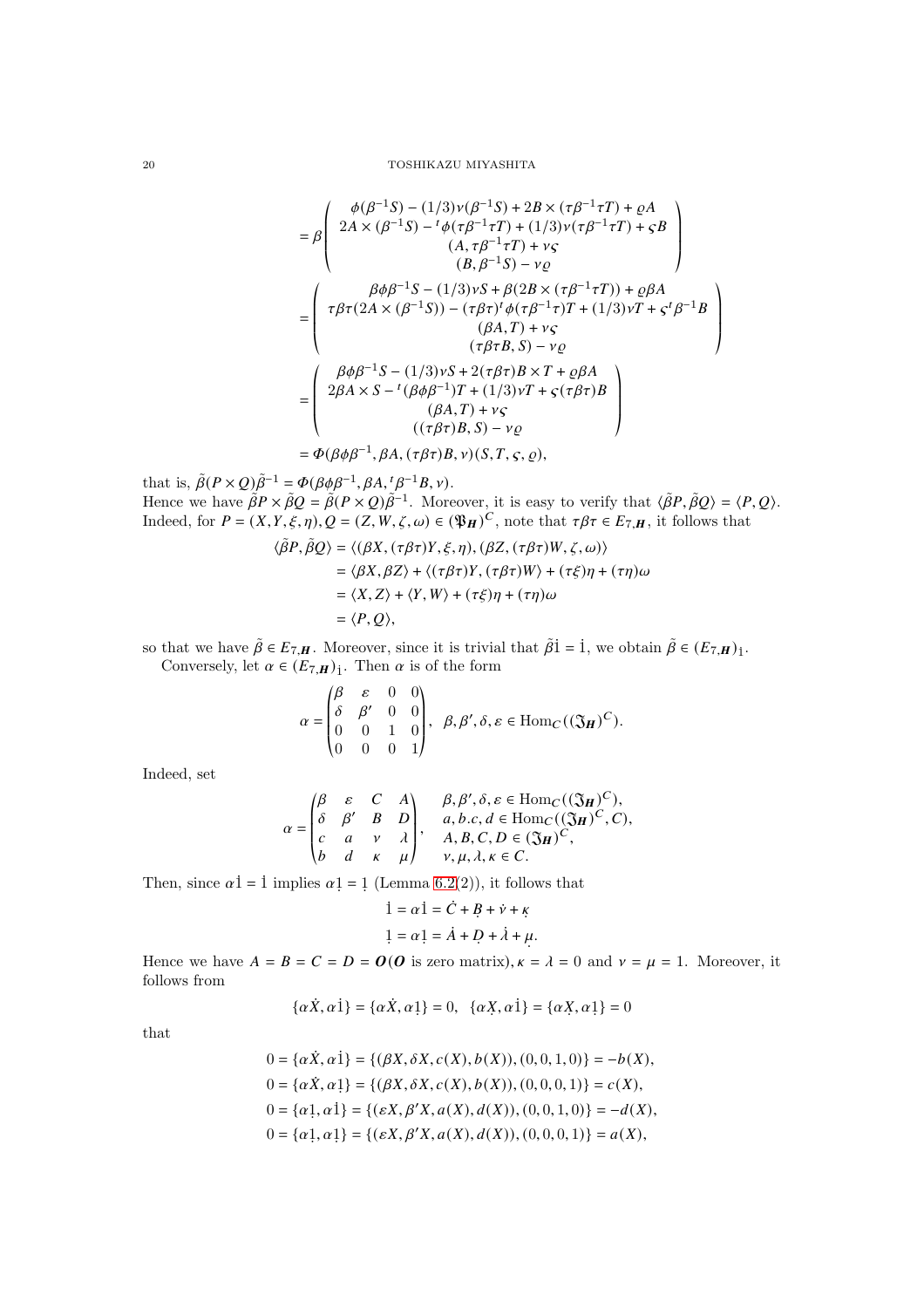$$
= \beta \begin{pmatrix} \phi(\beta^{-1}S) - (1/3)\nu(\beta^{-1}S) + 2B \times (\tau\beta^{-1}\tau T) + \varrho A \\ 2A \times (\beta^{-1}S) - {}^t\phi(\tau\beta^{-1}\tau T) + (1/3)\nu(\tau\beta^{-1}\tau T) + \varsigma B \\ (A, \tau\beta^{-1}\tau T) + \nu\varsigma \\ (B, \beta^{-1}S) - \nu\varrho \end{pmatrix}
$$

$$
= \begin{pmatrix} \beta\phi\beta^{-1}S - (1/3)\nu S + \beta(2B \times (\tau\beta^{-1}\tau T)) + \varrho\beta A \\ \tau\beta\tau(2A \times (\beta^{-1}S)) - (\tau\beta\tau)^t\phi(\tau\beta^{-1}\tau)T + (1/3)\nu T + \varsigma^t\beta^{-1}B \\ (\beta A, T) + \nu\varsigma \\ (\tau\beta\tau B, S) - \nu\varrho \end{pmatrix}
$$

$$
= \begin{pmatrix} \beta\phi\beta^{-1}S - (1/3)\nu S + 2(\tau\beta\tau)B \times T + \varrho\beta A \\ 2\beta A \times S - {}^t(\beta\phi\beta^{-1})T + (1/3)\nu T + \varsigma(\tau\beta\tau)B \\ (\beta A, T) + \nu\varsigma \\ ((\tau\beta\tau)B, S) - \nu\varrho \end{pmatrix}
$$

$$
= \varPhi(\beta\phi\beta^{-1}, \beta A, (\tau\beta\tau)B, \nu)(S, T, \varsigma, \varrho),
$$

that is, $\tilde{\beta}(P \times Q)\tilde{\beta}^{-1} = \varPhi(\beta\phi\beta^{-1}, \beta A, {}^t\beta^{-1}B, \nu)$.
Hence we have $\tilde{\beta}P \times \tilde{\beta}Q = \tilde{\beta}(P \times Q)\tilde{\beta}^{-1}$. Moreover, it is easy to verify that $\langle \tilde{\beta}P, \tilde{\beta}Q \rangle = \langle P, Q \rangle$. Indeed, for $P = (X, Y, \xi, \eta), Q = (Z, W, \zeta, \omega) \in (\mathfrak{P}_{\boldsymbol{H}})^C$, note that $\tau\beta\tau \in E_{7,\boldsymbol{H}}$, it follows that

$$
\begin{aligned}
\langle \tilde{\beta}P, \tilde{\beta}Q \rangle &= \langle (\beta X, (\tau\beta\tau)Y, \xi, \eta), (\beta Z, (\tau\beta\tau)W, \zeta, \omega) \rangle \\
&= \langle \beta X, \beta Z \rangle + \langle (\tau\beta\tau)Y, (\tau\beta\tau)W \rangle + (\tau\xi)\eta + (\tau\eta)\omega \\
&= \langle X, Z \rangle + \langle Y, W \rangle + (\tau\xi)\eta + (\tau\eta)\omega \\
&= \langle P, Q \rangle,
\end{aligned}
$$

so that we have $\tilde{\beta} \in E_{7,\boldsymbol{H}}$. Moreover, since it is trivial that $\tilde{\beta}\dot{1} = \dot{1}$, we obtain $\tilde{\beta} \in (E_{7,\boldsymbol{H}})_{\dot{1}}$.

Conversely, let $\alpha \in (E_{7,\boldsymbol{H}})_{\dot{1}}$. Then $\alpha$ is of the form

$$
\alpha = \begin{pmatrix} \beta & \varepsilon & 0 & 0 \\ \delta & \beta' & 0 & 0 \\ 0 & 0 & 1 & 0 \\ 0 & 0 & 0 & 1 \end{pmatrix}, \quad \beta, \beta', \delta, \varepsilon \in \mathrm{Hom}_C((\mathfrak{J}_{\boldsymbol{H}})^C).
$$

Indeed, set

$$
\alpha = \begin{pmatrix} \beta & \varepsilon & C & A \\ \delta & \beta' & B & D \\ c & a & \nu & \lambda \\ b & d & \kappa & \mu \end{pmatrix}, \quad \begin{array}{l} \beta, \beta', \delta, \varepsilon \in \mathrm{Hom}_C((\mathfrak{J}_{\boldsymbol{H}})^C), \\ a, b.c, d \in \mathrm{Hom}_C((\mathfrak{J}_{\boldsymbol{H}})^C, C), \\ A, B, C, D \in (\mathfrak{J}_{\boldsymbol{H}})^C, \\ \nu, \mu, \lambda, \kappa \in C. \end{array}
$$

Then, since $\alpha\dot{1} = \dot{1}$ implies $\alpha\underset{\cdot}{1} = \underset{\cdot}{1}$ (Lemma 6.2(2)), it follows that

$$
\dot{1} = \alpha\dot{1} = \dot{C} + \underset{\cdot}{B} + \dot{\nu} + \underset{\cdot}{\kappa}
$$

$$
\underset{\cdot}{1} = \alpha\underset{\cdot}{1} = \dot{A} + \underset{\cdot}{D} + \dot{\lambda} + \underset{\cdot}{\mu}.
$$

Hence we have $A = B = C = D = \boldsymbol{O}$ ($\boldsymbol{O}$ is zero matrix), $\kappa = \lambda = 0$ and $\nu = \mu = 1$. Moreover, it follows from

$$
\{\alpha\dot{X}, \alpha\dot{1}\} = \{\alpha\dot{X}, \alpha\underset{\cdot}{1}\} = 0, \quad \{\alpha\underset{\cdot}{X}, \alpha\dot{1}\} = \{\alpha\underset{\cdot}{X}, \alpha\underset{\cdot}{1}\} = 0
$$

that

$$
\begin{aligned}
0 &= \{\alpha\dot{X}, \alpha\dot{1}\} = \{(\beta X, \delta X, c(X), b(X)), (0, 0, 1, 0)\} = -b(X), \\
0 &= \{\alpha\dot{X}, \alpha\underset{\cdot}{1}\} = \{(\beta X, \delta X, c(X), b(X)), (0, 0, 0, 1)\} = c(X), \\
0 &= \{\alpha\underset{\cdot}{1}, \alpha\dot{1}\} = \{(\varepsilon X, \beta' X, a(X), d(X)), (0, 0, 1, 0)\} = -d(X), \\
0 &= \{\alpha\underset{\cdot}{1}, \alpha\underset{\cdot}{1}\} = \{(\varepsilon X, \beta' X, a(X), d(X)), (0, 0, 0, 1)\} = a(X),
\end{aligned}
$$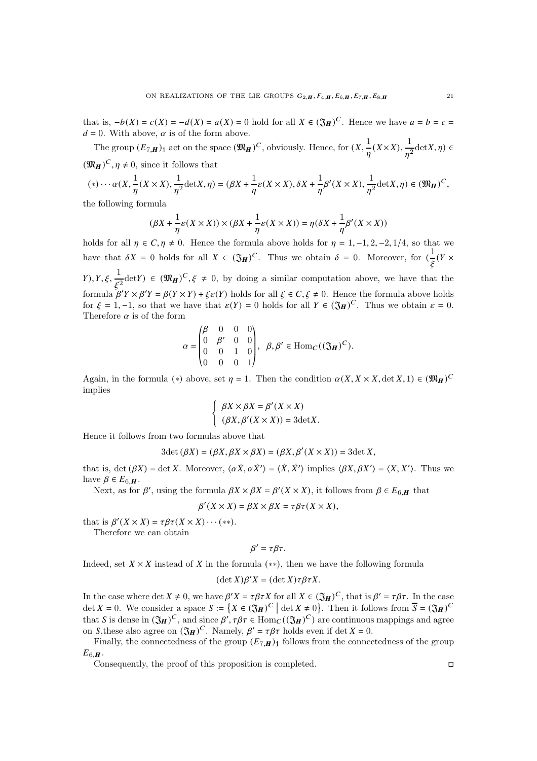that is, $-b(X) = c(X) = -d(X) = a(X) = 0$ hold for all $X \in (\mathfrak{J}_{\boldsymbol{H}})^C$. Hence we have $a = b = c = d = 0$. With above, $\alpha$ is of the form above.

The group $(E_{7,\boldsymbol{H}})_1$ act on the space $(\mathfrak{M}_{\boldsymbol{H}})^C$, obviously. Hence, for $(X, \dfrac{1}{\eta}(X \times X), \dfrac{1}{\eta^2}\mathrm{det}X, \eta) \in (\mathfrak{M}_{\boldsymbol{H}})^C, \eta \neq 0$, since it follows that

$$(*) \cdots \alpha(X, \frac{1}{\eta}(X \times X), \frac{1}{\eta^2}\mathrm{det}X, \eta) = (\beta X + \frac{1}{\eta}\varepsilon(X \times X), \delta X + \frac{1}{\eta}\beta'(X \times X), \frac{1}{\eta^2}\mathrm{det}X, \eta) \in (\mathfrak{M}_{\boldsymbol{H}})^C,$$

the following formula

$$(\beta X + \frac{1}{\eta}\varepsilon(X \times X)) \times (\beta X + \frac{1}{\eta}\varepsilon(X \times X)) = \eta(\delta X + \frac{1}{\eta}\beta'(X \times X))$$

holds for all $\eta \in C, \eta \neq 0$. Hence the formula above holds for $\eta = 1, -1, 2, -2, 1/4$, so that we have that $\delta X = 0$ holds for all $X \in (\mathfrak{J}_{\boldsymbol{H}})^C$. Thus we obtain $\delta = 0$. Moreover, for $(\dfrac{1}{\xi}(Y \times Y), Y, \xi, \dfrac{1}{\xi^2}\mathrm{det}Y) \in (\mathfrak{M}_{\boldsymbol{H}})^C, \xi \neq 0$, by doing a similar computation above, we have that the formula $\beta' Y \times \beta' Y = \beta(Y \times Y) + \xi\varepsilon(Y)$ holds for all $\xi \in C, \xi \neq 0$. Hence the formula above holds for $\xi = 1, -1$, so that we have that $\varepsilon(Y) = 0$ holds for all $Y \in (\mathfrak{J}_{\boldsymbol{H}})^C$. Thus we obtain $\varepsilon = 0$. Therefore $\alpha$ is of the form

$$\alpha = \begin{pmatrix} \beta & 0 & 0 & 0 \\ 0 & \beta' & 0 & 0 \\ 0 & 0 & 1 & 0 \\ 0 & 0 & 0 & 1 \end{pmatrix}, \ \ \beta, \beta' \in \mathrm{Hom}_C((\mathfrak{J}_{\boldsymbol{H}})^C).$$

Again, in the formula $(*)$ above, set $\eta = 1$. Then the condition $\alpha(X, X \times X, \det X, 1) \in (\mathfrak{M}_{\boldsymbol{H}})^C$ implies

$$\begin{cases} \beta X \times \beta X = \beta'(X \times X) \\ (\beta X, \beta'(X \times X)) = 3\mathrm{det}X. \end{cases}$$

Hence it follows from two formulas above that

$$3\det(\beta X) = (\beta X, \beta X \times \beta X) = (\beta X, \beta'(X \times X)) = 3\det X,$$

that is, $\det(\beta X) = \det X$. Moreover, $\langle \alpha \dot{X}, \alpha \dot{X}' \rangle = \langle \dot{X}, \dot{X}' \rangle$ implies $\langle \beta X, \beta X' \rangle = \langle X, X' \rangle$. Thus we have $\beta \in E_{6,\boldsymbol{H}}$.

Next, as for $\beta'$, using the formula $\beta X \times \beta X = \beta'(X \times X)$, it follows from $\beta \in E_{6,\boldsymbol{H}}$ that

$$\beta'(X \times X) = \beta X \times \beta X = \tau\beta\tau(X \times X),$$

that is $\beta'(X \times X) = \tau\beta\tau(X \times X) \cdots (**)$.

Therefore we can obtain

$$\beta' = \tau\beta\tau.$$

Indeed, set $X \times X$ instead of $X$ in the formula $(**)$, then we have the following formula

$$(\det X)\beta' X = (\det X)\tau\beta\tau X.$$

In the case where $\det X \neq 0$, we have $\beta' X = \tau\beta\tau X$ for all $X \in (\mathfrak{J}_{\boldsymbol{H}})^C$, that is $\beta' = \tau\beta\tau$. In the case $\det X = 0$. We consider a space $S := \{X \in (\mathfrak{J}_{\boldsymbol{H}})^C \mid \det X \neq 0\}$. Then it follows from $\overline{S} = (\mathfrak{J}_{\boldsymbol{H}})^C$ that $S$ is dense in $(\mathfrak{J}_{\boldsymbol{H}})^C$, and since $\beta', \tau\beta\tau \in \mathrm{Hom}_C((\mathfrak{J}_{\boldsymbol{H}})^C)$ are continuous mappings and agree on $S$,these also agree on $(\mathfrak{J}_{\boldsymbol{H}})^C$. Namely, $\beta' = \tau\beta\tau$ holds even if $\det X = 0$.

Finally, the connectedness of the group $(E_{7,\boldsymbol{H}})_1$ follows from the connectedness of the group $E_{6,\boldsymbol{H}}$.

Consequently, the proof of this proposition is completed. □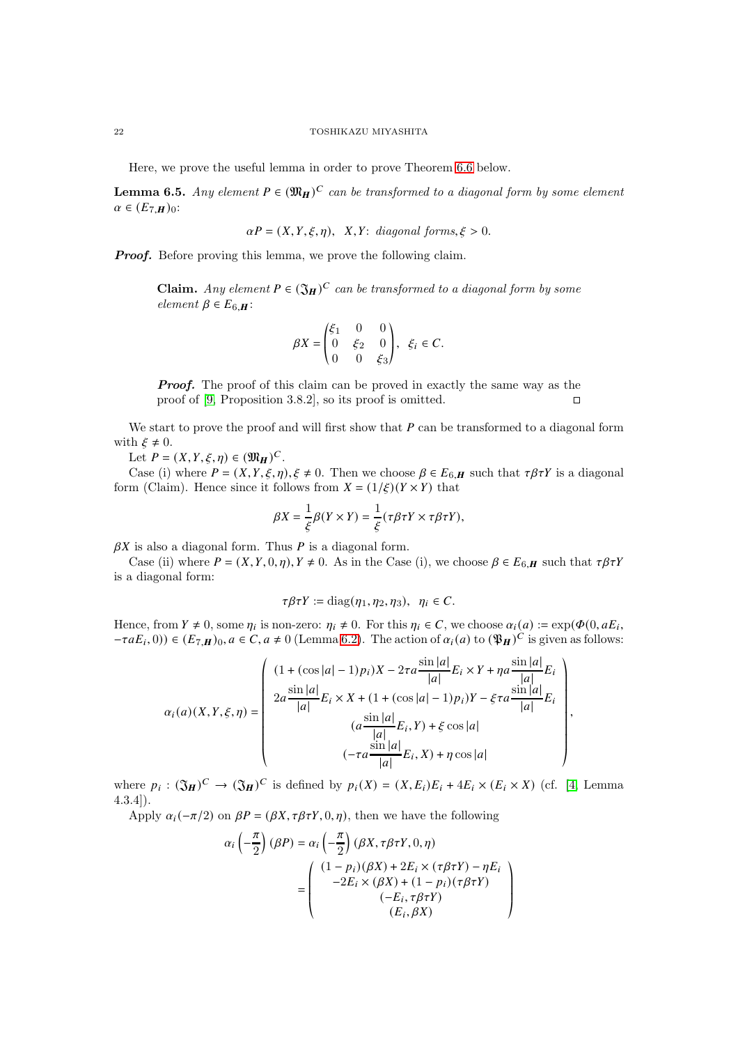Here, we prove the useful lemma in order to prove Theorem 6.6 below.

**Lemma 6.5.** *Any element $P \in (\mathfrak{M}_{\boldsymbol{H}})^C$ can be transformed to a diagonal form by some element $\alpha \in (E_{7,\boldsymbol{H}})_0$:*

$$\alpha P = (X, Y, \xi, \eta), \quad X, Y\text{: diagonal forms}, \xi > 0.$$

***Proof.*** Before proving this lemma, we prove the following claim.

> **Claim.** *Any element $P \in (\mathfrak{J}_{\boldsymbol{H}})^C$ can be transformed to a diagonal form by some element $\beta \in E_{6,\boldsymbol{H}}$:*
>
> $$\beta X = \begin{pmatrix} \xi_1 & 0 & 0 \\ 0 & \xi_2 & 0 \\ 0 & 0 & \xi_3 \end{pmatrix}, \quad \xi_i \in C.$$
>
> ***Proof.*** The proof of this claim can be proved in exactly the same way as the proof of [9, Proposition 3.8.2], so its proof is omitted. □

We start to prove the proof and will first show that $P$ can be transformed to a diagonal form with $\xi \neq 0$.

Let $P = (X, Y, \xi, \eta) \in (\mathfrak{M}_{\boldsymbol{H}})^C$.

Case (i) where $P = (X, Y, \xi, \eta), \xi \neq 0$. Then we choose $\beta \in E_{6,\boldsymbol{H}}$ such that $\tau\beta\tau Y$ is a diagonal form (Claim). Hence since it follows from $X = (1/\xi)(Y \times Y)$ that

$$\beta X = \frac{1}{\xi}\beta(Y \times Y) = \frac{1}{\xi}(\tau\beta\tau Y \times \tau\beta\tau Y),$$

$\beta X$ is also a diagonal form. Thus $P$ is a diagonal form.

Case (ii) where $P = (X, Y, 0, \eta), Y \neq 0$. As in the Case (i), we choose $\beta \in E_{6,\boldsymbol{H}}$ such that $\tau\beta\tau Y$ is a diagonal form:

$$\tau\beta\tau Y := \mathrm{diag}(\eta_1, \eta_2, \eta_3), \quad \eta_i \in C.$$

Hence, from $Y \neq 0$, some $\eta_i$ is non-zero: $\eta_i \neq 0$. For this $\eta_i \in C$, we choose $\alpha_i(a) := \exp(\Phi(0, aE_i, -\tau a E_i, 0)) \in (E_{7,\boldsymbol{H}})_0, a \in C, a \neq 0$ (Lemma 6.2). The action of $\alpha_i(a)$ to $(\mathfrak{P}_{\boldsymbol{H}})^C$ is given as follows:

$$\alpha_i(a)(X, Y, \xi, \eta) = \begin{pmatrix} (1 + (\cos|a| - 1)p_i)X - 2\tau a \dfrac{\sin|a|}{|a|} E_i \times Y + \eta a \dfrac{\sin|a|}{|a|} E_i \\ 2a\dfrac{\sin|a|}{|a|} E_i \times X + (1 + (\cos|a| - 1)p_i)Y - \xi\tau a \dfrac{\sin|a|}{|a|} E_i \\ (a\dfrac{\sin|a|}{|a|} E_i, Y) + \xi \cos|a| \\ (-\tau a \dfrac{\sin|a|}{|a|} E_i, X) + \eta \cos|a| \end{pmatrix},$$

where $p_i : (\mathfrak{J}_{\boldsymbol{H}})^C \to (\mathfrak{J}_{\boldsymbol{H}})^C$ is defined by $p_i(X) = (X, E_i)E_i + 4E_i \times (E_i \times X)$ (cf. [4, Lemma 4.3.4]).

Apply $\alpha_i(-\pi/2)$ on $\beta P = (\beta X, \tau\beta\tau Y, 0, \eta)$, then we have the following

$$\begin{aligned} \alpha_i\left(-\frac{\pi}{2}\right)(\beta P) &= \alpha_i\left(-\frac{\pi}{2}\right)(\beta X, \tau\beta\tau Y, 0, \eta) \\ &= \begin{pmatrix} (1 - p_i)(\beta X) + 2E_i \times (\tau\beta\tau Y) - \eta E_i \\ -2E_i \times (\beta X) + (1 - p_i)(\tau\beta\tau Y) \\ (-E_i, \tau\beta\tau Y) \\ (E_i, \beta X) \end{pmatrix} \end{aligned}$$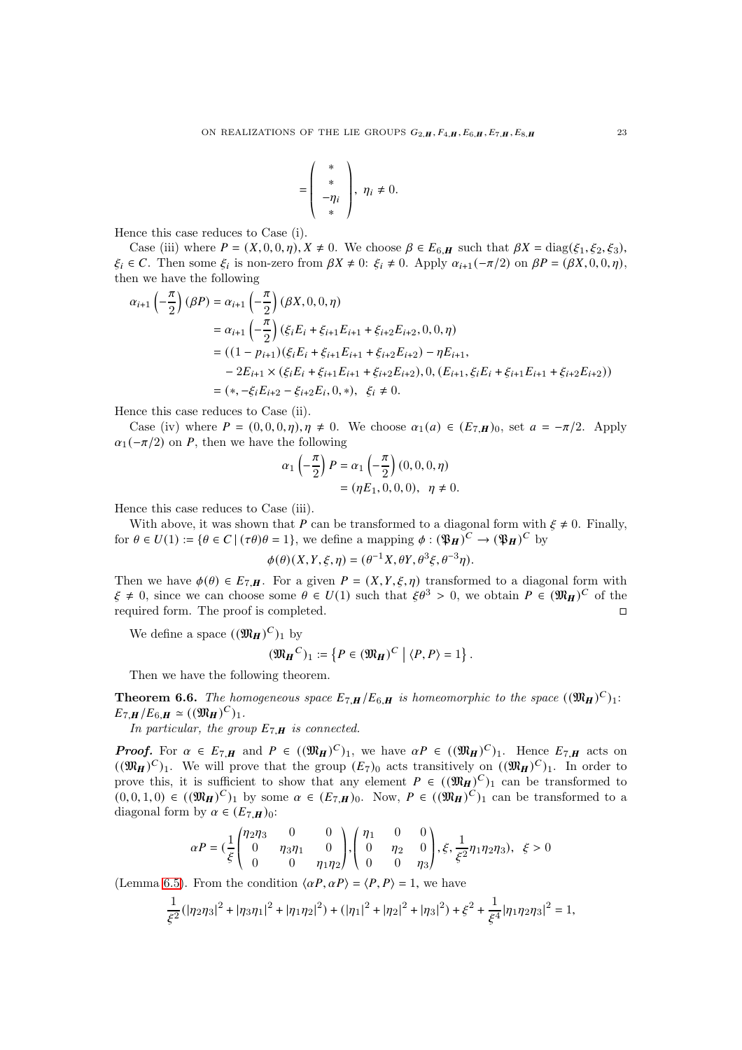$$= \begin{pmatrix} * \\ * \\ -\eta_i \\ * \end{pmatrix}, \ \eta_i \neq 0.$$

Hence this case reduces to Case (i).

Case (iii) where $P = (X, 0, 0, \eta), X \neq 0$. We choose $\beta \in E_{6,\boldsymbol{H}}$ such that $\beta X = \mathrm{diag}(\xi_1, \xi_2, \xi_3)$, $\xi_i \in C$. Then some $\xi_i$ is non-zero from $\beta X \neq 0$: $\xi_i \neq 0$. Apply $\alpha_{i+1}(-\pi/2)$ on $\beta P = (\beta X, 0, 0, \eta)$, then we have the following

$$\begin{aligned}
\alpha_{i+1}\left(-\frac{\pi}{2}\right)(\beta P) &= \alpha_{i+1}\left(-\frac{\pi}{2}\right)(\beta X, 0, 0, \eta) \\
&= \alpha_{i+1}\left(-\frac{\pi}{2}\right)(\xi_i E_i + \xi_{i+1} E_{i+1} + \xi_{i+2} E_{i+2}, 0, 0, \eta) \\
&= ((1 - p_{i+1})(\xi_i E_i + \xi_{i+1} E_{i+1} + \xi_{i+2} E_{i+2}) - \eta E_{i+1}, \\
&\quad - 2E_{i+1} \times (\xi_i E_i + \xi_{i+1} E_{i+1} + \xi_{i+2} E_{i+2}), 0, (E_{i+1}, \xi_i E_i + \xi_{i+1} E_{i+1} + \xi_{i+2} E_{i+2})) \\
&= (*, -\xi_i E_{i+2} - \xi_{i+2} E_i, 0, *), \ \ \xi_i \neq 0.
\end{aligned}$$

Hence this case reduces to Case (ii).

Case (iv) where $P = (0, 0, 0, \eta), \eta \neq 0$. We choose $\alpha_1(a) \in (E_{7,\boldsymbol{H}})_0$, set $a = -\pi/2$. Apply $\alpha_1(-\pi/2)$ on $P$, then we have the following

$$\begin{aligned}
\alpha_1\left(-\frac{\pi}{2}\right) P &= \alpha_1\left(-\frac{\pi}{2}\right)(0, 0, 0, \eta) \\
&= (\eta E_1, 0, 0, 0), \ \ \eta \neq 0.
\end{aligned}$$

Hence this case reduces to Case (iii).

With above, it was shown that $P$ can be transformed to a diagonal form with $\xi \neq 0$. Finally, for $\theta \in U(1) := \{\theta \in C \mid (\tau\theta)\theta = 1\}$, we define a mapping $\phi : (\mathfrak{P}_{\boldsymbol{H}})^C \to (\mathfrak{P}_{\boldsymbol{H}})^C$ by

$$\phi(\theta)(X, Y, \xi, \eta) = (\theta^{-1} X, \theta Y, \theta^3 \xi, \theta^{-3} \eta).$$

Then we have $\phi(\theta) \in E_{7,\boldsymbol{H}}$. For a given $P = (X, Y, \xi, \eta)$ transformed to a diagonal form with $\xi \neq 0$, since we can choose some $\theta \in U(1)$ such that $\xi\theta^3 > 0$, we obtain $P \in (\mathfrak{M}_{\boldsymbol{H}})^C$ of the required form. The proof is completed. $\square$

We define a space $((\mathfrak{M}_{\boldsymbol{H}})^C)_1$ by

$$({\mathfrak{M}_{\boldsymbol{H}}}^C)_1 := \left\{ P \in (\mathfrak{M}_{\boldsymbol{H}})^C \ \middle| \ \langle P, P \rangle = 1 \right\}.$$

Then we have the following theorem.

**Theorem 6.6.** *The homogeneous space $E_{7,\boldsymbol{H}}/E_{6,\boldsymbol{H}}$ is homeomorphic to the space $((\mathfrak{M}_{\boldsymbol{H}})^C)_1$: $E_{7,\boldsymbol{H}}/E_{6,\boldsymbol{H}} \simeq ((\mathfrak{M}_{\boldsymbol{H}})^C)_1$.*

*In particular, the group $E_{7,\boldsymbol{H}}$ is connected.*

***Proof.*** For $\alpha \in E_{7,\boldsymbol{H}}$ and $P \in ((\mathfrak{M}_{\boldsymbol{H}})^C)_1$, we have $\alpha P \in ((\mathfrak{M}_{\boldsymbol{H}})^C)_1$. Hence $E_{7,\boldsymbol{H}}$ acts on $((\mathfrak{M}_{\boldsymbol{H}})^C)_1$. We will prove that the group $(E_7)_0$ acts transitively on $((\mathfrak{M}_{\boldsymbol{H}})^C)_1$. In order to prove this, it is sufficient to show that any element $P \in ((\mathfrak{M}_{\boldsymbol{H}})^C)_1$ can be transformed to $(0, 0, 1, 0) \in ((\mathfrak{M}_{\boldsymbol{H}})^C)_1$ by some $\alpha \in (E_{7,\boldsymbol{H}})_0$. Now, $P \in ((\mathfrak{M}_{\boldsymbol{H}})^C)_1$ can be transformed to a diagonal form by $\alpha \in (E_{7,\boldsymbol{H}})_0$:

$$\alpha P = (\frac{1}{\xi}\begin{pmatrix} \eta_2\eta_3 & 0 & 0 \\ 0 & \eta_3\eta_1 & 0 \\ 0 & 0 & \eta_1\eta_2 \end{pmatrix}, \begin{pmatrix} \eta_1 & 0 & 0 \\ 0 & \eta_2 & 0 \\ 0 & 0 & \eta_3 \end{pmatrix}, \xi, \frac{1}{\xi^2}\eta_1\eta_2\eta_3), \ \ \xi > 0$$

(Lemma 6.5). From the condition $\langle \alpha P, \alpha P \rangle = \langle P, P \rangle = 1$, we have

$$\frac{1}{\xi^2}(|\eta_2\eta_3|^2 + |\eta_3\eta_1|^2 + |\eta_1\eta_2|^2) + (|\eta_1|^2 + |\eta_2|^2 + |\eta_3|^2) + \xi^2 + \frac{1}{\xi^4}|\eta_1\eta_2\eta_3|^2 = 1,$$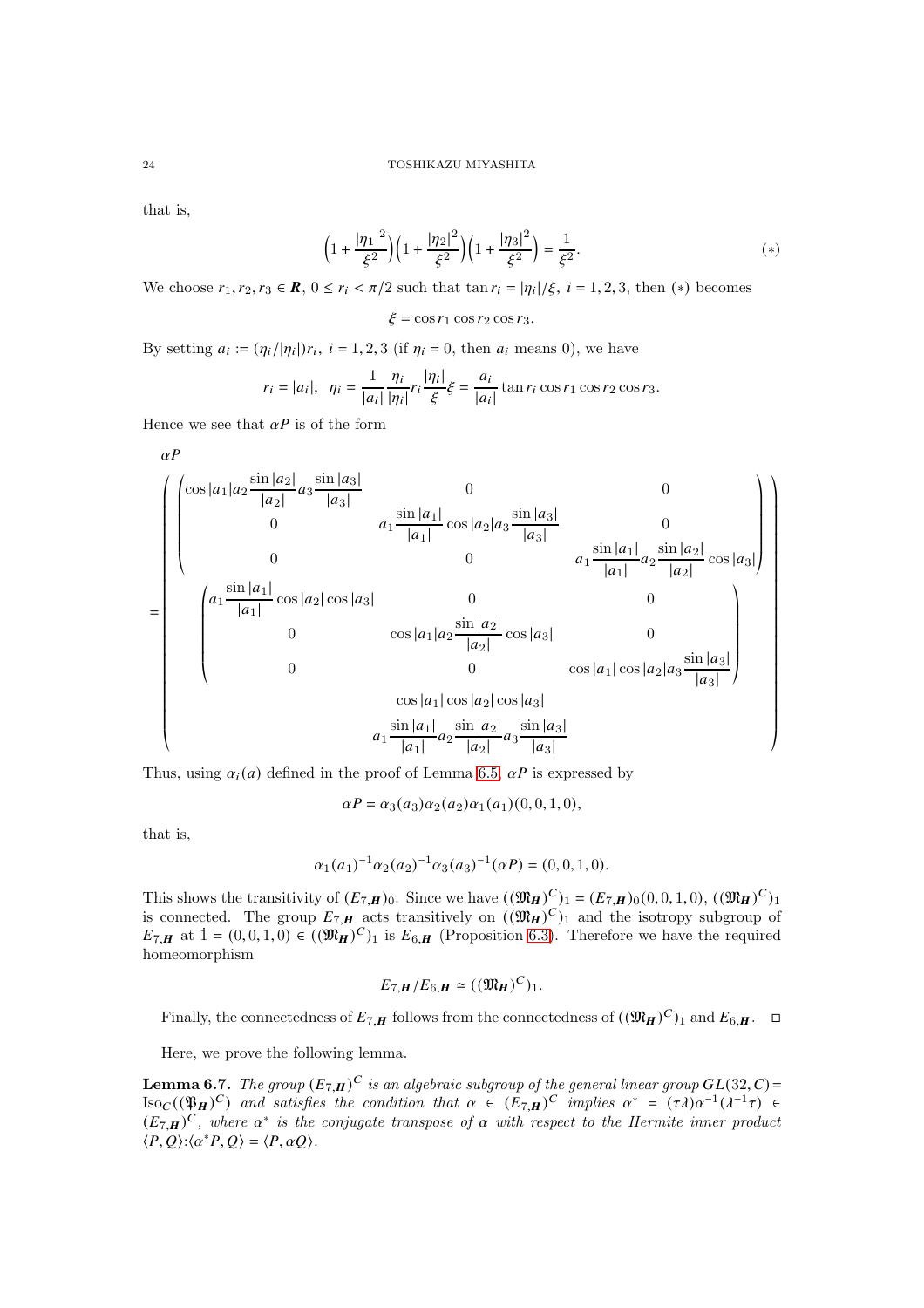that is,

$$\Big(1+\frac{|\eta_1|^2}{\xi^2}\Big)\Big(1+\frac{|\eta_2|^2}{\xi^2}\Big)\Big(1+\frac{|\eta_3|^2}{\xi^2}\Big)=\frac{1}{\xi^2}. \tag{$*$}$$

We choose $r_1, r_2, r_3 \in \boldsymbol{R}$, $0 \le r_i < \pi/2$ such that $\tan r_i = |\eta_i|/\xi$, $i = 1,2,3$, then $(*)$ becomes

$$\xi = \cos r_1 \cos r_2 \cos r_3.$$

By setting $a_i := (\eta_i/|\eta_i|)r_i$, $i = 1,2,3$ (if $\eta_i = 0$, then $a_i$ means 0), we have

$$r_i = |a_i|, \ \ \eta_i = \frac{1}{|a_i|}\frac{\eta_i}{|\eta_i|}r_i\frac{|\eta_i|}{\xi}\xi = \frac{a_i}{|a_i|}\tan r_i \cos r_1 \cos r_2 \cos r_3.$$

Hence we see that $\alpha P$ is of the form

$$\alpha P = \begin{pmatrix} \begin{pmatrix} \cos|a_1| a_2\dfrac{\sin|a_2|}{|a_2|}a_3\dfrac{\sin|a_3|}{|a_3|} & 0 & 0 \\ 0 & a_1\dfrac{\sin|a_1|}{|a_1|}\cos|a_2|a_3\dfrac{\sin|a_3|}{|a_3|} & 0 \\ 0 & 0 & a_1\dfrac{\sin|a_1|}{|a_1|}a_2\dfrac{\sin|a_2|}{|a_2|}\cos|a_3| \end{pmatrix} \\ \begin{pmatrix} a_1\dfrac{\sin|a_1|}{|a_1|}\cos|a_2|\cos|a_3| & 0 & 0 \\ 0 & \cos|a_1|a_2\dfrac{\sin|a_2|}{|a_2|}\cos|a_3| & 0 \\ 0 & 0 & \cos|a_1|\cos|a_2|a_3\dfrac{\sin|a_3|}{|a_3|} \end{pmatrix} \\ \cos|a_1|\cos|a_2|\cos|a_3| \\ a_1\dfrac{\sin|a_1|}{|a_1|}a_2\dfrac{\sin|a_2|}{|a_2|}a_3\dfrac{\sin|a_3|}{|a_3|} \end{pmatrix}$$

Thus, using $\alpha_i(a)$ defined in the proof of Lemma 6.5, $\alpha P$ is expressed by

$$\alpha P = \alpha_3(a_3)\alpha_2(a_2)\alpha_1(a_1)(0,0,1,0),$$

that is,

$$\alpha_1(a_1)^{-1}\alpha_2(a_2)^{-1}\alpha_3(a_3)^{-1}(\alpha P) = (0,0,1,0).$$

This shows the transitivity of $(E_{7,\boldsymbol{H}})_0$. Since we have $((\mathfrak{M}_{\boldsymbol{H}})^C)_1 = (E_{7,\boldsymbol{H}})_0(0,0,1,0)$, $((\mathfrak{M}_{\boldsymbol{H}})^C)_1$ is connected. The group $E_{7,\boldsymbol{H}}$ acts transitively on $((\mathfrak{M}_{\boldsymbol{H}})^C)_1$ and the isotropy subgroup of $E_{7,\boldsymbol{H}}$ at $\dot{1} = (0,0,1,0) \in ((\mathfrak{M}_{\boldsymbol{H}})^C)_1$ is $E_{6,\boldsymbol{H}}$ (Proposition 6.3). Therefore we have the required homeomorphism

$$E_{7,\boldsymbol{H}}/E_{6,\boldsymbol{H}} \simeq ((\mathfrak{M}_{\boldsymbol{H}})^C)_1.$$

Finally, the connectedness of $E_{7,\boldsymbol{H}}$ follows from the connectedness of $((\mathfrak{M}_{\boldsymbol{H}})^C)_1$ and $E_{6,\boldsymbol{H}}$. $\square$

Here, we prove the following lemma.

**Lemma 6.7.** *The group $(E_{7,\boldsymbol{H}})^C$ is an algebraic subgroup of the general linear group $GL(32,C) = \mathrm{Iso}_C((\mathfrak{P}_{\boldsymbol{H}})^C)$ and satisfies the condition that $\alpha \in (E_{7,\boldsymbol{H}})^C$ implies $\alpha^* = (\tau\lambda)\alpha^{-1}(\lambda^{-1}\tau) \in (E_{7,\boldsymbol{H}})^C$, where $\alpha^*$ is the conjugate transpose of $\alpha$ with respect to the Hermite inner product $\langle P, Q\rangle$: $\langle \alpha^* P, Q\rangle = \langle P, \alpha Q\rangle$.*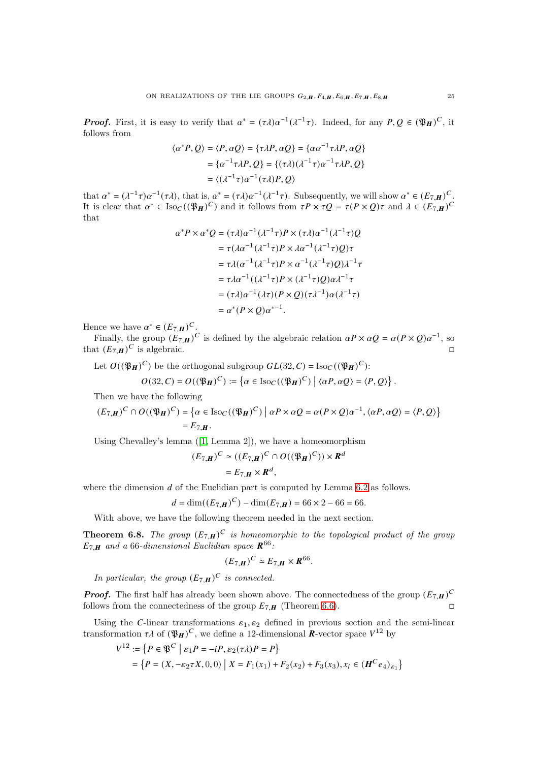***Proof.*** First, it is easy to verify that $\alpha^* = (\tau\lambda)\alpha^{-1}(\lambda^{-1}\tau)$. Indeed, for any $P, Q \in (\mathfrak{P}_{\boldsymbol{H}})^C$, it follows from

$$
\begin{aligned}
\langle \alpha^* P, Q\rangle = \langle P, \alpha Q\rangle &= \{\tau\lambda P, \alpha Q\} = \{\alpha\alpha^{-1}\tau\lambda P, \alpha Q\} \\
&= \{\alpha^{-1}\tau\lambda P, Q\} = \{(\tau\lambda)(\lambda^{-1}\tau)\alpha^{-1}\tau\lambda P, Q\} \\
&= \langle (\lambda^{-1}\tau)\alpha^{-1}(\tau\lambda)P, Q\rangle
\end{aligned}
$$

that $\alpha^* = (\lambda^{-1}\tau)\alpha^{-1}(\tau\lambda)$, that is, $\alpha^* = (\tau\lambda)\alpha^{-1}(\lambda^{-1}\tau)$. Subsequently, we will show $\alpha^* \in (E_{7,\boldsymbol{H}})^C$. It is clear that $\alpha^* \in \mathrm{Iso}_C((\mathfrak{P}_{\boldsymbol{H}})^C)$ and it follows from $\tau P \times \tau Q = \tau(P \times Q)\tau$ and $\lambda \in (E_{7,\boldsymbol{H}})^C$ that

$$
\begin{aligned}
\alpha^* P \times \alpha^* Q &= (\tau\lambda)\alpha^{-1}(\lambda^{-1}\tau)P \times (\tau\lambda)\alpha^{-1}(\lambda^{-1}\tau)Q \\
&= \tau(\lambda\alpha^{-1}(\lambda^{-1}\tau)P \times \lambda\alpha^{-1}(\lambda^{-1}\tau)Q)\tau \\
&= \tau\lambda(\alpha^{-1}(\lambda^{-1}\tau)P \times \alpha^{-1}(\lambda^{-1}\tau)Q)\lambda^{-1}\tau \\
&= \tau\lambda\alpha^{-1}((\lambda^{-1}\tau)P \times (\lambda^{-1}\tau)Q)\alpha\lambda^{-1}\tau \\
&= (\tau\lambda)\alpha^{-1}(\lambda\tau)(P \times Q)(\tau\lambda^{-1})\alpha(\lambda^{-1}\tau) \\
&= \alpha^*(P \times Q)\alpha^{*-1}.
\end{aligned}
$$

Hence we have $\alpha^* \in (E_{7,\boldsymbol{H}})^C$.

Finally, the group $(E_{7,\boldsymbol{H}})^C$ is defined by the algebraic relation $\alpha P \times \alpha Q = \alpha(P \times Q)\alpha^{-1}$, so that $(E_{7,\boldsymbol{H}})^C$ is algebraic. □

Let $O((\mathfrak{P}_{\boldsymbol{H}})^C)$ be the orthogonal subgroup $GL(32, C) = \mathrm{Iso}_C((\mathfrak{P}_{\boldsymbol{H}})^C)$:

$$
O(32, C) = O((\mathfrak{P}_{\boldsymbol{H}})^C) := \left\{ \alpha \in \mathrm{Iso}_C((\mathfrak{P}_{\boldsymbol{H}})^C) \;\middle|\; \langle \alpha P, \alpha Q\rangle = \langle P, Q\rangle \right\}.
$$

Then we have the following

$$
\begin{aligned}
(E_{7,\boldsymbol{H}})^C \cap O((\mathfrak{P}_{\boldsymbol{H}})^C) &= \left\{ \alpha \in \mathrm{Iso}_C((\mathfrak{P}_{\boldsymbol{H}})^C) \;\middle|\; \alpha P \times \alpha Q = \alpha(P \times Q)\alpha^{-1}, \langle \alpha P, \alpha Q\rangle = \langle P, Q\rangle \right\} \\
&= E_{7,\boldsymbol{H}}.
\end{aligned}
$$

Using Chevalley's lemma ([1, Lemma 2]), we have a homeomorphism

$$
\begin{aligned}
(E_{7,\boldsymbol{H}})^C &\simeq ((E_{7,\boldsymbol{H}})^C \cap O((\mathfrak{P}_{\boldsymbol{H}})^C)) \times \boldsymbol{R}^d \\
&= E_{7,\boldsymbol{H}} \times \boldsymbol{R}^d,
\end{aligned}
$$

where the dimension $d$ of the Euclidian part is computed by Lemma 6.2 as follows.

$$
d = \dim((E_{7,\boldsymbol{H}})^C) - \dim(E_{7,\boldsymbol{H}}) = 66 \times 2 - 66 = 66.
$$

With above, we have the following theorem needed in the next section.

**Theorem 6.8.** *The group $(E_{7,\boldsymbol{H}})^C$ is homeomorphic to the topological product of the group $E_{7,\boldsymbol{H}}$ and a 66-dimensional Euclidian space $\boldsymbol{R}^{66}$:*

$$
(E_{7,\boldsymbol{H}})^C \simeq E_{7,\boldsymbol{H}} \times \boldsymbol{R}^{66}.
$$

*In particular, the group $(E_{7,\boldsymbol{H}})^C$ is connected.*

***Proof.*** The first half has already been shown above. The connectedness of the group $(E_{7,\boldsymbol{H}})^C$ follows from the connectedness of the group $E_{7,\boldsymbol{H}}$ (Theorem 6.6). □

Using the $\boldsymbol{C}$-linear transformations $\varepsilon_1, \varepsilon_2$ defined in previous section and the semi-linear transformation $\tau\lambda$ of $(\mathfrak{P}_{\boldsymbol{H}})^C$, we define a 12-dimensional $\boldsymbol{R}$-vector space $V^{12}$ by

$$
\begin{aligned}
V^{12} &:= \left\{ P \in \mathfrak{P}^C \;\middle|\; \varepsilon_1 P = -iP, \varepsilon_2(\tau\lambda)P = P \right\} \\
&= \left\{ P = (X, -\varepsilon_2\tau X, 0, 0) \;\middle|\; X = F_1(x_1) + F_2(x_2) + F_3(x_3), x_i \in (\boldsymbol{H}^C e_4)_{\varepsilon_1} \right\}
\end{aligned}
$$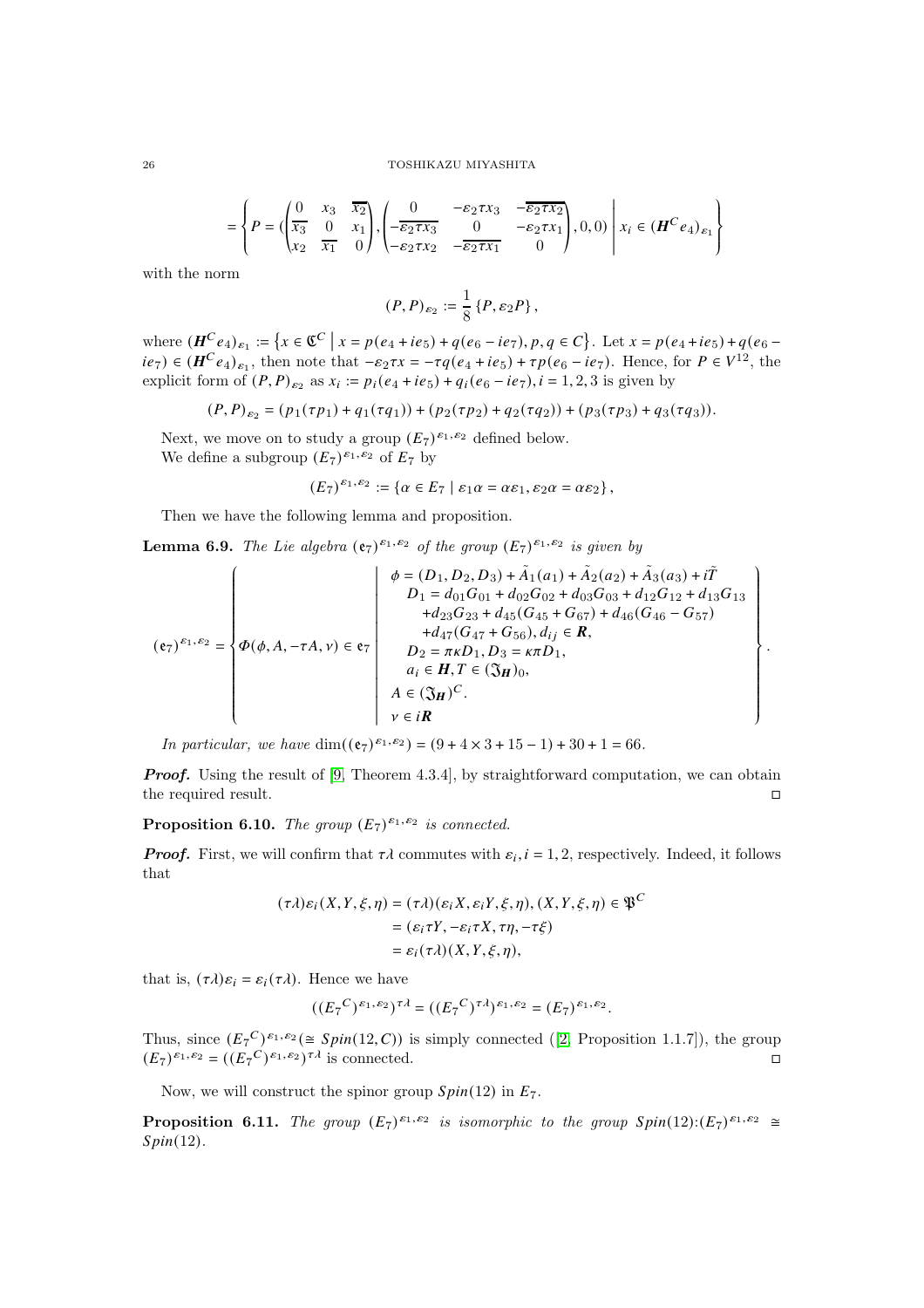$$= \left\{ P = \left( \begin{pmatrix} 0 & x_3 & \overline{x_2} \\ \overline{x_3} & 0 & x_1 \\ x_2 & \overline{x_1} & 0 \end{pmatrix}, \begin{pmatrix} 0 & -\varepsilon_2\tau x_3 & -\overline{\varepsilon_2\tau x_2} \\ -\overline{\varepsilon_2\tau x_3} & 0 & -\varepsilon_2\tau x_1 \\ -\varepsilon_2\tau x_2 & -\overline{\varepsilon_2\tau x_1} & 0 \end{pmatrix}, 0, 0 \right) \;\middle|\; x_i \in (\boldsymbol{H}^C e_4)_{\varepsilon_1} \right\}$$

with the norm

$$(P, P)_{\varepsilon_2} := \frac{1}{8}\{P, \varepsilon_2 P\},$$

where $(\boldsymbol{H}^C e_4)_{\varepsilon_1} := \left\{ x \in \mathfrak{C}^C \;\middle|\; x = p(e_4 + ie_5) + q(e_6 - ie_7), p, q \in C \right\}$. Let $x = p(e_4 + ie_5) + q(e_6 - ie_7) \in (\boldsymbol{H}^C e_4)_{\varepsilon_1}$, then note that $-\varepsilon_2 \tau x = -\tau q(e_4 + ie_5) + \tau p(e_6 - ie_7)$. Hence, for $P \in V^{12}$, the explicit form of $(P, P)_{\varepsilon_2}$ as $x_i := p_i(e_4 + ie_5) + q_i(e_6 - ie_7), i = 1, 2, 3$ is given by

$$(P, P)_{\varepsilon_2} = (p_1(\tau p_1) + q_1(\tau q_1)) + (p_2(\tau p_2) + q_2(\tau q_2)) + (p_3(\tau p_3) + q_3(\tau q_3)).$$

Next, we move on to study a group $(E_7)^{\varepsilon_1, \varepsilon_2}$ defined below.

We define a subgroup $(E_7)^{\varepsilon_1, \varepsilon_2}$ of $E_7$ by

$$(E_7)^{\varepsilon_1, \varepsilon_2} := \{ \alpha \in E_7 \mid \varepsilon_1 \alpha = \alpha \varepsilon_1, \varepsilon_2 \alpha = \alpha \varepsilon_2 \},$$

Then we have the following lemma and proposition.

**Lemma 6.9.** *The Lie algebra $(\mathfrak{e}_7)^{\varepsilon_1, \varepsilon_2}$ of the group $(E_7)^{\varepsilon_1, \varepsilon_2}$ is given by*

$$(\mathfrak{e}_7)^{\varepsilon_1, \varepsilon_2} = \left\{ \Phi(\phi, A, -\tau A, \nu) \in \mathfrak{e}_7 \;\middle|\; \begin{array}{l} \phi = (D_1, D_2, D_3) + \tilde{A}_1(a_1) + \tilde{A}_2(a_2) + \tilde{A}_3(a_3) + i\tilde{T} \\ \quad D_1 = d_{01}G_{01} + d_{02}G_{02} + d_{03}G_{03} + d_{12}G_{12} + d_{13}G_{13} \\ \quad\quad + d_{23}G_{23} + d_{45}(G_{45} + G_{67}) + d_{46}(G_{46} - G_{57}) \\ \quad\quad + d_{47}(G_{47} + G_{56}), d_{ij} \in \boldsymbol{R}, \\ \quad D_2 = \pi\kappa D_1, D_3 = \kappa\pi D_1, \\ \quad a_i \in \boldsymbol{H}, T \in (\mathfrak{J}_{\boldsymbol{H}})_0, \\ A \in (\mathfrak{J}_{\boldsymbol{H}})^C. \\ \nu \in i\boldsymbol{R} \end{array} \right\}.$$

*In particular, we have* $\dim((\mathfrak{e}_7)^{\varepsilon_1, \varepsilon_2}) = (9 + 4 \times 3 + 15 - 1) + 30 + 1 = 66$.

***Proof.*** Using the result of [9, Theorem 4.3.4], by straightforward computation, we can obtain the required result. □

**Proposition 6.10.** *The group $(E_7)^{\varepsilon_1, \varepsilon_2}$ is connected.*

***Proof.*** First, we will confirm that $\tau\lambda$ commutes with $\varepsilon_i, i = 1, 2$, respectively. Indeed, it follows that

$$\begin{aligned}
(\tau\lambda)\varepsilon_i(X, Y, \xi, \eta) &= (\tau\lambda)(\varepsilon_i X, \varepsilon_i Y, \xi, \eta), (X, Y, \xi, \eta) \in \mathfrak{P}^C \\
&= (\varepsilon_i \tau Y, -\varepsilon_i \tau X, \tau\eta, -\tau\xi) \\
&= \varepsilon_i(\tau\lambda)(X, Y, \xi, \eta),
\end{aligned}$$

that is, $(\tau\lambda)\varepsilon_i = \varepsilon_i(\tau\lambda)$. Hence we have

$$(({E_7}^C)^{\varepsilon_1, \varepsilon_2})^{\tau\lambda} = (({E_7}^C)^{\tau\lambda})^{\varepsilon_1, \varepsilon_2} = (E_7)^{\varepsilon_1, \varepsilon_2}.$$

Thus, since $({E_7}^C)^{\varepsilon_1, \varepsilon_2} (\cong Spin(12, C))$ is simply connected ([2, Proposition 1.1.7]), the group $(E_7)^{\varepsilon_1, \varepsilon_2} = (({E_7}^C)^{\varepsilon_1, \varepsilon_2})^{\tau\lambda}$ is connected. □

Now, we will construct the spinor group $Spin(12)$ in $E_7$.

**Proposition 6.11.** *The group $(E_7)^{\varepsilon_1, \varepsilon_2}$ is isomorphic to the group $Spin(12)$:$(E_7)^{\varepsilon_1, \varepsilon_2} \cong Spin(12)$.*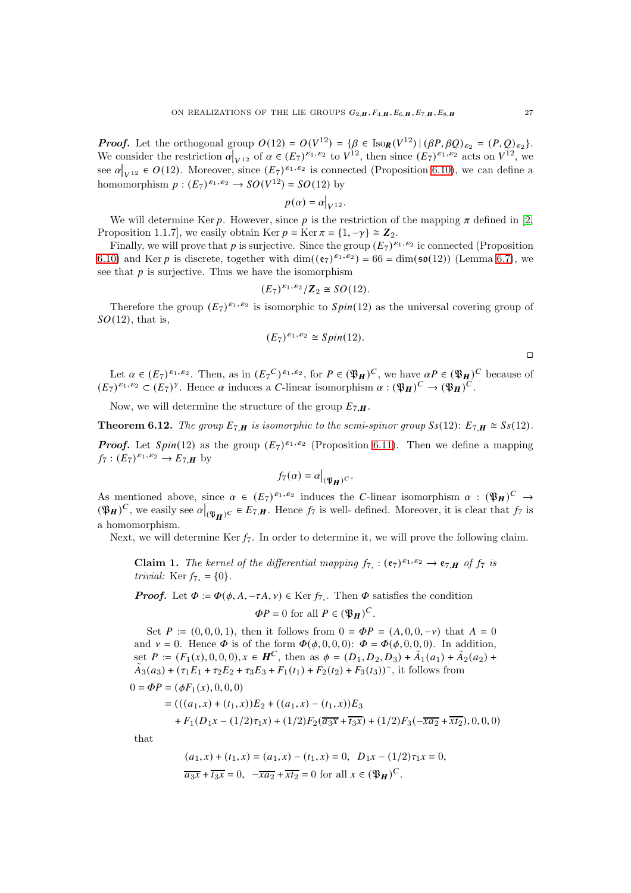***Proof.*** Let the orthogonal group $O(12) = O(V^{12}) = \{\beta \in \mathrm{Iso}_{\boldsymbol{R}}(V^{12}) \,|\, (\beta P, \beta Q)_{\varepsilon_2} = (P, Q)_{\varepsilon_2}\}$. We consider the restriction $\alpha\big|_{V^{12}}$ of $\alpha \in (E_7)^{\varepsilon_1,\varepsilon_2}$ to $V^{12}$, then since $(E_7)^{\varepsilon_1,\varepsilon_2}$ acts on $V^{12}$, we see $\alpha\big|_{V^{12}} \in O(12)$. Moreover, since $(E_7)^{\varepsilon_1,\varepsilon_2}$ is connected (Proposition 6.10), we can define a homomorphism $p : (E_7)^{\varepsilon_1,\varepsilon_2} \to SO(V^{12}) = SO(12)$ by

$$p(\alpha) = \alpha\big|_{V^{12}}.$$

We will determine $\mathrm{Ker}\, p$. However, since $p$ is the restriction of the mapping $\pi$ defined in [2, Proposition 1.1.7], we easily obtain $\mathrm{Ker}\, p = \mathrm{Ker}\, \pi = \{1, -\gamma\} \cong \boldsymbol{Z}_2$.

Finally, we will prove that $p$ is surjective. Since the group $(E_7)^{\varepsilon_1,\varepsilon_2}$ ic connected (Proposition 6.10) and $\mathrm{Ker}\, p$ is discrete, together with $\dim((\mathfrak{e}_7)^{\varepsilon_1,\varepsilon_2}) = 66 = \dim(\mathfrak{so}(12))$ (Lemma 6.7), we see that $p$ is surjective. Thus we have the isomorphism

$$(E_7)^{\varepsilon_1,\varepsilon_2}/\boldsymbol{Z}_2 \cong SO(12).$$

Therefore the group $(E_7)^{\varepsilon_1,\varepsilon_2}$ is isomorphic to $Spin(12)$ as the universal covering group of $SO(12)$, that is,

$$(E_7)^{\varepsilon_1,\varepsilon_2} \cong Spin(12).$$

□

Let $\alpha \in (E_7)^{\varepsilon_1,\varepsilon_2}$. Then, as in $({E_7}^C)^{\varepsilon_1,\varepsilon_2}$, for $P \in (\mathfrak{P}_{\boldsymbol{H}})^C$, we have $\alpha P \in (\mathfrak{P}_{\boldsymbol{H}})^C$ because of $(E_7)^{\varepsilon_1,\varepsilon_2} \subset (E_7)^\gamma$. Hence $\alpha$ induces a $C$-linear isomorphism $\alpha : (\mathfrak{P}_{\boldsymbol{H}})^C \to (\mathfrak{P}_{\boldsymbol{H}})^C$.

Now, we will determine the structure of the group $E_{7,\boldsymbol{H}}$.

**Theorem 6.12.** *The group $E_{7,\boldsymbol{H}}$ is isomorphic to the semi-spinor group $Ss(12)$: $E_{7,\boldsymbol{H}} \cong Ss(12)$.*

***Proof.*** Let $Spin(12)$ as the group $(E_7)^{\varepsilon_1,\varepsilon_2}$ (Proposition 6.11). Then we define a mapping $f_7 : (E_7)^{\varepsilon_1,\varepsilon_2} \to E_{7,\boldsymbol{H}}$ by

$$f_7(\alpha) = \alpha\big|_{(\mathfrak{P}_{\boldsymbol{H}})^C}.$$

As mentioned above, since $\alpha \in (E_7)^{\varepsilon_1,\varepsilon_2}$ induces the $C$-linear isomorphism $\alpha : (\mathfrak{P}_{\boldsymbol{H}})^C \to (\mathfrak{P}_{\boldsymbol{H}})^C$, we easily see $\alpha\big|_{(\mathfrak{P}_{\boldsymbol{H}})^C} \in E_{7,\boldsymbol{H}}$. Hence $f_7$ is well- defined. Moreover, it is clear that $f_7$ is a homomorphism.

Next, we will determine $\mathrm{Ker}\, f_7$. In order to determine it, we will prove the following claim.

> **Claim 1.** *The kernel of the differential mapping ${f_7}_* : (\mathfrak{e}_7)^{\varepsilon_1,\varepsilon_2} \to \mathfrak{e}_{7,\boldsymbol{H}}$ of $f_7$ is trivial:* $\mathrm{Ker}\, {f_7}_* = \{0\}$.
>
> ***Proof.*** Let $\varPhi := \varPhi(\phi, A, -\tau A, \nu) \in \mathrm{Ker}\, {f_7}_*$. Then $\varPhi$ satisfies the condition
>
> $$\varPhi P = 0 \text{ for all } P \in (\mathfrak{P}_{\boldsymbol{H}})^C.$$
>
> Set $P := (0, 0, 0, 1)$, then it follows from $0 = \varPhi P = (A, 0, 0, -\nu)$ that $A = 0$ and $\nu = 0$. Hence $\varPhi$ is of the form $\varPhi(\phi, 0, 0, 0)$: $\varPhi = \varPhi(\phi, 0, 0, 0)$. In addition, set $P := (F_1(x), 0, 0, 0), x \in \boldsymbol{H}^C$, then as $\phi = (D_1, D_2, D_3) + \tilde{A}_1(a_1) + \tilde{A}_2(a_2) + \tilde{A}_3(a_3) + (\tau_1 E_1 + \tau_2 E_2 + \tau_3 E_3 + F_1(t_1) + F_2(t_2) + F_3(t_3))^\sim$, it follows from
>
> $$\begin{aligned} 0 = \varPhi P &= (\phi F_1(x), 0, 0, 0) \\ &= (((a_1, x) + (t_1, x))E_2 + ((a_1, x) - (t_1, x))E_3 \\ &\quad + F_1(D_1 x - (1/2)\tau_1 x) + (1/2)F_2(\overline{a_3 x} + \overline{t_3 x}) + (1/2)F_3(-\overline{x a_2} + \overline{x t_2}), 0, 0, 0) \end{aligned}$$
>
> that
>
> $$\begin{aligned} &(a_1, x) + (t_1, x) = (a_1, x) - (t_1, x) = 0, \quad D_1 x - (1/2)\tau_1 x = 0, \\ &\overline{a_3 x} + \overline{t_3 x} = 0, \quad -\overline{x a_2} + \overline{x t_2} = 0 \text{ for all } x \in (\mathfrak{P}_{\boldsymbol{H}})^C. \end{aligned}$$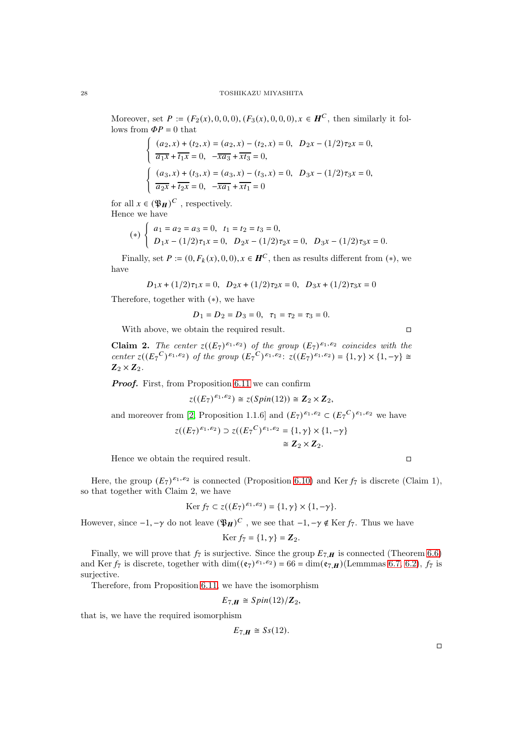Moreover, set $P := (F_2(x), 0, 0, 0), (F_3(x), 0, 0, 0), x \in \boldsymbol{H}^C$, then similarly it follows from $\varPhi P = 0$ that

$$\left\{ \begin{array}{l} (a_2, x) + (t_2, x) = (a_2, x) - (t_2, x) = 0, \quad D_2 x - (1/2)\tau_2 x = 0, \\ \overline{a_1 x} + \overline{t_1 x} = 0, \quad -\overline{x a_3} + \overline{x t_3} = 0, \end{array} \right.$$

$$\left\{ \begin{array}{l} (a_3, x) + (t_3, x) = (a_3, x) - (t_3, x) = 0, \quad D_3 x - (1/2)\tau_3 x = 0, \\ \overline{a_2 x} + \overline{t_2 x} = 0, \quad -\overline{x a_1} + \overline{x t_1} = 0 \end{array} \right.$$

for all $x \in (\mathfrak{P}_{\boldsymbol{H}})^C$ , respectively.
Hence we have

$$(*) \left\{ \begin{array}{l} a_1 = a_2 = a_3 = 0, \quad t_1 = t_2 = t_3 = 0, \\ D_1 x - (1/2)\tau_1 x = 0, \quad D_2 x - (1/2)\tau_2 x = 0, \quad D_3 x - (1/2)\tau_3 x = 0. \end{array} \right.$$

Finally, set $P := (0, F_k(x), 0, 0), x \in \boldsymbol{H}^C$, then as results different from $(*)$, we have

$$D_1 x + (1/2)\tau_1 x = 0, \quad D_2 x + (1/2)\tau_2 x = 0, \quad D_3 x + (1/2)\tau_3 x = 0$$

Therefore, together with $(*)$, we have

$$D_1 = D_2 = D_3 = 0, \quad \tau_1 = \tau_2 = \tau_3 = 0.$$

With above, we obtain the required result. □

**Claim 2.** *The center $z((E_7)^{\varepsilon_1, \varepsilon_2})$ of the group $(E_7)^{\varepsilon_1, \varepsilon_2}$ coincides with the center $z(({E_7}^C)^{\varepsilon_1, \varepsilon_2})$ of the group $({E_7}^C)^{\varepsilon_1, \varepsilon_2}$: $z((E_7)^{\varepsilon_1, \varepsilon_2}) = \{1, \gamma\} \times \{1, -\gamma\} \cong \boldsymbol{Z}_2 \times \boldsymbol{Z}_2$.*

***Proof.*** First, from Proposition 6.11 we can confirm

$$z((E_7)^{\varepsilon_1, \varepsilon_2}) \cong z(Spin(12)) \cong \boldsymbol{Z}_2 \times \boldsymbol{Z}_2,$$

and moreover from [2, Proposition 1.1.6] and $(E_7)^{\varepsilon_1, \varepsilon_2} \subset ({E_7}^C)^{\varepsilon_1, \varepsilon_2}$ we have

$$\begin{aligned} z((E_7)^{\varepsilon_1, \varepsilon_2}) \supset z(({E_7}^C)^{\varepsilon_1, \varepsilon_2} &= \{1, \gamma\} \times \{1, -\gamma\} \\ &\cong \boldsymbol{Z}_2 \times \boldsymbol{Z}_2. \end{aligned}$$

Hence we obtain the required result. □

Here, the group $(E_7)^{\varepsilon_1, \varepsilon_2}$ is connected (Proposition 6.10) and $\operatorname{Ker} f_7$ is discrete (Claim 1), so that together with Claim 2, we have

$$\operatorname{Ker} f_7 \subset z((E_7)^{\varepsilon_1, \varepsilon_2}) = \{1, \gamma\} \times \{1, -\gamma\}.$$

However, since $-1, -\gamma$ do not leave $(\mathfrak{P}_{\boldsymbol{H}})^C$ , we see that $-1, -\gamma \notin \operatorname{Ker} f_7$. Thus we have

$$\operatorname{Ker} f_7 = \{1, \gamma\} = \boldsymbol{Z}_2.$$

Finally, we will prove that $f_7$ is surjective. Since the group $E_{7,\boldsymbol{H}}$ is connected (Theorem 6.6) and $\operatorname{Ker} f_7$ is discrete, together with $\dim((\mathfrak{e}_7)^{\varepsilon_1, \varepsilon_2}) = 66 = \dim(\mathfrak{e}_{7,\boldsymbol{H}})$(Lemmmas 6.7, 6.2), $f_7$ is surjective.

Therefore, from Proposition 6.11, we have the isomorphism

$$E_{7,\boldsymbol{H}} \cong Spin(12)/\boldsymbol{Z}_2,$$

that is, we have the required isomorphism

$$E_{7,\boldsymbol{H}} \cong Ss(12).$$

□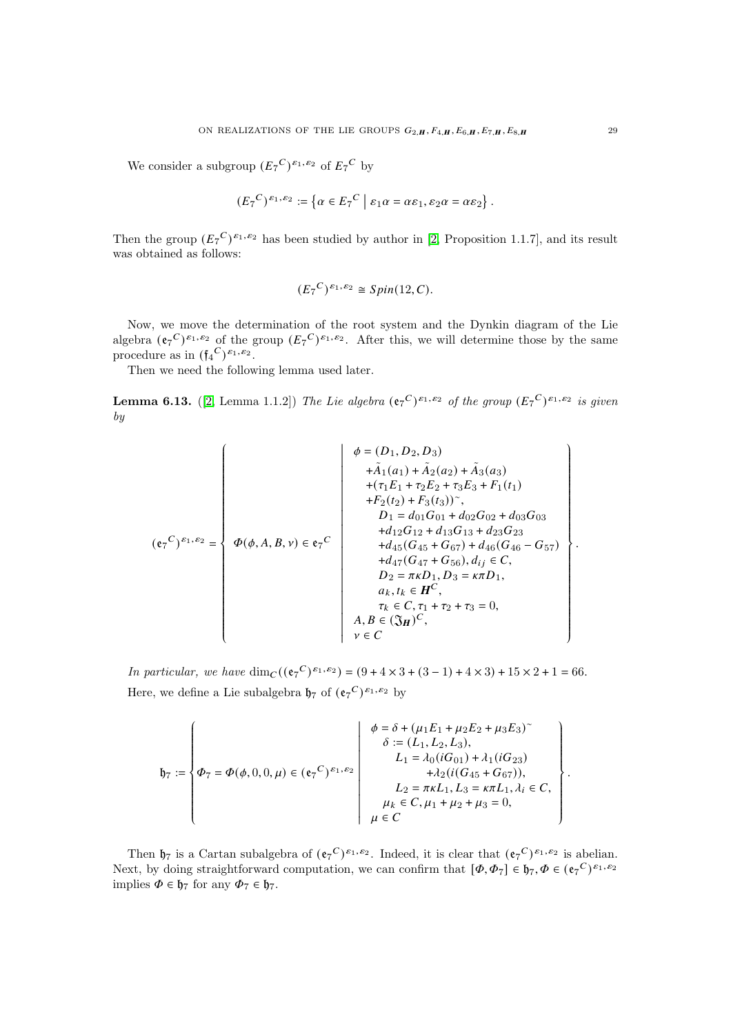We consider a subgroup $({E_7}^C)^{\varepsilon_1,\varepsilon_2}$ of ${E_7}^C$ by

$$({E_7}^C)^{\varepsilon_1,\varepsilon_2} := \left\{ \alpha \in {E_7}^C \;\middle|\; \varepsilon_1\alpha = \alpha\varepsilon_1, \varepsilon_2\alpha = \alpha\varepsilon_2 \right\}.$$

Then the group $({E_7}^C)^{\varepsilon_1,\varepsilon_2}$ has been studied by author in [2, Proposition 1.1.7], and its result was obtained as follows:

$$({E_7}^C)^{\varepsilon_1,\varepsilon_2} \cong Spin(12, C).$$

Now, we move the determination of the root system and the Dynkin diagram of the Lie algebra $({\mathfrak{e}_7}^C)^{\varepsilon_1,\varepsilon_2}$ of the group $({E_7}^C)^{\varepsilon_1,\varepsilon_2}$. After this, we will determine those by the same procedure as in $({\mathfrak{f}_4}^C)^{\varepsilon_1,\varepsilon_2}$.

Then we need the following lemma used later.

**Lemma 6.13.** ([2, Lemma 1.1.2]) *The Lie algebra $({\mathfrak{e}_7}^C)^{\varepsilon_1,\varepsilon_2}$ of the group $({E_7}^C)^{\varepsilon_1,\varepsilon_2}$ is given by*

$$({\mathfrak{e}_7}^C)^{\varepsilon_1,\varepsilon_2} = \left\{ \varPhi(\phi, A, B, \nu) \in {\mathfrak{e}_7}^C \;\middle|\; \begin{array}{l} \phi = (D_1, D_2, D_3) \\ \quad +\tilde{A}_1(a_1) + \tilde{A}_2(a_2) + \tilde{A}_3(a_3) \\ \quad +(\tau_1 E_1 + \tau_2 E_2 + \tau_3 E_3 + F_1(t_1) \\ \quad +F_2(t_2) + F_3(t_3))^{\sim}, \\ \quad\quad D_1 = d_{01}G_{01} + d_{02}G_{02} + d_{03}G_{03} \\ \quad\quad +d_{12}G_{12} + d_{13}G_{13} + d_{23}G_{23} \\ \quad\quad +d_{45}(G_{45} + G_{67}) + d_{46}(G_{46} - G_{57}) \\ \quad\quad +d_{47}(G_{47} + G_{56}), d_{ij} \in C, \\ \quad\quad D_2 = \pi\kappa D_1, D_3 = \kappa\pi D_1, \\ \quad\quad a_k, t_k \in \boldsymbol{H}^C, \\ \quad\quad \tau_k \in C, \tau_1 + \tau_2 + \tau_3 = 0, \\ A, B \in (\mathfrak{J}_{\boldsymbol{H}})^C, \\ \nu \in C \end{array} \right\}.$$

*In particular, we have* $\dim_C(({\mathfrak{e}_7}^C)^{\varepsilon_1,\varepsilon_2}) = (9 + 4 \times 3 + (3 - 1) + 4 \times 3) + 15 \times 2 + 1 = 66$.

Here, we define a Lie subalgebra $\mathfrak{h}_7$ of $({\mathfrak{e}_7}^C)^{\varepsilon_1,\varepsilon_2}$ by

$$\mathfrak{h}_7 := \left\{ \varPhi_7 = \varPhi(\phi, 0, 0, \mu) \in ({\mathfrak{e}_7}^C)^{\varepsilon_1,\varepsilon_2} \;\middle|\; \begin{array}{l} \phi = \delta + (\mu_1 E_1 + \mu_2 E_2 + \mu_3 E_3)^{\sim} \\ \quad \delta := (L_1, L_2, L_3), \\ \quad\quad L_1 = \lambda_0(iG_{01}) + \lambda_1(iG_{23}) \\ \quad\quad\quad +\lambda_2(i(G_{45} + G_{67})), \\ \quad\quad L_2 = \pi\kappa L_1, L_3 = \kappa\pi L_1, \lambda_i \in C, \\ \quad \mu_k \in C, \mu_1 + \mu_2 + \mu_3 = 0, \\ \mu \in C \end{array} \right\}.$$

Then $\mathfrak{h}_7$ is a Cartan subalgebra of $({\mathfrak{e}_7}^C)^{\varepsilon_1,\varepsilon_2}$. Indeed, it is clear that $({\mathfrak{e}_7}^C)^{\varepsilon_1,\varepsilon_2}$ is abelian. Next, by doing straightforward computation, we can confirm that $[\varPhi, \varPhi_7] \in \mathfrak{h}_7, \varPhi \in ({\mathfrak{e}_7}^C)^{\varepsilon_1,\varepsilon_2}$ implies $\varPhi \in \mathfrak{h}_7$ for any $\varPhi_7 \in \mathfrak{h}_7$.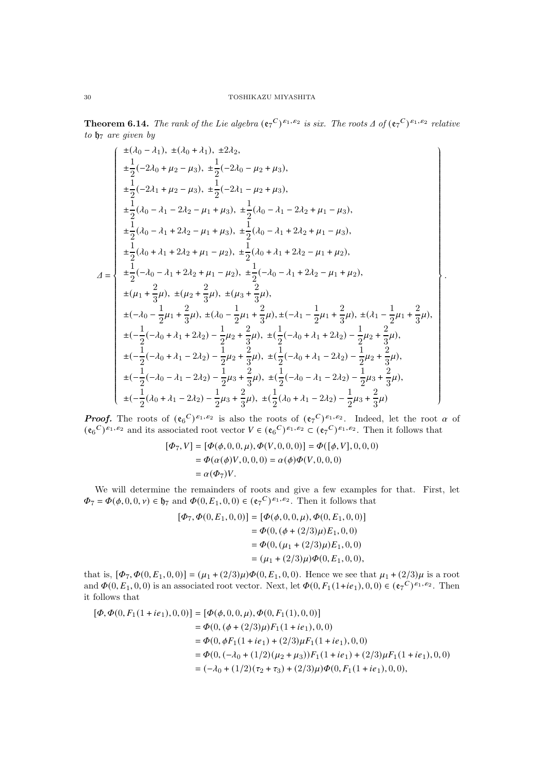**Theorem 6.14.** *The rank of the Lie algebra $({\mathfrak{e}_7}^C)^{\varepsilon_1,\varepsilon_2}$ is six. The roots $\varDelta$ of $({\mathfrak{e}_7}^C)^{\varepsilon_1,\varepsilon_2}$ relative to $\mathfrak{h}_7$ are given by*

$$
\varDelta = \left\{
\begin{array}{l}
\pm(\lambda_0 - \lambda_1),\ \pm(\lambda_0 + \lambda_1),\ \pm 2\lambda_2, \\
\pm\dfrac{1}{2}(-2\lambda_0 + \mu_2 - \mu_3),\ \pm\dfrac{1}{2}(-2\lambda_0 - \mu_2 + \mu_3), \\
\pm\dfrac{1}{2}(-2\lambda_1 + \mu_2 - \mu_3),\ \pm\dfrac{1}{2}(-2\lambda_1 - \mu_2 + \mu_3), \\
\pm\dfrac{1}{2}(\lambda_0 - \lambda_1 - 2\lambda_2 - \mu_1 + \mu_3),\ \pm\dfrac{1}{2}(\lambda_0 - \lambda_1 - 2\lambda_2 + \mu_1 - \mu_3), \\
\pm\dfrac{1}{2}(\lambda_0 - \lambda_1 + 2\lambda_2 - \mu_1 + \mu_3),\ \pm\dfrac{1}{2}(\lambda_0 - \lambda_1 + 2\lambda_2 + \mu_1 - \mu_3), \\
\pm\dfrac{1}{2}(\lambda_0 + \lambda_1 + 2\lambda_2 + \mu_1 - \mu_2),\ \pm\dfrac{1}{2}(\lambda_0 + \lambda_1 + 2\lambda_2 - \mu_1 + \mu_2), \\
\pm\dfrac{1}{2}(-\lambda_0 - \lambda_1 + 2\lambda_2 + \mu_1 - \mu_2),\ \pm\dfrac{1}{2}(-\lambda_0 - \lambda_1 + 2\lambda_2 - \mu_1 + \mu_2), \\
\pm(\mu_1 + \dfrac{2}{3}\mu),\ \pm(\mu_2 + \dfrac{2}{3}\mu),\ \pm(\mu_3 + \dfrac{2}{3}\mu), \\
\pm(-\lambda_0 - \dfrac{1}{2}\mu_1 + \dfrac{2}{3}\mu),\ \pm(\lambda_0 - \dfrac{1}{2}\mu_1 + \dfrac{2}{3}\mu), \pm(-\lambda_1 - \dfrac{1}{2}\mu_1 + \dfrac{2}{3}\mu),\ \pm(\lambda_1 - \dfrac{1}{2}\mu_1 + \dfrac{2}{3}\mu), \\
\pm(-\dfrac{1}{2}(-\lambda_0 + \lambda_1 + 2\lambda_2) - \dfrac{1}{2}\mu_2 + \dfrac{2}{3}\mu),\ \pm(\dfrac{1}{2}(-\lambda_0 + \lambda_1 + 2\lambda_2) - \dfrac{1}{2}\mu_2 + \dfrac{2}{3}\mu), \\
\pm(-\dfrac{1}{2}(-\lambda_0 + \lambda_1 - 2\lambda_2) - \dfrac{1}{2}\mu_2 + \dfrac{2}{3}\mu),\ \pm(\dfrac{1}{2}(-\lambda_0 + \lambda_1 - 2\lambda_2) - \dfrac{1}{2}\mu_2 + \dfrac{2}{3}\mu), \\
\pm(-\dfrac{1}{2}(-\lambda_0 - \lambda_1 - 2\lambda_2) - \dfrac{1}{2}\mu_3 + \dfrac{2}{3}\mu),\ \pm(\dfrac{1}{2}(-\lambda_0 - \lambda_1 - 2\lambda_2) - \dfrac{1}{2}\mu_3 + \dfrac{2}{3}\mu), \\
\pm(-\dfrac{1}{2}(\lambda_0 + \lambda_1 - 2\lambda_2) - \dfrac{1}{2}\mu_3 + \dfrac{2}{3}\mu),\ \pm(\dfrac{1}{2}(\lambda_0 + \lambda_1 - 2\lambda_2) - \dfrac{1}{2}\mu_3 + \dfrac{2}{3}\mu)
\end{array}
\right\}.
$$

***Proof.*** The roots of $({\mathfrak{e}_6}^C)^{\varepsilon_1,\varepsilon_2}$ is also the roots of $({\mathfrak{e}_7}^C)^{\varepsilon_1,\varepsilon_2}$. Indeed, let the root $\alpha$ of $({\mathfrak{e}_6}^C)^{\varepsilon_1,\varepsilon_2}$ and its associated root vector $V \in ({\mathfrak{e}_6}^C)^{\varepsilon_1,\varepsilon_2} \subset ({\mathfrak{e}_7}^C)^{\varepsilon_1,\varepsilon_2}$. Then it follows that

$$
\begin{aligned}
[\varPhi_7, V] &= [\varPhi(\phi, 0, 0, \mu), \varPhi(V, 0, 0, 0)] = \varPhi([\phi, V], 0, 0, 0) \\
&= \varPhi(\alpha(\phi)V, 0, 0, 0) = \alpha(\phi)\varPhi(V, 0, 0, 0) \\
&= \alpha(\varPhi_7)V.
\end{aligned}
$$

We will determine the remainders of roots and give a few examples for that. First, let $\varPhi_7 = \varPhi(\phi, 0, 0, \nu) \in \mathfrak{h}_7$ and $\varPhi(0, E_1, 0, 0) \in ({\mathfrak{e}_7}^C)^{\varepsilon_1,\varepsilon_2}$. Then it follows that

$$
\begin{aligned}
[\varPhi_7, \varPhi(0, E_1, 0, 0)] &= [\varPhi(\phi, 0, 0, \mu), \varPhi(0, E_1, 0, 0)] \\
&= \varPhi(0, (\phi + (2/3)\mu)E_1, 0, 0) \\
&= \varPhi(0, (\mu_1 + (2/3)\mu)E_1, 0, 0) \\
&= (\mu_1 + (2/3)\mu)\varPhi(0, E_1, 0, 0),
\end{aligned}
$$

that is, $[\varPhi_7, \varPhi(0, E_1, 0, 0)] = (\mu_1 + (2/3)\mu)\varPhi(0, E_1, 0, 0)$. Hence we see that $\mu_1 + (2/3)\mu$ is a root and $\varPhi(0, E_1, 0, 0)$ is an associated root vector. Next, let $\varPhi(0, F_1(1+ie_1), 0, 0) \in ({\mathfrak{e}_7}^C)^{\varepsilon_1,\varepsilon_2}$. Then it follows that

$$
\begin{aligned}
[\varPhi, \varPhi(0, F_1(1 + ie_1), 0, 0)] &= [\varPhi(\phi, 0, 0, \mu), \varPhi(0, F_1(1), 0, 0)] \\
&= \varPhi(0, (\phi + (2/3)\mu)F_1(1 + ie_1), 0, 0) \\
&= \varPhi(0, \phi F_1(1 + ie_1) + (2/3)\mu F_1(1 + ie_1), 0, 0) \\
&= \varPhi(0, (-\lambda_0 + (1/2)(\mu_2 + \mu_3))F_1(1 + ie_1) + (2/3)\mu F_1(1 + ie_1), 0, 0) \\
&= (-\lambda_0 + (1/2)(\tau_2 + \tau_3) + (2/3)\mu)\varPhi(0, F_1(1 + ie_1), 0, 0),
\end{aligned}
$$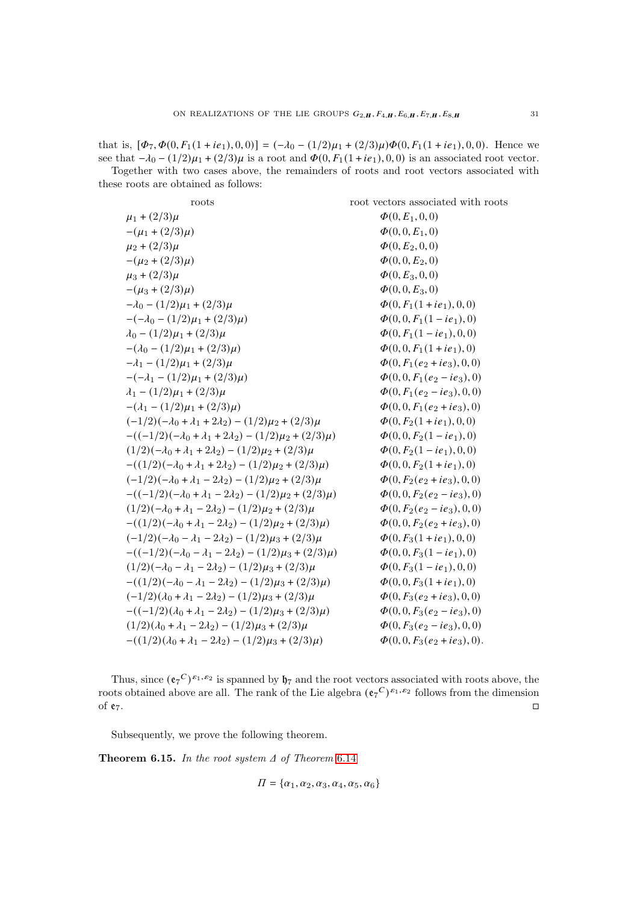that is, $[\Phi_7, \Phi(0, F_1(1+ie_1), 0, 0)] = (-\lambda_0 - (1/2)\mu_1 + (2/3)\mu)\Phi(0, F_1(1+ie_1), 0, 0)$. Hence we see that $-\lambda_0 - (1/2)\mu_1 + (2/3)\mu$ is a root and $\Phi(0, F_1(1+ie_1), 0, 0)$ is an associated root vector.

Together with two cases above, the remainders of roots and root vectors associated with these roots are obtained as follows:

| roots | root vectors associated with roots |
|---|---|
| $\mu_1 + (2/3)\mu$ | $\Phi(0, E_1, 0, 0)$ |
| $-(\mu_1 + (2/3)\mu)$ | $\Phi(0, 0, E_1, 0)$ |
| $\mu_2 + (2/3)\mu$ | $\Phi(0, E_2, 0, 0)$ |
| $-(\mu_2 + (2/3)\mu)$ | $\Phi(0, 0, E_2, 0)$ |
| $\mu_3 + (2/3)\mu$ | $\Phi(0, E_3, 0, 0)$ |
| $-(\mu_3 + (2/3)\mu)$ | $\Phi(0, 0, E_3, 0)$ |
| $-\lambda_0 - (1/2)\mu_1 + (2/3)\mu$ | $\Phi(0, F_1(1+ie_1), 0, 0)$ |
| $-(-\lambda_0 - (1/2)\mu_1 + (2/3)\mu)$ | $\Phi(0, 0, F_1(1-ie_1), 0)$ |
| $\lambda_0 - (1/2)\mu_1 + (2/3)\mu$ | $\Phi(0, F_1(1-ie_1), 0, 0)$ |
| $-(\lambda_0 - (1/2)\mu_1 + (2/3)\mu)$ | $\Phi(0, 0, F_1(1+ie_1), 0)$ |
| $-\lambda_1 - (1/2)\mu_1 + (2/3)\mu$ | $\Phi(0, F_1(e_2+ie_3), 0, 0)$ |
| $-(-\lambda_1 - (1/2)\mu_1 + (2/3)\mu)$ | $\Phi(0, 0, F_1(e_2-ie_3), 0)$ |
| $\lambda_1 - (1/2)\mu_1 + (2/3)\mu$ | $\Phi(0, F_1(e_2-ie_3), 0, 0)$ |
| $-(\lambda_1 - (1/2)\mu_1 + (2/3)\mu)$ | $\Phi(0, 0, F_1(e_2+ie_3), 0)$ |
| $(-1/2)(-\lambda_0 + \lambda_1 + 2\lambda_2) - (1/2)\mu_2 + (2/3)\mu$ | $\Phi(0, F_2(1+ie_1), 0, 0)$ |
| $-((-1/2)(-\lambda_0 + \lambda_1 + 2\lambda_2) - (1/2)\mu_2 + (2/3)\mu)$ | $\Phi(0, 0, F_2(1-ie_1), 0)$ |
| $(1/2)(-\lambda_0 + \lambda_1 + 2\lambda_2) - (1/2)\mu_2 + (2/3)\mu$ | $\Phi(0, F_2(1-ie_1), 0, 0)$ |
| $-((1/2)(-\lambda_0 + \lambda_1 + 2\lambda_2) - (1/2)\mu_2 + (2/3)\mu)$ | $\Phi(0, 0, F_2(1+ie_1), 0)$ |
| $(-1/2)(-\lambda_0 + \lambda_1 - 2\lambda_2) - (1/2)\mu_2 + (2/3)\mu$ | $\Phi(0, F_2(e_2+ie_3), 0, 0)$ |
| $-((-1/2)(-\lambda_0 + \lambda_1 - 2\lambda_2) - (1/2)\mu_2 + (2/3)\mu)$ | $\Phi(0, 0, F_2(e_2-ie_3), 0)$ |
| $(1/2)(-\lambda_0 + \lambda_1 - 2\lambda_2) - (1/2)\mu_2 + (2/3)\mu$ | $\Phi(0, F_2(e_2-ie_3), 0, 0)$ |
| $-((1/2)(-\lambda_0 + \lambda_1 - 2\lambda_2) - (1/2)\mu_2 + (2/3)\mu)$ | $\Phi(0, 0, F_2(e_2+ie_3), 0)$ |
| $(-1/2)(-\lambda_0 - \lambda_1 - 2\lambda_2) - (1/2)\mu_3 + (2/3)\mu$ | $\Phi(0, F_3(1+ie_1), 0, 0)$ |
| $-((-1/2)(-\lambda_0 - \lambda_1 - 2\lambda_2) - (1/2)\mu_3 + (2/3)\mu)$ | $\Phi(0, 0, F_3(1-ie_1), 0)$ |
| $(1/2)(-\lambda_0 - \lambda_1 - 2\lambda_2) - (1/2)\mu_3 + (2/3)\mu$ | $\Phi(0, F_3(1-ie_1), 0, 0)$ |
| $-((1/2)(-\lambda_0 - \lambda_1 - 2\lambda_2) - (1/2)\mu_3 + (2/3)\mu)$ | $\Phi(0, 0, F_3(1+ie_1), 0)$ |
| $(-1/2)(\lambda_0 + \lambda_1 - 2\lambda_2) - (1/2)\mu_3 + (2/3)\mu$ | $\Phi(0, F_3(e_2+ie_3), 0, 0)$ |
| $-((-1/2)(\lambda_0 + \lambda_1 - 2\lambda_2) - (1/2)\mu_3 + (2/3)\mu)$ | $\Phi(0, 0, F_3(e_2-ie_3), 0)$ |
| $(1/2)(\lambda_0 + \lambda_1 - 2\lambda_2) - (1/2)\mu_3 + (2/3)\mu$ | $\Phi(0, F_3(e_2-ie_3), 0, 0)$ |
| $-((1/2)(\lambda_0 + \lambda_1 - 2\lambda_2) - (1/2)\mu_3 + (2/3)\mu)$ | $\Phi(0, 0, F_3(e_2+ie_3), 0)$. |

Thus, since $(\mathfrak{e}_7{}^C)^{\varepsilon_1, \varepsilon_2}$ is spanned by $\mathfrak{h}_7$ and the root vectors associated with roots above, the roots obtained above are all. The rank of the Lie algebra $(\mathfrak{e}_7{}^C)^{\varepsilon_1, \varepsilon_2}$ follows from the dimension of $\mathfrak{e}_7$. $\square$

Subsequently, we prove the following theorem.

**Theorem 6.15.** *In the root system $\Delta$ of Theorem 6.14*

$$\Pi = \{\alpha_1, \alpha_2, \alpha_3, \alpha_4, \alpha_5, \alpha_6\}$$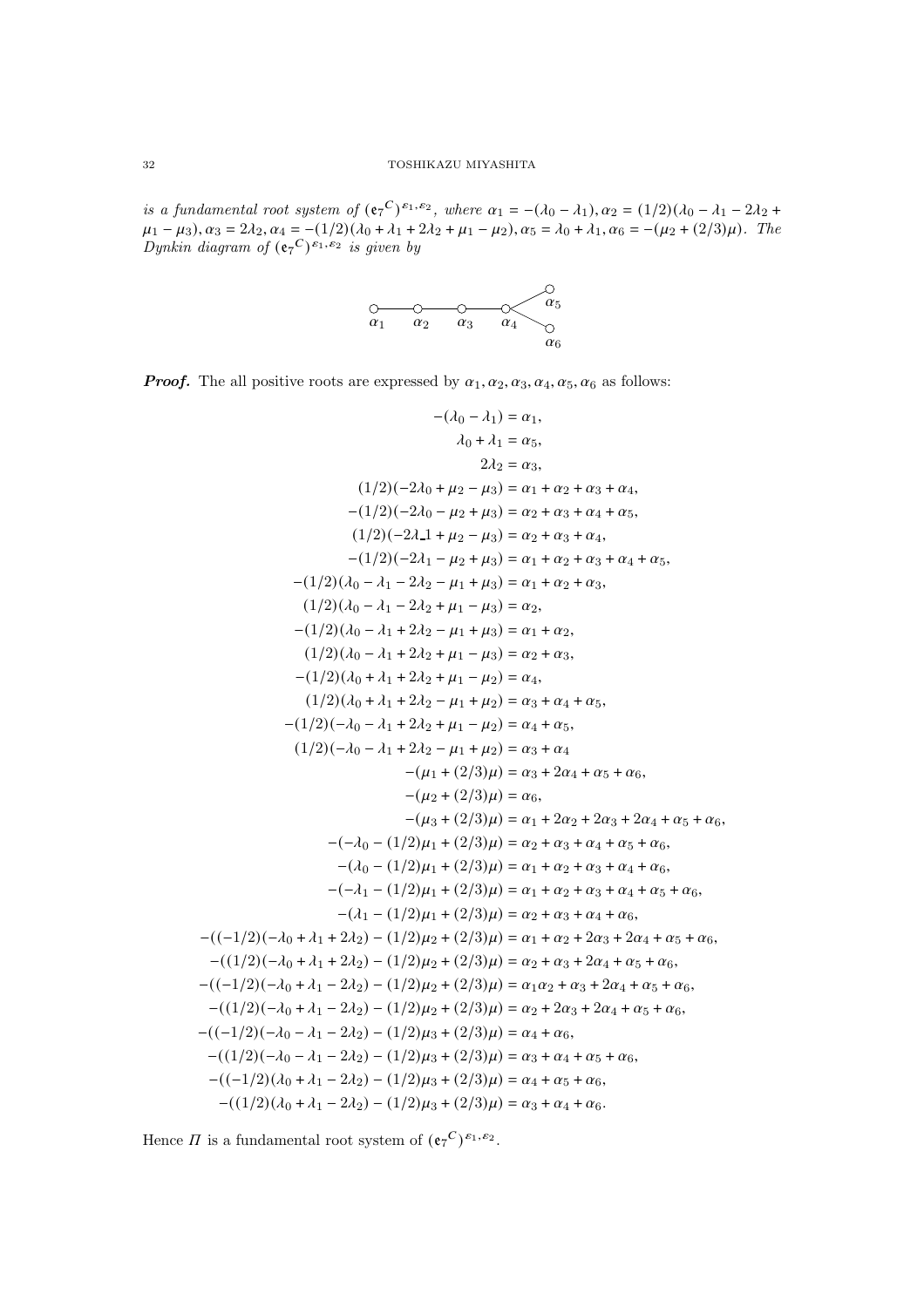*is a fundamental root system of* $(\mathfrak{e}_7{}^C)^{\varepsilon_1,\varepsilon_2}$*, where* $\alpha_1 = -(\lambda_0 - \lambda_1), \alpha_2 = (1/2)(\lambda_0 - \lambda_1 - 2\lambda_2 + \mu_1 - \mu_3), \alpha_3 = 2\lambda_2, \alpha_4 = -(1/2)(\lambda_0 + \lambda_1 + 2\lambda_2 + \mu_1 - \mu_2), \alpha_5 = \lambda_0 + \lambda_1, \alpha_6 = -(\mu_2 + (2/3)\mu)$*. The Dynkin diagram of* $(\mathfrak{e}_7{}^C)^{\varepsilon_1,\varepsilon_2}$ *is given by*

$\alpha_1$ $\alpha_2$ $\alpha_3$ $\alpha_4$ $\alpha_5$ $\alpha_6$

***Proof.*** The all positive roots are expressed by $\alpha_1, \alpha_2, \alpha_3, \alpha_4, \alpha_5, \alpha_6$ as follows:

$$
\begin{aligned}
-(\lambda_0 - \lambda_1) &= \alpha_1, \\
\lambda_0 + \lambda_1 &= \alpha_5, \\
2\lambda_2 &= \alpha_3, \\
(1/2)(-2\lambda_0 + \mu_2 - \mu_3) &= \alpha_1 + \alpha_2 + \alpha_3 + \alpha_4, \\
-(1/2)(-2\lambda_0 - \mu_2 + \mu_3) &= \alpha_2 + \alpha_3 + \alpha_4 + \alpha_5, \\
(1/2)(-2\lambda_1 + \mu_2 - \mu_3) &= \alpha_2 + \alpha_3 + \alpha_4, \\
-(1/2)(-2\lambda_1 - \mu_2 + \mu_3) &= \alpha_1 + \alpha_2 + \alpha_3 + \alpha_4 + \alpha_5, \\
-(1/2)(\lambda_0 - \lambda_1 - 2\lambda_2 - \mu_1 + \mu_3) &= \alpha_1 + \alpha_2 + \alpha_3, \\
(1/2)(\lambda_0 - \lambda_1 - 2\lambda_2 + \mu_1 - \mu_3) &= \alpha_2, \\
-(1/2)(\lambda_0 - \lambda_1 + 2\lambda_2 - \mu_1 + \mu_3) &= \alpha_1 + \alpha_2, \\
(1/2)(\lambda_0 - \lambda_1 + 2\lambda_2 + \mu_1 - \mu_3) &= \alpha_2 + \alpha_3, \\
-(1/2)(\lambda_0 + \lambda_1 + 2\lambda_2 + \mu_1 - \mu_2) &= \alpha_4, \\
(1/2)(\lambda_0 + \lambda_1 + 2\lambda_2 - \mu_1 + \mu_2) &= \alpha_3 + \alpha_4 + \alpha_5, \\
-(1/2)(-\lambda_0 - \lambda_1 + 2\lambda_2 + \mu_1 - \mu_2) &= \alpha_4 + \alpha_5, \\
(1/2)(-\lambda_0 - \lambda_1 + 2\lambda_2 - \mu_1 + \mu_2) &= \alpha_3 + \alpha_4 \\
-(\mu_1 + (2/3)\mu) &= \alpha_3 + 2\alpha_4 + \alpha_5 + \alpha_6, \\
-(\mu_2 + (2/3)\mu) &= \alpha_6, \\
-(\mu_3 + (2/3)\mu) &= \alpha_1 + 2\alpha_2 + 2\alpha_3 + 2\alpha_4 + \alpha_5 + \alpha_6, \\
-(-\lambda_0 - (1/2)\mu_1 + (2/3)\mu) &= \alpha_2 + \alpha_3 + \alpha_4 + \alpha_5 + \alpha_6, \\
-(\lambda_0 - (1/2)\mu_1 + (2/3)\mu) &= \alpha_1 + \alpha_2 + \alpha_3 + \alpha_4 + \alpha_6, \\
-(-\lambda_1 - (1/2)\mu_1 + (2/3)\mu) &= \alpha_1 + \alpha_2 + \alpha_3 + \alpha_4 + \alpha_5 + \alpha_6, \\
-(\lambda_1 - (1/2)\mu_1 + (2/3)\mu) &= \alpha_2 + \alpha_3 + \alpha_4 + \alpha_6, \\
-((-1/2)(-\lambda_0 + \lambda_1 + 2\lambda_2) - (1/2)\mu_2 + (2/3)\mu) &= \alpha_1 + \alpha_2 + 2\alpha_3 + 2\alpha_4 + \alpha_5 + \alpha_6, \\
-((1/2)(-\lambda_0 + \lambda_1 + 2\lambda_2) - (1/2)\mu_2 + (2/3)\mu) &= \alpha_2 + \alpha_3 + 2\alpha_4 + \alpha_5 + \alpha_6, \\
-((-1/2)(-\lambda_0 + \lambda_1 - 2\lambda_2) - (1/2)\mu_2 + (2/3)\mu) &= \alpha_1\alpha_2 + \alpha_3 + 2\alpha_4 + \alpha_5 + \alpha_6, \\
-((1/2)(-\lambda_0 + \lambda_1 - 2\lambda_2) - (1/2)\mu_2 + (2/3)\mu) &= \alpha_2 + 2\alpha_3 + 2\alpha_4 + \alpha_5 + \alpha_6, \\
-((-1/2)(-\lambda_0 - \lambda_1 - 2\lambda_2) - (1/2)\mu_3 + (2/3)\mu) &= \alpha_4 + \alpha_6, \\
-((1/2)(-\lambda_0 - \lambda_1 - 2\lambda_2) - (1/2)\mu_3 + (2/3)\mu) &= \alpha_3 + \alpha_4 + \alpha_5 + \alpha_6, \\
-((-1/2)(\lambda_0 + \lambda_1 - 2\lambda_2) - (1/2)\mu_3 + (2/3)\mu) &= \alpha_4 + \alpha_5 + \alpha_6, \\
-((1/2)(\lambda_0 + \lambda_1 - 2\lambda_2) - (1/2)\mu_3 + (2/3)\mu) &= \alpha_3 + \alpha_4 + \alpha_6.
\end{aligned}
$$

Hence $\Pi$ is a fundamental root system of $(\mathfrak{e}_7{}^C)^{\varepsilon_1,\varepsilon_2}$.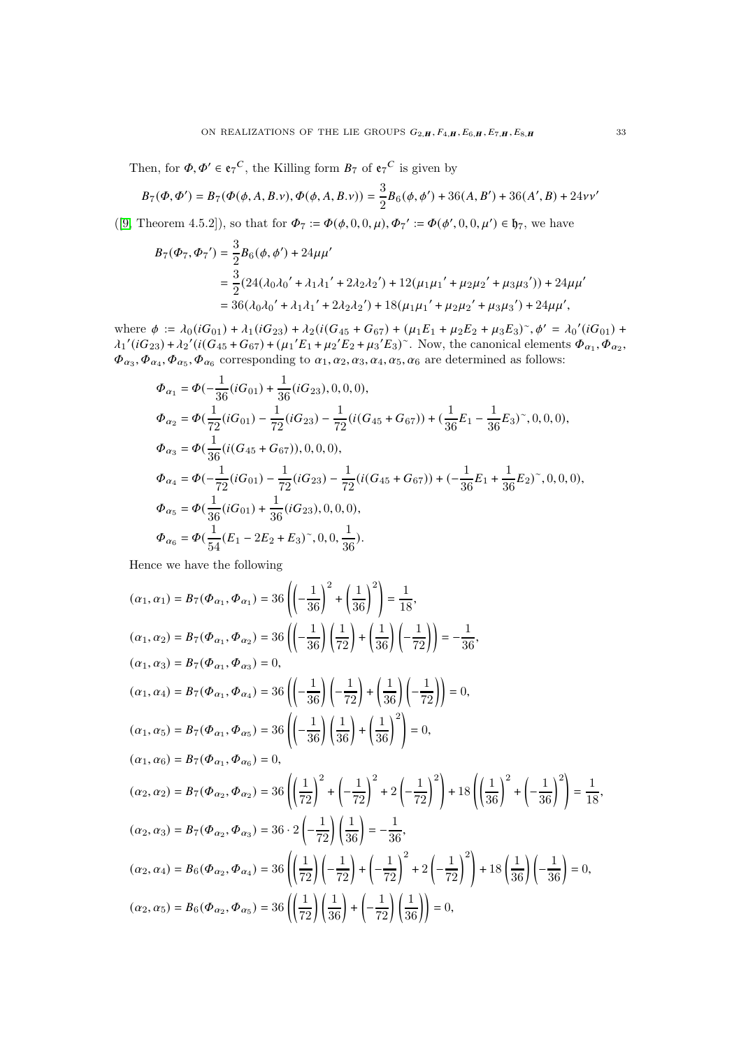Then, for $\varPhi, \varPhi' \in {\mathfrak{e}_7}^C$, the Killing form $B_7$ of ${\mathfrak{e}_7}^C$ is given by

$$B_7(\varPhi, \varPhi') = B_7(\varPhi(\phi, A, B.\nu), \varPhi(\phi, A, B.\nu)) = \frac{3}{2}B_6(\phi, \phi') + 36(A, B') + 36(A', B) + 24\nu\nu'$$

([9, Theorem 4.5.2]), so that for $\varPhi_7 := \varPhi(\phi, 0, 0, \mu), {\varPhi_7}' := \varPhi(\phi', 0, 0, \mu') \in \mathfrak{h}_7$, we have

$$\begin{aligned}
B_7(\varPhi_7, {\varPhi_7}') &= \frac{3}{2}B_6(\phi, \phi') + 24\mu\mu' \\
&= \frac{3}{2}(24(\lambda_0{\lambda_0}' + \lambda_1{\lambda_1}' + 2\lambda_2{\lambda_2}') + 12(\mu_1{\mu_1}' + \mu_2{\mu_2}' + \mu_3{\mu_3}')) + 24\mu\mu' \\
&= 36(\lambda_0{\lambda_0}' + \lambda_1{\lambda_1}' + 2\lambda_2{\lambda_2}') + 18(\mu_1{\mu_1}' + \mu_2{\mu_2}' + \mu_3{\mu_3}') + 24\mu\mu',
\end{aligned}$$

where $\phi := \lambda_0(iG_{01}) + \lambda_1(iG_{23}) + \lambda_2(i(G_{45} + G_{67}) + (\mu_1 E_1 + \mu_2 E_2 + \mu_3 E_3)^\sim, \phi' = {\lambda_0}'(iG_{01}) + {\lambda_1}'(iG_{23}) + {\lambda_2}'(i(G_{45} + G_{67}) + ({\mu_1}' E_1 + {\mu_2}' E_2 + {\mu_3}' E_3)^\sim$. Now, the canonical elements $\varPhi_{\alpha_1}, \varPhi_{\alpha_2}, \varPhi_{\alpha_3}, \varPhi_{\alpha_4}, \varPhi_{\alpha_5}, \varPhi_{\alpha_6}$ corresponding to $\alpha_1, \alpha_2, \alpha_3, \alpha_4, \alpha_5, \alpha_6$ are determined as follows:

$$\begin{aligned}
\varPhi_{\alpha_1} &= \varPhi(-\frac{1}{36}(iG_{01}) + \frac{1}{36}(iG_{23}), 0, 0, 0), \\
\varPhi_{\alpha_2} &= \varPhi(\frac{1}{72}(iG_{01}) - \frac{1}{72}(iG_{23}) - \frac{1}{72}(i(G_{45} + G_{67})) + (\frac{1}{36}E_1 - \frac{1}{36}E_3)^\sim, 0, 0, 0), \\
\varPhi_{\alpha_3} &= \varPhi(\frac{1}{36}(i(G_{45} + G_{67})), 0, 0, 0), \\
\varPhi_{\alpha_4} &= \varPhi(-\frac{1}{72}(iG_{01}) - \frac{1}{72}(iG_{23}) - \frac{1}{72}(i(G_{45} + G_{67})) + (-\frac{1}{36}E_1 + \frac{1}{36}E_2)^\sim, 0, 0, 0), \\
\varPhi_{\alpha_5} &= \varPhi(\frac{1}{36}(iG_{01}) + \frac{1}{36}(iG_{23}), 0, 0, 0), \\
\varPhi_{\alpha_6} &= \varPhi(\frac{1}{54}(E_1 - 2E_2 + E_3)^\sim, 0, 0, \frac{1}{36}).
\end{aligned}$$

Hence we have the following

$$\begin{aligned}
(\alpha_1, \alpha_1) &= B_7(\varPhi_{\alpha_1}, \varPhi_{\alpha_1}) = 36\left(\left(-\frac{1}{36}\right)^2 + \left(\frac{1}{36}\right)^2\right) = \frac{1}{18}, \\
(\alpha_1, \alpha_2) &= B_7(\varPhi_{\alpha_1}, \varPhi_{\alpha_2}) = 36\left(\left(-\frac{1}{36}\right)\left(\frac{1}{72}\right) + \left(\frac{1}{36}\right)\left(-\frac{1}{72}\right)\right) = -\frac{1}{36}, \\
(\alpha_1, \alpha_3) &= B_7(\varPhi_{\alpha_1}, \varPhi_{\alpha_3}) = 0, \\
(\alpha_1, \alpha_4) &= B_7(\varPhi_{\alpha_1}, \varPhi_{\alpha_4}) = 36\left(\left(-\frac{1}{36}\right)\left(-\frac{1}{72}\right) + \left(\frac{1}{36}\right)\left(-\frac{1}{72}\right)\right) = 0, \\
(\alpha_1, \alpha_5) &= B_7(\varPhi_{\alpha_1}, \varPhi_{\alpha_5}) = 36\left(\left(-\frac{1}{36}\right)\left(\frac{1}{36}\right) + \left(\frac{1}{36}\right)^2\right) = 0, \\
(\alpha_1, \alpha_6) &= B_7(\varPhi_{\alpha_1}, \varPhi_{\alpha_6}) = 0, \\
(\alpha_2, \alpha_2) &= B_7(\varPhi_{\alpha_2}, \varPhi_{\alpha_2}) = 36\left(\left(\frac{1}{72}\right)^2 + \left(-\frac{1}{72}\right)^2 + 2\left(-\frac{1}{72}\right)^2\right) + 18\left(\left(\frac{1}{36}\right)^2 + \left(-\frac{1}{36}\right)^2\right) = \frac{1}{18}, \\
(\alpha_2, \alpha_3) &= B_7(\varPhi_{\alpha_2}, \varPhi_{\alpha_3}) = 36 \cdot 2\left(-\frac{1}{72}\right)\left(\frac{1}{36}\right) = -\frac{1}{36}, \\
(\alpha_2, \alpha_4) &= B_6(\varPhi_{\alpha_2}, \varPhi_{\alpha_4}) = 36\left(\left(\frac{1}{72}\right)\left(-\frac{1}{72}\right) + \left(-\frac{1}{72}\right)^2 + 2\left(-\frac{1}{72}\right)^2\right) + 18\left(\frac{1}{36}\right)\left(-\frac{1}{36}\right) = 0, \\
(\alpha_2, \alpha_5) &= B_6(\varPhi_{\alpha_2}, \varPhi_{\alpha_5}) = 36\left(\left(\frac{1}{72}\right)\left(\frac{1}{36}\right) + \left(-\frac{1}{72}\right)\left(\frac{1}{36}\right)\right) = 0,
\end{aligned}$$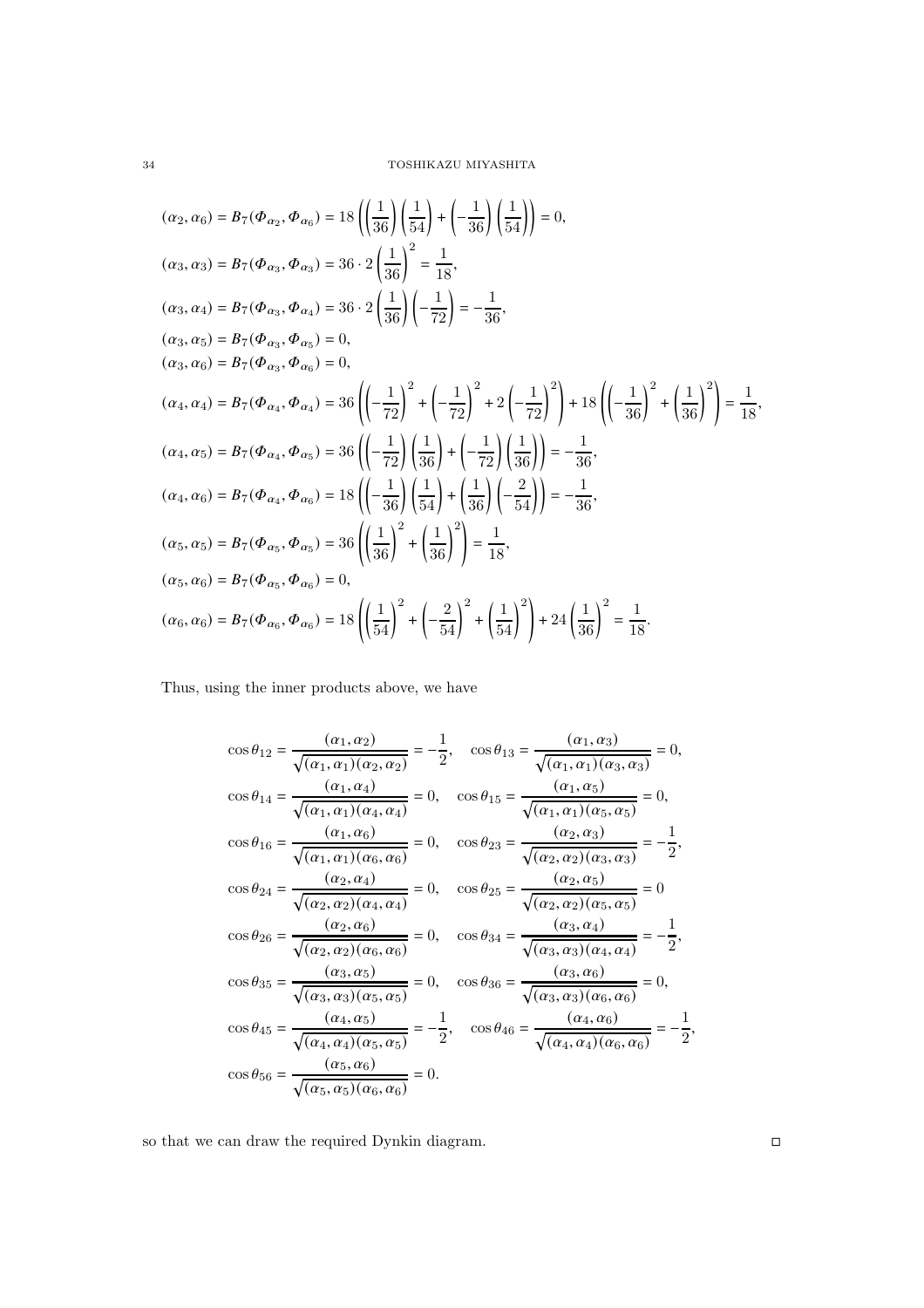$$
\begin{aligned}
(\alpha_2, \alpha_6) &= B_7(\Phi_{\alpha_2}, \Phi_{\alpha_6}) = 18\left(\left(\frac{1}{36}\right)\left(\frac{1}{54}\right) + \left(-\frac{1}{36}\right)\left(\frac{1}{54}\right)\right) = 0,\\
(\alpha_3, \alpha_3) &= B_7(\Phi_{\alpha_3}, \Phi_{\alpha_3}) = 36 \cdot 2\left(\frac{1}{36}\right)^2 = \frac{1}{18},\\
(\alpha_3, \alpha_4) &= B_7(\Phi_{\alpha_3}, \Phi_{\alpha_4}) = 36 \cdot 2\left(\frac{1}{36}\right)\left(-\frac{1}{72}\right) = -\frac{1}{36},\\
(\alpha_3, \alpha_5) &= B_7(\Phi_{\alpha_3}, \Phi_{\alpha_5}) = 0,\\
(\alpha_3, \alpha_6) &= B_7(\Phi_{\alpha_3}, \Phi_{\alpha_6}) = 0,\\
(\alpha_4, \alpha_4) &= B_7(\Phi_{\alpha_4}, \Phi_{\alpha_4}) = 36\left(\left(-\frac{1}{72}\right)^2 + \left(-\frac{1}{72}\right)^2 + 2\left(-\frac{1}{72}\right)^2\right) + 18\left(\left(-\frac{1}{36}\right)^2 + \left(\frac{1}{36}\right)^2\right) = \frac{1}{18},\\
(\alpha_4, \alpha_5) &= B_7(\Phi_{\alpha_4}, \Phi_{\alpha_5}) = 36\left(\left(-\frac{1}{72}\right)\left(\frac{1}{36}\right) + \left(-\frac{1}{72}\right)\left(\frac{1}{36}\right)\right) = -\frac{1}{36},\\
(\alpha_4, \alpha_6) &= B_7(\Phi_{\alpha_4}, \Phi_{\alpha_6}) = 18\left(\left(-\frac{1}{36}\right)\left(\frac{1}{54}\right) + \left(\frac{1}{36}\right)\left(-\frac{2}{54}\right)\right) = -\frac{1}{36},\\
(\alpha_5, \alpha_5) &= B_7(\Phi_{\alpha_5}, \Phi_{\alpha_5}) = 36\left(\left(\frac{1}{36}\right)^2 + \left(\frac{1}{36}\right)^2\right) = \frac{1}{18},\\
(\alpha_5, \alpha_6) &= B_7(\Phi_{\alpha_5}, \Phi_{\alpha_6}) = 0,\\
(\alpha_6, \alpha_6) &= B_7(\Phi_{\alpha_6}, \Phi_{\alpha_6}) = 18\left(\left(\frac{1}{54}\right)^2 + \left(-\frac{2}{54}\right)^2 + \left(\frac{1}{54}\right)^2\right) + 24\left(\frac{1}{36}\right)^2 = \frac{1}{18}.
\end{aligned}
$$

Thus, using the inner products above, we have

$$
\begin{aligned}
\cos\theta_{12} &= \frac{(\alpha_1, \alpha_2)}{\sqrt{(\alpha_1, \alpha_1)(\alpha_2, \alpha_2)}} = -\frac{1}{2}, \quad \cos\theta_{13} = \frac{(\alpha_1, \alpha_3)}{\sqrt{(\alpha_1, \alpha_1)(\alpha_3, \alpha_3)}} = 0,\\
\cos\theta_{14} &= \frac{(\alpha_1, \alpha_4)}{\sqrt{(\alpha_1, \alpha_1)(\alpha_4, \alpha_4)}} = 0, \quad \cos\theta_{15} = \frac{(\alpha_1, \alpha_5)}{\sqrt{(\alpha_1, \alpha_1)(\alpha_5, \alpha_5)}} = 0,\\
\cos\theta_{16} &= \frac{(\alpha_1, \alpha_6)}{\sqrt{(\alpha_1, \alpha_1)(\alpha_6, \alpha_6)}} = 0, \quad \cos\theta_{23} = \frac{(\alpha_2, \alpha_3)}{\sqrt{(\alpha_2, \alpha_2)(\alpha_3, \alpha_3)}} = -\frac{1}{2},\\
\cos\theta_{24} &= \frac{(\alpha_2, \alpha_4)}{\sqrt{(\alpha_2, \alpha_2)(\alpha_4, \alpha_4)}} = 0, \quad \cos\theta_{25} = \frac{(\alpha_2, \alpha_5)}{\sqrt{(\alpha_2, \alpha_2)(\alpha_5, \alpha_5)}} = 0\\
\cos\theta_{26} &= \frac{(\alpha_2, \alpha_6)}{\sqrt{(\alpha_2, \alpha_2)(\alpha_6, \alpha_6)}} = 0, \quad \cos\theta_{34} = \frac{(\alpha_3, \alpha_4)}{\sqrt{(\alpha_3, \alpha_3)(\alpha_4, \alpha_4)}} = -\frac{1}{2},\\
\cos\theta_{35} &= \frac{(\alpha_3, \alpha_5)}{\sqrt{(\alpha_3, \alpha_3)(\alpha_5, \alpha_5)}} = 0, \quad \cos\theta_{36} = \frac{(\alpha_3, \alpha_6)}{\sqrt{(\alpha_3, \alpha_3)(\alpha_6, \alpha_6)}} = 0,\\
\cos\theta_{45} &= \frac{(\alpha_4, \alpha_5)}{\sqrt{(\alpha_4, \alpha_4)(\alpha_5, \alpha_5)}} = -\frac{1}{2}, \quad \cos\theta_{46} = \frac{(\alpha_4, \alpha_6)}{\sqrt{(\alpha_4, \alpha_4)(\alpha_6, \alpha_6)}} = -\frac{1}{2},\\
\cos\theta_{56} &= \frac{(\alpha_5, \alpha_6)}{\sqrt{(\alpha_5, \alpha_5)(\alpha_6, \alpha_6)}} = 0.
\end{aligned}
$$

so that we can draw the required Dynkin diagram. □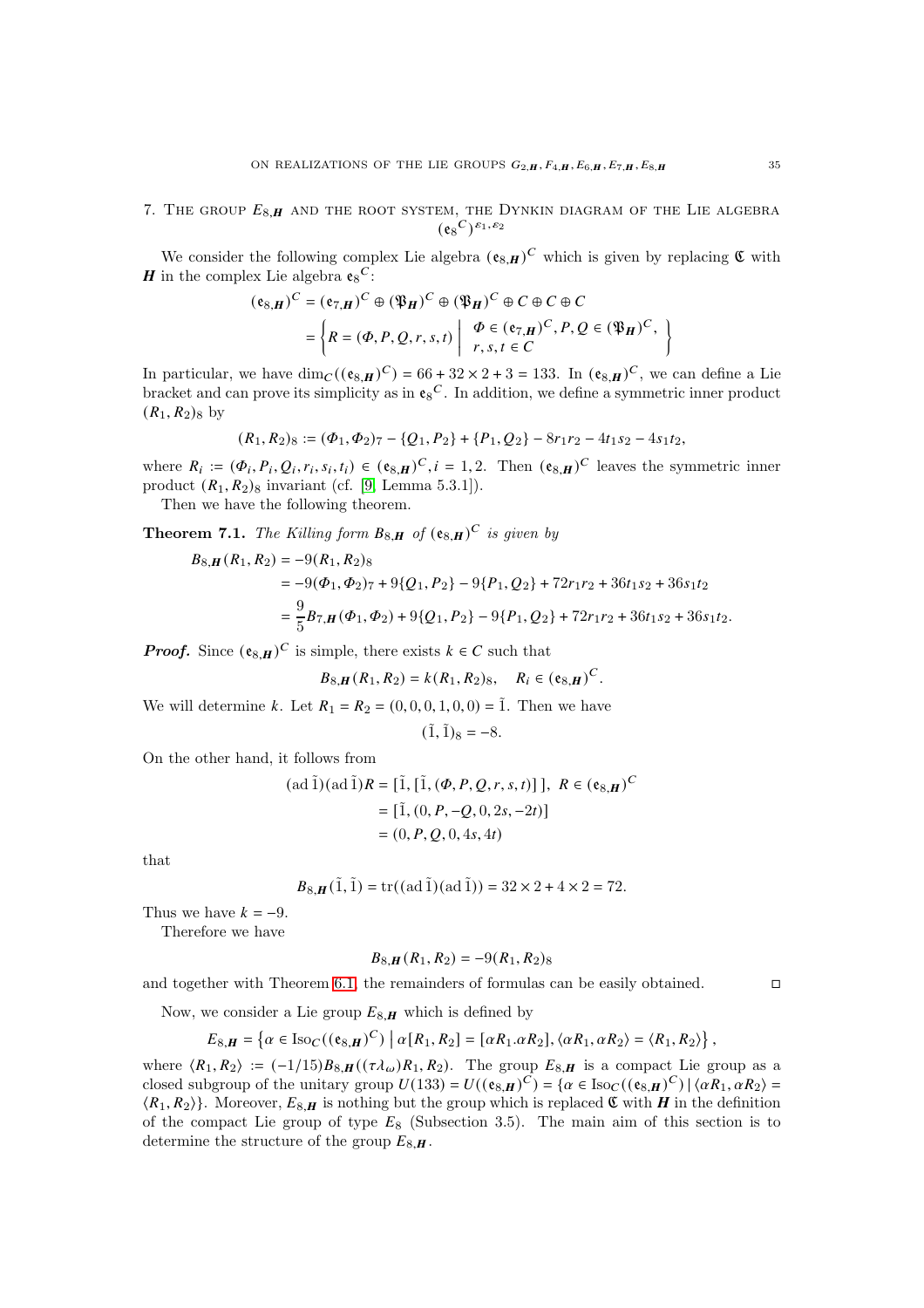## 7. The group $E_{8,\boldsymbol{H}}$ and the root system, the Dynkin diagram of the Lie algebra $({\mathfrak{e}_8}^C)^{\varepsilon_1,\varepsilon_2}$

We consider the following complex Lie algebra $(\mathfrak{e}_{8,\boldsymbol{H}})^C$ which is given by replacing $\mathfrak{C}$ with $\boldsymbol{H}$ in the complex Lie algebra ${\mathfrak{e}_8}^C$:

$$
\begin{aligned}
(\mathfrak{e}_{8,\boldsymbol{H}})^C &= (\mathfrak{e}_{7,\boldsymbol{H}})^C \oplus (\mathfrak{P}_{\boldsymbol{H}})^C \oplus (\mathfrak{P}_{\boldsymbol{H}})^C \oplus C \oplus C \oplus C \\
&= \left\{ R = (\Phi, P, Q, r, s, t) \;\middle|\; \begin{array}{l} \Phi \in (\mathfrak{e}_{7,\boldsymbol{H}})^C, P, Q \in (\mathfrak{P}_{\boldsymbol{H}})^C, \\ r, s, t \in C \end{array} \right\}
\end{aligned}
$$

In particular, we have $\dim_C((\mathfrak{e}_{8,\boldsymbol{H}})^C) = 66 + 32 \times 2 + 3 = 133$. In $(\mathfrak{e}_{8,\boldsymbol{H}})^C$, we can define a Lie bracket and can prove its simplicity as in ${\mathfrak{e}_8}^C$. In addition, we define a symmetric inner product $(R_1, R_2)_8$ by

$$
(R_1, R_2)_8 := (\Phi_1, \Phi_2)_7 - \{Q_1, P_2\} + \{P_1, Q_2\} - 8r_1r_2 - 4t_1s_2 - 4s_1t_2,
$$

where $R_i := (\Phi_i, P_i, Q_i, r_i, s_i, t_i) \in (\mathfrak{e}_{8,\boldsymbol{H}})^C, i = 1, 2$. Then $(\mathfrak{e}_{8,\boldsymbol{H}})^C$ leaves the symmetric inner product $(R_1, R_2)_8$ invariant (cf. [9, Lemma 5.3.1]).

Then we have the following theorem.

**Theorem 7.1.** *The Killing form $B_{8,\boldsymbol{H}}$ of $(\mathfrak{e}_{8,\boldsymbol{H}})^C$ is given by*

$$
\begin{aligned}
B_{8,\boldsymbol{H}}(R_1, R_2) &= -9(R_1, R_2)_8 \\
&= -9(\Phi_1, \Phi_2)_7 + 9\{Q_1, P_2\} - 9\{P_1, Q_2\} + 72r_1r_2 + 36t_1s_2 + 36s_1t_2 \\
&= \frac{9}{5}B_{7,\boldsymbol{H}}(\Phi_1, \Phi_2) + 9\{Q_1, P_2\} - 9\{P_1, Q_2\} + 72r_1r_2 + 36t_1s_2 + 36s_1t_2.
\end{aligned}
$$

***Proof.*** Since $(\mathfrak{e}_{8,\boldsymbol{H}})^C$ is simple, there exists $k \in C$ such that

$$
B_{8,\boldsymbol{H}}(R_1, R_2) = k(R_1, R_2)_8, \quad R_i \in (\mathfrak{e}_{8,\boldsymbol{H}})^C.
$$

We will determine $k$. Let $R_1 = R_2 = (0, 0, 0, 1, 0, 0) = \tilde{1}$. Then we have

$$
(\tilde{1}, \tilde{1})_8 = -8.
$$

On the other hand, it follows from

$$
\begin{aligned}
(\operatorname{ad}\tilde{1})(\operatorname{ad}\tilde{1})R &= [\tilde{1}, [\tilde{1}, (\Phi, P, Q, r, s, t)]], \; R \in (\mathfrak{e}_{8,\boldsymbol{H}})^C \\
&= [\tilde{1}, (0, P, -Q, 0, 2s, -2t)] \\
&= (0, P, Q, 0, 4s, 4t)
\end{aligned}
$$

that

$$
B_{8,\boldsymbol{H}}(\tilde{1}, \tilde{1}) = \operatorname{tr}((\operatorname{ad}\tilde{1})(\operatorname{ad}\tilde{1})) = 32 \times 2 + 4 \times 2 = 72.
$$

Thus we have $k = -9$.

Therefore we have

$$
B_{8,\boldsymbol{H}}(R_1, R_2) = -9(R_1, R_2)_8
$$

and together with Theorem 6.1, the remainders of formulas can be easily obtained. $\square$

Now, we consider a Lie group $E_{8,\boldsymbol{H}}$ which is defined by

$$
E_{8,\boldsymbol{H}} = \left\{ \alpha \in \operatorname{Iso}_C((\mathfrak{e}_{8,\boldsymbol{H}})^C) \mid \alpha[R_1, R_2] = [\alpha R_1 . \alpha R_2], \langle \alpha R_1, \alpha R_2 \rangle = \langle R_1, R_2 \rangle \right\},
$$

where $\langle R_1, R_2 \rangle := (-1/15)B_{8,\boldsymbol{H}}((\tau\lambda_\omega)R_1, R_2)$. The group $E_{8,\boldsymbol{H}}$ is a compact Lie group as a closed subgroup of the unitary group $U(133) = U((\mathfrak{e}_{8,\boldsymbol{H}})^C) = \{\alpha \in \operatorname{Iso}_C((\mathfrak{e}_{8,\boldsymbol{H}})^C) \mid \langle \alpha R_1, \alpha R_2 \rangle = \langle R_1, R_2 \rangle\}$. Moreover, $E_{8,\boldsymbol{H}}$ is nothing but the group which is replaced $\mathfrak{C}$ with $\boldsymbol{H}$ in the definition of the compact Lie group of type $E_8$ (Subsection 3.5). The main aim of this section is to determine the structure of the group $E_{8,\boldsymbol{H}}$.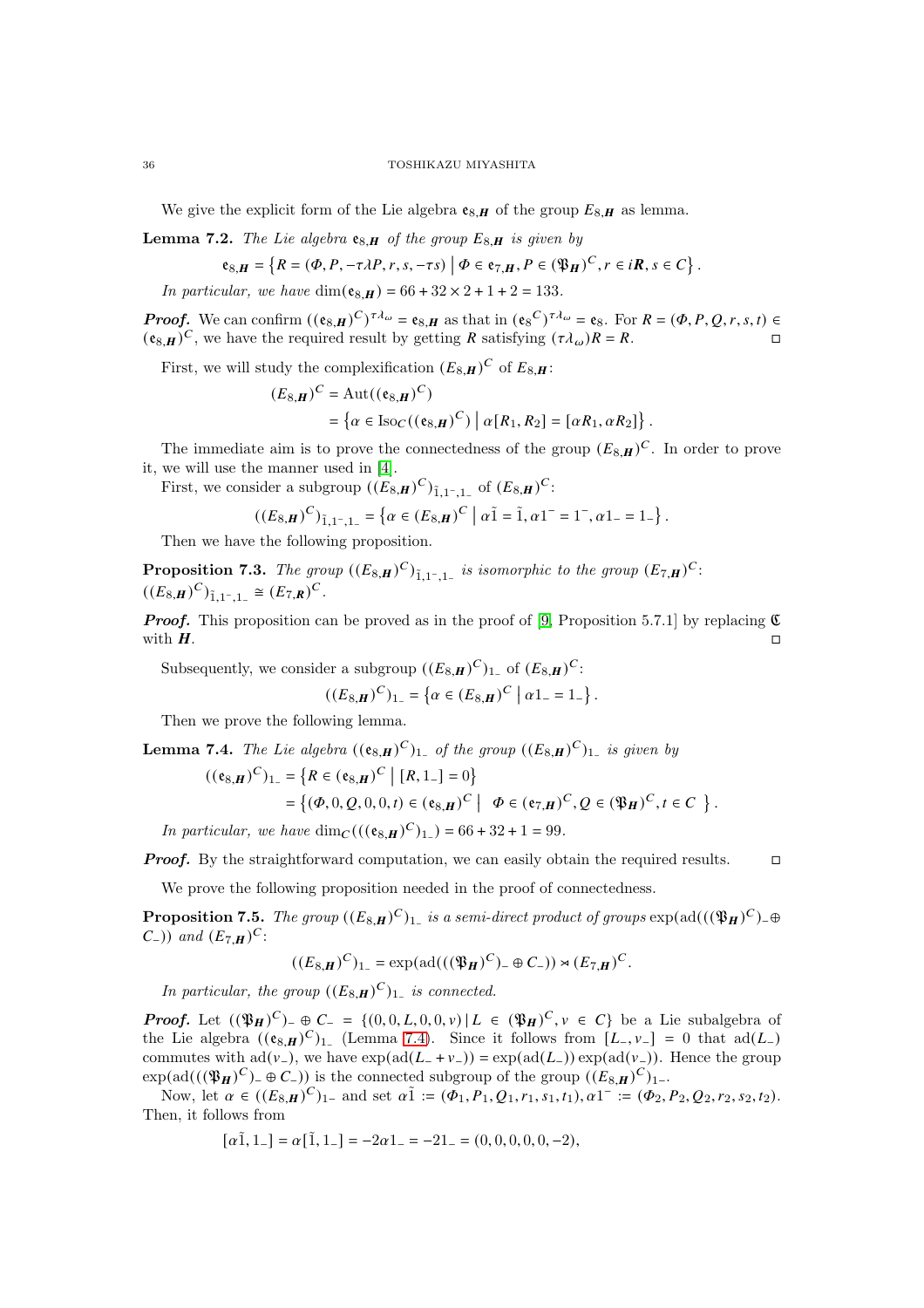We give the explicit form of the Lie algebra $\mathfrak{e}_{8,\boldsymbol{H}}$ of the group $E_{8,\boldsymbol{H}}$ as lemma.

**Lemma 7.2.** *The Lie algebra $\mathfrak{e}_{8,\boldsymbol{H}}$ of the group $E_{8,\boldsymbol{H}}$ is given by*

$$\mathfrak{e}_{8,\boldsymbol{H}} = \left\{ R = (\Phi, P, -\tau\lambda P, r, s, -\tau s) \,\middle|\, \Phi \in \mathfrak{e}_{7,\boldsymbol{H}}, P \in (\mathfrak{P}_{\boldsymbol{H}})^C, r \in i\boldsymbol{R}, s \in C \right\}.$$

*In particular, we have* $\dim(\mathfrak{e}_{8,\boldsymbol{H}}) = 66 + 32 \times 2 + 1 + 2 = 133$.

***Proof.*** We can confirm $((\mathfrak{e}_{8,\boldsymbol{H}})^C)^{\tau\lambda_\omega} = \mathfrak{e}_{8,\boldsymbol{H}}$ as that in $({\mathfrak{e}_8}^C)^{\tau\lambda_\omega} = \mathfrak{e}_8$. For $R = (\Phi, P, Q, r, s, t) \in (\mathfrak{e}_{8,\boldsymbol{H}})^C$, we have the required result by getting $R$ satisfying $(\tau\lambda_\omega)R = R$. □

First, we will study the complexification $(E_{8,\boldsymbol{H}})^C$ of $E_{8,\boldsymbol{H}}$:

$$\begin{aligned}(E_{8,\boldsymbol{H}})^C &= \mathrm{Aut}((\mathfrak{e}_{8,\boldsymbol{H}})^C) \\ &= \left\{ \alpha \in \mathrm{Iso}_C((\mathfrak{e}_{8,\boldsymbol{H}})^C) \,\middle|\, \alpha[R_1, R_2] = [\alpha R_1, \alpha R_2] \right\}.\end{aligned}$$

The immediate aim is to prove the connectedness of the group $(E_{8,\boldsymbol{H}})^C$. In order to prove it, we will use the manner used in [4].

First, we consider a subgroup $((E_{8,\boldsymbol{H}})^C)_{\tilde{1},1^-,1_-}$ of $(E_{8,\boldsymbol{H}})^C$:

$$((E_{8,\boldsymbol{H}})^C)_{\tilde{1},1^-,1_-} = \left\{ \alpha \in (E_{8,\boldsymbol{H}})^C \,\middle|\, \alpha\tilde{1} = \tilde{1}, \alpha 1^- = 1^-, \alpha 1_- = 1_- \right\}.$$

Then we have the following proposition.

**Proposition 7.3.** *The group $((E_{8,\boldsymbol{H}})^C)_{\tilde{1},1^-,1_-}$ is isomorphic to the group $(E_{7,\boldsymbol{H}})^C$: $((E_{8,\boldsymbol{H}})^C)_{\tilde{1},1^-,1_-} \cong (E_{7,\boldsymbol{R}})^C$.*

***Proof.*** This proposition can be proved as in the proof of [9, Proposition 5.7.1] by replacing $\mathfrak{C}$ with $\boldsymbol{H}$. □

Subsequently, we consider a subgroup $((E_{8,\boldsymbol{H}})^C)_{1_-}$ of $(E_{8,\boldsymbol{H}})^C$:

$$((E_{8,\boldsymbol{H}})^C)_{1_-} = \left\{ \alpha \in (E_{8,\boldsymbol{H}})^C \,\middle|\, \alpha 1_- = 1_- \right\}.$$

Then we prove the following lemma.

**Lemma 7.4.** *The Lie algebra $((\mathfrak{e}_{8,\boldsymbol{H}})^C)_{1_-}$ of the group $((E_{8,\boldsymbol{H}})^C)_{1_-}$ is given by*

$$\begin{aligned}((\mathfrak{e}_{8,\boldsymbol{H}})^C)_{1_-} &= \left\{ R \in (\mathfrak{e}_{8,\boldsymbol{H}})^C \,\middle|\, [R, 1_-] = 0 \right\} \\ &= \left\{ (\Phi, 0, Q, 0, 0, t) \in (\mathfrak{e}_{8,\boldsymbol{H}})^C \,\middle|\, \Phi \in (\mathfrak{e}_{7,\boldsymbol{H}})^C, Q \in (\mathfrak{P}_{\boldsymbol{H}})^C, t \in C \right\}.\end{aligned}$$

*In particular, we have* $\dim_C(((\mathfrak{e}_{8,\boldsymbol{H}})^C)_{1_-}) = 66 + 32 + 1 = 99$.

***Proof.*** By the straightforward computation, we can easily obtain the required results. □

We prove the following proposition needed in the proof of connectedness.

**Proposition 7.5.** *The group $((E_{8,\boldsymbol{H}})^C)_{1_-}$ is a semi-direct product of groups $\exp(\mathrm{ad}(((\mathfrak{P}_{\boldsymbol{H}})^C)_- \oplus C_-))$ and $(E_{7,\boldsymbol{H}})^C$:*

$$((E_{8,\boldsymbol{H}})^C)_{1_-} = \exp(\mathrm{ad}(((\mathfrak{P}_{\boldsymbol{H}})^C)_- \oplus C_-)) \rtimes (E_{7,\boldsymbol{H}})^C.$$

*In particular, the group $((E_{8,\boldsymbol{H}})^C)_{1_-}$ is connected.*

***Proof.*** Let $((\mathfrak{P}_{\boldsymbol{H}})^C)_- \oplus C_- = \{(0, 0, L, 0, 0, v) \,|\, L \in (\mathfrak{P}_{\boldsymbol{H}})^C, v \in C\}$ be a Lie subalgebra of the Lie algebra $((\mathfrak{e}_{8,\boldsymbol{H}})^C)_{1_-}$ (Lemma 7.4). Since it follows from $[L_-, v_-] = 0$ that $\mathrm{ad}(L_-)$ commutes with $\mathrm{ad}(v_-)$, we have $\exp(\mathrm{ad}(L_- + v_-)) = \exp(\mathrm{ad}(L_-))\exp(\mathrm{ad}(v_-))$. Hence the group $\exp(\mathrm{ad}(((\mathfrak{P}_{\boldsymbol{H}})^C)_- \oplus C_-))$ is the connected subgroup of the group $((E_{8,\boldsymbol{H}})^C)_{1-}$.

Now, let $\alpha \in ((E_{8,\boldsymbol{H}})^C)_{1-}$ and set $\alpha\tilde{1} := (\Phi_1, P_1, Q_1, r_1, s_1, t_1), \alpha 1^- := (\Phi_2, P_2, Q_2, r_2, s_2, t_2)$. Then, it follows from

$$[\alpha\tilde{1}, 1_-] = \alpha[\tilde{1}, 1_-] = -2\alpha 1_- = -21_- = (0, 0, 0, 0, 0, -2),$$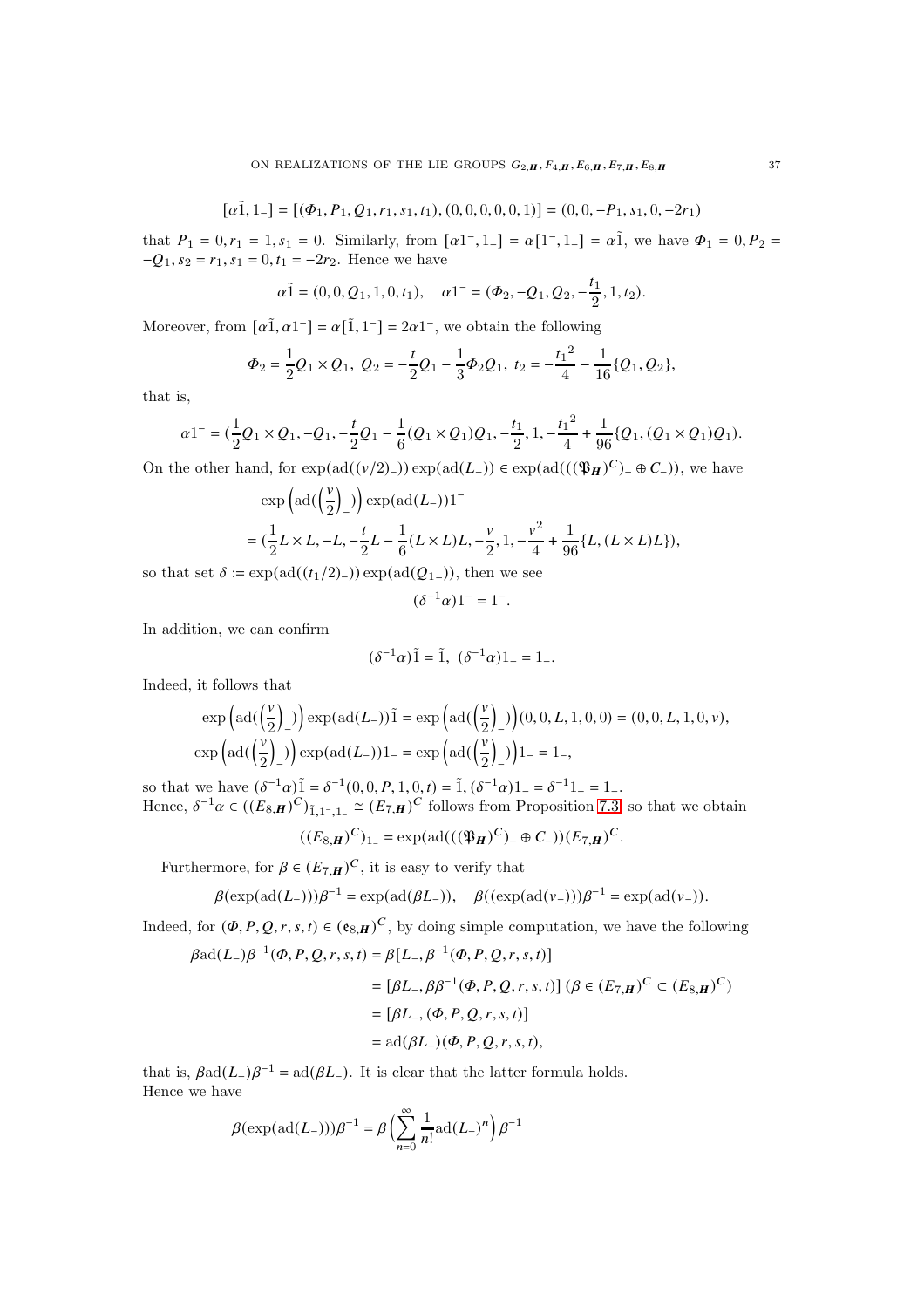$$[\alpha\tilde{1}, 1_-] = [(\Phi_1, P_1, Q_1, r_1, s_1, t_1), (0,0,0,0,0,1)] = (0, 0, -P_1, s_1, 0, -2r_1)$$

that $P_1 = 0, r_1 = 1, s_1 = 0$. Similarly, from $[\alpha 1^-, 1_-] = \alpha[1^-, 1_-] = \alpha\tilde{1}$, we have $\Phi_1 = 0, P_2 = -Q_1, s_2 = r_1, s_1 = 0, t_1 = -2r_2$. Hence we have

$$\alpha\tilde{1} = (0, 0, Q_1, 1, 0, t_1), \quad \alpha 1^- = (\Phi_2, -Q_1, Q_2, -\frac{t_1}{2}, 1, t_2).$$

Moreover, from $[\alpha\tilde{1}, \alpha 1^-] = \alpha[\tilde{1}, 1^-] = 2\alpha 1^-$, we obtain the following

$$\Phi_2 = \frac{1}{2}Q_1 \times Q_1,\ Q_2 = -\frac{t}{2}Q_1 - \frac{1}{3}\Phi_2 Q_1,\ t_2 = -\frac{{t_1}^2}{4} - \frac{1}{16}\{Q_1, Q_2\},$$

that is,

$$\alpha 1^- = (\frac{1}{2}Q_1 \times Q_1, -Q_1, -\frac{t}{2}Q_1 - \frac{1}{6}(Q_1 \times Q_1)Q_1, -\frac{t_1}{2}, 1, -\frac{{t_1}^2}{4} + \frac{1}{96}\{Q_1, (Q_1 \times Q_1)Q_1).$$

On the other hand, for $\exp(\mathrm{ad}((\nu/2)_-))\exp(\mathrm{ad}(L_-)) \in \exp(\mathrm{ad}(((\mathfrak{P}_{\boldsymbol{H}})^C)_- \oplus C_-))$, we have

$$\begin{aligned}
&\exp\Big(\mathrm{ad}(\Big(\frac{\nu}{2}\Big)_-)\Big)\exp(\mathrm{ad}(L_-))1^- \\
&= (\frac{1}{2}L \times L, -L, -\frac{t}{2}L - \frac{1}{6}(L \times L)L, -\frac{\nu}{2}, 1, -\frac{\nu^2}{4} + \frac{1}{96}\{L, (L \times L)L\}),
\end{aligned}$$

so that set $\delta := \exp(\mathrm{ad}((t_1/2)_-))\exp(\mathrm{ad}(Q_{1-}))$, then we see

$$(\delta^{-1}\alpha)1^- = 1^-.$$

In addition, we can confirm

$$(\delta^{-1}\alpha)\tilde{1} = \tilde{1},\ (\delta^{-1}\alpha)1_- = 1_-.$$

Indeed, it follows that

$$\begin{aligned}
\exp\Big(\mathrm{ad}(\Big(\frac{\nu}{2}\Big)_-)\Big)\exp(\mathrm{ad}(L_-))\tilde{1} &= \exp\Big(\mathrm{ad}(\Big(\frac{\nu}{2}\Big)_-)\Big)(0,0,L,1,0,0) = (0,0,L,1,0,\nu), \\
\exp\Big(\mathrm{ad}(\Big(\frac{\nu}{2}\Big)_-)\Big)\exp(\mathrm{ad}(L_-))1_- &= \exp\Big(\mathrm{ad}(\Big(\frac{\nu}{2}\Big)_-)\Big)1_- = 1_-,
\end{aligned}$$

so that we have $(\delta^{-1}\alpha)\tilde{1} = \delta^{-1}(0,0,P,1,0,t) = \tilde{1}, (\delta^{-1}\alpha)1_- = \delta^{-1}1_- = 1_-$.
Hence, $\delta^{-1}\alpha \in ((E_{8,\boldsymbol{H}})^C)_{\tilde{1},1^-,1_-} \cong (E_{7,\boldsymbol{H}})^C$ follows from Proposition 7.3, so that we obtain

$$((E_{8,\boldsymbol{H}})^C)_{1_-} = \exp(\mathrm{ad}(((\mathfrak{P}_{\boldsymbol{H}})^C)_- \oplus C_-))(E_{7,\boldsymbol{H}})^C.$$

Furthermore, for $\beta \in (E_{7,\boldsymbol{H}})^C$, it is easy to verify that

$$\beta(\exp(\mathrm{ad}(L_-)))\beta^{-1} = \exp(\mathrm{ad}(\beta L_-)), \quad \beta((\exp(\mathrm{ad}(\nu_-)))\beta^{-1} = \exp(\mathrm{ad}(\nu_-)).$$

Indeed, for $(\Phi, P, Q, r, s, t) \in (\mathfrak{e}_{8,\boldsymbol{H}})^C$, by doing simple computation, we have the following

$$\begin{aligned}
\beta\mathrm{ad}(L_-)\beta^{-1}(\Phi, P, Q, r, s, t) &= \beta[L_-, \beta^{-1}(\Phi, P, Q, r, s, t)] \\
&= [\beta L_-, \beta\beta^{-1}(\Phi, P, Q, r, s, t)]\ (\beta \in (E_{7,\boldsymbol{H}})^C \subset (E_{8,\boldsymbol{H}})^C) \\
&= [\beta L_-, (\Phi, P, Q, r, s, t)] \\
&= \mathrm{ad}(\beta L_-)(\Phi, P, Q, r, s, t),
\end{aligned}$$

that is, $\beta\mathrm{ad}(L_-)\beta^{-1} = \mathrm{ad}(\beta L_-)$. It is clear that the latter formula holds.
Hence we have

$$\beta(\exp(\mathrm{ad}(L_-)))\beta^{-1} = \beta\Big(\sum_{n=0}^{\infty}\frac{1}{n!}\mathrm{ad}(L_-)^n\Big)\beta^{-1}$$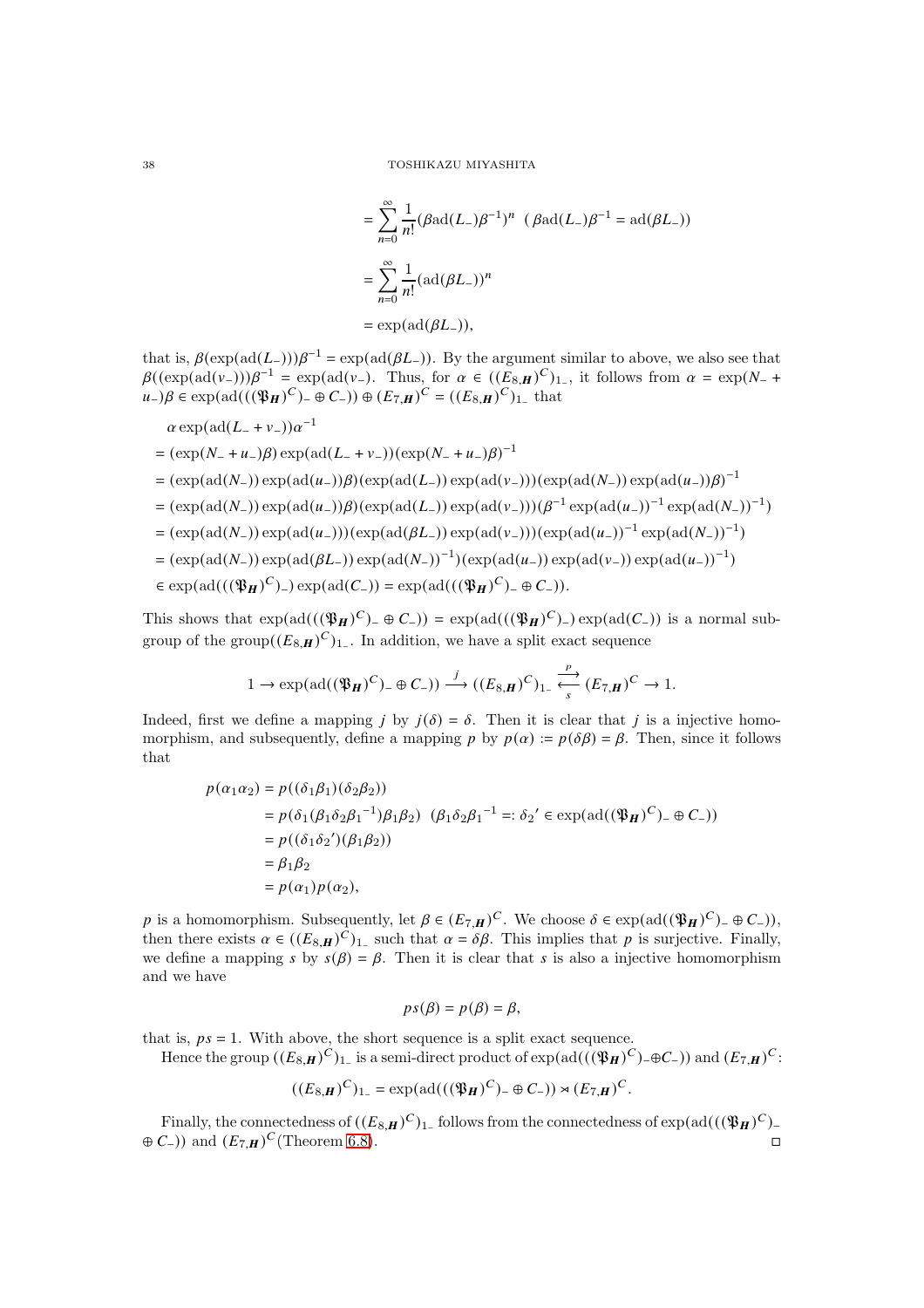$$
\begin{aligned}
&= \sum_{n=0}^{\infty} \frac{1}{n!}(\beta \mathrm{ad}(L_-)\beta^{-1})^n \ \ (\beta \mathrm{ad}(L_-)\beta^{-1} = \mathrm{ad}(\beta L_-)) \\
&= \sum_{n=0}^{\infty} \frac{1}{n!}(\mathrm{ad}(\beta L_-))^n \\
&= \exp(\mathrm{ad}(\beta L_-)),
\end{aligned}
$$

that is, $\beta(\exp(\mathrm{ad}(L_-)))\beta^{-1} = \exp(\mathrm{ad}(\beta L_-))$. By the argument similar to above, we also see that $\beta((\exp(\mathrm{ad}(\nu_-)))\beta^{-1} = \exp(\mathrm{ad}(\nu_-)$. Thus, for $\alpha \in ((E_{8,\boldsymbol{H}})^C)_{1_-}$, it follows from $\alpha = \exp(N_- + u_-)\beta \in \exp(\mathrm{ad}(((\mathfrak{P}_{\boldsymbol{H}})^C)_- \oplus C_-)) \oplus (E_{7,\boldsymbol{H}})^C = ((E_{8,\boldsymbol{H}})^C)_{1_-}$ that

$$
\begin{aligned}
&\alpha \exp(\mathrm{ad}(L_- + \nu_-))\alpha^{-1} \\
&= (\exp(N_- + u_-)\beta)\exp(\mathrm{ad}(L_- + \nu_-))(\exp(N_- + u_-)\beta)^{-1} \\
&= (\exp(\mathrm{ad}(N_-))\exp(\mathrm{ad}(u_-))\beta)(\exp(\mathrm{ad}(L_-))\exp(\mathrm{ad}(\nu_-)))(\exp(\mathrm{ad}(N_-))\exp(\mathrm{ad}(u_-))\beta)^{-1} \\
&= (\exp(\mathrm{ad}(N_-))\exp(\mathrm{ad}(u_-))\beta)(\exp(\mathrm{ad}(L_-))\exp(\mathrm{ad}(\nu_-)))(\beta^{-1}\exp(\mathrm{ad}(u_-))^{-1}\exp(\mathrm{ad}(N_-))^{-1}) \\
&= (\exp(\mathrm{ad}(N_-))\exp(\mathrm{ad}(u_-)))(\exp(\mathrm{ad}(\beta L_-))\exp(\mathrm{ad}(\nu_-)))(\exp(\mathrm{ad}(u_-))^{-1}\exp(\mathrm{ad}(N_-))^{-1}) \\
&= (\exp(\mathrm{ad}(N_-))\exp(\mathrm{ad}(\beta L_-))\exp(\mathrm{ad}(N_-))^{-1})(\exp(\mathrm{ad}(u_-))\exp(\mathrm{ad}(\nu_-))\exp(\mathrm{ad}(u_-))^{-1}) \\
&\in \exp(\mathrm{ad}(((\mathfrak{P}_{\boldsymbol{H}})^C)_-)\exp(\mathrm{ad}(C_-)) = \exp(\mathrm{ad}(((\mathfrak{P}_{\boldsymbol{H}})^C)_- \oplus C_-)).
\end{aligned}
$$

This shows that $\exp(\mathrm{ad}(((\mathfrak{P}_{\boldsymbol{H}})^C)_- \oplus C_-)) = \exp(\mathrm{ad}(((\mathfrak{P}_{\boldsymbol{H}})^C)_-)\exp(\mathrm{ad}(C_-))$ is a normal subgroup of the group$((E_{8,\boldsymbol{H}})^C)_{1_-}$. In addition, we have a split exact sequence

$$
1 \to \exp(\mathrm{ad}((\mathfrak{P}_{\boldsymbol{H}})^C)_- \oplus C_-)) \xrightarrow{\ j\ } ((E_{8,\boldsymbol{H}})^C)_{1_-} \underset{s}{\overset{p}{\rightleftarrows}} (E_{7,\boldsymbol{H}})^C \to 1.
$$

Indeed, first we define a mapping $j$ by $j(\delta) = \delta$. Then it is clear that $j$ is a injective homomorphism, and subsequently, define a mapping $p$ by $p(\alpha) := p(\delta\beta) = \beta$. Then, since it follows that

$$
\begin{aligned}
p(\alpha_1\alpha_2) &= p((\delta_1\beta_1)(\delta_2\beta_2)) \\
&= p(\delta_1(\beta_1\delta_2{\beta_1}^{-1})\beta_1\beta_2) \ \ (\beta_1\delta_2{\beta_1}^{-1} =: {\delta_2}' \in \exp(\mathrm{ad}((\mathfrak{P}_{\boldsymbol{H}})^C)_- \oplus C_-)) \\
&= p((\delta_1{\delta_2}')(\beta_1\beta_2)) \\
&= \beta_1\beta_2 \\
&= p(\alpha_1)p(\alpha_2),
\end{aligned}
$$

$p$ is a homomorphism. Subsequently, let $\beta \in (E_{7,\boldsymbol{H}})^C$. We choose $\delta \in \exp(\mathrm{ad}((\mathfrak{P}_{\boldsymbol{H}})^C)_- \oplus C_-))$, then there exists $\alpha \in ((E_{8,\boldsymbol{H}})^C)_{1_-}$ such that $\alpha = \delta\beta$. This implies that $p$ is surjective. Finally, we define a mapping $s$ by $s(\beta) = \beta$. Then it is clear that $s$ is also a injective homomorphism and we have

$$
ps(\beta) = p(\beta) = \beta,
$$

that is, $ps = 1$. With above, the short sequence is a split exact sequence.

Hence the group $((E_{8,\boldsymbol{H}})^C)_{1_-}$ is a semi-direct product of $\exp(\mathrm{ad}(((\mathfrak{P}_{\boldsymbol{H}})^C)_- \oplus C_-))$ and $(E_{7,\boldsymbol{H}})^C$:

$$
((E_{8,\boldsymbol{H}})^C)_{1_-} = \exp(\mathrm{ad}(((\mathfrak{P}_{\boldsymbol{H}})^C)_- \oplus C_-)) \rtimes (E_{7,\boldsymbol{H}})^C.
$$

Finally, the connectedness of $((E_{8,\boldsymbol{H}})^C)_{1_-}$ follows from the connectedness of $\exp(\mathrm{ad}(((\mathfrak{P}_{\boldsymbol{H}})^C)_- \oplus C_-))$ and $(E_{7,\boldsymbol{H}})^C$(Theorem 6.8). □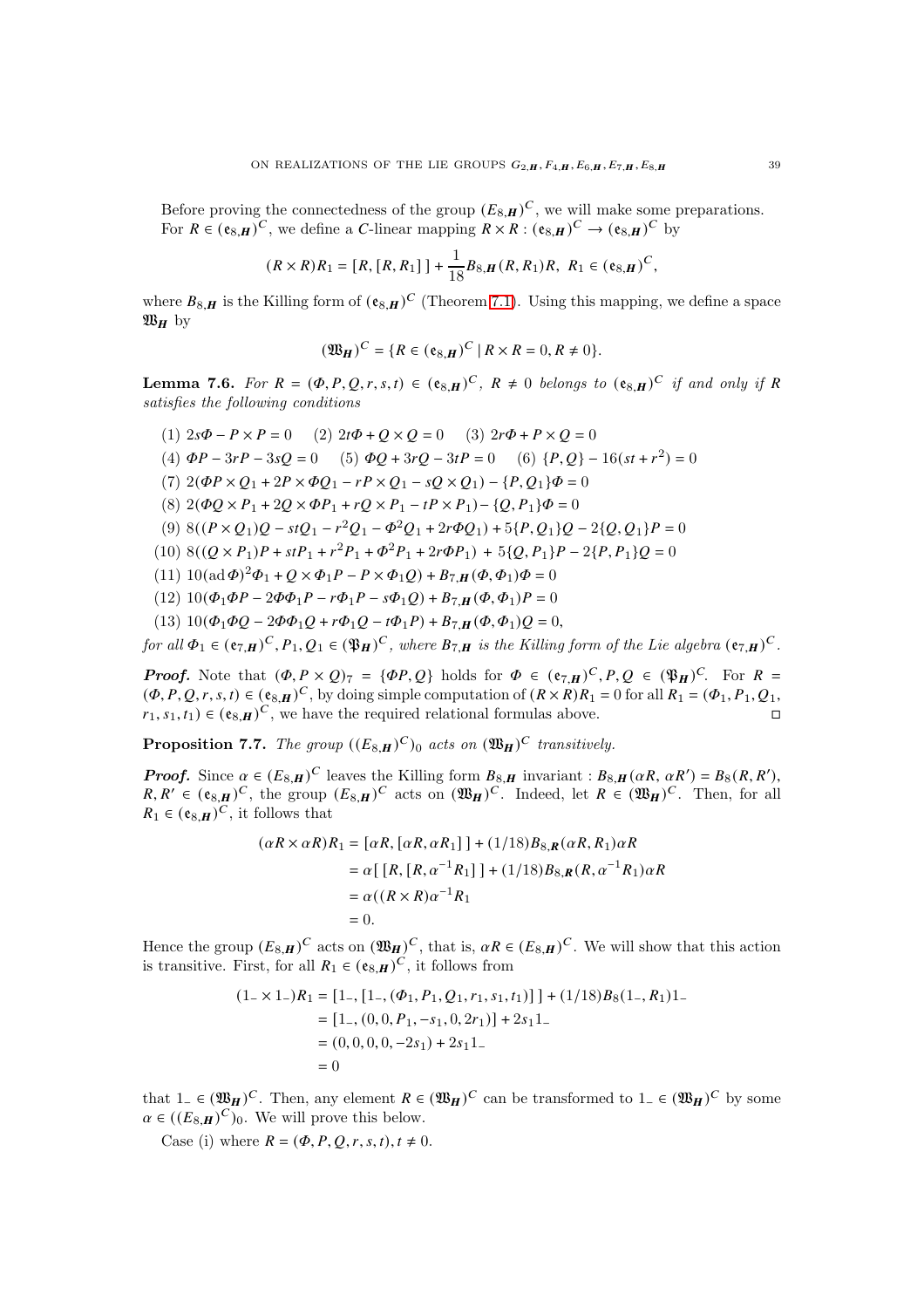Before proving the connectedness of the group $(E_{8,\boldsymbol{H}})^C$, we will make some preparations. For $R \in (\mathfrak{e}_{8,\boldsymbol{H}})^C$, we define a $C$-linear mapping $R \times R : (\mathfrak{e}_{8,\boldsymbol{H}})^C \to (\mathfrak{e}_{8,\boldsymbol{H}})^C$ by

$$(R \times R)R_1 = [R, [R, R_1]\,] + \frac{1}{18}B_{8,\boldsymbol{H}}(R, R_1)R, \ R_1 \in (\mathfrak{e}_{8,\boldsymbol{H}})^C,$$

where $B_{8,\boldsymbol{H}}$ is the Killing form of $(\mathfrak{e}_{8,\boldsymbol{H}})^C$ (Theorem 7.1). Using this mapping, we define a space $\mathfrak{W}_{\boldsymbol{H}}$ by

$$(\mathfrak{W}_{\boldsymbol{H}})^C = \{R \in (\mathfrak{e}_{8,\boldsymbol{H}})^C \mid R \times R = 0, R \neq 0\}.$$

**Lemma 7.6.** *For $R = (\Phi, P, Q, r, s, t) \in (\mathfrak{e}_{8,\boldsymbol{H}})^C$, $R \neq 0$ belongs to $(\mathfrak{e}_{8,\boldsymbol{H}})^C$ if and only if $R$ satisfies the following conditions*

(1) $2s\Phi - P \times P = 0$ (2) $2t\Phi + Q \times Q = 0$ (3) $2r\Phi + P \times Q = 0$

(4) $\Phi P - 3rP - 3sQ = 0$ (5) $\Phi Q + 3rQ - 3tP = 0$ (6) $\{P, Q\} - 16(st + r^2) = 0$

(7) $2(\Phi P \times Q_1 + 2P \times \Phi Q_1 - rP \times Q_1 - sQ \times Q_1) - \{P, Q_1\}\Phi = 0$

(8) $2(\Phi Q \times P_1 + 2Q \times \Phi P_1 + rQ \times P_1 - tP \times P_1) - \{Q, P_1\}\Phi = 0$

(9) $8((P \times Q_1)Q - stQ_1 - r^2Q_1 - \Phi^2 Q_1 + 2r\Phi Q_1) + 5\{P, Q_1\}Q - 2\{Q, Q_1\}P = 0$

(10) $8((Q \times P_1)P + stP_1 + r^2P_1 + \Phi^2 P_1 + 2r\Phi P_1) + 5\{Q, P_1\}P - 2\{P, P_1\}Q = 0$

(11) $10(\mathrm{ad}\,\Phi)^2\Phi_1 + Q \times \Phi_1 P - P \times \Phi_1 Q) + B_{7,\boldsymbol{H}}(\Phi, \Phi_1)\Phi = 0$

(12) $10(\Phi_1\Phi P - 2\Phi\Phi_1 P - r\Phi_1 P - s\Phi_1 Q) + B_{7,\boldsymbol{H}}(\Phi, \Phi_1)P = 0$

(13) $10(\Phi_1\Phi Q - 2\Phi\Phi_1 Q + r\Phi_1 Q - t\Phi_1 P) + B_{7,\boldsymbol{H}}(\Phi, \Phi_1)Q = 0,$

*for all $\Phi_1 \in (\mathfrak{e}_{7,\boldsymbol{H}})^C, P_1, Q_1 \in (\mathfrak{P}_{\boldsymbol{H}})^C$, where $B_{7,\boldsymbol{H}}$ is the Killing form of the Lie algebra $(\mathfrak{e}_{7,\boldsymbol{H}})^C$.*

***Proof.*** Note that $(\Phi, P \times Q)_7 = \{\Phi P, Q\}$ holds for $\Phi \in (\mathfrak{e}_{7,\boldsymbol{H}})^C, P, Q \in (\mathfrak{P}_{\boldsymbol{H}})^C$. For $R = (\Phi, P, Q, r, s, t) \in (\mathfrak{e}_{8,\boldsymbol{H}})^C$, by doing simple computation of $(R \times R)R_1 = 0$ for all $R_1 = (\Phi_1, P_1, Q_1, r_1, s_1, t_1) \in (\mathfrak{e}_{8,\boldsymbol{H}})^C$, we have the required relational formulas above. □

**Proposition 7.7.** *The group $((E_{8,\boldsymbol{H}})^C)_0$ acts on $(\mathfrak{W}_{\boldsymbol{H}})^C$ transitively.*

***Proof.*** Since $\alpha \in (E_{8,\boldsymbol{H}})^C$ leaves the Killing form $B_{8,\boldsymbol{H}}$ invariant : $B_{8,\boldsymbol{H}}(\alpha R, \alpha R') = B_8(R, R')$, $R, R' \in (\mathfrak{e}_{8,\boldsymbol{H}})^C$, the group $(E_{8,\boldsymbol{H}})^C$ acts on $(\mathfrak{W}_{\boldsymbol{H}})^C$. Indeed, let $R \in (\mathfrak{W}_{\boldsymbol{H}})^C$. Then, for all $R_1 \in (\mathfrak{e}_{8,\boldsymbol{H}})^C$, it follows that

$$\begin{aligned}
(\alpha R \times \alpha R)R_1 &= [\alpha R, [\alpha R, \alpha R_1]\,] + (1/18)B_{8,\boldsymbol{R}}(\alpha R, R_1)\alpha R \\
&= \alpha[\,[R, [R, \alpha^{-1}R_1]\,] + (1/18)B_{8,\boldsymbol{R}}(R, \alpha^{-1}R_1)\alpha R \\
&= \alpha((R \times R)\alpha^{-1}R_1 \\
&= 0.
\end{aligned}$$

Hence the group $(E_{8,\boldsymbol{H}})^C$ acts on $(\mathfrak{W}_{\boldsymbol{H}})^C$, that is, $\alpha R \in (E_{8,\boldsymbol{H}})^C$. We will show that this action is transitive. First, for all $R_1 \in (\mathfrak{e}_{8,\boldsymbol{H}})^C$, it follows from

$$\begin{aligned}
(1_- \times 1_-)R_1 &= [1_-, [1_-, (\Phi_1, P_1, Q_1, r_1, s_1, t_1)]\,] + (1/18)B_8(1_-, R_1)1_- \\
&= [1_-, (0, 0, P_1, -s_1, 0, 2r_1)] + 2s_1 1_- \\
&= (0, 0, 0, 0, -2s_1) + 2s_1 1_- \\
&= 0
\end{aligned}$$

that $1_- \in (\mathfrak{W}_{\boldsymbol{H}})^C$. Then, any element $R \in (\mathfrak{W}_{\boldsymbol{H}})^C$ can be transformed to $1_- \in (\mathfrak{W}_{\boldsymbol{H}})^C$ by some $\alpha \in ((E_{8,\boldsymbol{H}})^C)_0$. We will prove this below.

Case (i) where $R = (\Phi, P, Q, r, s, t), t \neq 0$.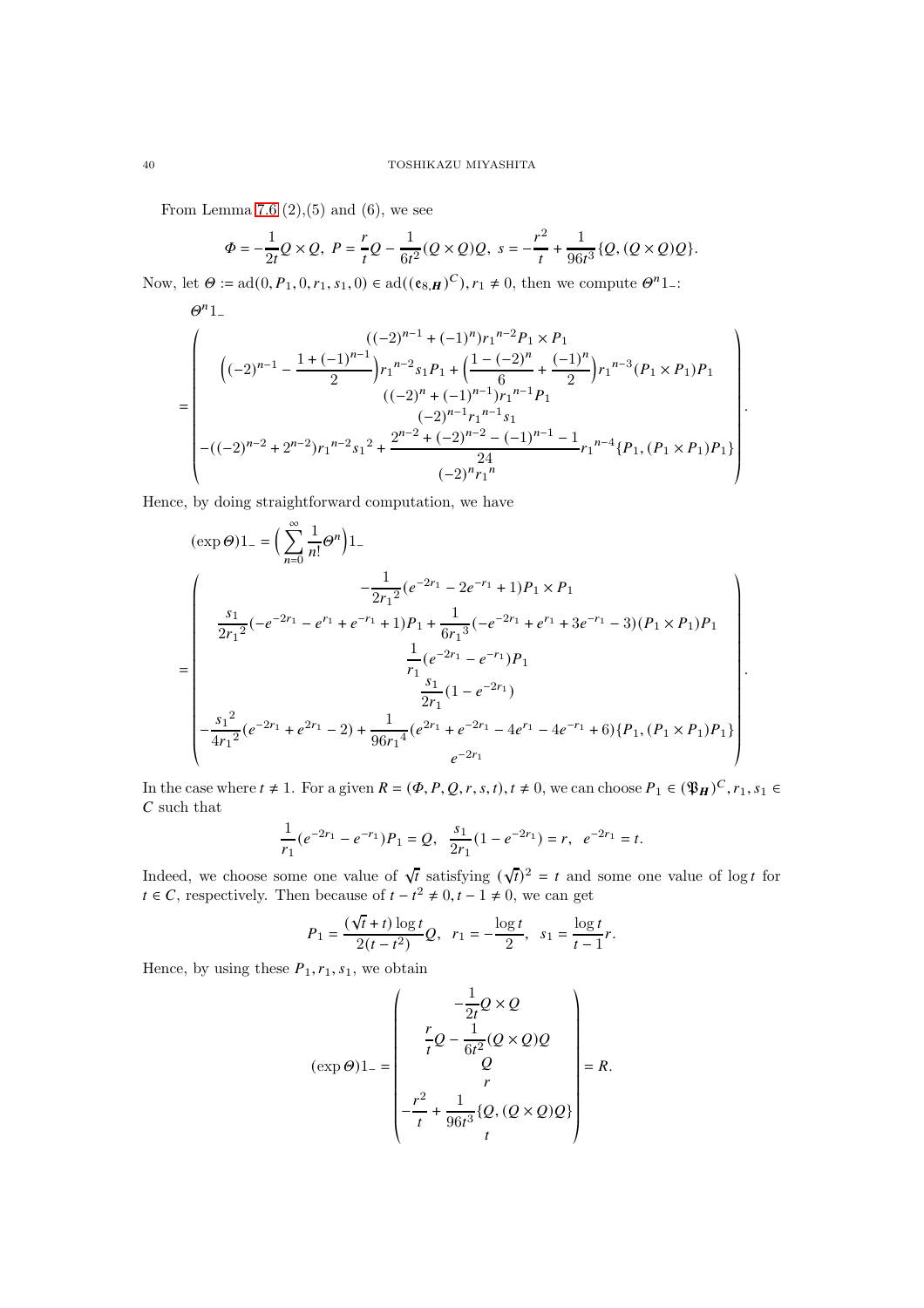From Lemma 7.6 (2),(5) and (6), we see

$$\varPhi = -\frac{1}{2t}Q \times Q,\ P = \frac{r}{t}Q - \frac{1}{6t^2}(Q \times Q)Q,\ s = -\frac{r^2}{t} + \frac{1}{96t^3}\{Q, (Q \times Q)Q\}.$$

Now, let $\varTheta := \mathrm{ad}(0, P_1, 0, r_1, s_1, 0) \in \mathrm{ad}((\mathfrak{e}_{8,\boldsymbol{H}})^C), r_1 \neq 0$, then we compute $\varTheta^n 1_-$:

$$\varTheta^n 1_- = \begin{pmatrix} ((-2)^{n-1} + (-1)^n){r_1}^{n-2} P_1 \times P_1 \\ \Big((-2)^{n-1} - \dfrac{1 + (-1)^{n-1}}{2}\Big){r_1}^{n-2} s_1 P_1 + \Big(\dfrac{1 - (-2)^n}{6} + \dfrac{(-1)^n}{2}\Big){r_1}^{n-3}(P_1 \times P_1)P_1 \\ ((-2)^n + (-1)^{n-1}){r_1}^{n-1} P_1 \\ (-2)^{n-1}{r_1}^{n-1} s_1 \\ -((-2)^{n-2} + 2^{n-2}){r_1}^{n-2}{s_1}^2 + \dfrac{2^{n-2} + (-2)^{n-2} - (-1)^{n-1} - 1}{24}{r_1}^{n-4}\{P_1, (P_1 \times P_1)P_1\} \\ (-2)^n {r_1}^n \end{pmatrix}.$$

Hence, by doing straightforward computation, we have

$$(\exp \varTheta)1_- = \Big(\sum_{n=0}^{\infty}\frac{1}{n!}\varTheta^n\Big)1_-$$
$$= \begin{pmatrix} -\dfrac{1}{2{r_1}^2}(e^{-2r_1} - 2e^{-r_1} + 1)P_1 \times P_1 \\ \dfrac{s_1}{2{r_1}^2}(-e^{-2r_1} - e^{r_1} + e^{-r_1} + 1)P_1 + \dfrac{1}{6{r_1}^3}(-e^{-2r_1} + e^{r_1} + 3e^{-r_1} - 3)(P_1 \times P_1)P_1 \\ \dfrac{1}{r_1}(e^{-2r_1} - e^{-r_1})P_1 \\ \dfrac{s_1}{2r_1}(1 - e^{-2r_1}) \\ -\dfrac{{s_1}^2}{4{r_1}^2}(e^{-2r_1} + e^{2r_1} - 2) + \dfrac{1}{96{r_1}^4}(e^{2r_1} + e^{-2r_1} - 4e^{r_1} - 4e^{-r_1} + 6)\{P_1, (P_1 \times P_1)P_1\} \\ e^{-2r_1} \end{pmatrix}.$$

In the case where $t \neq 1$. For a given $R = (\varPhi, P, Q, r, s, t), t \neq 0$, we can choose $P_1 \in (\mathfrak{P}_{\boldsymbol{H}})^C, r_1, s_1 \in C$ such that

$$\frac{1}{r_1}(e^{-2r_1} - e^{-r_1})P_1 = Q, \quad \frac{s_1}{2r_1}(1 - e^{-2r_1}) = r, \quad e^{-2r_1} = t.$$

Indeed, we choose some one value of $\sqrt{t}$ satisfying $(\sqrt{t})^2 = t$ and some one value of $\log t$ for $t \in C$, respectively. Then because of $t - t^2 \neq 0, t - 1 \neq 0$, we can get

$$P_1 = \frac{(\sqrt{t} + t)\log t}{2(t - t^2)}Q, \quad r_1 = -\frac{\log t}{2}, \quad s_1 = \frac{\log t}{t - 1}r.$$

Hence, by using these $P_1, r_1, s_1$, we obtain

$$(\exp \varTheta)1_- = \begin{pmatrix} -\dfrac{1}{2t}Q \times Q \\ \dfrac{r}{t}Q - \dfrac{1}{6t^2}(Q \times Q)Q \\ Q \\ r \\ -\dfrac{r^2}{t} + \dfrac{1}{96t^3}\{Q, (Q \times Q)Q\} \\ t \end{pmatrix} = R.$$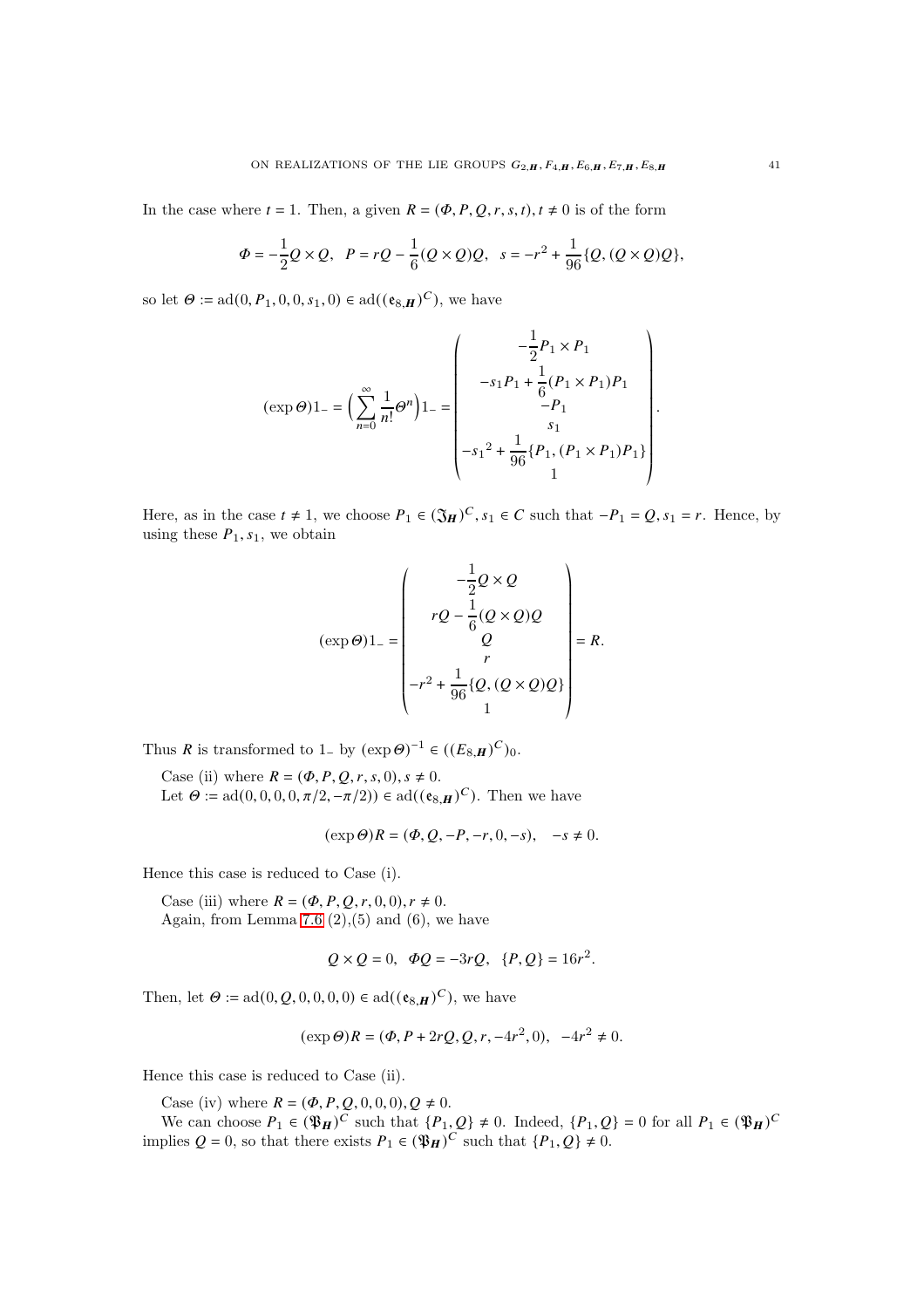In the case where $t = 1$. Then, a given $R = (\Phi, P, Q, r, s, t), t \neq 0$ is of the form

$$\Phi = -\frac{1}{2}Q \times Q, \quad P = rQ - \frac{1}{6}(Q \times Q)Q, \quad s = -r^2 + \frac{1}{96}\{Q, (Q \times Q)Q\},$$

so let $\Theta := \mathrm{ad}(0, P_1, 0, 0, s_1, 0) \in \mathrm{ad}((\mathfrak{e}_{8,\boldsymbol{H}})^C)$, we have

$$(\exp \Theta)1_- = \Big(\sum_{n=0}^{\infty} \frac{1}{n!}\Theta^n\Big)1_- = \begin{pmatrix} -\dfrac{1}{2}P_1 \times P_1 \\ -s_1 P_1 + \dfrac{1}{6}(P_1 \times P_1)P_1 \\ -P_1 \\ s_1 \\ -{s_1}^2 + \dfrac{1}{96}\{P_1, (P_1 \times P_1)P_1\} \\ 1 \end{pmatrix}.$$

Here, as in the case $t \neq 1$, we choose $P_1 \in (\mathfrak{J}_{\boldsymbol{H}})^C, s_1 \in C$ such that $-P_1 = Q, s_1 = r$. Hence, by using these $P_1, s_1$, we obtain

$$(\exp \Theta)1_- = \begin{pmatrix} -\dfrac{1}{2}Q \times Q \\ rQ - \dfrac{1}{6}(Q \times Q)Q \\ Q \\ r \\ -r^2 + \dfrac{1}{96}\{Q, (Q \times Q)Q\} \\ 1 \end{pmatrix} = R.$$

Thus $R$ is transformed to $1_-$ by $(\exp \Theta)^{-1} \in ((E_{8,\boldsymbol{H}})^C)_0$.

Case (ii) where $R = (\Phi, P, Q, r, s, 0), s \neq 0$.
Let $\Theta := \mathrm{ad}(0, 0, 0, 0, \pi/2, -\pi/2)) \in \mathrm{ad}((\mathfrak{e}_{8,\boldsymbol{H}})^C)$. Then we have

$$(\exp \Theta)R = (\Phi, Q, -P, -r, 0, -s), \quad -s \neq 0.$$

Hence this case is reduced to Case (i).

Case (iii) where $R = (\Phi, P, Q, r, 0, 0), r \neq 0$.
Again, from Lemma 7.6 (2),(5) and (6), we have

$$Q \times Q = 0, \quad \Phi Q = -3rQ, \quad \{P, Q\} = 16r^2.$$

Then, let $\Theta := \mathrm{ad}(0, Q, 0, 0, 0, 0) \in \mathrm{ad}((\mathfrak{e}_{8,\boldsymbol{H}})^C)$, we have

$$(\exp \Theta)R = (\Phi, P + 2rQ, Q, r, -4r^2, 0), \quad -4r^2 \neq 0.$$

Hence this case is reduced to Case (ii).

Case (iv) where $R = (\Phi, P, Q, 0, 0, 0), Q \neq 0$.
We can choose $P_1 \in (\mathfrak{P}_{\boldsymbol{H}})^C$ such that $\{P_1, Q\} \neq 0$. Indeed, $\{P_1, Q\} = 0$ for all $P_1 \in (\mathfrak{P}_{\boldsymbol{H}})^C$ implies $Q = 0$, so that there exists $P_1 \in (\mathfrak{P}_{\boldsymbol{H}})^C$ such that $\{P_1, Q\} \neq 0$.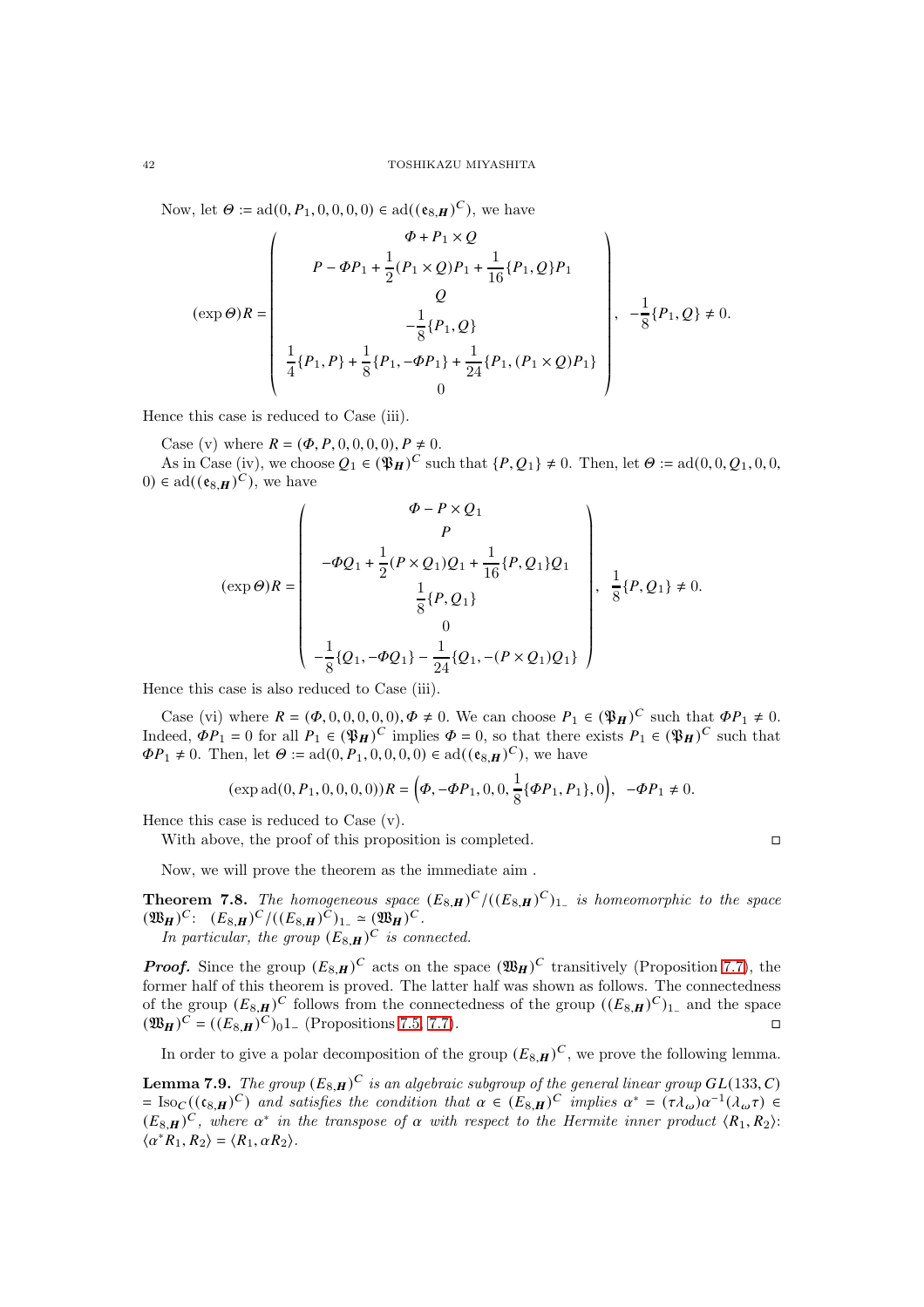Now, let $\varTheta := \mathrm{ad}(0, P_1, 0, 0, 0, 0) \in \mathrm{ad}((\mathfrak{e}_{8,\boldsymbol{H}})^C)$, we have

$$(\exp \varTheta)R = \begin{pmatrix} \varPhi + P_1 \times Q \\ P - \varPhi P_1 + \dfrac{1}{2}(P_1 \times Q)P_1 + \dfrac{1}{16}\{P_1, Q\}P_1 \\ Q \\ -\dfrac{1}{8}\{P_1, Q\} \\ \dfrac{1}{4}\{P_1, P\} + \dfrac{1}{8}\{P_1, -\varPhi P_1\} + \dfrac{1}{24}\{P_1, (P_1 \times Q)P_1\} \\ 0 \end{pmatrix}, \quad -\frac{1}{8}\{P_1, Q\} \neq 0.$$

Hence this case is reduced to Case (iii).

Case (v) where $R = (\varPhi, P, 0, 0, 0, 0), P \neq 0$.

As in Case (iv), we choose $Q_1 \in (\mathfrak{P}_{\boldsymbol{H}})^C$ such that $\{P, Q_1\} \neq 0$. Then, let $\varTheta := \mathrm{ad}(0, 0, Q_1, 0, 0, 0) \in \mathrm{ad}((\mathfrak{e}_{8,\boldsymbol{H}})^C)$, we have

$$(\exp \varTheta)R = \begin{pmatrix} \varPhi - P \times Q_1 \\ P \\ -\varPhi Q_1 + \dfrac{1}{2}(P \times Q_1)Q_1 + \dfrac{1}{16}\{P, Q_1\}Q_1 \\ \dfrac{1}{8}\{P, Q_1\} \\ 0 \\ -\dfrac{1}{8}\{Q_1, -\varPhi Q_1\} - \dfrac{1}{24}\{Q_1, -(P \times Q_1)Q_1\} \end{pmatrix}, \quad \frac{1}{8}\{P, Q_1\} \neq 0.$$

Hence this case is also reduced to Case (iii).

Case (vi) where $R = (\varPhi, 0, 0, 0, 0, 0), \varPhi \neq 0$. We can choose $P_1 \in (\mathfrak{P}_{\boldsymbol{H}})^C$ such that $\varPhi P_1 \neq 0$. Indeed, $\varPhi P_1 = 0$ for all $P_1 \in (\mathfrak{P}_{\boldsymbol{H}})^C$ implies $\varPhi = 0$, so that there exists $P_1 \in (\mathfrak{P}_{\boldsymbol{H}})^C$ such that $\varPhi P_1 \neq 0$. Then, let $\varTheta := \mathrm{ad}(0, P_1, 0, 0, 0, 0) \in \mathrm{ad}((\mathfrak{e}_{8,\boldsymbol{H}})^C)$, we have

$$(\exp \mathrm{ad}(0, P_1, 0, 0, 0, 0))R = \Big(\varPhi, -\varPhi P_1, 0, 0, \frac{1}{8}\{\varPhi P_1, P_1\}, 0\Big), \quad -\varPhi P_1 \neq 0.$$

Hence this case is reduced to Case (v).

With above, the proof of this proposition is completed. □

Now, we will prove the theorem as the immediate aim .

**Theorem 7.8.** *The homogeneous space $(E_{8,\boldsymbol{H}})^C/((E_{8,\boldsymbol{H}})^C)_{1_-}$ is homeomorphic to the space $(\mathfrak{W}_{\boldsymbol{H}})^C$: $(E_{8,\boldsymbol{H}})^C/((E_{8,\boldsymbol{H}})^C)_{1_-} \simeq (\mathfrak{W}_{\boldsymbol{H}})^C$.*

*In particular, the group $(E_{8,\boldsymbol{H}})^C$ is connected.*

***Proof.*** Since the group $(E_{8,\boldsymbol{H}})^C$ acts on the space $(\mathfrak{W}_{\boldsymbol{H}})^C$ transitively (Proposition 7.7), the former half of this theorem is proved. The latter half was shown as follows. The connectedness of the group $(E_{8,\boldsymbol{H}})^C$ follows from the connectedness of the group $((E_{8,\boldsymbol{H}})^C)_{1_-}$ and the space $(\mathfrak{W}_{\boldsymbol{H}})^C = ((E_{8,\boldsymbol{H}})^C)_0 1_-$ (Propositions 7.5, 7.7). □

In order to give a polar decomposition of the group $(E_{8,\boldsymbol{H}})^C$, we prove the following lemma.

**Lemma 7.9.** *The group $(E_{8,\boldsymbol{H}})^C$ is an algebraic subgroup of the general linear group $GL(133, C)$ $= \mathrm{Iso}_C((\mathfrak{e}_{8,\boldsymbol{H}})^C)$ and satisfies the condition that $\alpha \in (E_{8,\boldsymbol{H}})^C$ implies $\alpha^* = (\tau\lambda_\omega)\alpha^{-1}(\lambda_\omega\tau) \in (E_{8,\boldsymbol{H}})^C$, where $\alpha^*$ in the transpose of $\alpha$ with respect to the Hermite inner product $\langle R_1, R_2\rangle$: $\langle \alpha^* R_1, R_2\rangle = \langle R_1, \alpha R_2\rangle$.*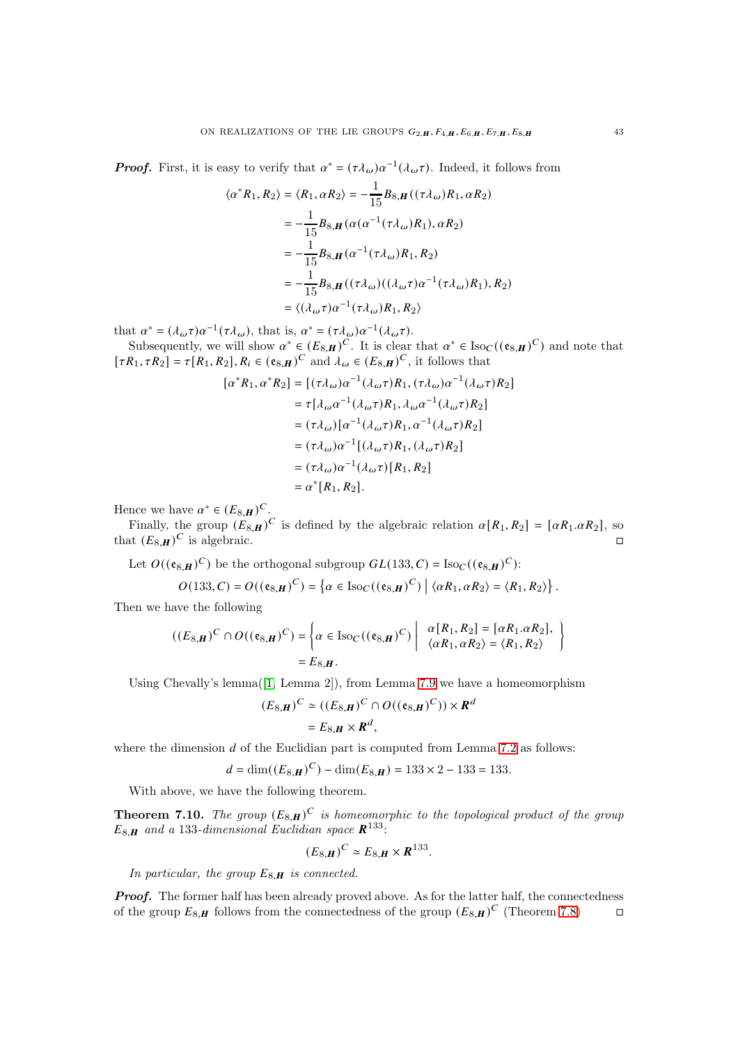***Proof.*** First, it is easy to verify that $\alpha^* = (\tau\lambda_\omega)\alpha^{-1}(\lambda_\omega\tau)$. Indeed, it follows from

$$
\begin{aligned}
\langle \alpha^* R_1, R_2\rangle = \langle R_1, \alpha R_2\rangle &= -\frac{1}{15}B_{8,\boldsymbol{H}}((\tau\lambda_\omega)R_1, \alpha R_2) \\
&= -\frac{1}{15}B_{8,\boldsymbol{H}}(\alpha(\alpha^{-1}(\tau\lambda_\omega)R_1), \alpha R_2) \\
&= -\frac{1}{15}B_{8,\boldsymbol{H}}(\alpha^{-1}(\tau\lambda_\omega)R_1, R_2) \\
&= -\frac{1}{15}B_{8,\boldsymbol{H}}((\tau\lambda_\omega)((\lambda_\omega\tau)\alpha^{-1}(\tau\lambda_\omega)R_1), R_2) \\
&= \langle (\lambda_\omega\tau)\alpha^{-1}(\tau\lambda_\omega)R_1, R_2\rangle
\end{aligned}
$$

that $\alpha^* = (\lambda_\omega\tau)\alpha^{-1}(\tau\lambda_\omega)$, that is, $\alpha^* = (\tau\lambda_\omega)\alpha^{-1}(\lambda_\omega\tau)$.

Subsequently, we will show $\alpha^* \in (E_{8,\boldsymbol{H}})^C$. It is clear that $\alpha^* \in \mathrm{Iso}_C((\mathfrak{e}_{8,\boldsymbol{H}})^C)$ and note that $[\tau R_1, \tau R_2] = \tau[R_1, R_2], R_i \in (\mathfrak{e}_{8,\boldsymbol{H}})^C$ and $\lambda_\omega \in (E_{8,\boldsymbol{H}})^C$, it follows that

$$
\begin{aligned}
[\alpha^* R_1, \alpha^* R_2] &= [(\tau\lambda_\omega)\alpha^{-1}(\lambda_\omega\tau)R_1, (\tau\lambda_\omega)\alpha^{-1}(\lambda_\omega\tau)R_2] \\
&= \tau[\lambda_\omega\alpha^{-1}(\lambda_\omega\tau)R_1, \lambda_\omega\alpha^{-1}(\lambda_\omega\tau)R_2] \\
&= (\tau\lambda_\omega)[\alpha^{-1}(\lambda_\omega\tau)R_1, \alpha^{-1}(\lambda_\omega\tau)R_2] \\
&= (\tau\lambda_\omega)\alpha^{-1}[(\lambda_\omega\tau)R_1, (\lambda_\omega\tau)R_2] \\
&= (\tau\lambda_\omega)\alpha^{-1}(\lambda_\omega\tau)[R_1, R_2] \\
&= \alpha^*[R_1, R_2].
\end{aligned}
$$

Hence we have $\alpha^* \in (E_{8,\boldsymbol{H}})^C$.

Finally, the group $(E_{8,\boldsymbol{H}})^C$ is defined by the algebraic relation $\alpha[R_1, R_2] = [\alpha R_1 . \alpha R_2]$, so that $(E_{8,\boldsymbol{H}})^C$ is algebraic. □

Let $O((\mathfrak{e}_{8,\boldsymbol{H}})^C)$ be the orthogonal subgroup $GL(133, C) = \mathrm{Iso}_C((\mathfrak{e}_{8,\boldsymbol{H}})^C)$:

$$
O(133, C) = O((\mathfrak{e}_{8,\boldsymbol{H}})^C) = \left\{\alpha \in \mathrm{Iso}_C((\mathfrak{e}_{8,\boldsymbol{H}})^C) \,\middle|\, \langle \alpha R_1, \alpha R_2\rangle = \langle R_1, R_2\rangle\right\}.
$$

Then we have the following

$$
\begin{aligned}
((E_{8,\boldsymbol{H}})^C \cap O((\mathfrak{e}_{8,\boldsymbol{H}})^C) &= \left\{\alpha \in \mathrm{Iso}_C((\mathfrak{e}_{8,\boldsymbol{H}})^C) \,\middle|\, \begin{array}{l} \alpha[R_1, R_2] = [\alpha R_1 . \alpha R_2], \\ \langle \alpha R_1, \alpha R_2\rangle = \langle R_1, R_2\rangle \end{array}\right\} \\
&= E_{8,\boldsymbol{H}}.
\end{aligned}
$$

Using Chevally's lemma([1, Lemma 2]), from Lemma 7.9 we have a homeomorphism

$$
\begin{aligned}
(E_{8,\boldsymbol{H}})^C &\simeq ((E_{8,\boldsymbol{H}})^C \cap O((\mathfrak{e}_{8,\boldsymbol{H}})^C)) \times \boldsymbol{R}^d \\
&= E_{8,\boldsymbol{H}} \times \boldsymbol{R}^d,
\end{aligned}
$$

where the dimension $d$ of the Euclidian part is computed from Lemma 7.2 as follows:

$$
d = \dim((E_{8,\boldsymbol{H}})^C) - \dim(E_{8,\boldsymbol{H}}) = 133 \times 2 - 133 = 133.
$$

With above, we have the following theorem.

**Theorem 7.10.** *The group $(E_{8,\boldsymbol{H}})^C$ is homeomorphic to the topological product of the group $E_{8,\boldsymbol{H}}$ and a 133-dimensional Euclidian space $\boldsymbol{R}^{133}$:*

$$
(E_{8,\boldsymbol{H}})^C \simeq E_{8,\boldsymbol{H}} \times \boldsymbol{R}^{133}.
$$

*In particular, the group $E_{8,\boldsymbol{H}}$ is connected.*

***Proof.*** The former half has been already proved above. As for the latter half, the connectedness of the group $E_{8,\boldsymbol{H}}$ follows from the connectedness of the group $(E_{8,\boldsymbol{H}})^C$ (Theorem 7.8) □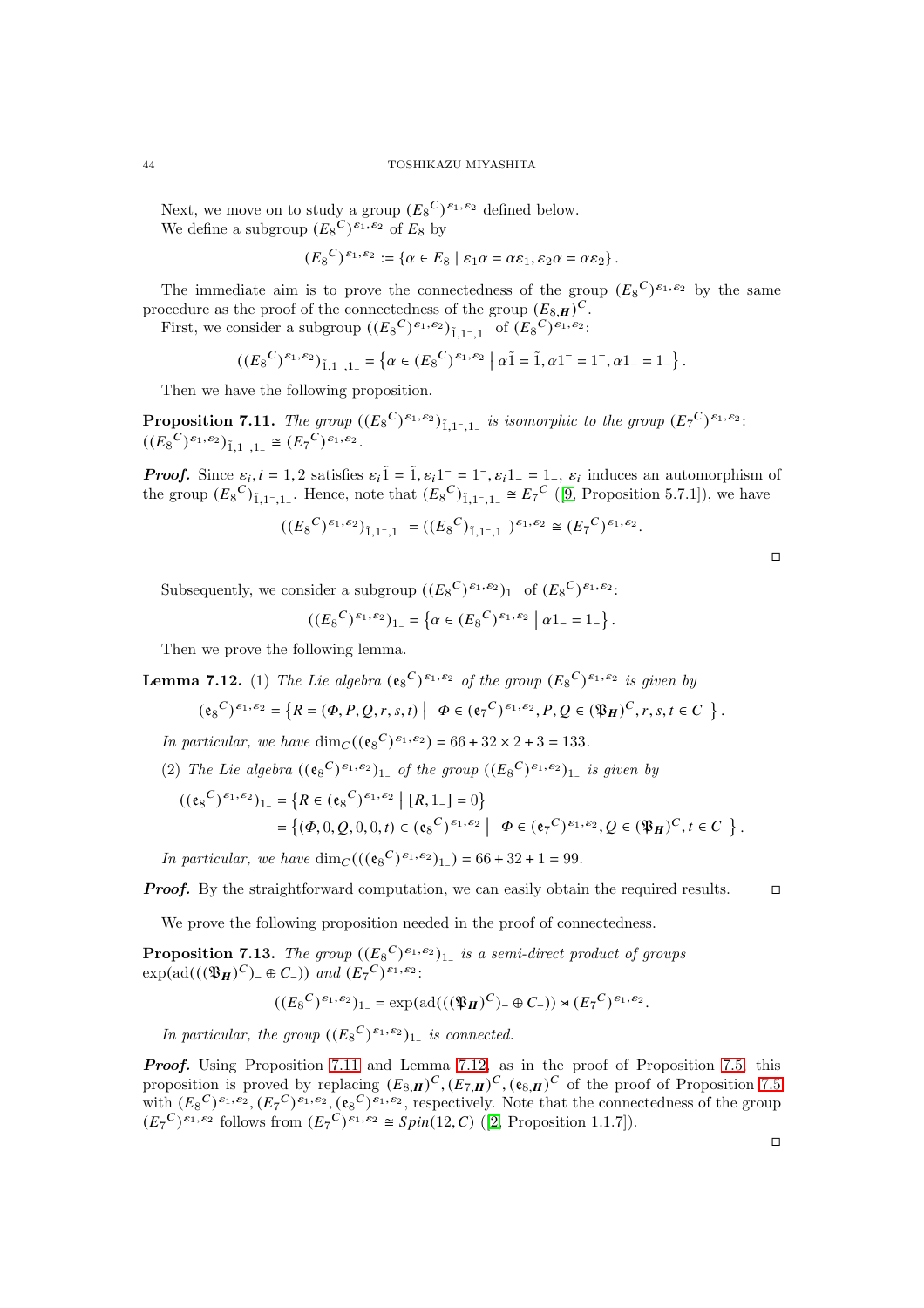Next, we move on to study a group $({E_8}^C)^{\varepsilon_1,\varepsilon_2}$ defined below.

We define a subgroup $({E_8}^C)^{\varepsilon_1,\varepsilon_2}$ of $E_8$ by

$$({E_8}^C)^{\varepsilon_1,\varepsilon_2} := \{\alpha \in E_8 \mid \varepsilon_1\alpha = \alpha\varepsilon_1, \varepsilon_2\alpha = \alpha\varepsilon_2\}.$$

The immediate aim is to prove the connectedness of the group $({E_8}^C)^{\varepsilon_1,\varepsilon_2}$ by the same procedure as the proof of the connectedness of the group $(E_{8,\boldsymbol{H}})^C$.

First, we consider a subgroup $(({E_8}^C)^{\varepsilon_1,\varepsilon_2})_{\tilde{1},1^-,1_-}$ of $({E_8}^C)^{\varepsilon_1,\varepsilon_2}$:

$$(({E_8}^C)^{\varepsilon_1,\varepsilon_2})_{\tilde{1},1^-,1_-} = \left\{\alpha \in ({E_8}^C)^{\varepsilon_1,\varepsilon_2} \,\middle|\, \alpha\tilde{1} = \tilde{1}, \alpha 1^- = 1^-, \alpha 1_- = 1_-\right\}.$$

Then we have the following proposition.

**Proposition 7.11.** *The group $(({E_8}^C)^{\varepsilon_1,\varepsilon_2})_{\tilde{1},1^-,1_-}$ is isomorphic to the group $({E_7}^C)^{\varepsilon_1,\varepsilon_2}$: $(({E_8}^C)^{\varepsilon_1,\varepsilon_2})_{\tilde{1},1^-,1_-} \cong ({E_7}^C)^{\varepsilon_1,\varepsilon_2}$.*

***Proof.*** Since $\varepsilon_i, i = 1,2$ satisfies $\varepsilon_i\tilde{1} = \tilde{1}, \varepsilon_i 1^- = 1^-, \varepsilon_i 1_- = 1_-$, $\varepsilon_i$ induces an automorphism of the group $({E_8}^C)_{\tilde{1},1^-,1_-}$. Hence, note that $({E_8}^C)_{\tilde{1},1^-,1_-} \cong {E_7}^C$ ([9, Proposition 5.7.1]), we have

$$(({E_8}^C)^{\varepsilon_1,\varepsilon_2})_{\tilde{1},1^-,1_-} = (({E_8}^C)_{\tilde{1},1^-,1_-})^{\varepsilon_1,\varepsilon_2} \cong ({E_7}^C)^{\varepsilon_1,\varepsilon_2}.$$

□

Subsequently, we consider a subgroup $(({E_8}^C)^{\varepsilon_1,\varepsilon_2})_{1_-}$ of $({E_8}^C)^{\varepsilon_1,\varepsilon_2}$:

$$(({E_8}^C)^{\varepsilon_1,\varepsilon_2})_{1_-} = \left\{\alpha \in ({E_8}^C)^{\varepsilon_1,\varepsilon_2} \,\middle|\, \alpha 1_- = 1_-\right\}.$$

Then we prove the following lemma.

**Lemma 7.12.** (1) *The Lie algebra $({\mathfrak{e}_8}^C)^{\varepsilon_1,\varepsilon_2}$ of the group $({E_8}^C)^{\varepsilon_1,\varepsilon_2}$ is given by*

$$({\mathfrak{e}_8}^C)^{\varepsilon_1,\varepsilon_2} = \left\{R = (\Phi, P, Q, r, s, t) \,\middle|\, \Phi \in ({\mathfrak{e}_7}^C)^{\varepsilon_1,\varepsilon_2}, P, Q \in (\mathfrak{P}_{\boldsymbol{H}})^C, r, s, t \in C \right\}.$$

*In particular, we have $\dim_C(({\mathfrak{e}_8}^C)^{\varepsilon_1,\varepsilon_2}) = 66 + 32 \times 2 + 3 = 133$.*

(2) *The Lie algebra $(({\mathfrak{e}_8}^C)^{\varepsilon_1,\varepsilon_2})_{1_-}$ of the group $(({E_8}^C)^{\varepsilon_1,\varepsilon_2})_{1_-}$ is given by*

$$\begin{aligned}(({\mathfrak{e}_8}^C)^{\varepsilon_1,\varepsilon_2})_{1_-} &= \left\{R \in ({\mathfrak{e}_8}^C)^{\varepsilon_1,\varepsilon_2} \,\middle|\, [R, 1_-] = 0\right\} \\ &= \left\{(\Phi, 0, Q, 0, 0, t) \in ({\mathfrak{e}_8}^C)^{\varepsilon_1,\varepsilon_2} \,\middle|\, \Phi \in ({\mathfrak{e}_7}^C)^{\varepsilon_1,\varepsilon_2}, Q \in (\mathfrak{P}_{\boldsymbol{H}})^C, t \in C \right\}.\end{aligned}$$

*In particular, we have $\dim_C((({\mathfrak{e}_8}^C)^{\varepsilon_1,\varepsilon_2})_{1_-}) = 66 + 32 + 1 = 99$.*

***Proof.*** By the straightforward computation, we can easily obtain the required results. □

We prove the following proposition needed in the proof of connectedness.

**Proposition 7.13.** *The group $(({E_8}^C)^{\varepsilon_1,\varepsilon_2})_{1_-}$ is a semi-direct product of groups $\exp(\mathrm{ad}(((\mathfrak{P}_{\boldsymbol{H}})^C)_- \oplus C_-))$ and $({E_7}^C)^{\varepsilon_1,\varepsilon_2}$:*

$$(({E_8}^C)^{\varepsilon_1,\varepsilon_2})_{1_-} = \exp(\mathrm{ad}(((\mathfrak{P}_{\boldsymbol{H}})^C)_- \oplus C_-)) \rtimes ({E_7}^C)^{\varepsilon_1,\varepsilon_2}.$$

*In particular, the group $(({E_8}^C)^{\varepsilon_1,\varepsilon_2})_{1_-}$ is connected.*

***Proof.*** Using Proposition 7.11 and Lemma 7.12, as in the proof of Proposition 7.5, this proposition is proved by replacing $(E_{8,\boldsymbol{H}})^C, (E_{7,\boldsymbol{H}})^C, (\mathfrak{e}_{8,\boldsymbol{H}})^C$ of the proof of Proposition 7.5 with $({E_8}^C)^{\varepsilon_1,\varepsilon_2}, ({E_7}^C)^{\varepsilon_1,\varepsilon_2}, ({\mathfrak{e}_8}^C)^{\varepsilon_1,\varepsilon_2}$, respectively. Note that the connectedness of the group $({E_7}^C)^{\varepsilon_1,\varepsilon_2}$ follows from $({E_7}^C)^{\varepsilon_1,\varepsilon_2} \cong Spin(12, C)$ ([2, Proposition 1.1.7]).

□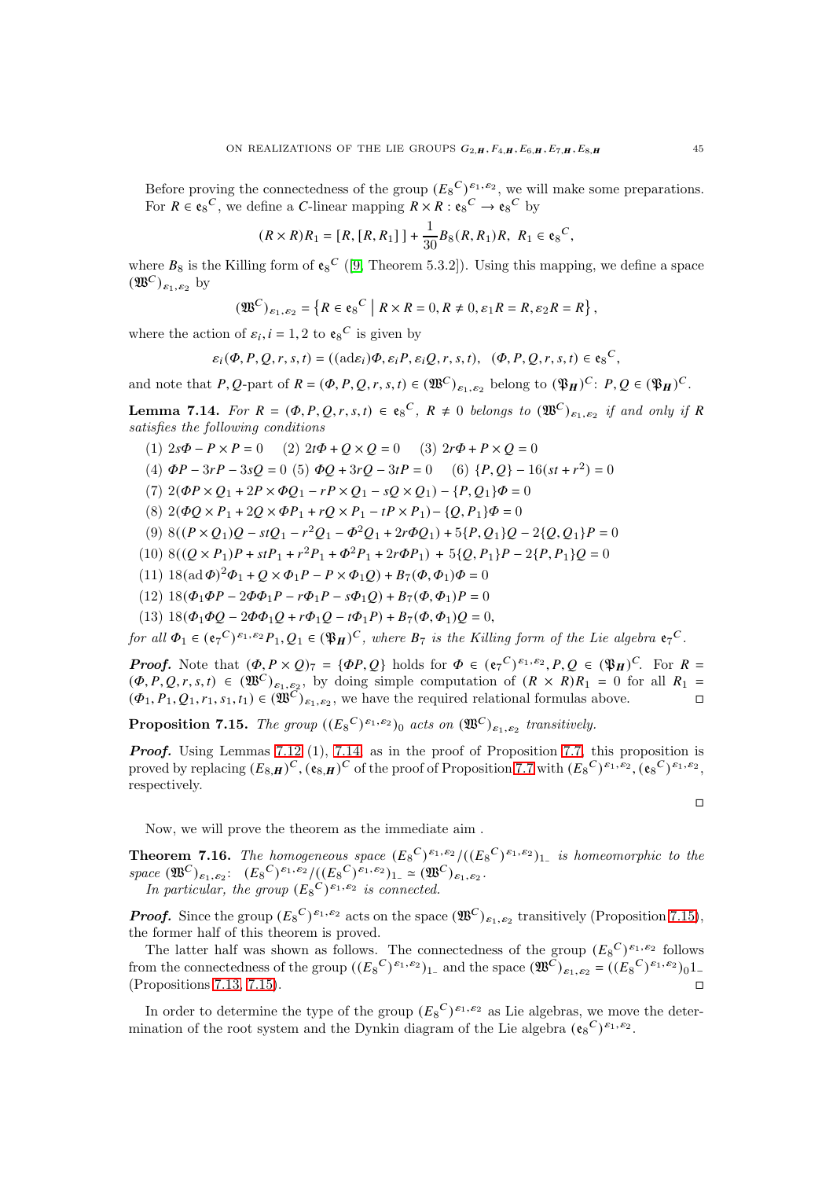Before proving the connectedness of the group $({E_8}^C)^{\varepsilon_1,\varepsilon_2}$, we will make some preparations. For $R \in {\mathfrak{e}_8}^C$, we define a $C$-linear mapping $R \times R : {\mathfrak{e}_8}^C \to {\mathfrak{e}_8}^C$ by

$$(R \times R)R_1 = [R, [R, R_1]] + \frac{1}{30}B_8(R, R_1)R, \ \ R_1 \in {\mathfrak{e}_8}^C,$$

where $B_8$ is the Killing form of ${\mathfrak{e}_8}^C$ ([9, Theorem 5.3.2]). Using this mapping, we define a space $(\mathfrak{W}^C)_{\varepsilon_1,\varepsilon_2}$ by

$$(\mathfrak{W}^C)_{\varepsilon_1,\varepsilon_2} = \left\{ R \in {\mathfrak{e}_8}^C \mid R \times R = 0, R \neq 0, \varepsilon_1 R = R, \varepsilon_2 R = R \right\},$$

where the action of $\varepsilon_i, i = 1, 2$ to ${\mathfrak{e}_8}^C$ is given by

$$\varepsilon_i(\Phi, P, Q, r, s, t) = ((\mathrm{ad}\varepsilon_i)\Phi, \varepsilon_i P, \varepsilon_i Q, r, s, t), \ \ (\Phi, P, Q, r, s, t) \in {\mathfrak{e}_8}^C,$$

and note that $P, Q$-part of $R = (\Phi, P, Q, r, s, t) \in (\mathfrak{W}^C)_{\varepsilon_1,\varepsilon_2}$ belong to $(\mathfrak{P}_{\boldsymbol{H}})^C$: $P, Q \in (\mathfrak{P}_{\boldsymbol{H}})^C$.

**Lemma 7.14.** *For $R = (\Phi, P, Q, r, s, t) \in {\mathfrak{e}_8}^C$, $R \neq 0$ belongs to $(\mathfrak{W}^C)_{\varepsilon_1,\varepsilon_2}$ if and only if $R$ satisfies the following conditions*

(1) $2s\Phi - P \times P = 0$ (2) $2t\Phi + Q \times Q = 0$ (3) $2r\Phi + P \times Q = 0$

(4) $\Phi P - 3rP - 3sQ = 0$ (5) $\Phi Q + 3rQ - 3tP = 0$ (6) $\{P, Q\} - 16(st + r^2) = 0$

(7) $2(\Phi P \times Q_1 + 2P \times \Phi Q_1 - rP \times Q_1 - sQ \times Q_1) - \{P, Q_1\}\Phi = 0$

(8) $2(\Phi Q \times P_1 + 2Q \times \Phi P_1 + rQ \times P_1 - tP \times P_1) - \{Q, P_1\}\Phi = 0$

(9) $8((P \times Q_1)Q - stQ_1 - r^2 Q_1 - \Phi^2 Q_1 + 2r\Phi Q_1) + 5\{P, Q_1\}Q - 2\{Q, Q_1\}P = 0$

(10) $8((Q \times P_1)P + stP_1 + r^2 P_1 + \Phi^2 P_1 + 2r\Phi P_1) + 5\{Q, P_1\}P - 2\{P, P_1\}Q = 0$

(11) $18(\mathrm{ad}\,\Phi)^2\Phi_1 + Q \times \Phi_1 P - P \times \Phi_1 Q) + B_7(\Phi, \Phi_1)\Phi = 0$

(12) $18(\Phi_1\Phi P - 2\Phi\Phi_1 P - r\Phi_1 P - s\Phi_1 Q) + B_7(\Phi, \Phi_1)P = 0$

(13) $18(\Phi_1\Phi Q - 2\Phi\Phi_1 Q + r\Phi_1 Q - t\Phi_1 P) + B_7(\Phi, \Phi_1)Q = 0,$

*for all $\Phi_1 \in ({\mathfrak{e}_7}^C)^{\varepsilon_1,\varepsilon_2} P_1, Q_1 \in (\mathfrak{P}_{\boldsymbol{H}})^C$, where $B_7$ is the Killing form of the Lie algebra ${\mathfrak{e}_7}^C$.*

***Proof.*** Note that $(\Phi, P \times Q)_7 = \{\Phi P, Q\}$ holds for $\Phi \in ({\mathfrak{e}_7}^C)^{\varepsilon_1,\varepsilon_2}, P, Q \in (\mathfrak{P}_{\boldsymbol{H}})^C$. For $R = (\Phi, P, Q, r, s, t) \in (\mathfrak{W}^C)_{\varepsilon_1,\varepsilon_2}$, by doing simple computation of $(R \times R)R_1 = 0$ for all $R_1 = (\Phi_1, P_1, Q_1, r_1, s_1, t_1) \in (\mathfrak{W}^C)_{\varepsilon_1,\varepsilon_2}$, we have the required relational formulas above. □

**Proposition 7.15.** *The group $(({E_8}^C)^{\varepsilon_1,\varepsilon_2})_0$ acts on $(\mathfrak{W}^C)_{\varepsilon_1,\varepsilon_2}$ transitively.*

***Proof.*** Using Lemmas 7.12 (1), 7.14 as in the proof of Proposition 7.7, this proposition is proved by replacing $(E_{8,\boldsymbol{H}})^C, (\mathfrak{e}_{8,\boldsymbol{H}})^C$ of the proof of Proposition 7.7 with $({E_8}^C)^{\varepsilon_1,\varepsilon_2}, ({\mathfrak{e}_8}^C)^{\varepsilon_1,\varepsilon_2}$, respectively. □

Now, we will prove the theorem as the immediate aim .

**Theorem 7.16.** *The homogeneous space $({E_8}^C)^{\varepsilon_1,\varepsilon_2}/(({E_8}^C)^{\varepsilon_1,\varepsilon_2})_{1_-}$ is homeomorphic to the space $(\mathfrak{W}^C)_{\varepsilon_1,\varepsilon_2}$: $({E_8}^C)^{\varepsilon_1,\varepsilon_2}/(({E_8}^C)^{\varepsilon_1,\varepsilon_2})_{1_-} \simeq (\mathfrak{W}^C)_{\varepsilon_1,\varepsilon_2}$.*

*In particular, the group $({E_8}^C)^{\varepsilon_1,\varepsilon_2}$ is connected.*

***Proof.*** Since the group $({E_8}^C)^{\varepsilon_1,\varepsilon_2}$ acts on the space $(\mathfrak{W}^C)_{\varepsilon_1,\varepsilon_2}$ transitively (Proposition 7.15), the former half of this theorem is proved.

The latter half was shown as follows. The connectedness of the group $({E_8}^C)^{\varepsilon_1,\varepsilon_2}$ follows from the connectedness of the group $(({E_8}^C)^{\varepsilon_1,\varepsilon_2})_{1_-}$ and the space $(\mathfrak{W}^C)_{\varepsilon_1,\varepsilon_2} = (({E_8}^C)^{\varepsilon_1,\varepsilon_2})_0 1_-$ (Propositions 7.13, 7.15). □

In order to determine the type of the group $({E_8}^C)^{\varepsilon_1,\varepsilon_2}$ as Lie algebras, we move the determination of the root system and the Dynkin diagram of the Lie algebra $({\mathfrak{e}_8}^C)^{\varepsilon_1,\varepsilon_2}$.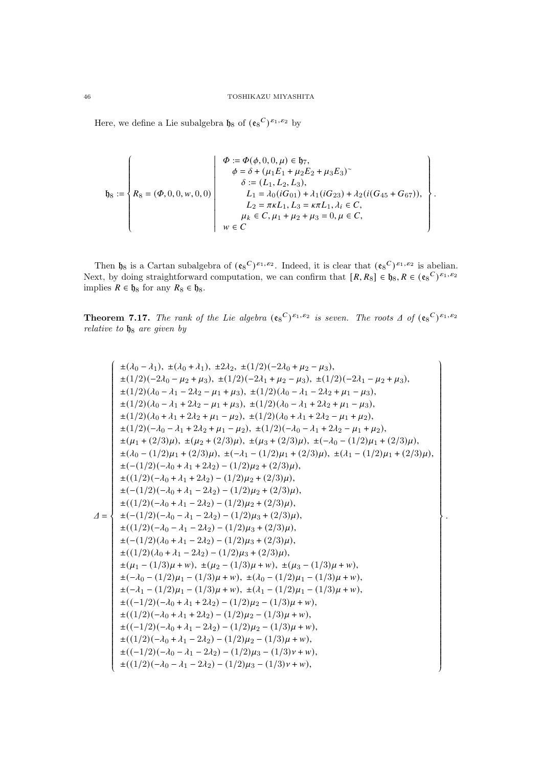Here, we define a Lie subalgebra $\mathfrak{h}_8$ of $({\mathfrak{e}_8}^C)^{\varepsilon_1,\varepsilon_2}$ by

$$
\mathfrak{h}_8 := \left\{ R_8 = (\varPhi, 0, 0, w, 0, 0) \;\middle|\; \begin{array}{l} \varPhi := \varPhi(\phi, 0, 0, \mu) \in \mathfrak{h}_7, \\ \quad \phi = \delta + (\mu_1 E_1 + \mu_2 E_2 + \mu_3 E_3)^{\sim} \\ \quad\quad \delta := (L_1, L_2, L_3), \\ \quad\quad\quad L_1 = \lambda_0(iG_{01}) + \lambda_1(iG_{23}) + \lambda_2(i(G_{45} + G_{67})), \\ \quad\quad\quad L_2 = \pi\kappa L_1, L_3 = \kappa\pi L_1, \lambda_i \in C, \\ \quad\quad \mu_k \in C, \mu_1 + \mu_2 + \mu_3 = 0, \mu \in C, \\ w \in C \end{array} \right\}.
$$

Then $\mathfrak{h}_8$ is a Cartan subalgebra of $({\mathfrak{e}_8}^C)^{\varepsilon_1,\varepsilon_2}$. Indeed, it is clear that $({\mathfrak{e}_8}^C)^{\varepsilon_1,\varepsilon_2}$ is abelian. Next, by doing straightforward computation, we can confirm that $[R, R_8] \in \mathfrak{h}_8, R \in ({\mathfrak{e}_8}^C)^{\varepsilon_1,\varepsilon_2}$ implies $R \in \mathfrak{h}_8$ for any $R_8 \in \mathfrak{h}_8$.

**Theorem 7.17.** *The rank of the Lie algebra* $({\mathfrak{e}_8}^C)^{\varepsilon_1,\varepsilon_2}$ *is seven. The roots* $\varDelta$ *of* $({\mathfrak{e}_8}^C)^{\varepsilon_1,\varepsilon_2}$ *relative to* $\mathfrak{h}_8$ *are given by*

$$
\varDelta = \left\{ \begin{array}{l}
\pm(\lambda_0 - \lambda_1),\ \pm(\lambda_0 + \lambda_1),\ \pm 2\lambda_2,\ \pm(1/2)(-2\lambda_0 + \mu_2 - \mu_3), \\
\pm(1/2)(-2\lambda_0 - \mu_2 + \mu_3),\ \pm(1/2)(-2\lambda_1 + \mu_2 - \mu_3),\ \pm(1/2)(-2\lambda_1 - \mu_2 + \mu_3), \\
\pm(1/2)(\lambda_0 - \lambda_1 - 2\lambda_2 - \mu_1 + \mu_3),\ \pm(1/2)(\lambda_0 - \lambda_1 - 2\lambda_2 + \mu_1 - \mu_3), \\
\pm(1/2)(\lambda_0 - \lambda_1 + 2\lambda_2 - \mu_1 + \mu_3),\ \pm(1/2)(\lambda_0 - \lambda_1 + 2\lambda_2 + \mu_1 - \mu_3), \\
\pm(1/2)(\lambda_0 + \lambda_1 + 2\lambda_2 + \mu_1 - \mu_2),\ \pm(1/2)(\lambda_0 + \lambda_1 + 2\lambda_2 - \mu_1 + \mu_2), \\
\pm(1/2)(-\lambda_0 - \lambda_1 + 2\lambda_2 + \mu_1 - \mu_2),\ \pm(1/2)(-\lambda_0 - \lambda_1 + 2\lambda_2 - \mu_1 + \mu_2), \\
\pm(\mu_1 + (2/3)\mu),\ \pm(\mu_2 + (2/3)\mu),\ \pm(\mu_3 + (2/3)\mu),\ \pm(-\lambda_0 - (1/2)\mu_1 + (2/3)\mu), \\
\pm(\lambda_0 - (1/2)\mu_1 + (2/3)\mu),\ \pm(-\lambda_1 - (1/2)\mu_1 + (2/3)\mu),\ \pm(\lambda_1 - (1/2)\mu_1 + (2/3)\mu), \\
\pm(-(1/2)(-\lambda_0 + \lambda_1 + 2\lambda_2) - (1/2)\mu_2 + (2/3)\mu), \\
\pm((1/2)(-\lambda_0 + \lambda_1 + 2\lambda_2) - (1/2)\mu_2 + (2/3)\mu), \\
\pm(-(1/2)(-\lambda_0 + \lambda_1 - 2\lambda_2) - (1/2)\mu_2 + (2/3)\mu), \\
\pm((1/2)(-\lambda_0 + \lambda_1 - 2\lambda_2) - (1/2)\mu_2 + (2/3)\mu), \\
\pm(-(1/2)(-\lambda_0 - \lambda_1 - 2\lambda_2) - (1/2)\mu_3 + (2/3)\mu), \\
\pm((1/2)(-\lambda_0 - \lambda_1 - 2\lambda_2) - (1/2)\mu_3 + (2/3)\mu), \\
\pm(-(1/2)(\lambda_0 + \lambda_1 - 2\lambda_2) - (1/2)\mu_3 + (2/3)\mu), \\
\pm((1/2)(\lambda_0 + \lambda_1 - 2\lambda_2) - (1/2)\mu_3 + (2/3)\mu), \\
\pm(\mu_1 - (1/3)\mu + w),\ \pm(\mu_2 - (1/3)\mu + w),\ \pm(\mu_3 - (1/3)\mu + w), \\
\pm(-\lambda_0 - (1/2)\mu_1 - (1/3)\mu + w),\ \pm(\lambda_0 - (1/2)\mu_1 - (1/3)\mu + w), \\
\pm(-\lambda_1 - (1/2)\mu_1 - (1/3)\mu + w),\ \pm(\lambda_1 - (1/2)\mu_1 - (1/3)\mu + w), \\
\pm((-1/2)(-\lambda_0 + \lambda_1 + 2\lambda_2) - (1/2)\mu_2 - (1/3)\mu + w), \\
\pm((1/2)(-\lambda_0 + \lambda_1 + 2\lambda_2) - (1/2)\mu_2 - (1/3)\mu + w), \\
\pm((-1/2)(-\lambda_0 + \lambda_1 - 2\lambda_2) - (1/2)\mu_2 - (1/3)\mu + w), \\
\pm((1/2)(-\lambda_0 + \lambda_1 - 2\lambda_2) - (1/2)\mu_2 - (1/3)\mu + w), \\
\pm((-1/2)(-\lambda_0 - \lambda_1 - 2\lambda_2) - (1/2)\mu_3 - (1/3)\nu + w), \\
\pm((1/2)(-\lambda_0 - \lambda_1 - 2\lambda_2) - (1/2)\mu_3 - (1/3)\nu + w),
\end{array} \right\}.
$$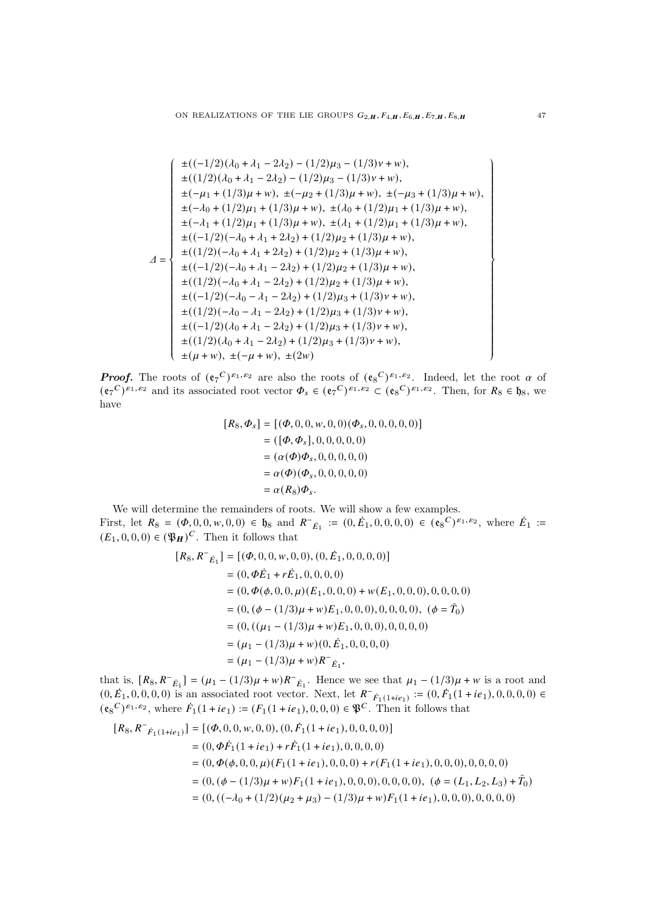$$
\Delta = \left\{
\begin{array}{l}
\pm((-1/2)(\lambda_0+\lambda_1-2\lambda_2)-(1/2)\mu_3-(1/3)\nu+w),\\
\pm((1/2)(\lambda_0+\lambda_1-2\lambda_2)-(1/2)\mu_3-(1/3)\nu+w),\\
\pm(-\mu_1+(1/3)\mu+w),\ \pm(-\mu_2+(1/3)\mu+w),\ \pm(-\mu_3+(1/3)\mu+w),\\
\pm(-\lambda_0+(1/2)\mu_1+(1/3)\mu+w),\ \pm(\lambda_0+(1/2)\mu_1+(1/3)\mu+w),\\
\pm(-\lambda_1+(1/2)\mu_1+(1/3)\mu+w),\ \pm(\lambda_1+(1/2)\mu_1+(1/3)\mu+w),\\
\pm((-1/2)(-\lambda_0+\lambda_1+2\lambda_2)+(1/2)\mu_2+(1/3)\mu+w),\\
\pm((1/2)(-\lambda_0+\lambda_1+2\lambda_2)+(1/2)\mu_2+(1/3)\mu+w),\\
\pm((-1/2)(-\lambda_0+\lambda_1-2\lambda_2)+(1/2)\mu_2+(1/3)\mu+w),\\
\pm((1/2)(-\lambda_0+\lambda_1-2\lambda_2)+(1/2)\mu_2+(1/3)\mu+w),\\
\pm((-1/2)(-\lambda_0-\lambda_1-2\lambda_2)+(1/2)\mu_3+(1/3)\nu+w),\\
\pm((1/2)(-\lambda_0-\lambda_1-2\lambda_2)+(1/2)\mu_3+(1/3)\nu+w),\\
\pm((-1/2)(\lambda_0+\lambda_1-2\lambda_2)+(1/2)\mu_3+(1/3)\nu+w),\\
\pm((1/2)(\lambda_0+\lambda_1-2\lambda_2)+(1/2)\mu_3+(1/3)\nu+w),\\
\pm(\mu+w),\ \pm(-\mu+w),\ \pm(2w)
\end{array}
\right\}
$$

***Proof.*** The roots of $({\mathfrak{e}_7}^C)^{\varepsilon_1,\varepsilon_2}$ are also the roots of $({\mathfrak{e}_8}^C)^{\varepsilon_1,\varepsilon_2}$. Indeed, let the root $\alpha$ of $({\mathfrak{e}_7}^C)^{\varepsilon_1,\varepsilon_2}$ and its associated root vector $\Phi_s \in ({\mathfrak{e}_7}^C)^{\varepsilon_1,\varepsilon_2} \subset ({\mathfrak{e}_8}^C)^{\varepsilon_1,\varepsilon_2}$. Then, for $R_8 \in \mathfrak{h}_8$, we have

$$
\begin{aligned}
[R_8, \Phi_s] &= [(\Phi, 0, 0, w, 0, 0)(\Phi_s, 0, 0, 0, 0, 0)]\\
&= ([\Phi, \Phi_s], 0, 0, 0, 0, 0)\\
&= (\alpha(\Phi)\Phi_s, 0, 0, 0, 0, 0)\\
&= \alpha(\Phi)(\Phi_s, 0, 0, 0, 0, 0)\\
&= \alpha(R_8)\Phi_s.
\end{aligned}
$$

We will determine the remainders of roots. We will show a few examples.
First, let $R_8 = (\Phi, 0, 0, w, 0, 0) \in \mathfrak{h}_8$ and $R^-{}_{\dot{E}_1} := (0, \dot{E}_1, 0, 0, 0, 0) \in ({\mathfrak{e}_8}^C)^{\varepsilon_1,\varepsilon_2}$, where $\dot{E}_1 := (E_1, 0, 0, 0) \in (\mathfrak{P}_{\boldsymbol{H}})^C$. Then it follows that

$$
\begin{aligned}
[R_8, R^-{}_{\dot{E}_1}] &= [(\Phi, 0, 0, w, 0, 0), (0, \dot{E}_1, 0, 0, 0, 0)]\\
&= (0, \Phi\dot{E}_1 + r\dot{E}_1, 0, 0, 0, 0)\\
&= (0, \Phi(\phi, 0, 0, \mu)(E_1, 0, 0, 0) + w(E_1, 0, 0, 0), 0, 0, 0, 0)\\
&= (0, (\phi - (1/3)\mu + w)E_1, 0, 0, 0), 0, 0, 0, 0),\ (\phi = \tilde{T}_0)\\
&= (0, ((\mu_1 - (1/3)\mu + w)E_1, 0, 0, 0), 0, 0, 0, 0)\\
&= (\mu_1 - (1/3)\mu + w)(0, \dot{E}_1, 0, 0, 0, 0)\\
&= (\mu_1 - (1/3)\mu + w)R^-{}_{\dot{E}_1},
\end{aligned}
$$

that is, $[R_8, R^-{}_{\dot{E}_1}] = (\mu_1 - (1/3)\mu + w)R^-{}_{\dot{E}_1}$. Hence we see that $\mu_1 - (1/3)\mu + w$ is a root and $(0, \dot{E}_1, 0, 0, 0, 0)$ is an associated root vector. Next, let $R^-{}_{\dot{F}_1(1+ie_1)} := (0, \dot{F}_1(1+ie_1), 0, 0, 0, 0) \in ({\mathfrak{e}_8}^C)^{\varepsilon_1,\varepsilon_2}$, where $\dot{F}_1(1+ie_1) := (F_1(1+ie_1), 0, 0, 0) \in \mathfrak{P}^C$. Then it follows that

$$
\begin{aligned}
[R_8, R^-{}_{\dot{F}_1(1+ie_1)}] &= [(\Phi, 0, 0, w, 0, 0), (0, \dot{F}_1(1+ie_1), 0, 0, 0, 0)]\\
&= (0, \Phi\dot{F}_1(1+ie_1) + r\dot{F}_1(1+ie_1), 0, 0, 0, 0)\\
&= (0, \Phi(\phi, 0, 0, \mu)(F_1(1+ie_1), 0, 0, 0) + r(F_1(1+ie_1), 0, 0, 0), 0, 0, 0, 0)\\
&= (0, (\phi - (1/3)\mu + w)F_1(1+ie_1), 0, 0, 0), 0, 0, 0, 0),\ (\phi = (L_1, L_2, L_3) + \tilde{T}_0)\\
&= (0, ((-\lambda_0 + (1/2)(\mu_2 + \mu_3) - (1/3)\mu + w)F_1(1+ie_1), 0, 0, 0), 0, 0, 0, 0)
\end{aligned}
$$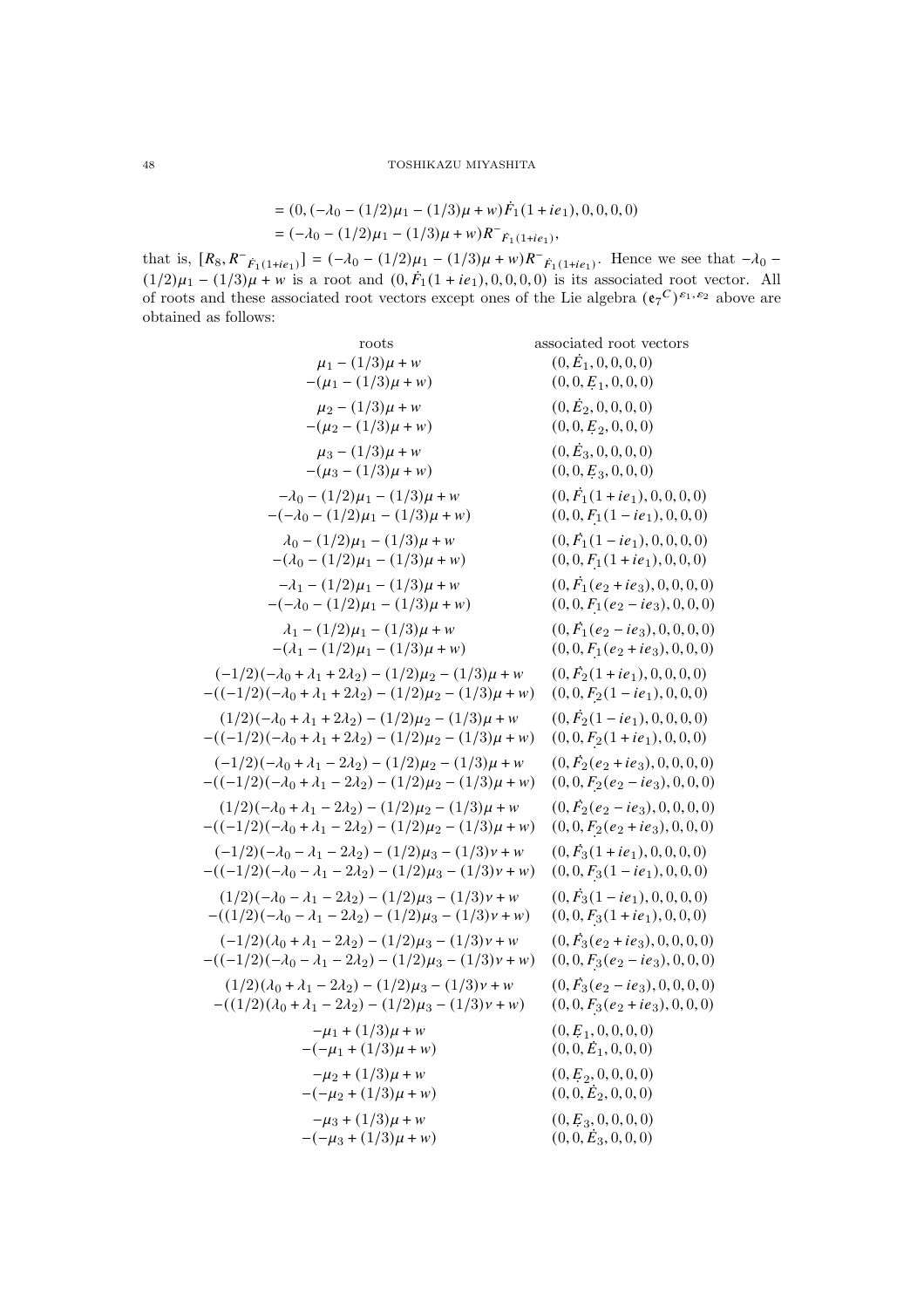$$= (0, (-\lambda_0 - (1/2)\mu_1 - (1/3)\mu + w)\dot{F}_1(1+ie_1), 0, 0, 0, 0)$$
$$= (-\lambda_0 - (1/2)\mu_1 - (1/3)\mu + w){R^-}_{\dot{F}_1(1+ie_1)},$$

that is, $[R_8, {R^-}_{\dot{F}_1(1+ie_1)}] = (-\lambda_0 - (1/2)\mu_1 - (1/3)\mu + w){R^-}_{\dot{F}_1(1+ie_1)}$. Hence we see that $-\lambda_0 - (1/2)\mu_1 - (1/3)\mu + w$ is a root and $(0, \dot{F}_1(1+ie_1), 0, 0, 0, 0)$ is its associated root vector. All of roots and these associated root vectors except ones of the Lie algebra $({\mathfrak{e}_7}^C)^{\varepsilon_1, \varepsilon_2}$ above are obtained as follows:

| roots | associated root vectors |
|---|---|
| $\mu_1 - (1/3)\mu + w$ | $(0, \dot{E}_1, 0, 0, 0, 0)$ |
| $-(\mu_1 - (1/3)\mu + w)$ | $(0, 0, \underset{\cdot}{E}_1, 0, 0, 0)$ |
| $\mu_2 - (1/3)\mu + w$ | $(0, \dot{E}_2, 0, 0, 0, 0)$ |
| $-(\mu_2 - (1/3)\mu + w)$ | $(0, 0, \underset{\cdot}{E}_2, 0, 0, 0)$ |
| $\mu_3 - (1/3)\mu + w$ | $(0, \dot{E}_3, 0, 0, 0, 0)$ |
| $-(\mu_3 - (1/3)\mu + w)$ | $(0, 0, \underset{\cdot}{E}_3, 0, 0, 0)$ |
| $-\lambda_0 - (1/2)\mu_1 - (1/3)\mu + w$ | $(0, \dot{F}_1(1+ie_1), 0, 0, 0, 0)$ |
| $-(-\lambda_0 - (1/2)\mu_1 - (1/3)\mu + w)$ | $(0, 0, \underset{\cdot}{F}_1(1-ie_1), 0, 0, 0)$ |
| $\lambda_0 - (1/2)\mu_1 - (1/3)\mu + w$ | $(0, \dot{F}_1(1-ie_1), 0, 0, 0, 0)$ |
| $-(\lambda_0 - (1/2)\mu_1 - (1/3)\mu + w)$ | $(0, 0, \underset{\cdot}{F}_1(1+ie_1), 0, 0, 0)$ |
| $-\lambda_1 - (1/2)\mu_1 - (1/3)\mu + w$ | $(0, \dot{F}_1(e_2+ie_3), 0, 0, 0, 0)$ |
| $-(-\lambda_0 - (1/2)\mu_1 - (1/3)\mu + w)$ | $(0, 0, \underset{\cdot}{F}_1(e_2-ie_3), 0, 0, 0)$ |
| $\lambda_1 - (1/2)\mu_1 - (1/3)\mu + w$ | $(0, \dot{F}_1(e_2-ie_3), 0, 0, 0, 0)$ |
| $-(\lambda_1 - (1/2)\mu_1 - (1/3)\mu + w)$ | $(0, 0, \underset{\cdot}{F}_1(e_2+ie_3), 0, 0, 0)$ |
| $(-1/2)(-\lambda_0 + \lambda_1 + 2\lambda_2) - (1/2)\mu_2 - (1/3)\mu + w$ | $(0, \dot{F}_2(1+ie_1), 0, 0, 0, 0)$ |
| $-((-1/2)(-\lambda_0 + \lambda_1 + 2\lambda_2) - (1/2)\mu_2 - (1/3)\mu + w)$ | $(0, 0, \underset{\cdot}{F}_2(1-ie_1), 0, 0, 0)$ |
| $(1/2)(-\lambda_0 + \lambda_1 + 2\lambda_2) - (1/2)\mu_2 - (1/3)\mu + w$ | $(0, \dot{F}_2(1-ie_1), 0, 0, 0, 0)$ |
| $-((-1/2)(-\lambda_0 + \lambda_1 + 2\lambda_2) - (1/2)\mu_2 - (1/3)\mu + w)$ | $(0, 0, \underset{\cdot}{F}_2(1+ie_1), 0, 0, 0)$ |
| $(-1/2)(-\lambda_0 + \lambda_1 - 2\lambda_2) - (1/2)\mu_2 - (1/3)\mu + w$ | $(0, \dot{F}_2(e_2+ie_3), 0, 0, 0, 0)$ |
| $-((-1/2)(-\lambda_0 + \lambda_1 - 2\lambda_2) - (1/2)\mu_2 - (1/3)\mu + w)$ | $(0, 0, \underset{\cdot}{F}_2(e_2-ie_3), 0, 0, 0)$ |
| $(1/2)(-\lambda_0 + \lambda_1 - 2\lambda_2) - (1/2)\mu_2 - (1/3)\mu + w$ | $(0, \dot{F}_2(e_2-ie_3), 0, 0, 0, 0)$ |
| $-((-1/2)(-\lambda_0 + \lambda_1 - 2\lambda_2) - (1/2)\mu_2 - (1/3)\mu + w)$ | $(0, 0, \underset{\cdot}{F}_2(e_2+ie_3), 0, 0, 0)$ |
| $(-1/2)(-\lambda_0 - \lambda_1 - 2\lambda_2) - (1/2)\mu_3 - (1/3)\nu + w$ | $(0, \dot{F}_3(1+ie_1), 0, 0, 0, 0)$ |
| $-((-1/2)(-\lambda_0 - \lambda_1 - 2\lambda_2) - (1/2)\mu_3 - (1/3)\nu + w)$ | $(0, 0, \underset{\cdot}{F}_3(1-ie_1), 0, 0, 0)$ |
| $(1/2)(-\lambda_0 - \lambda_1 - 2\lambda_2) - (1/2)\mu_3 - (1/3)\nu + w$ | $(0, \dot{F}_3(1-ie_1), 0, 0, 0, 0)$ |
| $-((1/2)(-\lambda_0 - \lambda_1 - 2\lambda_2) - (1/2)\mu_3 - (1/3)\nu + w)$ | $(0, 0, \underset{\cdot}{F}_3(1+ie_1), 0, 0, 0)$ |
| $(-1/2)(\lambda_0 + \lambda_1 - 2\lambda_2) - (1/2)\mu_3 - (1/3)\nu + w$ | $(0, \dot{F}_3(e_2+ie_3), 0, 0, 0, 0)$ |
| $-((-1/2)(-\lambda_0 - \lambda_1 - 2\lambda_2) - (1/2)\mu_3 - (1/3)\nu + w)$ | $(0, 0, \underset{\cdot}{F}_3(e_2-ie_3), 0, 0, 0)$ |
| $(1/2)(\lambda_0 + \lambda_1 - 2\lambda_2) - (1/2)\mu_3 - (1/3)\nu + w$ | $(0, \dot{F}_3(e_2-ie_3), 0, 0, 0, 0)$ |
| $-((1/2)(\lambda_0 + \lambda_1 - 2\lambda_2) - (1/2)\mu_3 - (1/3)\nu + w)$ | $(0, 0, \underset{\cdot}{F}_3(e_2+ie_3), 0, 0, 0)$ |
| $-\mu_1 + (1/3)\mu + w$ | $(0, \underset{\cdot}{E}_1, 0, 0, 0, 0)$ |
| $-(-\mu_1 + (1/3)\mu + w)$ | $(0, 0, \dot{E}_1, 0, 0, 0)$ |
| $-\mu_2 + (1/3)\mu + w$ | $(0, \underset{\cdot}{E}_2, 0, 0, 0, 0)$ |
| $-(-\mu_2 + (1/3)\mu + w)$ | $(0, 0, \dot{E}_2, 0, 0, 0)$ |
| $-\mu_3 + (1/3)\mu + w$ | $(0, \underset{\cdot}{E}_3, 0, 0, 0, 0)$ |
| $-(-\mu_3 + (1/3)\mu + w)$ | $(0, 0, \dot{E}_3, 0, 0, 0)$ |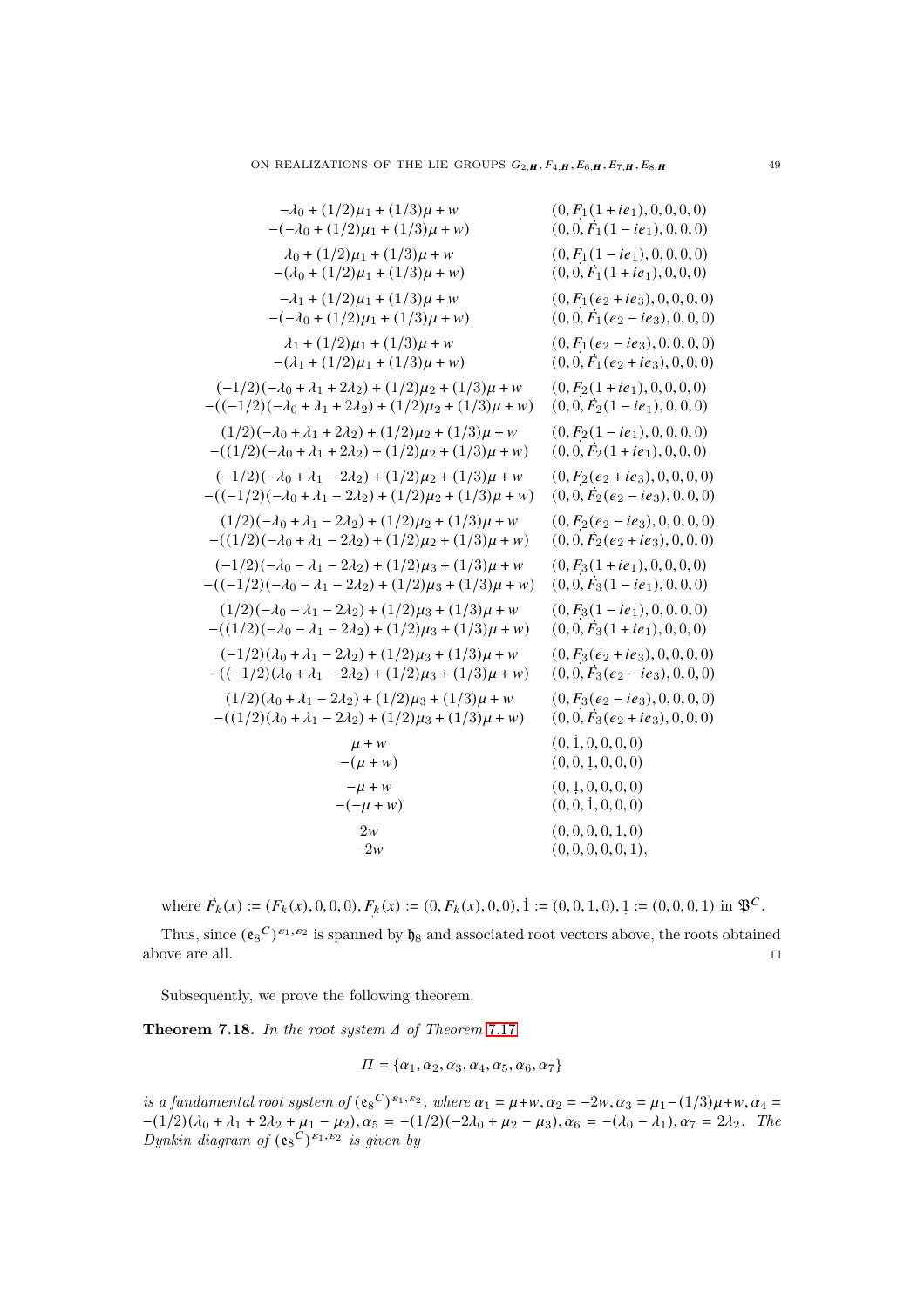$$
\begin{array}{ll}
-\lambda_0 + (1/2)\mu_1 + (1/3)\mu + w & (0, \underset{\cdot}{F_1}(1+ie_1), 0,0,0,0) \\
-(-\lambda_0 + (1/2)\mu_1 + (1/3)\mu + w) & (0,0, \dot{F}_1(1-ie_1), 0,0,0) \\
\lambda_0 + (1/2)\mu_1 + (1/3)\mu + w & (0, \underset{\cdot}{F_1}(1-ie_1), 0,0,0,0) \\
-(\lambda_0 + (1/2)\mu_1 + (1/3)\mu + w) & (0,0, \dot{F}_1(1+ie_1), 0,0,0) \\
-\lambda_1 + (1/2)\mu_1 + (1/3)\mu + w & (0, \underset{\cdot}{F_1}(e_2+ie_3), 0,0,0,0) \\
-(-\lambda_0 + (1/2)\mu_1 + (1/3)\mu + w) & (0,0, \dot{F}_1(e_2-ie_3), 0,0,0) \\
\lambda_1 + (1/2)\mu_1 + (1/3)\mu + w & (0, \underset{\cdot}{F_1}(e_2-ie_3), 0,0,0,0) \\
-(\lambda_1 + (1/2)\mu_1 + (1/3)\mu + w) & (0,0, \dot{F}_1(e_2+ie_3), 0,0,0) \\
(-1/2)(-\lambda_0+\lambda_1+2\lambda_2) + (1/2)\mu_2 + (1/3)\mu + w & (0, \underset{\cdot}{F_2}(1+ie_1), 0,0,0,0) \\
-((-1/2)(-\lambda_0+\lambda_1+2\lambda_2) + (1/2)\mu_2 + (1/3)\mu + w) & (0,0, \dot{F}_2(1-ie_1), 0,0,0) \\
(1/2)(-\lambda_0+\lambda_1+2\lambda_2) + (1/2)\mu_2 + (1/3)\mu + w & (0, \underset{\cdot}{F_2}(1-ie_1), 0,0,0,0) \\
-((1/2)(-\lambda_0+\lambda_1+2\lambda_2) + (1/2)\mu_2 + (1/3)\mu + w) & (0,0, \dot{F}_2(1+ie_1), 0,0,0) \\
(-1/2)(-\lambda_0+\lambda_1-2\lambda_2) + (1/2)\mu_2 + (1/3)\mu + w & (0, \underset{\cdot}{F_2}(e_2+ie_3), 0,0,0,0) \\
-((-1/2)(-\lambda_0+\lambda_1-2\lambda_2) + (1/2)\mu_2 + (1/3)\mu + w) & (0,0, \dot{F}_2(e_2-ie_3), 0,0,0) \\
(1/2)(-\lambda_0+\lambda_1-2\lambda_2) + (1/2)\mu_2 + (1/3)\mu + w & (0, \underset{\cdot}{F_2}(e_2-ie_3), 0,0,0,0) \\
-((1/2)(-\lambda_0+\lambda_1-2\lambda_2) + (1/2)\mu_2 + (1/3)\mu + w) & (0,0, \dot{F}_2(e_2+ie_3), 0,0,0) \\
(-1/2)(-\lambda_0-\lambda_1-2\lambda_2) + (1/2)\mu_3 + (1/3)\mu + w & (0, \underset{\cdot}{F_3}(1+ie_1), 0,0,0,0) \\
-((-1/2)(-\lambda_0-\lambda_1-2\lambda_2) + (1/2)\mu_3 + (1/3)\mu + w) & (0,0, \dot{F}_3(1-ie_1), 0,0,0) \\
(1/2)(-\lambda_0-\lambda_1-2\lambda_2) + (1/2)\mu_3 + (1/3)\mu + w & (0, \underset{\cdot}{F_3}(1-ie_1), 0,0,0,0) \\
-((1/2)(-\lambda_0-\lambda_1-2\lambda_2) + (1/2)\mu_3 + (1/3)\mu + w) & (0,0, \dot{F}_3(1+ie_1), 0,0,0) \\
(-1/2)(\lambda_0+\lambda_1-2\lambda_2) + (1/2)\mu_3 + (1/3)\mu + w & (0, \underset{\cdot}{F_3}(e_2+ie_3), 0,0,0,0) \\
-((-1/2)(\lambda_0+\lambda_1-2\lambda_2) + (1/2)\mu_3 + (1/3)\mu + w) & (0,0, \dot{F}_3(e_2-ie_3), 0,0,0) \\
(1/2)(\lambda_0+\lambda_1-2\lambda_2) + (1/2)\mu_3 + (1/3)\mu + w & (0, \underset{\cdot}{F_3}(e_2-ie_3), 0,0,0,0) \\
-((1/2)(\lambda_0+\lambda_1-2\lambda_2) + (1/2)\mu_3 + (1/3)\mu + w) & (0,0, \dot{F}_3(e_2+ie_3), 0,0,0) \\
\mu + w & (0, \dot{1}, 0,0,0,0) \\
-(\mu + w) & (0,0, \underset{\cdot}{1}, 0,0,0) \\
-\mu + w & (0, \underset{\cdot}{1}, 0,0,0,0) \\
-(-\mu + w) & (0,0, \dot{1}, 0,0,0) \\
2w & (0,0,0,0,1,0) \\
-2w & (0,0,0,0,0,1),
\end{array}
$$

where $\dot{F}_k(x) := (F_k(x), 0, 0, 0), \underset{\cdot}{F_k}(x) := (0, F_k(x), 0, 0), \dot{1} := (0, 0, 1, 0), \underset{\cdot}{1} := (0, 0, 0, 1)$ in $\mathfrak{P}^C$.

Thus, since $({\mathfrak{e}_8}^C)^{\varepsilon_1,\varepsilon_2}$ is spanned by $\mathfrak{h}_8$ and associated root vectors above, the roots obtained above are all. □

Subsequently, we prove the following theorem.

**Theorem 7.18.** *In the root system $\Delta$ of Theorem 7.17*

$$\Pi = \{\alpha_1, \alpha_2, \alpha_3, \alpha_4, \alpha_5, \alpha_6, \alpha_7\}$$

*is a fundamental root system of $({\mathfrak{e}_8}^C)^{\varepsilon_1,\varepsilon_2}$, where $\alpha_1 = \mu + w, \alpha_2 = -2w, \alpha_3 = \mu_1 - (1/3)\mu + w, \alpha_4 = -(1/2)(\lambda_0 + \lambda_1 + 2\lambda_2 + \mu_1 - \mu_2), \alpha_5 = -(1/2)(-2\lambda_0 + \mu_2 - \mu_3), \alpha_6 = -(\lambda_0 - \lambda_1), \alpha_7 = 2\lambda_2$. The Dynkin diagram of $({\mathfrak{e}_8}^C)^{\varepsilon_1,\varepsilon_2}$ is given by*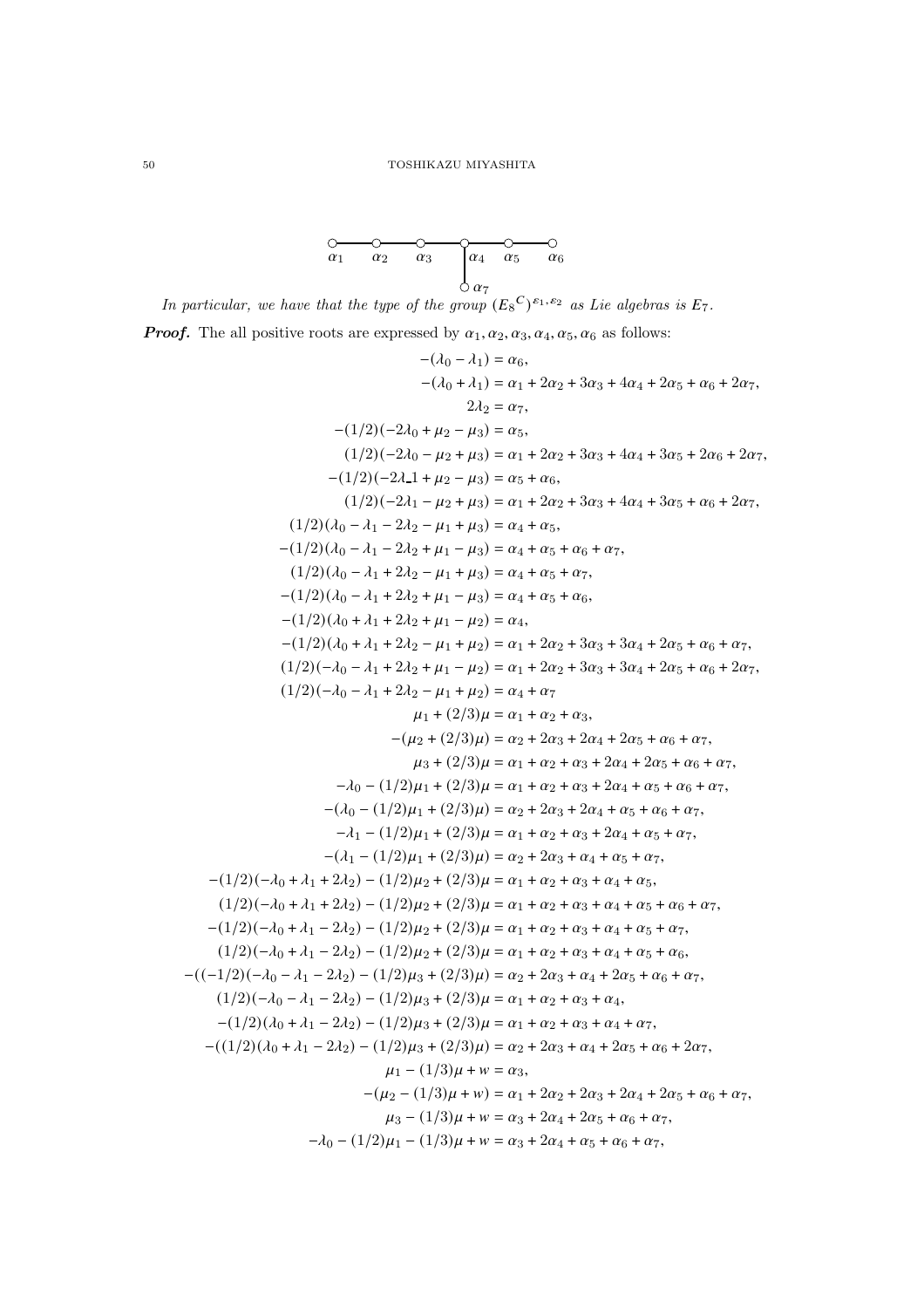$\alpha_1$ — $\alpha_2$ — $\alpha_3$ — $\alpha_4$ — $\alpha_5$ — $\alpha_6$, with $\alpha_7$ attached to $\alpha_4$

*In particular, we have that the type of the group $({E_8}^C)^{\varepsilon_1, \varepsilon_2}$ as Lie algebras is $E_7$.*

***Proof.*** The all positive roots are expressed by $\alpha_1, \alpha_2, \alpha_3, \alpha_4, \alpha_5, \alpha_6$ as follows:

$$
\begin{aligned}
-(\lambda_0 - \lambda_1) &= \alpha_6,\\
-(\lambda_0 + \lambda_1) &= \alpha_1 + 2\alpha_2 + 3\alpha_3 + 4\alpha_4 + 2\alpha_5 + \alpha_6 + 2\alpha_7,\\
2\lambda_2 &= \alpha_7,\\
-(1/2)(-2\lambda_0 + \mu_2 - \mu_3) &= \alpha_5,\\
(1/2)(-2\lambda_0 - \mu_2 + \mu_3) &= \alpha_1 + 2\alpha_2 + 3\alpha_3 + 4\alpha_4 + 3\alpha_5 + 2\alpha_6 + 2\alpha_7,\\
-(1/2)(-2\lambda\_1 + \mu_2 - \mu_3) &= \alpha_5 + \alpha_6,\\
(1/2)(-2\lambda_1 - \mu_2 + \mu_3) &= \alpha_1 + 2\alpha_2 + 3\alpha_3 + 4\alpha_4 + 3\alpha_5 + \alpha_6 + 2\alpha_7,\\
(1/2)(\lambda_0 - \lambda_1 - 2\lambda_2 - \mu_1 + \mu_3) &= \alpha_4 + \alpha_5,\\
-(1/2)(\lambda_0 - \lambda_1 - 2\lambda_2 + \mu_1 - \mu_3) &= \alpha_4 + \alpha_5 + \alpha_6 + \alpha_7,\\
(1/2)(\lambda_0 - \lambda_1 + 2\lambda_2 - \mu_1 + \mu_3) &= \alpha_4 + \alpha_5 + \alpha_7,\\
-(1/2)(\lambda_0 - \lambda_1 + 2\lambda_2 + \mu_1 - \mu_3) &= \alpha_4 + \alpha_5 + \alpha_6,\\
-(1/2)(\lambda_0 + \lambda_1 + 2\lambda_2 + \mu_1 - \mu_2) &= \alpha_4,\\
-(1/2)(\lambda_0 + \lambda_1 + 2\lambda_2 - \mu_1 + \mu_2) &= \alpha_1 + 2\alpha_2 + 3\alpha_3 + 3\alpha_4 + 2\alpha_5 + \alpha_6 + \alpha_7,\\
(1/2)(-\lambda_0 - \lambda_1 + 2\lambda_2 + \mu_1 - \mu_2) &= \alpha_1 + 2\alpha_2 + 3\alpha_3 + 3\alpha_4 + 2\alpha_5 + \alpha_6 + 2\alpha_7,\\
(1/2)(-\lambda_0 - \lambda_1 + 2\lambda_2 - \mu_1 + \mu_2) &= \alpha_4 + \alpha_7\\
\mu_1 + (2/3)\mu &= \alpha_1 + \alpha_2 + \alpha_3,\\
-(\mu_2 + (2/3)\mu) &= \alpha_2 + 2\alpha_3 + 2\alpha_4 + 2\alpha_5 + \alpha_6 + \alpha_7,\\
\mu_3 + (2/3)\mu &= \alpha_1 + \alpha_2 + \alpha_3 + 2\alpha_4 + 2\alpha_5 + \alpha_6 + \alpha_7,\\
-\lambda_0 - (1/2)\mu_1 + (2/3)\mu &= \alpha_1 + \alpha_2 + \alpha_3 + 2\alpha_4 + \alpha_5 + \alpha_6 + \alpha_7,\\
-(\lambda_0 - (1/2)\mu_1 + (2/3)\mu) &= \alpha_2 + 2\alpha_3 + 2\alpha_4 + \alpha_5 + \alpha_6 + \alpha_7,\\
-\lambda_1 - (1/2)\mu_1 + (2/3)\mu &= \alpha_1 + \alpha_2 + \alpha_3 + 2\alpha_4 + \alpha_5 + \alpha_7,\\
-(\lambda_1 - (1/2)\mu_1 + (2/3)\mu) &= \alpha_2 + 2\alpha_3 + \alpha_4 + \alpha_5 + \alpha_7,\\
-(1/2)(-\lambda_0 + \lambda_1 + 2\lambda_2) - (1/2)\mu_2 + (2/3)\mu &= \alpha_1 + \alpha_2 + \alpha_3 + \alpha_4 + \alpha_5,\\
(1/2)(-\lambda_0 + \lambda_1 + 2\lambda_2) - (1/2)\mu_2 + (2/3)\mu &= \alpha_1 + \alpha_2 + \alpha_3 + \alpha_4 + \alpha_5 + \alpha_6 + \alpha_7,\\
-(1/2)(-\lambda_0 + \lambda_1 - 2\lambda_2) - (1/2)\mu_2 + (2/3)\mu &= \alpha_1 + \alpha_2 + \alpha_3 + \alpha_4 + \alpha_5 + \alpha_7,\\
(1/2)(-\lambda_0 + \lambda_1 - 2\lambda_2) - (1/2)\mu_2 + (2/3)\mu &= \alpha_1 + \alpha_2 + \alpha_3 + \alpha_4 + \alpha_5 + \alpha_6,\\
-((-1/2)(-\lambda_0 - \lambda_1 - 2\lambda_2) - (1/2)\mu_3 + (2/3)\mu) &= \alpha_2 + 2\alpha_3 + \alpha_4 + 2\alpha_5 + \alpha_6 + \alpha_7,\\
(1/2)(-\lambda_0 - \lambda_1 - 2\lambda_2) - (1/2)\mu_3 + (2/3)\mu &= \alpha_1 + \alpha_2 + \alpha_3 + \alpha_4,\\
-(1/2)(\lambda_0 + \lambda_1 - 2\lambda_2) - (1/2)\mu_3 + (2/3)\mu &= \alpha_1 + \alpha_2 + \alpha_3 + \alpha_4 + \alpha_7,\\
-((1/2)(\lambda_0 + \lambda_1 - 2\lambda_2) - (1/2)\mu_3 + (2/3)\mu) &= \alpha_2 + 2\alpha_3 + \alpha_4 + 2\alpha_5 + \alpha_6 + 2\alpha_7,\\
\mu_1 - (1/3)\mu + w &= \alpha_3,\\
-(\mu_2 - (1/3)\mu + w) &= \alpha_1 + 2\alpha_2 + 2\alpha_3 + 2\alpha_4 + 2\alpha_5 + \alpha_6 + \alpha_7,\\
\mu_3 - (1/3)\mu + w &= \alpha_3 + 2\alpha_4 + 2\alpha_5 + \alpha_6 + \alpha_7,\\
-\lambda_0 - (1/2)\mu_1 - (1/3)\mu + w &= \alpha_3 + 2\alpha_4 + \alpha_5 + \alpha_6 + \alpha_7,
\end{aligned}
$$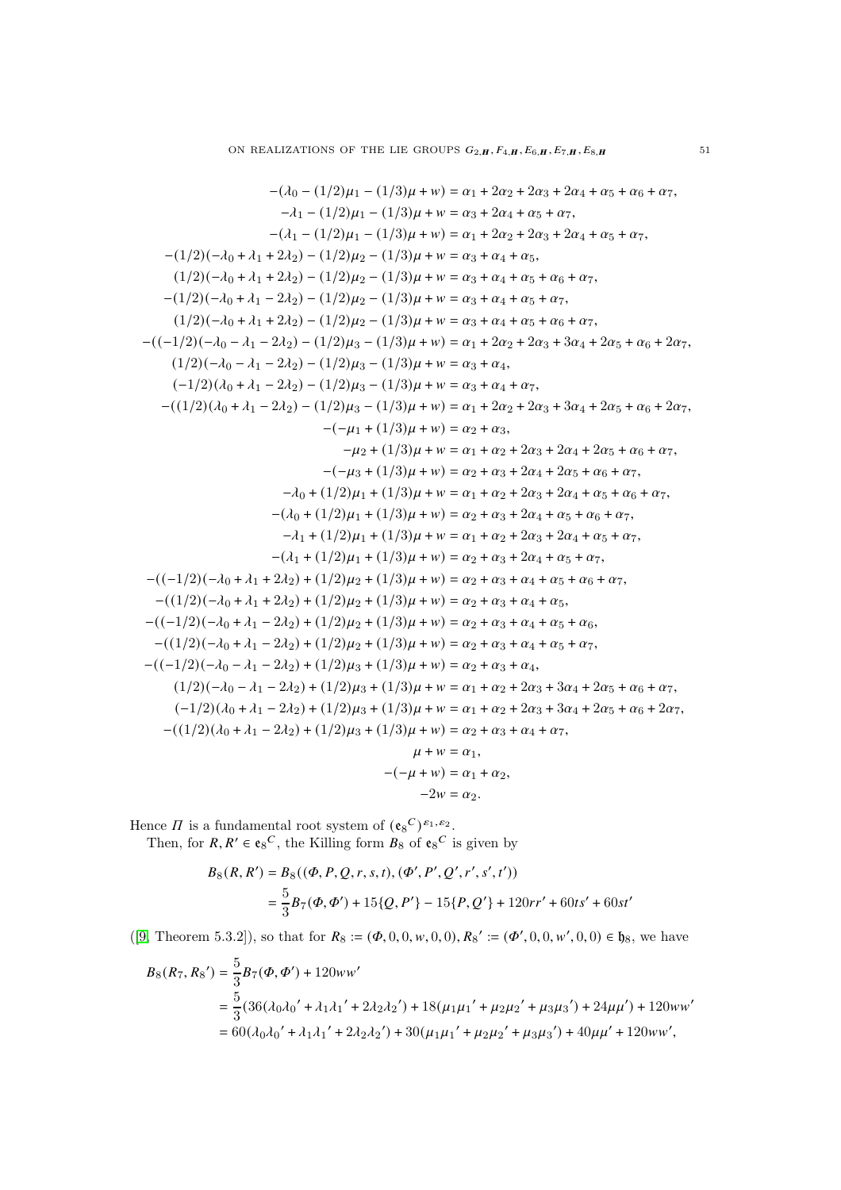$$
\begin{aligned}
-(\lambda_0 - (1/2)\mu_1 - (1/3)\mu + w) &= \alpha_1 + 2\alpha_2 + 2\alpha_3 + 2\alpha_4 + \alpha_5 + \alpha_6 + \alpha_7,\\
-\lambda_1 - (1/2)\mu_1 - (1/3)\mu + w &= \alpha_3 + 2\alpha_4 + \alpha_5 + \alpha_7,\\
-(\lambda_1 - (1/2)\mu_1 - (1/3)\mu + w) &= \alpha_1 + 2\alpha_2 + 2\alpha_3 + 2\alpha_4 + \alpha_5 + \alpha_7,\\
-(1/2)(-\lambda_0 + \lambda_1 + 2\lambda_2) - (1/2)\mu_2 - (1/3)\mu + w &= \alpha_3 + \alpha_4 + \alpha_5,\\
(1/2)(-\lambda_0 + \lambda_1 + 2\lambda_2) - (1/2)\mu_2 - (1/3)\mu + w &= \alpha_3 + \alpha_4 + \alpha_5 + \alpha_6 + \alpha_7,\\
-(1/2)(-\lambda_0 + \lambda_1 - 2\lambda_2) - (1/2)\mu_2 - (1/3)\mu + w &= \alpha_3 + \alpha_4 + \alpha_5 + \alpha_7,\\
(1/2)(-\lambda_0 + \lambda_1 + 2\lambda_2) - (1/2)\mu_2 - (1/3)\mu + w &= \alpha_3 + \alpha_4 + \alpha_5 + \alpha_6 + \alpha_7,\\
-((-1/2)(-\lambda_0 - \lambda_1 - 2\lambda_2) - (1/2)\mu_3 - (1/3)\mu + w) &= \alpha_1 + 2\alpha_2 + 2\alpha_3 + 3\alpha_4 + 2\alpha_5 + \alpha_6 + 2\alpha_7,\\
(1/2)(-\lambda_0 - \lambda_1 - 2\lambda_2) - (1/2)\mu_3 - (1/3)\mu + w &= \alpha_3 + \alpha_4,\\
(-1/2)(\lambda_0 + \lambda_1 - 2\lambda_2) - (1/2)\mu_3 - (1/3)\mu + w &= \alpha_3 + \alpha_4 + \alpha_7,\\
-((1/2)(\lambda_0 + \lambda_1 - 2\lambda_2) - (1/2)\mu_3 - (1/3)\mu + w) &= \alpha_1 + 2\alpha_2 + 2\alpha_3 + 3\alpha_4 + 2\alpha_5 + \alpha_6 + 2\alpha_7,\\
-(-\mu_1 + (1/3)\mu + w) &= \alpha_2 + \alpha_3,\\
-\mu_2 + (1/3)\mu + w &= \alpha_1 + \alpha_2 + 2\alpha_3 + 2\alpha_4 + 2\alpha_5 + \alpha_6 + \alpha_7,\\
-(-\mu_3 + (1/3)\mu + w) &= \alpha_2 + \alpha_3 + 2\alpha_4 + 2\alpha_5 + \alpha_6 + \alpha_7,\\
-\lambda_0 + (1/2)\mu_1 + (1/3)\mu + w &= \alpha_1 + \alpha_2 + 2\alpha_3 + 2\alpha_4 + \alpha_5 + \alpha_6 + \alpha_7,\\
-(\lambda_0 + (1/2)\mu_1 + (1/3)\mu + w) &= \alpha_2 + \alpha_3 + 2\alpha_4 + \alpha_5 + \alpha_6 + \alpha_7,\\
-\lambda_1 + (1/2)\mu_1 + (1/3)\mu + w &= \alpha_1 + \alpha_2 + 2\alpha_3 + 2\alpha_4 + \alpha_5 + \alpha_7,\\
-(\lambda_1 + (1/2)\mu_1 + (1/3)\mu + w) &= \alpha_2 + \alpha_3 + 2\alpha_4 + \alpha_5 + \alpha_7,\\
-((-1/2)(-\lambda_0 + \lambda_1 + 2\lambda_2) + (1/2)\mu_2 + (1/3)\mu + w) &= \alpha_2 + \alpha_3 + \alpha_4 + \alpha_5 + \alpha_6 + \alpha_7,\\
-((1/2)(-\lambda_0 + \lambda_1 + 2\lambda_2) + (1/2)\mu_2 + (1/3)\mu + w) &= \alpha_2 + \alpha_3 + \alpha_4 + \alpha_5,\\
-((-1/2)(-\lambda_0 + \lambda_1 - 2\lambda_2) + (1/2)\mu_2 + (1/3)\mu + w) &= \alpha_2 + \alpha_3 + \alpha_4 + \alpha_5 + \alpha_6,\\
-((1/2)(-\lambda_0 + \lambda_1 - 2\lambda_2) + (1/2)\mu_2 + (1/3)\mu + w) &= \alpha_2 + \alpha_3 + \alpha_4 + \alpha_5 + \alpha_7,\\
-((-1/2)(-\lambda_0 - \lambda_1 - 2\lambda_2) + (1/2)\mu_3 + (1/3)\mu + w) &= \alpha_2 + \alpha_3 + \alpha_4,\\
(1/2)(-\lambda_0 - \lambda_1 - 2\lambda_2) + (1/2)\mu_3 + (1/3)\mu + w &= \alpha_1 + \alpha_2 + 2\alpha_3 + 3\alpha_4 + 2\alpha_5 + \alpha_6 + \alpha_7,\\
(-1/2)(\lambda_0 + \lambda_1 - 2\lambda_2) + (1/2)\mu_3 + (1/3)\mu + w &= \alpha_1 + \alpha_2 + 2\alpha_3 + 3\alpha_4 + 2\alpha_5 + \alpha_6 + 2\alpha_7,\\
-((1/2)(\lambda_0 + \lambda_1 - 2\lambda_2) + (1/2)\mu_3 + (1/3)\mu + w) &= \alpha_2 + \alpha_3 + \alpha_4 + \alpha_7,\\
\mu + w &= \alpha_1,\\
-(-\mu + w) &= \alpha_1 + \alpha_2,\\
-2w &= \alpha_2.
\end{aligned}
$$

Hence $\Pi$ is a fundamental root system of $({\mathfrak{e}_8}^C)^{\varepsilon_1, \varepsilon_2}$.

Then, for $R, R' \in {\mathfrak{e}_8}^C$, the Killing form $B_8$ of ${\mathfrak{e}_8}^C$ is given by

$$
\begin{aligned}
B_8(R, R') &= B_8((\Phi, P, Q, r, s, t), (\Phi', P', Q', r', s', t'))\\
&= \frac{5}{3}B_7(\Phi, \Phi') + 15\{Q, P'\} - 15\{P, Q'\} + 120rr' + 60ts' + 60st'
\end{aligned}
$$

([9, Theorem 5.3.2]), so that for $R_8 := (\Phi, 0, 0, w, 0, 0), {R_8}' := (\Phi', 0, 0, w', 0, 0) \in \mathfrak{h}_8$, we have

$$
\begin{aligned}
B_8(R_7, {R_8}') &= \frac{5}{3}B_7(\Phi, \Phi') + 120ww'\\
&= \frac{5}{3}(36(\lambda_0{\lambda_0}' + \lambda_1{\lambda_1}' + 2\lambda_2{\lambda_2}') + 18(\mu_1{\mu_1}' + \mu_2{\mu_2}' + \mu_3{\mu_3}') + 24\mu\mu') + 120ww'\\
&= 60(\lambda_0{\lambda_0}' + \lambda_1{\lambda_1}' + 2\lambda_2{\lambda_2}') + 30(\mu_1{\mu_1}' + \mu_2{\mu_2}' + \mu_3{\mu_3}') + 40\mu\mu' + 120ww',
\end{aligned}
$$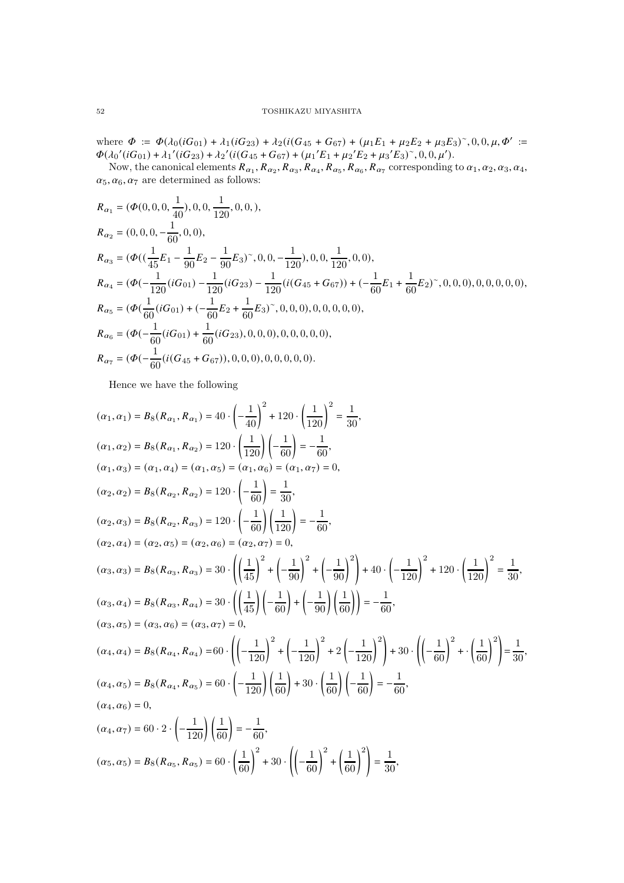where $\Phi := \Phi(\lambda_0(iG_{01}) + \lambda_1(iG_{23}) + \lambda_2(i(G_{45} + G_{67}) + (\mu_1 E_1 + \mu_2 E_2 + \mu_3 E_3)^{\sim}, 0, 0, \mu, \Phi' := \Phi(\lambda_0{}'(iG_{01}) + \lambda_1{}'(iG_{23}) + \lambda_2{}'(i(G_{45} + G_{67}) + (\mu_1{}' E_1 + \mu_2{}' E_2 + \mu_3{}' E_3)^{\sim}, 0, 0, \mu')$.

Now, the canonical elements $R_{\alpha_1}, R_{\alpha_2}, R_{\alpha_3}, R_{\alpha_4}, R_{\alpha_5}, R_{\alpha_6}, R_{\alpha_7}$ corresponding to $\alpha_1, \alpha_2, \alpha_3, \alpha_4, \alpha_5, \alpha_6, \alpha_7$ are determined as follows:

$$
\begin{aligned}
R_{\alpha_1} &= (\Phi(0, 0, 0, \frac{1}{40}), 0, 0, \frac{1}{120}, 0, 0, ), \\
R_{\alpha_2} &= (0, 0, 0, -\frac{1}{60}, 0, 0), \\
R_{\alpha_3} &= (\Phi((\frac{1}{45}E_1 - \frac{1}{90}E_2 - \frac{1}{90}E_3)^{\sim}, 0, 0, -\frac{1}{120}), 0, 0, \frac{1}{120}, 0, 0), \\
R_{\alpha_4} &= (\Phi(-\frac{1}{120}(iG_{01}) - \frac{1}{120}(iG_{23}) - \frac{1}{120}(i(G_{45} + G_{67})) + (-\frac{1}{60}E_1 + \frac{1}{60}E_2)^{\sim}, 0, 0, 0), 0, 0, 0, 0, 0), \\
R_{\alpha_5} &= (\Phi(\frac{1}{60}(iG_{01}) + (-\frac{1}{60}E_2 + \frac{1}{60}E_3)^{\sim}, 0, 0, 0), 0, 0, 0, 0, 0), \\
R_{\alpha_6} &= (\Phi(-\frac{1}{60}(iG_{01}) + \frac{1}{60}(iG_{23}), 0, 0, 0), 0, 0, 0, 0, 0), \\
R_{\alpha_7} &= (\Phi(-\frac{1}{60}(i(G_{45} + G_{67})), 0, 0, 0), 0, 0, 0, 0, 0).
\end{aligned}
$$

Hence we have the following

$$
\begin{aligned}
(\alpha_1, \alpha_1) &= B_8(R_{\alpha_1}, R_{\alpha_1}) = 40 \cdot \left(-\frac{1}{40}\right)^2 + 120 \cdot \left(\frac{1}{120}\right)^2 = \frac{1}{30}, \\
(\alpha_1, \alpha_2) &= B_8(R_{\alpha_1}, R_{\alpha_2}) = 120 \cdot \left(\frac{1}{120}\right)\left(-\frac{1}{60}\right) = -\frac{1}{60}, \\
(\alpha_1, \alpha_3) &= (\alpha_1, \alpha_4) = (\alpha_1, \alpha_5) = (\alpha_1, \alpha_6) = (\alpha_1, \alpha_7) = 0, \\
(\alpha_2, \alpha_2) &= B_8(R_{\alpha_2}, R_{\alpha_2}) = 120 \cdot \left(-\frac{1}{60}\right) = \frac{1}{30}, \\
(\alpha_2, \alpha_3) &= B_8(R_{\alpha_2}, R_{\alpha_3}) = 120 \cdot \left(-\frac{1}{60}\right)\left(\frac{1}{120}\right) = -\frac{1}{60}, \\
(\alpha_2, \alpha_4) &= (\alpha_2, \alpha_5) = (\alpha_2, \alpha_6) = (\alpha_2, \alpha_7) = 0, \\
(\alpha_3, \alpha_3) &= B_8(R_{\alpha_3}, R_{\alpha_3}) = 30 \cdot \left(\left(\frac{1}{45}\right)^2 + \left(-\frac{1}{90}\right)^2 + \left(-\frac{1}{90}\right)^2\right) + 40 \cdot \left(-\frac{1}{120}\right)^2 + 120 \cdot \left(\frac{1}{120}\right)^2 = \frac{1}{30}, \\
(\alpha_3, \alpha_4) &= B_8(R_{\alpha_3}, R_{\alpha_4}) = 30 \cdot \left(\left(\frac{1}{45}\right)\left(-\frac{1}{60}\right) + \left(-\frac{1}{90}\right)\left(\frac{1}{60}\right)\right) = -\frac{1}{60}, \\
(\alpha_3, \alpha_5) &= (\alpha_3, \alpha_6) = (\alpha_3, \alpha_7) = 0, \\
(\alpha_4, \alpha_4) &= B_8(R_{\alpha_4}, R_{\alpha_4}) = 60 \cdot \left(\left(-\frac{1}{120}\right)^2 + \left(-\frac{1}{120}\right)^2 + 2\left(-\frac{1}{120}\right)^2\right) + 30 \cdot \left(\left(-\frac{1}{60}\right)^2 + \cdot \left(\frac{1}{60}\right)^2\right) = \frac{1}{30}, \\
(\alpha_4, \alpha_5) &= B_8(R_{\alpha_4}, R_{\alpha_5}) = 60 \cdot \left(-\frac{1}{120}\right)\left(\frac{1}{60}\right) + 30 \cdot \left(\frac{1}{60}\right)\left(-\frac{1}{60}\right) = -\frac{1}{60}, \\
(\alpha_4, \alpha_6) &= 0, \\
(\alpha_4, \alpha_7) &= 60 \cdot 2 \cdot \left(-\frac{1}{120}\right)\left(\frac{1}{60}\right) = -\frac{1}{60}, \\
(\alpha_5, \alpha_5) &= B_8(R_{\alpha_5}, R_{\alpha_5}) = 60 \cdot \left(\frac{1}{60}\right)^2 + 30 \cdot \left(\left(-\frac{1}{60}\right)^2 + \left(\frac{1}{60}\right)^2\right) = \frac{1}{30},
\end{aligned}
$$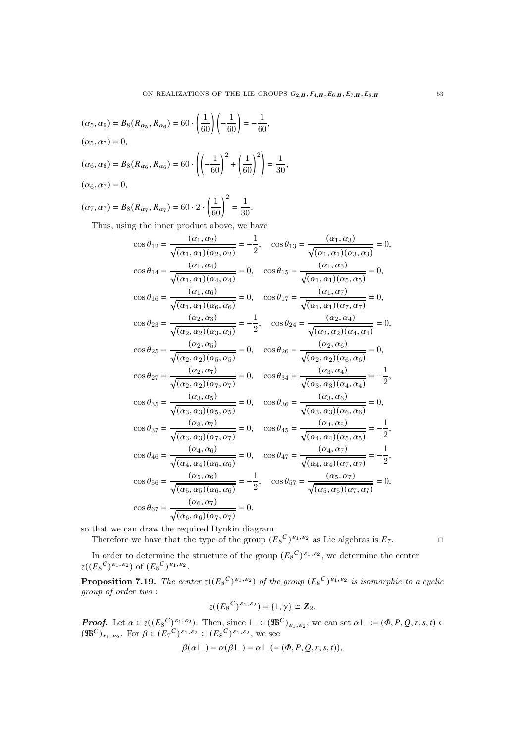$$(\alpha_5, \alpha_6) = B_8(R_{\alpha_5}, R_{\alpha_6}) = 60 \cdot \left(\frac{1}{60}\right)\left(-\frac{1}{60}\right) = -\frac{1}{60},$$

$$(\alpha_5, \alpha_7) = 0,$$

$$(\alpha_6, \alpha_6) = B_8(R_{\alpha_6}, R_{\alpha_6}) = 60 \cdot \left(\left(-\frac{1}{60}\right)^2 + \left(\frac{1}{60}\right)^2\right) = \frac{1}{30},$$

$$(\alpha_6, \alpha_7) = 0,$$

$$(\alpha_7, \alpha_7) = B_8(R_{\alpha_7}, R_{\alpha_7}) = 60 \cdot 2 \cdot \left(\frac{1}{60}\right)^2 = \frac{1}{30}.$$

Thus, using the inner product above, we have

$$\cos\theta_{12} = \frac{(\alpha_1, \alpha_2)}{\sqrt{(\alpha_1, \alpha_1)(\alpha_2, \alpha_2)}} = -\frac{1}{2}, \quad \cos\theta_{13} = \frac{(\alpha_1, \alpha_3)}{\sqrt{(\alpha_1, \alpha_1)(\alpha_3, \alpha_3)}} = 0,$$

$$\cos\theta_{14} = \frac{(\alpha_1, \alpha_4)}{\sqrt{(\alpha_1, \alpha_1)(\alpha_4, \alpha_4)}} = 0, \quad \cos\theta_{15} = \frac{(\alpha_1, \alpha_5)}{\sqrt{(\alpha_1, \alpha_1)(\alpha_5, \alpha_5)}} = 0,$$

$$\cos\theta_{16} = \frac{(\alpha_1, \alpha_6)}{\sqrt{(\alpha_1, \alpha_1)(\alpha_6, \alpha_6)}} = 0, \quad \cos\theta_{17} = \frac{(\alpha_1, \alpha_7)}{\sqrt{(\alpha_1, \alpha_1)(\alpha_7, \alpha_7)}} = 0,$$

$$\cos\theta_{23} = \frac{(\alpha_2, \alpha_3)}{\sqrt{(\alpha_2, \alpha_2)(\alpha_3, \alpha_3)}} = -\frac{1}{2}, \quad \cos\theta_{24} = \frac{(\alpha_2, \alpha_4)}{\sqrt{(\alpha_2, \alpha_2)(\alpha_4, \alpha_4)}} = 0,$$

$$\cos\theta_{25} = \frac{(\alpha_2, \alpha_5)}{\sqrt{(\alpha_2, \alpha_2)(\alpha_5, \alpha_5)}} = 0, \quad \cos\theta_{26} = \frac{(\alpha_2, \alpha_6)}{\sqrt{(\alpha_2, \alpha_2)(\alpha_6, \alpha_6)}} = 0,$$

$$\cos\theta_{27} = \frac{(\alpha_2, \alpha_7)}{\sqrt{(\alpha_2, \alpha_2)(\alpha_7, \alpha_7)}} = 0, \quad \cos\theta_{34} = \frac{(\alpha_3, \alpha_4)}{\sqrt{(\alpha_3, \alpha_3)(\alpha_4, \alpha_4)}} = -\frac{1}{2},$$

$$\cos\theta_{35} = \frac{(\alpha_3, \alpha_5)}{\sqrt{(\alpha_3, \alpha_3)(\alpha_5, \alpha_5)}} = 0, \quad \cos\theta_{36} = \frac{(\alpha_3, \alpha_6)}{\sqrt{(\alpha_3, \alpha_3)(\alpha_6, \alpha_6)}} = 0,$$

$$\cos\theta_{37} = \frac{(\alpha_3, \alpha_7)}{\sqrt{(\alpha_3, \alpha_3)(\alpha_7, \alpha_7)}} = 0, \quad \cos\theta_{45} = \frac{(\alpha_4, \alpha_5)}{\sqrt{(\alpha_4, \alpha_4)(\alpha_5, \alpha_5)}} = -\frac{1}{2},$$

$$\cos\theta_{46} = \frac{(\alpha_4, \alpha_6)}{\sqrt{(\alpha_4, \alpha_4)(\alpha_6, \alpha_6)}} = 0, \quad \cos\theta_{47} = \frac{(\alpha_4, \alpha_7)}{\sqrt{(\alpha_4, \alpha_4)(\alpha_7, \alpha_7)}} = -\frac{1}{2},$$

$$\cos\theta_{56} = \frac{(\alpha_5, \alpha_6)}{\sqrt{(\alpha_5, \alpha_5)(\alpha_6, \alpha_6)}} = -\frac{1}{2}, \quad \cos\theta_{57} = \frac{(\alpha_5, \alpha_7)}{\sqrt{(\alpha_5, \alpha_5)(\alpha_7, \alpha_7)}} = 0,$$

$$\cos\theta_{67} = \frac{(\alpha_6, \alpha_7)}{\sqrt{(\alpha_6, \alpha_6)(\alpha_7, \alpha_7)}} = 0.$$

so that we can draw the required Dynkin diagram.

Therefore we have that the type of the group $({E_8}^C)^{\varepsilon_1, \varepsilon_2}$ as Lie algebras is $E_7$. □

In order to determine the structure of the group $({E_8}^C)^{\varepsilon_1, \varepsilon_2}$, we determine the center $z(({E_8}^C)^{\varepsilon_1, \varepsilon_2})$ of $({E_8}^C)^{\varepsilon_1, \varepsilon_2}$.

**Proposition 7.19.** *The center $z(({E_8}^C)^{\varepsilon_1, \varepsilon_2})$ of the group $({E_8}^C)^{\varepsilon_1, \varepsilon_2}$ is isomorphic to a cyclic group of order two* :

$$z(({E_8}^C)^{\varepsilon_1, \varepsilon_2}) = \{1, \gamma\} \cong \mathbf{Z}_2.$$

***Proof.*** Let $\alpha \in z(({E_8}^C)^{\varepsilon_1, \varepsilon_2})$. Then, since $1_- \in (\mathfrak{W}^C)_{\varepsilon_1, \varepsilon_2}$, we can set $\alpha 1_- := (\Phi, P, Q, r, s, t) \in (\mathfrak{W}^C)_{\varepsilon_1, \varepsilon_2}$. For $\beta \in ({E_7}^C)^{\varepsilon_1, \varepsilon_2} \subset ({E_8}^C)^{\varepsilon_1, \varepsilon_2}$, we see

$$\beta(\alpha 1_-) = \alpha(\beta 1_-) = \alpha 1_- (= (\Phi, P, Q, r, s, t)),$$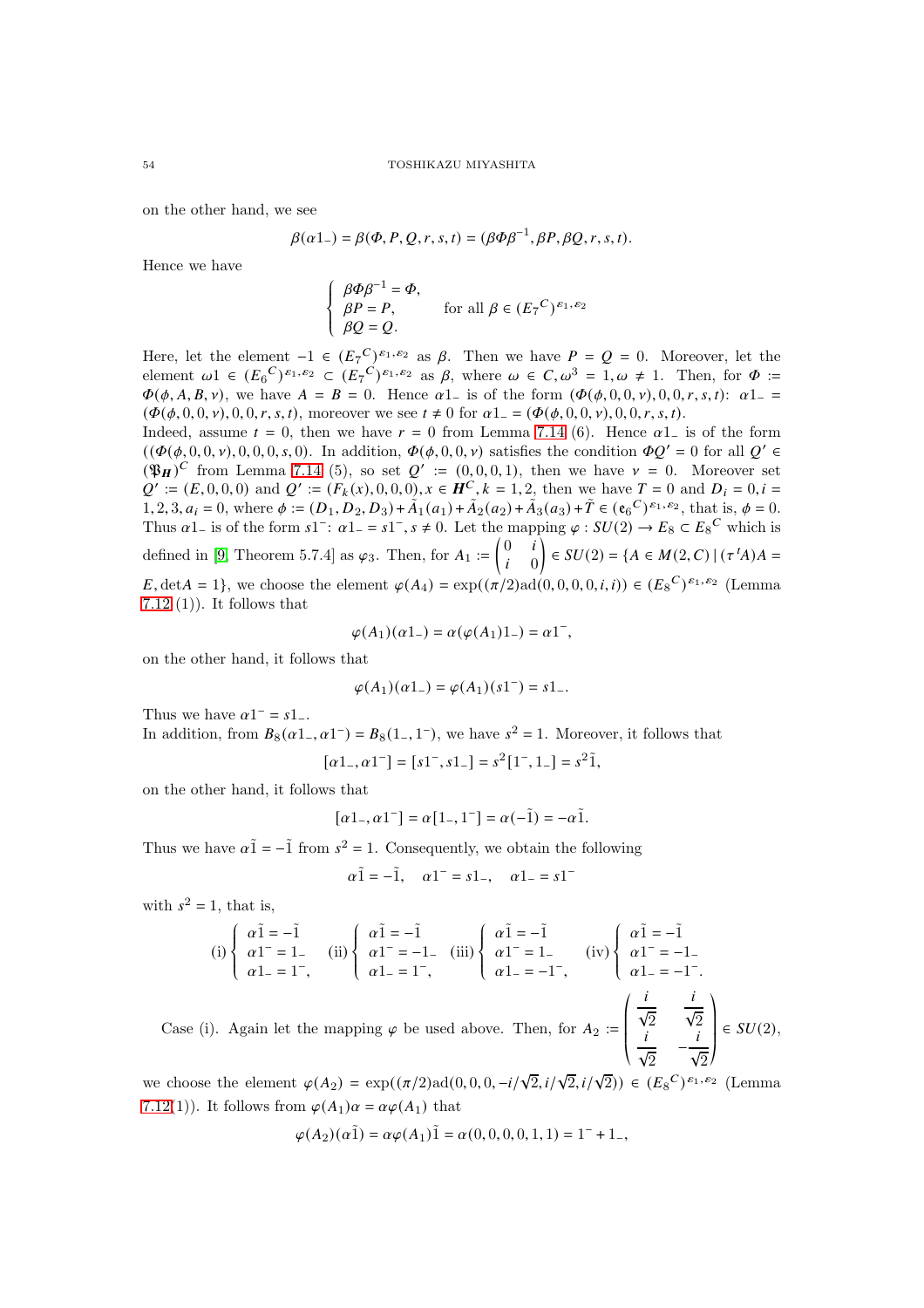on the other hand, we see

$$\beta(\alpha 1_-) = \beta(\Phi, P, Q, r, s, t) = (\beta\Phi\beta^{-1}, \beta P, \beta Q, r, s, t).$$

Hence we have

$$\left\{ \begin{array}{l} \beta\Phi\beta^{-1} = \Phi, \\ \beta P = P, \\ \beta Q = Q. \end{array} \right. \quad \text{for all } \beta \in ({E_7}^C)^{\varepsilon_1, \varepsilon_2}$$

Here, let the element $-1 \in ({E_7}^C)^{\varepsilon_1, \varepsilon_2}$ as $\beta$. Then we have $P = Q = 0$. Moreover, let the element $\omega 1 \in ({E_6}^C)^{\varepsilon_1, \varepsilon_2} \subset ({E_7}^C)^{\varepsilon_1, \varepsilon_2}$ as $\beta$, where $\omega \in C, \omega^3 = 1, \omega \neq 1$. Then, for $\Phi := \Phi(\phi, A, B, \nu)$, we have $A = B = 0$. Hence $\alpha 1_-$ is of the form $(\Phi(\phi, 0, 0, \nu), 0, 0, r, s, t)$: $\alpha 1_- = (\Phi(\phi, 0, 0, \nu), 0, 0, r, s, t)$, moreover we see $t \neq 0$ for $\alpha 1_- = (\Phi(\phi, 0, 0, \nu), 0, 0, r, s, t)$.

Indeed, assume $t = 0$, then we have $r = 0$ from Lemma 7.14 (6). Hence $\alpha 1_-$ is of the form $((\Phi(\phi, 0, 0, \nu), 0, 0, 0, s, 0)$. In addition, $\Phi(\phi, 0, 0, \nu)$ satisfies the condition $\Phi Q' = 0$ for all $Q' \in (\mathfrak{P}_{\boldsymbol{H}})^C$ from Lemma 7.14 (5), so set $Q' := (0, 0, 0, 1)$, then we have $\nu = 0$. Moreover set $Q' := (E, 0, 0, 0)$ and $Q' := (F_k(x), 0, 0, 0), x \in \boldsymbol{H}^C, k = 1, 2$, then we have $T = 0$ and $D_i = 0, i = 1, 2, 3, a_i = 0$, where $\phi := (D_1, D_2, D_3) + \tilde{A}_1(a_1) + \tilde{A}_2(a_2) + \tilde{A}_3(a_3) + \tilde{T} \in ({\mathfrak{e}_6}^C)^{\varepsilon_1, \varepsilon_2}$, that is, $\phi = 0$. Thus $\alpha 1_-$ is of the form $s 1^-$: $\alpha 1_- = s 1^-, s \neq 0$. Let the mapping $\varphi : SU(2) \to E_8 \subset {E_8}^C$ which is defined in [9, Theorem 5.7.4] as $\varphi_3$. Then, for $A_1 := \begin{pmatrix} 0 & i \\ i & 0 \end{pmatrix} \in SU(2) = \{A \in M(2, C) \,|\, (\tau\, {}^t\!A)A = E, \det A = 1\}$, we choose the element $\varphi(A_4) = \exp((\pi/2)\mathrm{ad}(0, 0, 0, 0, i, i)) \in ({E_8}^C)^{\varepsilon_1, \varepsilon_2}$ (Lemma 7.12 (1)). It follows that

$$\varphi(A_1)(\alpha 1_-) = \alpha(\varphi(A_1) 1_-) = \alpha 1^-,$$

on the other hand, it follows that

$$\varphi(A_1)(\alpha 1_-) = \varphi(A_1)(s 1^-) = s 1_-.$$

Thus we have $\alpha 1^- = s 1_-$.

In addition, from $B_8(\alpha 1_-, \alpha 1^-) = B_8(1_-, 1^-)$, we have $s^2 = 1$. Moreover, it follows that

$$[\alpha 1_-, \alpha 1^-] = [s 1^-, s 1_-] = s^2 [1^-, 1_-] = s^2 \tilde{1},$$

on the other hand, it follows that

$$[\alpha 1_-, \alpha 1^-] = \alpha[1_-, 1^-] = \alpha(-\tilde{1}) = -\alpha\tilde{1}.$$

Thus we have $\alpha\tilde{1} = -\tilde{1}$ from $s^2 = 1$. Consequently, we obtain the following

$$\alpha\tilde{1} = -\tilde{1}, \quad \alpha 1^- = s 1_-, \quad \alpha 1_- = s 1^-$$

with $s^2 = 1$, that is,

$$\text{(i)} \left\{ \begin{array}{l} \alpha\tilde{1} = -\tilde{1} \\ \alpha 1^- = 1_- \\ \alpha 1_- = 1^-, \end{array} \right. \quad \text{(ii)} \left\{ \begin{array}{l} \alpha\tilde{1} = -\tilde{1} \\ \alpha 1^- = -1_- \\ \alpha 1_- = 1^-, \end{array} \right. \quad \text{(iii)} \left\{ \begin{array}{l} \alpha\tilde{1} = -\tilde{1} \\ \alpha 1^- = 1_- \\ \alpha 1_- = -1^-, \end{array} \right. \quad \text{(iv)} \left\{ \begin{array}{l} \alpha\tilde{1} = -\tilde{1} \\ \alpha 1^- = -1_- \\ \alpha 1_- = -1^-. \end{array} \right.$$

Case (i). Again let the mapping $\varphi$ be used above. Then, for $A_2 := \begin{pmatrix} \dfrac{i}{\sqrt{2}} & \dfrac{i}{\sqrt{2}} \\ \dfrac{i}{\sqrt{2}} & -\dfrac{i}{\sqrt{2}} \end{pmatrix} \in SU(2)$, we choose the element $\varphi(A_2) = \exp((\pi/2)\mathrm{ad}(0, 0, 0, -i/\sqrt{2}, i/\sqrt{2}, i/\sqrt{2})) \in ({E_8}^C)^{\varepsilon_1, \varepsilon_2}$ (Lemma 7.12(1)). It follows from $\varphi(A_1)\alpha = \alpha\varphi(A_1)$ that

$$\varphi(A_2)(\alpha\tilde{1}) = \alpha\varphi(A_1)\tilde{1} = \alpha(0, 0, 0, 0, 1, 1) = 1^- + 1_-,$$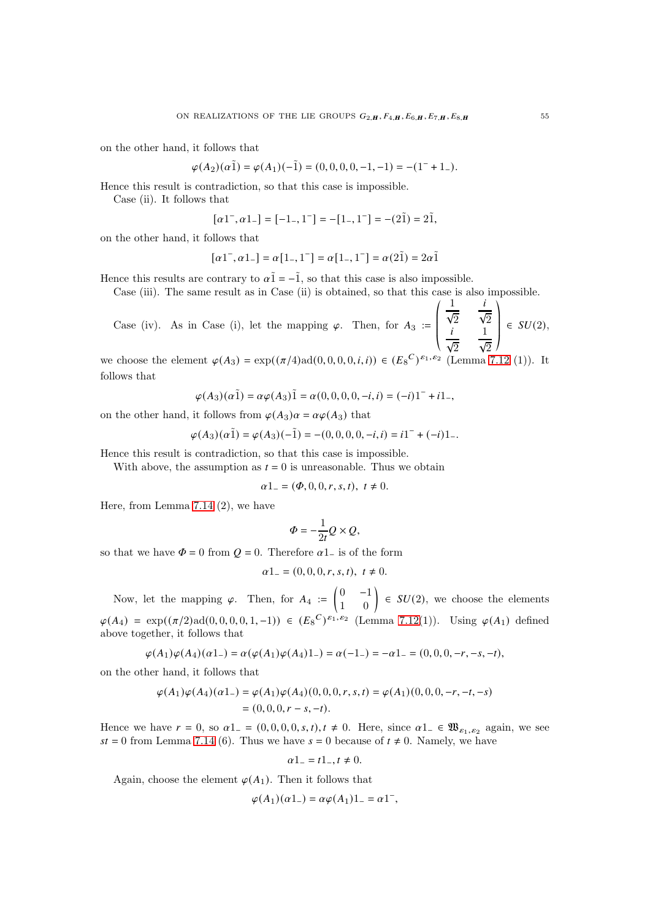on the other hand, it follows that

$$\varphi(A_2)(\alpha\tilde{1}) = \varphi(A_1)(-\tilde{1}) = (0,0,0,0,-1,-1) = -(1^- + 1_-).$$

Hence this result is contradiction, so that this case is impossible.

Case (ii). It follows that

$$[\alpha 1^-, \alpha 1_-] = [-1_-, 1^-] = -[1_-, 1^-] = -(2\tilde{1}) = 2\tilde{1},$$

on the other hand, it follows that

$$[\alpha 1^-, \alpha 1_-] = \alpha[1_-, 1^-] = \alpha[1_-, 1^-] = \alpha(2\tilde{1}) = 2\alpha\tilde{1}$$

Hence this results are contrary to $\alpha\tilde{1} = -\tilde{1}$, so that this case is also impossible.

Case (iii). The same result as in Case (ii) is obtained, so that this case is also impossible.

Case (iv). As in Case (i), let the mapping $\varphi$. Then, for $A_3 := \begin{pmatrix} \dfrac{1}{\sqrt{2}} & \dfrac{i}{\sqrt{2}} \\ \dfrac{i}{\sqrt{2}} & \dfrac{1}{\sqrt{2}} \end{pmatrix} \in SU(2)$, we choose the element $\varphi(A_3) = \exp((\pi/4)\mathrm{ad}(0,0,0,0,i,i)) \in ({E_8}^C)^{\varepsilon_1,\varepsilon_2}$ (Lemma 7.12 (1)). It follows that

$$\varphi(A_3)(\alpha\tilde{1}) = \alpha\varphi(A_3)\tilde{1} = \alpha(0,0,0,0,-i,i) = (-i)1^- + i1_-,$$

on the other hand, it follows from $\varphi(A_3)\alpha = \alpha\varphi(A_3)$ that

$$\varphi(A_3)(\alpha\tilde{1}) = \varphi(A_3)(-\tilde{1}) = -(0,0,0,0,-i,i) = i1^- + (-i)1_-.$$

Hence this result is contradiction, so that this case is impossible.

With above, the assumption as $t = 0$ is unreasonable. Thus we obtain

$$\alpha 1_- = (\Phi, 0, 0, r, s, t),\ t \neq 0.$$

Here, from Lemma 7.14 (2), we have

$$\Phi = -\frac{1}{2t} Q \times Q,$$

so that we have $\Phi = 0$ from $Q = 0$. Therefore $\alpha 1_-$ is of the form

$$\alpha 1_- = (0, 0, 0, r, s, t),\ t \neq 0.$$

Now, let the mapping $\varphi$. Then, for $A_4 := \begin{pmatrix} 0 & -1 \\ 1 & 0 \end{pmatrix} \in SU(2)$, we choose the elements $\varphi(A_4) = \exp((\pi/2)\mathrm{ad}(0,0,0,0,1,-1)) \in ({E_8}^C)^{\varepsilon_1,\varepsilon_2}$ (Lemma 7.12(1)). Using $\varphi(A_1)$ defined above together, it follows that

$$\varphi(A_1)\varphi(A_4)(\alpha 1_-) = \alpha(\varphi(A_1)\varphi(A_4)1_-) = \alpha(-1_-) = -\alpha 1_- = (0,0,0,-r,-s,-t),$$

on the other hand, it follows that

$$\begin{aligned}\varphi(A_1)\varphi(A_4)(\alpha 1_-) &= \varphi(A_1)\varphi(A_4)(0,0,0,r,s,t) = \varphi(A_1)(0,0,0,-r,-t,-s) \\ &= (0,0,0,r-s,-t).\end{aligned}$$

Hence we have $r = 0$, so $\alpha 1_- = (0,0,0,0,s,t), t \neq 0$. Here, since $\alpha 1_- \in \mathfrak{W}_{\varepsilon_1,\varepsilon_2}$ again, we see $st = 0$ from Lemma 7.14 (6). Thus we have $s = 0$ because of $t \neq 0$. Namely, we have

$$\alpha 1_- = t1_-, t \neq 0.$$

Again, choose the element $\varphi(A_1)$. Then it follows that

$$\varphi(A_1)(\alpha 1_-) = \alpha\varphi(A_1)1_- = \alpha 1^-,$$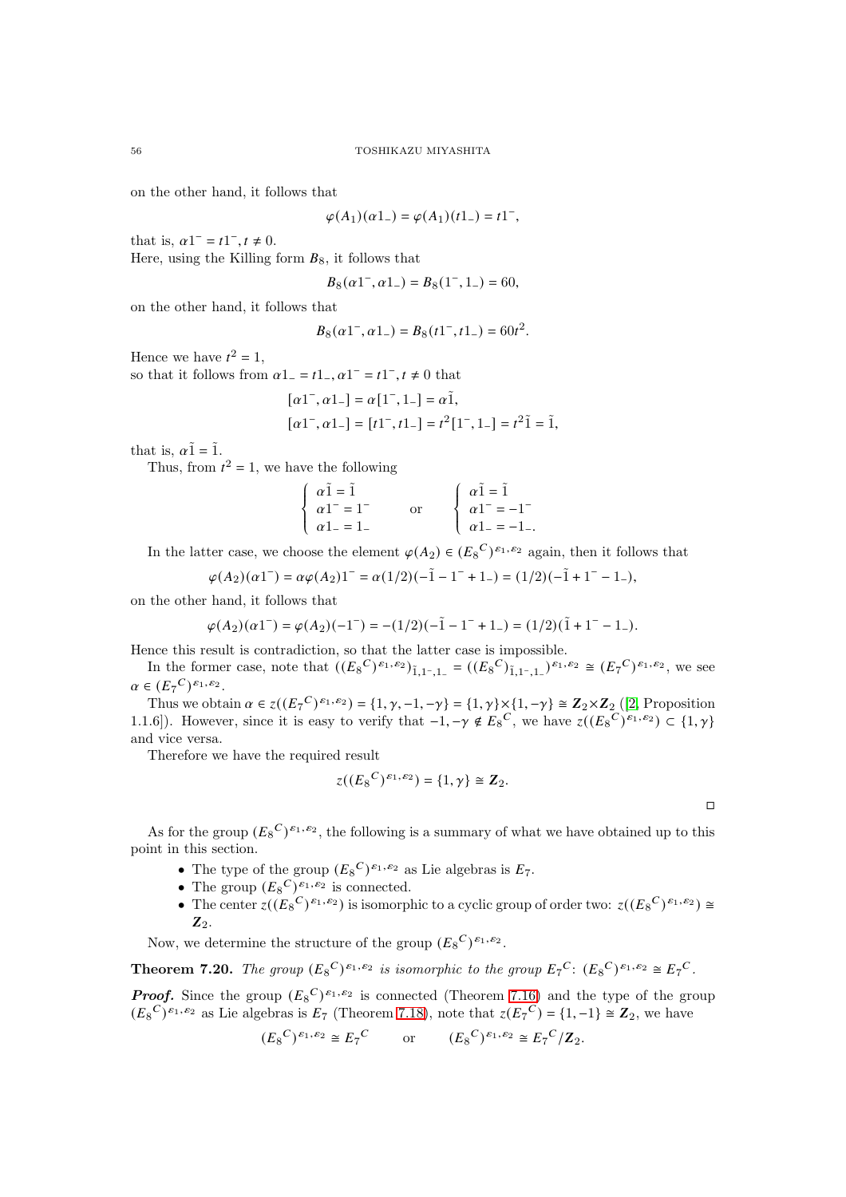on the other hand, it follows that

$$\varphi(A_1)(\alpha 1_-) = \varphi(A_1)(t1_-) = t1^-,$$

that is, $\alpha 1^- = t1^-, t \neq 0$.
Here, using the Killing form $B_8$, it follows that

$$B_8(\alpha 1^-, \alpha 1_-) = B_8(1^-, 1_-) = 60,$$

on the other hand, it follows that

$$B_8(\alpha 1^-, \alpha 1_-) = B_8(t1^-, t1_-) = 60t^2.$$

Hence we have $t^2 = 1$,
so that it follows from $\alpha 1_- = t1_-, \alpha 1^- = t1^-, t \neq 0$ that

$$[\alpha 1^-, \alpha 1_-] = \alpha[1^-, 1_-] = \alpha\tilde{1},$$
$$[\alpha 1^-, \alpha 1_-] = [t1^-, t1_-] = t^2[1^-, 1_-] = t^2\tilde{1} = \tilde{1},$$

that is, $\alpha\tilde{1} = \tilde{1}$.

Thus, from $t^2 = 1$, we have the following

$$\begin{cases} \alpha\tilde{1} = \tilde{1} \\ \alpha 1^- = 1^- \\ \alpha 1_- = 1_- \end{cases} \qquad \text{or} \qquad \begin{cases} \alpha\tilde{1} = \tilde{1} \\ \alpha 1^- = -1^- \\ \alpha 1_- = -1_-. \end{cases}$$

In the latter case, we choose the element $\varphi(A_2) \in ({E_8}^C)^{\varepsilon_1, \varepsilon_2}$ again, then it follows that

$$\varphi(A_2)(\alpha 1^-) = \alpha\varphi(A_2)1^- = \alpha(1/2)(-\tilde{1} - 1^- + 1_-) = (1/2)(-\tilde{1} + 1^- - 1_-),$$

on the other hand, it follows that

$$\varphi(A_2)(\alpha 1^-) = \varphi(A_2)(-1^-) = -(1/2)(-\tilde{1} - 1^- + 1_-) = (1/2)(\tilde{1} + 1^- - 1_-).$$

Hence this result is contradiction, so that the latter case is impossible.

In the former case, note that $(({E_8}^C)^{\varepsilon_1, \varepsilon_2})_{\tilde{1}, 1^-, 1_-} = (({E_8}^C)_{\tilde{1}, 1^-, 1_-})^{\varepsilon_1, \varepsilon_2} \cong ({E_7}^C)^{\varepsilon_1, \varepsilon_2}$, we see $\alpha \in ({E_7}^C)^{\varepsilon_1, \varepsilon_2}$.

Thus we obtain $\alpha \in z(({E_7}^C)^{\varepsilon_1, \varepsilon_2}) = \{1, \gamma, -1, -\gamma\} = \{1, \gamma\} \times \{1, -\gamma\} \cong \mathbf{Z}_2 \times \mathbf{Z}_2$ ([2, Proposition 1.1.6]). However, since it is easy to verify that $-1, -\gamma \notin {E_8}^C$, we have $z(({E_8}^C)^{\varepsilon_1, \varepsilon_2}) \subset \{1, \gamma\}$ and vice versa.

Therefore we have the required result

$$z(({E_8}^C)^{\varepsilon_1, \varepsilon_2}) = \{1, \gamma\} \cong \mathbf{Z}_2.$$

□

As for the group $({E_8}^C)^{\varepsilon_1, \varepsilon_2}$, the following is a summary of what we have obtained up to this point in this section.

- The type of the group $({E_8}^C)^{\varepsilon_1, \varepsilon_2}$ as Lie algebras is $E_7$.
- The group $({E_8}^C)^{\varepsilon_1, \varepsilon_2}$ is connected.
- The center $z(({E_8}^C)^{\varepsilon_1, \varepsilon_2})$ is isomorphic to a cyclic group of order two: $z(({E_8}^C)^{\varepsilon_1, \varepsilon_2}) \cong \mathbf{Z}_2$.

Now, we determine the structure of the group $({E_8}^C)^{\varepsilon_1, \varepsilon_2}$.

**Theorem 7.20.** *The group $({E_8}^C)^{\varepsilon_1, \varepsilon_2}$ is isomorphic to the group ${E_7}^C$: $({E_8}^C)^{\varepsilon_1, \varepsilon_2} \cong {E_7}^C$.*

***Proof.*** Since the group $({E_8}^C)^{\varepsilon_1, \varepsilon_2}$ is connected (Theorem 7.16) and the type of the group $({E_8}^C)^{\varepsilon_1, \varepsilon_2}$ as Lie algebras is $E_7$ (Theorem 7.18), note that $z({E_7}^C) = \{1, -1\} \cong \mathbf{Z}_2$, we have

$$({E_8}^C)^{\varepsilon_1, \varepsilon_2} \cong {E_7}^C \qquad \text{or} \qquad ({E_8}^C)^{\varepsilon_1, \varepsilon_2} \cong {E_7}^C/\mathbf{Z}_2.$$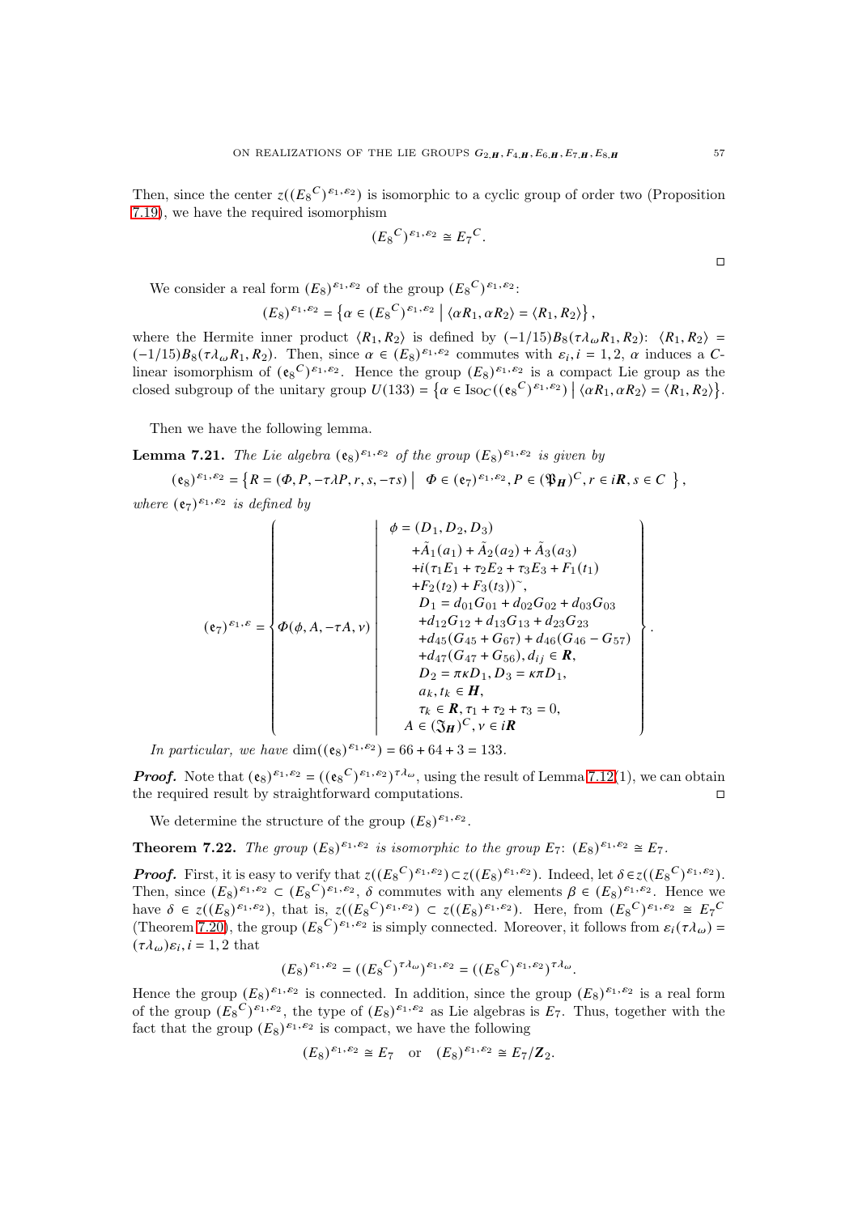Then, since the center $z(({E_8}^C)^{\varepsilon_1,\varepsilon_2})$ is isomorphic to a cyclic group of order two (Proposition 7.19), we have the required isomorphism

$$({E_8}^C)^{\varepsilon_1,\varepsilon_2} \cong {E_7}^C.$$

□

We consider a real form $(E_8)^{\varepsilon_1,\varepsilon_2}$ of the group $({E_8}^C)^{\varepsilon_1,\varepsilon_2}$:

$$(E_8)^{\varepsilon_1,\varepsilon_2} = \left\{\alpha \in ({E_8}^C)^{\varepsilon_1,\varepsilon_2} \,\middle|\, \langle \alpha R_1, \alpha R_2\rangle = \langle R_1, R_2\rangle \right\},$$

where the Hermite inner product $\langle R_1, R_2\rangle$ is defined by $(-1/15)B_8(\tau\lambda_\omega R_1, R_2)$: $\langle R_1, R_2\rangle = (-1/15)B_8(\tau\lambda_\omega R_1, R_2)$. Then, since $\alpha \in (E_8)^{\varepsilon_1,\varepsilon_2}$ commutes with $\varepsilon_i, i = 1, 2$, $\alpha$ induces a $C$-linear isomorphism of $({\mathfrak{e}_8}^C)^{\varepsilon_1,\varepsilon_2}$. Hence the group $(E_8)^{\varepsilon_1,\varepsilon_2}$ is a compact Lie group as the closed subgroup of the unitary group $U(133) = \left\{\alpha \in \mathrm{Iso}_C(({\mathfrak{e}_8}^C)^{\varepsilon_1,\varepsilon_2}) \,\middle|\, \langle \alpha R_1, \alpha R_2\rangle = \langle R_1, R_2\rangle\right\}$.

Then we have the following lemma.

**Lemma 7.21.** *The Lie algebra $(\mathfrak{e}_8)^{\varepsilon_1,\varepsilon_2}$ of the group $(E_8)^{\varepsilon_1,\varepsilon_2}$ is given by*

$$(\mathfrak{e}_8)^{\varepsilon_1,\varepsilon_2} = \left\{R = (\Phi, P, -\tau\lambda P, r, s, -\tau s) \,\middle|\, \Phi \in (\mathfrak{e}_7)^{\varepsilon_1,\varepsilon_2}, P \in (\mathfrak{P}_{\boldsymbol{H}})^C, r \in i\boldsymbol{R}, s \in C \right\},$$

*where $(\mathfrak{e}_7)^{\varepsilon_1,\varepsilon_2}$ is defined by*

$$(\mathfrak{e}_7)^{\varepsilon_1,\varepsilon} = \left\{ \Phi(\phi, A, -\tau A, \nu) \,\middle|\, \begin{array}{l} \phi = (D_1, D_2, D_3) \\ \quad +\tilde{A}_1(a_1) + \tilde{A}_2(a_2) + \tilde{A}_3(a_3) \\ \quad +i(\tau_1 E_1 + \tau_2 E_2 + \tau_3 E_3 + F_1(t_1) \\ \quad +F_2(t_2) + F_3(t_3))^{\sim}, \\ \quad D_1 = d_{01}G_{01} + d_{02}G_{02} + d_{03}G_{03} \\ \quad +d_{12}G_{12} + d_{13}G_{13} + d_{23}G_{23} \\ \quad +d_{45}(G_{45} + G_{67}) + d_{46}(G_{46} - G_{57}) \\ \quad +d_{47}(G_{47} + G_{56}), d_{ij} \in \boldsymbol{R}, \\ \quad D_2 = \pi\kappa D_1, D_3 = \kappa\pi D_1, \\ \quad a_k, t_k \in \boldsymbol{H}, \\ \quad \tau_k \in \boldsymbol{R}, \tau_1 + \tau_2 + \tau_3 = 0, \\ A \in (\mathfrak{J}_{\boldsymbol{H}})^C, \nu \in i\boldsymbol{R} \end{array} \right\}.$$

*In particular, we have $\dim((\mathfrak{e}_8)^{\varepsilon_1,\varepsilon_2}) = 66 + 64 + 3 = 133$.*

***Proof.*** Note that $(\mathfrak{e}_8)^{\varepsilon_1,\varepsilon_2} = (({\mathfrak{e}_8}^C)^{\varepsilon_1,\varepsilon_2})^{\tau\lambda_\omega}$, using the result of Lemma 7.12(1), we can obtain the required result by straightforward computations. □

We determine the structure of the group $(E_8)^{\varepsilon_1,\varepsilon_2}$.

**Theorem 7.22.** *The group $(E_8)^{\varepsilon_1,\varepsilon_2}$ is isomorphic to the group $E_7$: $(E_8)^{\varepsilon_1,\varepsilon_2} \cong E_7$.*

***Proof.*** First, it is easy to verify that $z(({E_8}^C)^{\varepsilon_1,\varepsilon_2}) \subset z((E_8)^{\varepsilon_1,\varepsilon_2})$. Indeed, let $\delta \in z(({E_8}^C)^{\varepsilon_1,\varepsilon_2})$. Then, since $(E_8)^{\varepsilon_1,\varepsilon_2} \subset ({E_8}^C)^{\varepsilon_1,\varepsilon_2}$, $\delta$ commutes with any elements $\beta \in (E_8)^{\varepsilon_1,\varepsilon_2}$. Hence we have $\delta \in z((E_8)^{\varepsilon_1,\varepsilon_2})$, that is, $z(({E_8}^C)^{\varepsilon_1,\varepsilon_2}) \subset z((E_8)^{\varepsilon_1,\varepsilon_2})$. Here, from $({E_8}^C)^{\varepsilon_1,\varepsilon_2} \cong {E_7}^C$ (Theorem 7.20), the group $({E_8}^C)^{\varepsilon_1,\varepsilon_2}$ is simply connected. Moreover, it follows from $\varepsilon_i(\tau\lambda_\omega) = (\tau\lambda_\omega)\varepsilon_i, i = 1, 2$ that

$$(E_8)^{\varepsilon_1,\varepsilon_2} = (({E_8}^C)^{\tau\lambda_\omega})^{\varepsilon_1,\varepsilon_2} = (({E_8}^C)^{\varepsilon_1,\varepsilon_2})^{\tau\lambda_\omega}.$$

Hence the group $(E_8)^{\varepsilon_1,\varepsilon_2}$ is connected. In addition, since the group $(E_8)^{\varepsilon_1,\varepsilon_2}$ is a real form of the group $({E_8}^C)^{\varepsilon_1,\varepsilon_2}$, the type of $(E_8)^{\varepsilon_1,\varepsilon_2}$ as Lie algebras is $E_7$. Thus, together with the fact that the group $(E_8)^{\varepsilon_1,\varepsilon_2}$ is compact, we have the following

$$(E_8)^{\varepsilon_1,\varepsilon_2} \cong E_7 \quad \text{or} \quad (E_8)^{\varepsilon_1,\varepsilon_2} \cong E_7/\boldsymbol{Z}_2.$$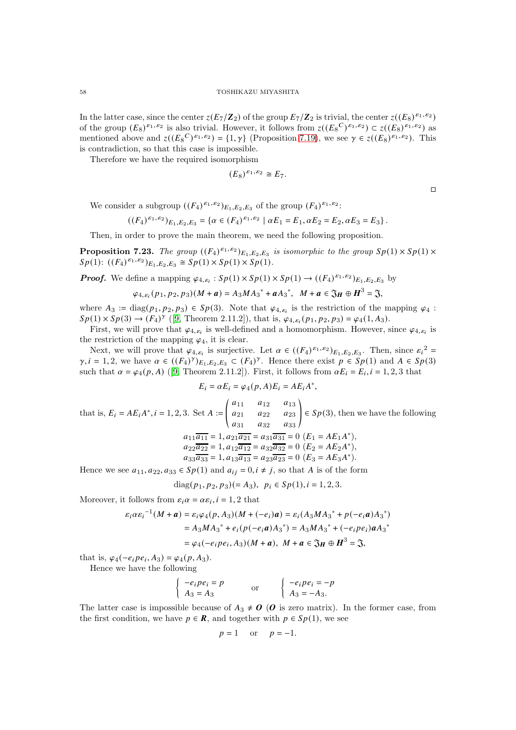In the latter case, since the center $z(E_7/\boldsymbol{Z}_2)$ of the group $E_7/\boldsymbol{Z}_2$ is trivial, the center $z((E_8)^{\varepsilon_1,\varepsilon_2})$ of the group $(E_8)^{\varepsilon_1,\varepsilon_2}$ is also trivial. However, it follows from $z(({E_8}^C)^{\varepsilon_1,\varepsilon_2}) \subset z((E_8)^{\varepsilon_1,\varepsilon_2})$ as mentioned above and $z(({E_8}^C)^{\varepsilon_1,\varepsilon_2}) = \{1,\gamma\}$ (Proposition 7.19), we see $\gamma \in z((E_8)^{\varepsilon_1,\varepsilon_2})$. This is contradiction, so that this case is impossible.

Therefore we have the required isomorphism

$$(E_8)^{\varepsilon_1,\varepsilon_2} \cong E_7.$$

□

We consider a subgroup $((F_4)^{\varepsilon_1,\varepsilon_2})_{E_1,E_2,E_3}$ of the group $(F_4)^{\varepsilon_1,\varepsilon_2}$:

$$((F_4)^{\varepsilon_1,\varepsilon_2})_{E_1,E_2,E_3} = \{\alpha \in (F_4)^{\varepsilon_1,\varepsilon_2} \mid \alpha E_1 = E_1, \alpha E_2 = E_2, \alpha E_3 = E_3\}.$$

Then, in order to prove the main theorem, we need the following proposition.

**Proposition 7.23.** *The group $((F_4)^{\varepsilon_1,\varepsilon_2})_{E_1,E_2,E_3}$ is isomorphic to the group $Sp(1) \times Sp(1) \times Sp(1)$: $((F_4)^{\varepsilon_1,\varepsilon_2})_{E_1,E_2,E_3} \cong Sp(1) \times Sp(1) \times Sp(1)$.*

***Proof.*** We define a mapping $\varphi_{4,\varepsilon_i} : Sp(1) \times Sp(1) \times Sp(1) \to ((F_4)^{\varepsilon_1,\varepsilon_2})_{E_1,E_2,E_3}$ by

$$\varphi_{4,\varepsilon_i}(p_1,p_2,p_3)(M + \boldsymbol{a}) = A_3 M {A_3}^* + \boldsymbol{a}{A_3}^*, \quad M + \boldsymbol{a} \in \mathfrak{J}_{\boldsymbol{H}} \oplus \boldsymbol{H}^3 = \mathfrak{J},$$

where $A_3 := \mathrm{diag}(p_1,p_2,p_3) \in Sp(3)$. Note that $\varphi_{4,\varepsilon_i}$ is the restriction of the mapping $\varphi_4 : Sp(1) \times Sp(3) \to (F_4)^\gamma$ ([9, Theorem 2.11.2]), that is, $\varphi_{4,\varepsilon_i}(p_1,p_2,p_3) = \varphi_4(1, A_3)$.

First, we will prove that $\varphi_{4,\varepsilon_i}$ is well-defined and a homomorphism. However, since $\varphi_{4,\varepsilon_i}$ is the restriction of the mapping $\varphi_4$, it is clear.

Next, we will prove that $\varphi_{4,\varepsilon_i}$ is surjective. Let $\alpha \in ((F_4)^{\varepsilon_1,\varepsilon_2})_{E_1,E_2,E_3}$. Then, since ${\varepsilon_i}^2 = \gamma, i = 1,2$, we have $\alpha \in ((F_4)^\gamma)_{E_1,E_2,E_3} \subset (F_4)^\gamma$. Hence there exist $p \in Sp(1)$ and $A \in Sp(3)$ such that $\alpha = \varphi_4(p, A)$ ([9, Theorem 2.11.2]). First, it follows from $\alpha E_i = E_i, i = 1,2,3$ that

$$E_i = \alpha E_i = \varphi_4(p,A)E_i = AE_iA^*,$$

that is, $E_i = AE_iA^*, i = 1,2,3$. Set $A := \begin{pmatrix} a_{11} & a_{12} & a_{13} \\ a_{21} & a_{22} & a_{23} \\ a_{31} & a_{32} & a_{33} \end{pmatrix} \in Sp(3)$, then we have the following

$$\begin{aligned}
&a_{11}\overline{a_{11}} = 1, a_{21}\overline{a_{21}} = a_{31}\overline{a_{31}} = 0 \ (E_1 = AE_1A^*), \\
&a_{22}\overline{a_{22}} = 1, a_{12}\overline{a_{12}} = a_{32}\overline{a_{32}} = 0 \ (E_2 = AE_2A^*), \\
&a_{33}\overline{a_{33}} = 1, a_{13}\overline{a_{13}} = a_{23}\overline{a_{23}} = 0 \ (E_3 = AE_3A^*).
\end{aligned}$$

Hence we see $a_{11}, a_{22}, a_{33} \in Sp(1)$ and $a_{ij} = 0, i \neq j$, so that $A$ is of the form

$$\mathrm{diag}(p_1,p_2,p_3)(= A_3), \quad p_i \in Sp(1), i = 1,2,3.$$

Moreover, it follows from $\varepsilon_i\alpha = \alpha\varepsilon_i, i = 1,2$ that

$$\begin{aligned}
\varepsilon_i\alpha{\varepsilon_i}^{-1}(M + \boldsymbol{a}) &= \varepsilon_i\varphi_4(p,A_3)(M + (-e_i)\boldsymbol{a}) = \varepsilon_i(A_3M{A_3}^* + p(-e_i\boldsymbol{a}){A_3}^*) \\
&= A_3M{A_3}^* + e_i(p(-e_i\boldsymbol{a}){A_3}^*) = A_3M{A_3}^* + (-e_ipe_i)\boldsymbol{a}{A_3}^* \\
&= \varphi_4(-e_ipe_i, A_3)(M + \boldsymbol{a}), \ M + \boldsymbol{a} \in \mathfrak{J}_{\boldsymbol{H}} \oplus \boldsymbol{H}^3 = \mathfrak{J},
\end{aligned}$$

that is, $\varphi_4(-e_ipe_i, A_3) = \varphi_4(p, A_3)$.

Hence we have the following

$$\begin{cases} -e_ipe_i = p \\ A_3 = A_3 \end{cases} \qquad \text{or} \qquad \begin{cases} -e_ipe_i = -p \\ A_3 = -A_3. \end{cases}$$

The latter case is impossible because of $A_3 \neq \boldsymbol{O}$ ($\boldsymbol{O}$ is zero matrix). In the former case, from the first condition, we have $p \in \boldsymbol{R}$, and together with $p \in Sp(1)$, we see

$$p = 1 \quad \text{or} \quad p = -1.$$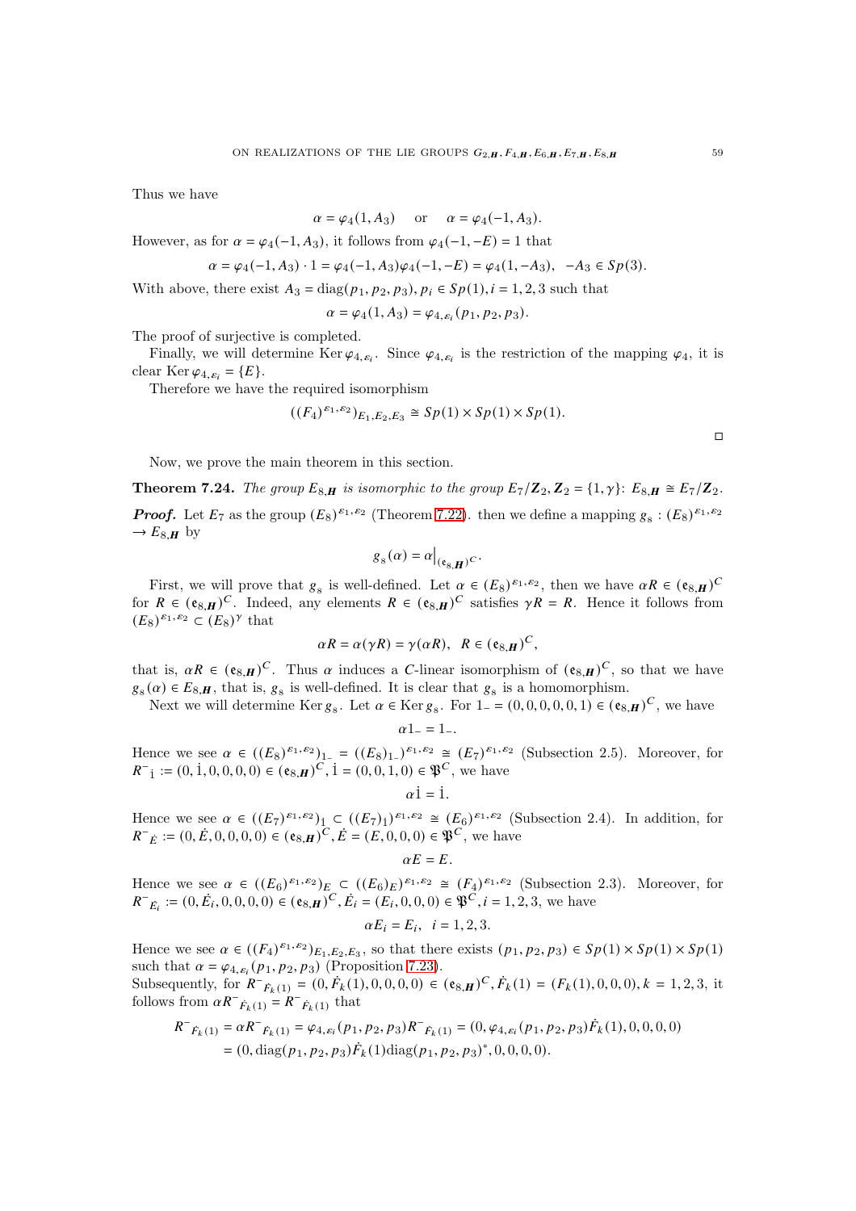Thus we have

$$\alpha = \varphi_4(1, A_3) \quad \text{or} \quad \alpha = \varphi_4(-1, A_3).$$

However, as for $\alpha = \varphi_4(-1, A_3)$, it follows from $\varphi_4(-1, -E) = 1$ that

$$\alpha = \varphi_4(-1, A_3) \cdot 1 = \varphi_4(-1, A_3)\varphi_4(-1, -E) = \varphi_4(1, -A_3), \;\; -A_3 \in Sp(3).$$

With above, there exist $A_3 = \mathrm{diag}(p_1, p_2, p_3), p_i \in Sp(1), i = 1, 2, 3$ such that

$$\alpha = \varphi_4(1, A_3) = \varphi_{4,\varepsilon_i}(p_1, p_2, p_3).$$

The proof of surjective is completed.

Finally, we will determine $\mathrm{Ker}\, \varphi_{4,\varepsilon_i}$. Since $\varphi_{4,\varepsilon_i}$ is the restriction of the mapping $\varphi_4$, it is clear $\mathrm{Ker}\, \varphi_{4,\varepsilon_i} = \{E\}$.

Therefore we have the required isomorphism

$$((F_4)^{\varepsilon_1,\varepsilon_2})_{E_1,E_2,E_3} \cong Sp(1) \times Sp(1) \times Sp(1).$$

□

Now, we prove the main theorem in this section.

**Theorem 7.24.** *The group $E_{8,\boldsymbol{H}}$ is isomorphic to the group $E_7/\boldsymbol{Z}_2, \boldsymbol{Z}_2 = \{1, \gamma\}$: $E_{8,\boldsymbol{H}} \cong E_7/\boldsymbol{Z}_2$.*

***Proof.*** Let $E_7$ as the group $(E_8)^{\varepsilon_1,\varepsilon_2}$ (Theorem 7.22). then we define a mapping $g_8 : (E_8)^{\varepsilon_1,\varepsilon_2} \to E_{8,\boldsymbol{H}}$ by

$$g_8(\alpha) = \alpha\big|_{(\mathfrak{e}_{8,\boldsymbol{H}})^C}.$$

First, we will prove that $g_8$ is well-defined. Let $\alpha \in (E_8)^{\varepsilon_1,\varepsilon_2}$, then we have $\alpha R \in (\mathfrak{e}_{8,\boldsymbol{H}})^C$ for $R \in (\mathfrak{e}_{8,\boldsymbol{H}})^C$. Indeed, any elements $R \in (\mathfrak{e}_{8,\boldsymbol{H}})^C$ satisfies $\gamma R = R$. Hence it follows from $(E_8)^{\varepsilon_1,\varepsilon_2} \subset (E_8)^\gamma$ that

$$\alpha R = \alpha(\gamma R) = \gamma(\alpha R), \;\; R \in (\mathfrak{e}_{8,\boldsymbol{H}})^C,$$

that is, $\alpha R \in (\mathfrak{e}_{8,\boldsymbol{H}})^C$. Thus $\alpha$ induces a $C$-linear isomorphism of $(\mathfrak{e}_{8,\boldsymbol{H}})^C$, so that we have $g_8(\alpha) \in E_{8,\boldsymbol{H}}$, that is, $g_8$ is well-defined. It is clear that $g_8$ is a homomorphism.

Next we will determine $\mathrm{Ker}\, g_8$. Let $\alpha \in \mathrm{Ker}\, g_8$. For $1_- = (0, 0, 0, 0, 0, 1) \in (\mathfrak{e}_{8,\boldsymbol{H}})^C$, we have

$$\alpha 1_- = 1_-.$$

Hence we see $\alpha \in ((E_8)^{\varepsilon_1,\varepsilon_2})_{1_-} = ((E_8)_{1_-})^{\varepsilon_1,\varepsilon_2} \cong (E_7)^{\varepsilon_1,\varepsilon_2}$ (Subsection 2.5). Moreover, for $R^-{}_{\dot{1}} := (0, \dot{1}, 0, 0, 0, 0) \in (\mathfrak{e}_{8,\boldsymbol{H}})^C, \dot{1} = (0, 0, 1, 0) \in \mathfrak{P}^C$, we have

$$\alpha\dot{1} = \dot{1}.$$

Hence we see $\alpha \in ((E_7)^{\varepsilon_1,\varepsilon_2})_{\dot{1}} \subset ((E_7)_{\dot{1}})^{\varepsilon_1,\varepsilon_2} \cong (E_6)^{\varepsilon_1,\varepsilon_2}$ (Subsection 2.4). In addition, for $R^-{}_{\dot{E}} := (0, \dot{E}, 0, 0, 0, 0) \in (\mathfrak{e}_{8,\boldsymbol{H}})^C, \dot{E} = (E, 0, 0, 0) \in \mathfrak{P}^C$, we have

$$\alpha E = E.$$

Hence we see $\alpha \in ((E_6)^{\varepsilon_1,\varepsilon_2})_E \subset ((E_6)_E)^{\varepsilon_1,\varepsilon_2} \cong (F_4)^{\varepsilon_1,\varepsilon_2}$ (Subsection 2.3). Moreover, for $R^-{}_{\dot{E}_i} := (0, \dot{E}_i, 0, 0, 0, 0) \in (\mathfrak{e}_{8,\boldsymbol{H}})^C, \dot{E}_i = (E_i, 0, 0, 0) \in \mathfrak{P}^C, i = 1, 2, 3$, we have

$$\alpha E_i = E_i, \;\; i = 1, 2, 3.$$

Hence we see $\alpha \in ((F_4)^{\varepsilon_1,\varepsilon_2})_{E_1,E_2,E_3}$, so that there exists $(p_1, p_2, p_3) \in Sp(1) \times Sp(1) \times Sp(1)$ such that $\alpha = \varphi_{4,\varepsilon_i}(p_1, p_2, p_3)$ (Proposition 7.23).
Subsequently, for $R^-{}_{\dot{F}_k(1)} = (0, \dot{F}_k(1), 0, 0, 0, 0) \in (\mathfrak{e}_{8,\boldsymbol{H}})^C, \dot{F}_k(1) = (F_k(1), 0, 0, 0), k = 1, 2, 3$, it follows from $\alpha R^-{}_{\dot{F}_k(1)} = R^-{}_{\dot{F}_k(1)}$ that

$$\begin{aligned} R^-{}_{\dot{F}_k(1)} &= \alpha R^-{}_{\dot{F}_k(1)} = \varphi_{4,\varepsilon_i}(p_1, p_2, p_3) R^-{}_{\dot{F}_k(1)} = (0, \varphi_{4,\varepsilon_i}(p_1, p_2, p_3)\dot{F}_k(1), 0, 0, 0, 0) \\ &= (0, \mathrm{diag}(p_1, p_2, p_3)\dot{F}_k(1)\mathrm{diag}(p_1, p_2, p_3)^*, 0, 0, 0, 0). \end{aligned}$$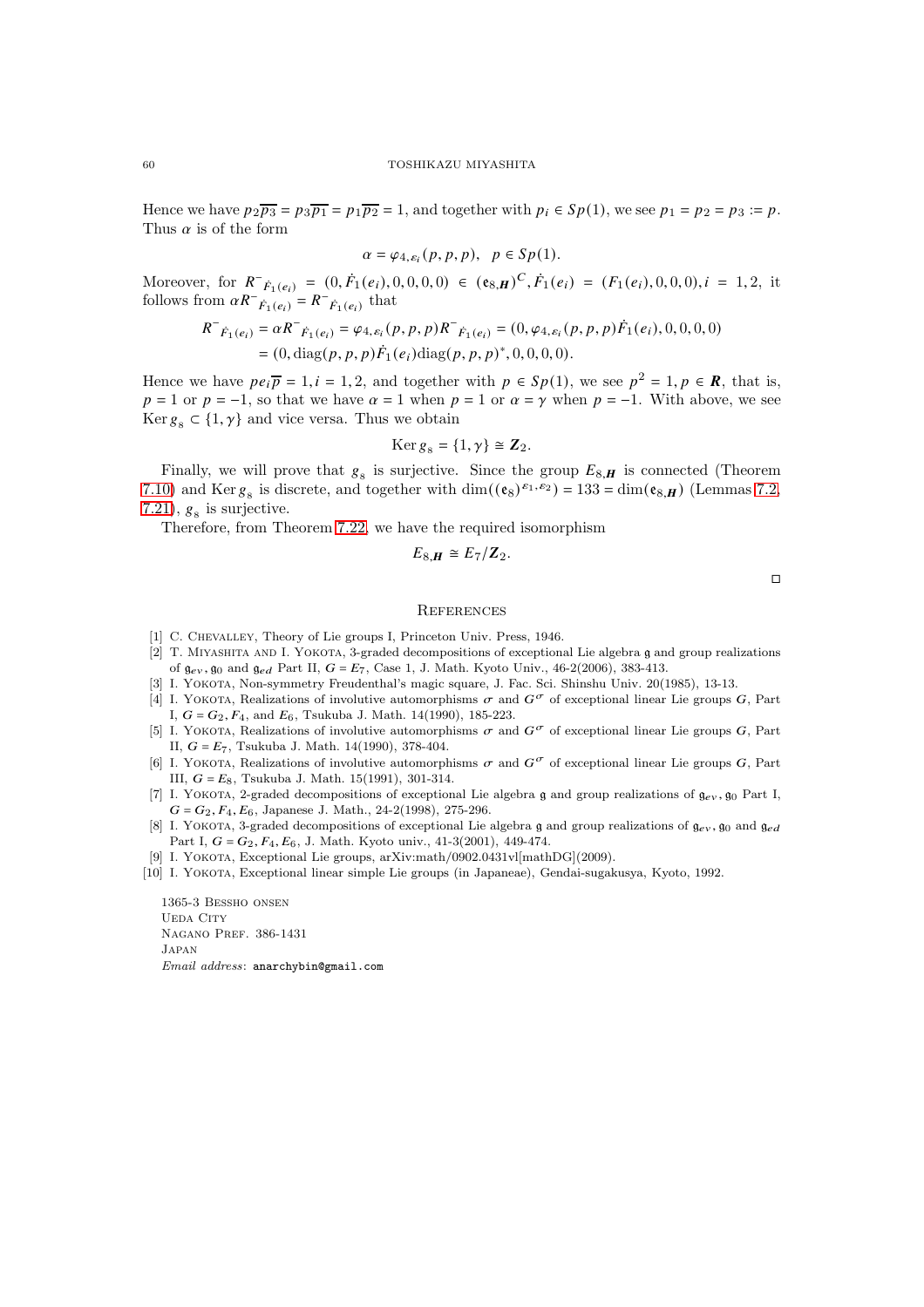Hence we have $p_2\overline{p_3} = p_3\overline{p_1} = p_1\overline{p_2} = 1$, and together with $p_i \in Sp(1)$, we see $p_1 = p_2 = p_3 := p$. Thus $\alpha$ is of the form

$$\alpha = \varphi_{4,\varepsilon_i}(p, p, p), \quad p \in Sp(1).$$

Moreover, for $R^-{}_{\dot{F}_1(e_i)} = (0, \dot{F}_1(e_i), 0, 0, 0, 0) \in (\mathfrak{e}_{8,\boldsymbol{H}})^C, \dot{F}_1(e_i) = (F_1(e_i), 0, 0, 0), i = 1, 2$, it follows from $\alpha R^-{}_{\dot{F}_1(e_i)} = R^-{}_{\dot{F}_1(e_i)}$ that

$$\begin{aligned}
R^-{}_{\dot{F}_1(e_i)} = \alpha R^-{}_{\dot{F}_1(e_i)} &= \varphi_{4,\varepsilon_i}(p, p, p) R^-{}_{\dot{F}_1(e_i)} = (0, \varphi_{4,\varepsilon_i}(p, p, p)\dot{F}_1(e_i), 0, 0, 0, 0) \\
&= (0, \mathrm{diag}(p, p, p)\dot{F}_1(e_i)\mathrm{diag}(p, p, p)^*, 0, 0, 0, 0).
\end{aligned}$$

Hence we have $pe_i\overline{p} = 1, i = 1, 2$, and together with $p \in Sp(1)$, we see $p^2 = 1, p \in \boldsymbol{R}$, that is, $p = 1$ or $p = -1$, so that we have $\alpha = 1$ when $p = 1$ or $\alpha = \gamma$ when $p = -1$. With above, we see $\mathrm{Ker}\, g_8 \subset \{1, \gamma\}$ and vice versa. Thus we obtain

$$\mathrm{Ker}\, g_8 = \{1, \gamma\} \cong \boldsymbol{Z}_2.$$

Finally, we will prove that $g_8$ is surjective. Since the group $E_{8,\boldsymbol{H}}$ is connected (Theorem 7.10) and $\mathrm{Ker}\, g_8$ is discrete, and together with $\dim((\mathfrak{e}_8)^{\varepsilon_1,\varepsilon_2}) = 133 = \dim(\mathfrak{e}_{8,\boldsymbol{H}})$ (Lemmas 7.2, 7.21), $g_8$ is surjective.

Therefore, from Theorem 7.22, we have the required isomorphism

$$E_{8,\boldsymbol{H}} \cong E_7/\boldsymbol{Z}_2.$$

□

## References

[1] C. Chevalley, Theory of Lie groups I, Princeton Univ. Press, 1946.

[2] T. Miyashita and I. Yokota, 3-graded decompositions of exceptional Lie algebra $\mathfrak{g}$ and group realizations of $\mathfrak{g}_{ev}$, $\mathfrak{g}_0$ and $\mathfrak{g}_{ed}$ Part II, $G = E_7$, Case 1, J. Math. Kyoto Univ., 46-2(2006), 383-413.

[3] I. Yokota, Non-symmetry Freudenthal's magic square, J. Fac. Sci. Shinshu Univ. 20(1985), 13-13.

[4] I. Yokota, Realizations of involutive automorphisms $\sigma$ and $G^\sigma$ of exceptional linear Lie groups $G$, Part I, $G = G_2, F_4$, and $E_6$, Tsukuba J. Math. 14(1990), 185-223.

[5] I. Yokota, Realizations of involutive automorphisms $\sigma$ and $G^\sigma$ of exceptional linear Lie groups $G$, Part II, $G = E_7$, Tsukuba J. Math. 14(1990), 378-404.

[6] I. Yokota, Realizations of involutive automorphisms $\sigma$ and $G^\sigma$ of exceptional linear Lie groups $G$, Part III, $G = E_8$, Tsukuba J. Math. 15(1991), 301-314.

[7] I. Yokota, 2-graded decompositions of exceptional Lie algebra $\mathfrak{g}$ and group realizations of $\mathfrak{g}_{ev}$, $\mathfrak{g}_0$ Part I, $G = G_2, F_4, E_6$, Japanese J. Math., 24-2(1998), 275-296.

[8] I. Yokota, 3-graded decompositions of exceptional Lie algebra $\mathfrak{g}$ and group realizations of $\mathfrak{g}_{ev}$, $\mathfrak{g}_0$ and $\mathfrak{g}_{ed}$ Part I, $G = G_2, F_4, E_6$, J. Math. Kyoto univ., 41-3(2001), 449-474.

[9] I. Yokota, Exceptional Lie groups, arXiv:math/0902.0431vl[mathDG](2009).

[10] I. Yokota, Exceptional linear simple Lie groups (in Japaneae), Gendai-sugakusya, Kyoto, 1992.

1365-3 Bessho onsen
Ueda City
Nagano Pref. 386-1431
Japan
*Email address*: anarchybin@gmail.com